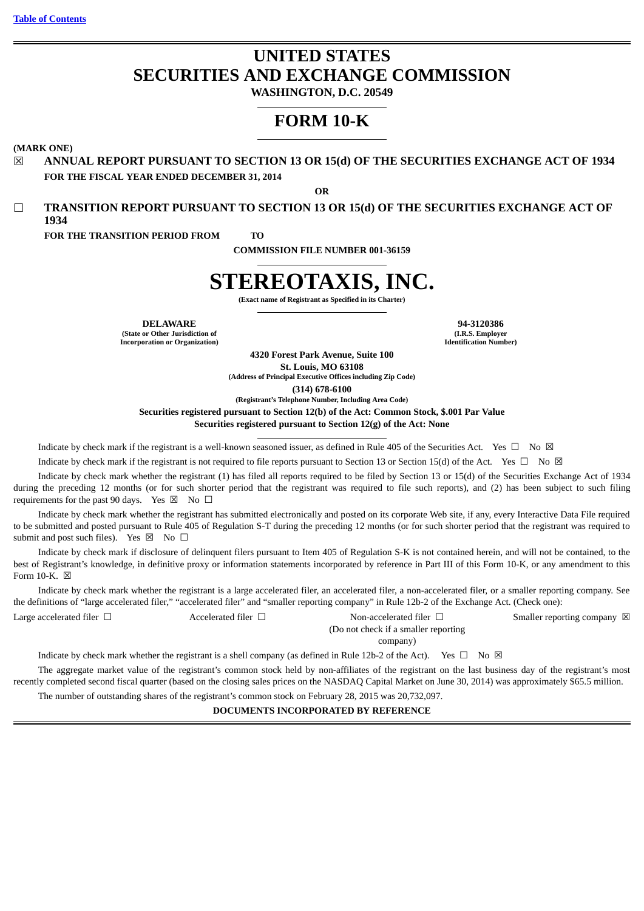[Table of Contents](#)

# UNITED STATES
# SECURITIES AND EXCHANGE COMMISSION

**WASHINGTON, D.C. 20549**

# FORM 10-K

**(MARK ONE)**

☒ **ANNUAL REPORT PURSUANT TO SECTION 13 OR 15(d) OF THE SECURITIES EXCHANGE ACT OF 1934**
**FOR THE FISCAL YEAR ENDED DECEMBER 31, 2014**

**OR**

☐ **TRANSITION REPORT PURSUANT TO SECTION 13 OR 15(d) OF THE SECURITIES EXCHANGE ACT OF 1934**
**FOR THE TRANSITION PERIOD FROM TO**

**COMMISSION FILE NUMBER 001-36159**

# STEREOTAXIS, INC.

**(Exact name of Registrant as Specified in its Charter)**

| **DELAWARE** | **94-3120386** |
|---|---|
| **(State or Other Jurisdiction of Incorporation or Organization)** | **(I.R.S. Employer Identification Number)** |

**4320 Forest Park Avenue, Suite 100**
**St. Louis, MO 63108**
**(Address of Principal Executive Offices including Zip Code)**

**(314) 678-6100**
**(Registrant's Telephone Number, Including Area Code)**

**Securities registered pursuant to Section 12(b) of the Act: Common Stock, $.001 Par Value**
**Securities registered pursuant to Section 12(g) of the Act: None**

Indicate by check mark if the registrant is a well-known seasoned issuer, as defined in Rule 405 of the Securities Act. Yes ☐ No ☒

Indicate by check mark if the registrant is not required to file reports pursuant to Section 13 or Section 15(d) of the Act. Yes ☐ No ☒

Indicate by check mark whether the registrant (1) has filed all reports required to be filed by Section 13 or 15(d) of the Securities Exchange Act of 1934 during the preceding 12 months (or for such shorter period that the registrant was required to file such reports), and (2) has been subject to such filing requirements for the past 90 days. Yes ☒ No ☐

Indicate by check mark whether the registrant has submitted electronically and posted on its corporate Web site, if any, every Interactive Data File required to be submitted and posted pursuant to Rule 405 of Regulation S-T during the preceding 12 months (or for such shorter period that the registrant was required to submit and post such files). Yes ☒ No ☐

Indicate by check mark if disclosure of delinquent filers pursuant to Item 405 of Regulation S-K is not contained herein, and will not be contained, to the best of Registrant's knowledge, in definitive proxy or information statements incorporated by reference in Part III of this Form 10-K, or any amendment to this Form 10-K. ☒

Indicate by check mark whether the registrant is a large accelerated filer, an accelerated filer, a non-accelerated filer, or a smaller reporting company. See the definitions of "large accelerated filer," "accelerated filer" and "smaller reporting company" in Rule 12b-2 of the Exchange Act. (Check one):

| Large accelerated filer ☐ | Accelerated filer ☐ | Non-accelerated filer ☐ (Do not check if a smaller reporting company) | Smaller reporting company ☒ |
|---|---|---|---|

Indicate by check mark whether the registrant is a shell company (as defined in Rule 12b-2 of the Act). Yes ☐ No ☒

The aggregate market value of the registrant's common stock held by non-affiliates of the registrant on the last business day of the registrant's most recently completed second fiscal quarter (based on the closing sales prices on the NASDAQ Capital Market on June 30, 2014) was approximately $65.5 million.

The number of outstanding shares of the registrant's common stock on February 28, 2015 was 20,732,097.

**DOCUMENTS INCORPORATED BY REFERENCE**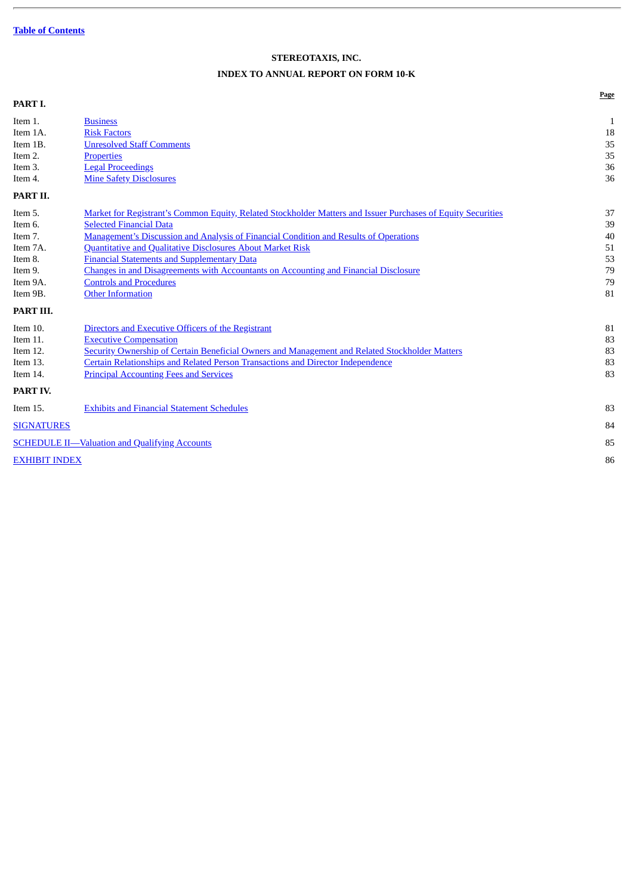Table of Contents

**STEREOTAXIS, INC.**

**INDEX TO ANNUAL REPORT ON FORM 10-K**

| | | Page |
|---|---|---|
| **PART I.** | | |
| Item 1. | Business | 1 |
| Item 1A. | Risk Factors | 18 |
| Item 1B. | Unresolved Staff Comments | 35 |
| Item 2. | Properties | 35 |
| Item 3. | Legal Proceedings | 36 |
| Item 4. | Mine Safety Disclosures | 36 |
| **PART II.** | | |
| Item 5. | Market for Registrant's Common Equity, Related Stockholder Matters and Issuer Purchases of Equity Securities | 37 |
| Item 6. | Selected Financial Data | 39 |
| Item 7. | Management's Discussion and Analysis of Financial Condition and Results of Operations | 40 |
| Item 7A. | Quantitative and Qualitative Disclosures About Market Risk | 51 |
| Item 8. | Financial Statements and Supplementary Data | 53 |
| Item 9. | Changes in and Disagreements with Accountants on Accounting and Financial Disclosure | 79 |
| Item 9A. | Controls and Procedures | 79 |
| Item 9B. | Other Information | 81 |
| **PART III.** | | |
| Item 10. | Directors and Executive Officers of the Registrant | 81 |
| Item 11. | Executive Compensation | 83 |
| Item 12. | Security Ownership of Certain Beneficial Owners and Management and Related Stockholder Matters | 83 |
| Item 13. | Certain Relationships and Related Person Transactions and Director Independence | 83 |
| Item 14. | Principal Accounting Fees and Services | 83 |
| **PART IV.** | | |
| Item 15. | Exhibits and Financial Statement Schedules | 83 |
| SIGNATURES | | 84 |
| SCHEDULE II—Valuation and Qualifying Accounts | | 85 |
| EXHIBIT INDEX | | 86 |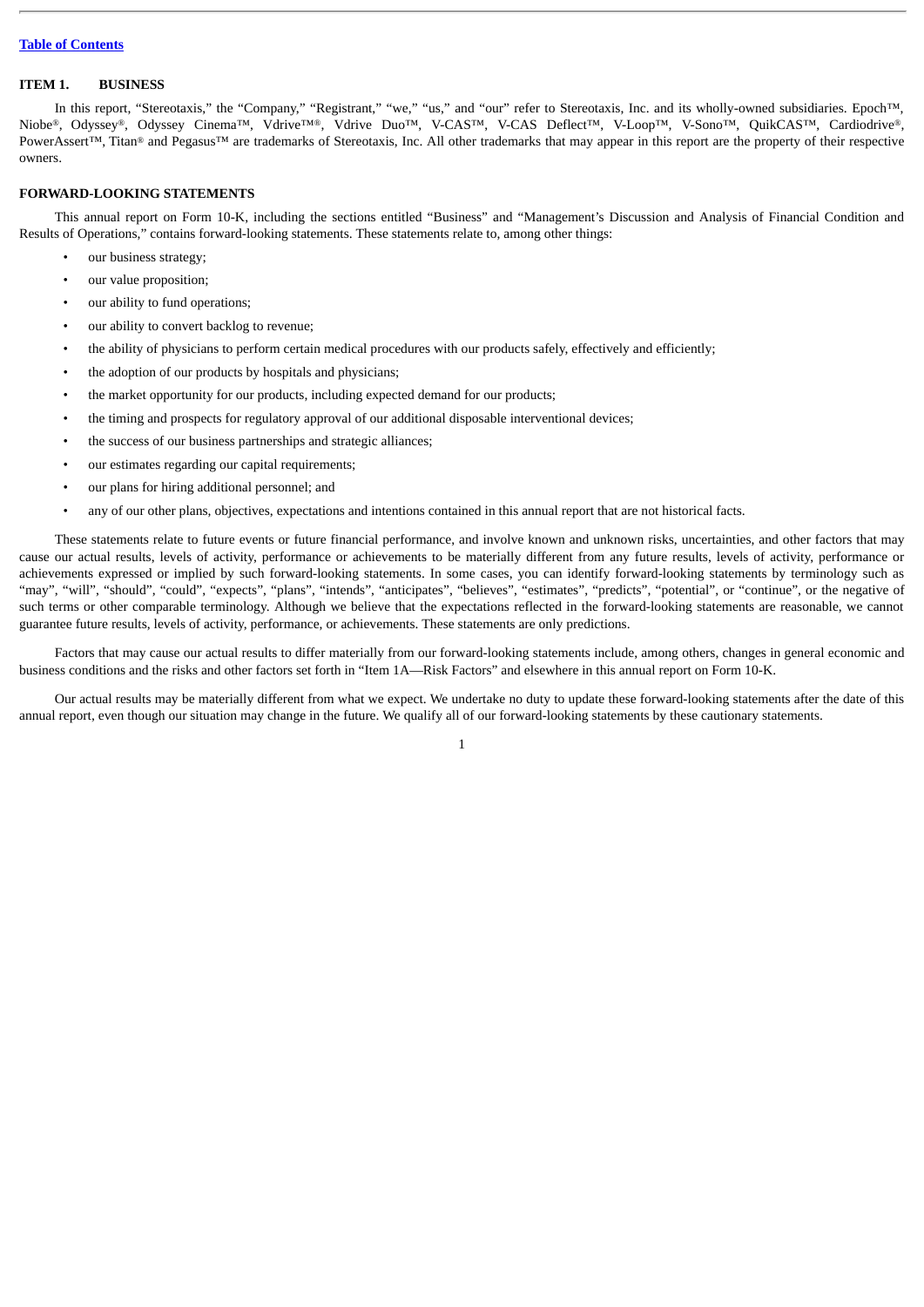[Table of Contents](#)

## ITEM 1. BUSINESS

In this report, "Stereotaxis," the "Company," "Registrant," "we," "us," and "our" refer to Stereotaxis, Inc. and its wholly-owned subsidiaries. Epoch™, Niobe®, Odyssey®, Odyssey Cinema™, Vdrive™®, Vdrive Duo™, V-CAS™, V-CAS Deflect™, V-Loop™, V-Sono™, QuikCAS™, Cardiodrive®, PowerAssert™, Titan® and Pegasus™ are trademarks of Stereotaxis, Inc. All other trademarks that may appear in this report are the property of their respective owners.

## FORWARD-LOOKING STATEMENTS

This annual report on Form 10-K, including the sections entitled "Business" and "Management's Discussion and Analysis of Financial Condition and Results of Operations," contains forward-looking statements. These statements relate to, among other things:

- our business strategy;
- our value proposition;
- our ability to fund operations;
- our ability to convert backlog to revenue;
- the ability of physicians to perform certain medical procedures with our products safely, effectively and efficiently;
- the adoption of our products by hospitals and physicians;
- the market opportunity for our products, including expected demand for our products;
- the timing and prospects for regulatory approval of our additional disposable interventional devices;
- the success of our business partnerships and strategic alliances;
- our estimates regarding our capital requirements;
- our plans for hiring additional personnel; and
- any of our other plans, objectives, expectations and intentions contained in this annual report that are not historical facts.

These statements relate to future events or future financial performance, and involve known and unknown risks, uncertainties, and other factors that may cause our actual results, levels of activity, performance or achievements to be materially different from any future results, levels of activity, performance or achievements expressed or implied by such forward-looking statements. In some cases, you can identify forward-looking statements by terminology such as "may", "will", "should", "could", "expects", "plans", "intends", "anticipates", "believes", "estimates", "predicts", "potential", or "continue", or the negative of such terms or other comparable terminology. Although we believe that the expectations reflected in the forward-looking statements are reasonable, we cannot guarantee future results, levels of activity, performance, or achievements. These statements are only predictions.

Factors that may cause our actual results to differ materially from our forward-looking statements include, among others, changes in general economic and business conditions and the risks and other factors set forth in "Item 1A—Risk Factors" and elsewhere in this annual report on Form 10-K.

Our actual results may be materially different from what we expect. We undertake no duty to update these forward-looking statements after the date of this annual report, even though our situation may change in the future. We qualify all of our forward-looking statements by these cautionary statements.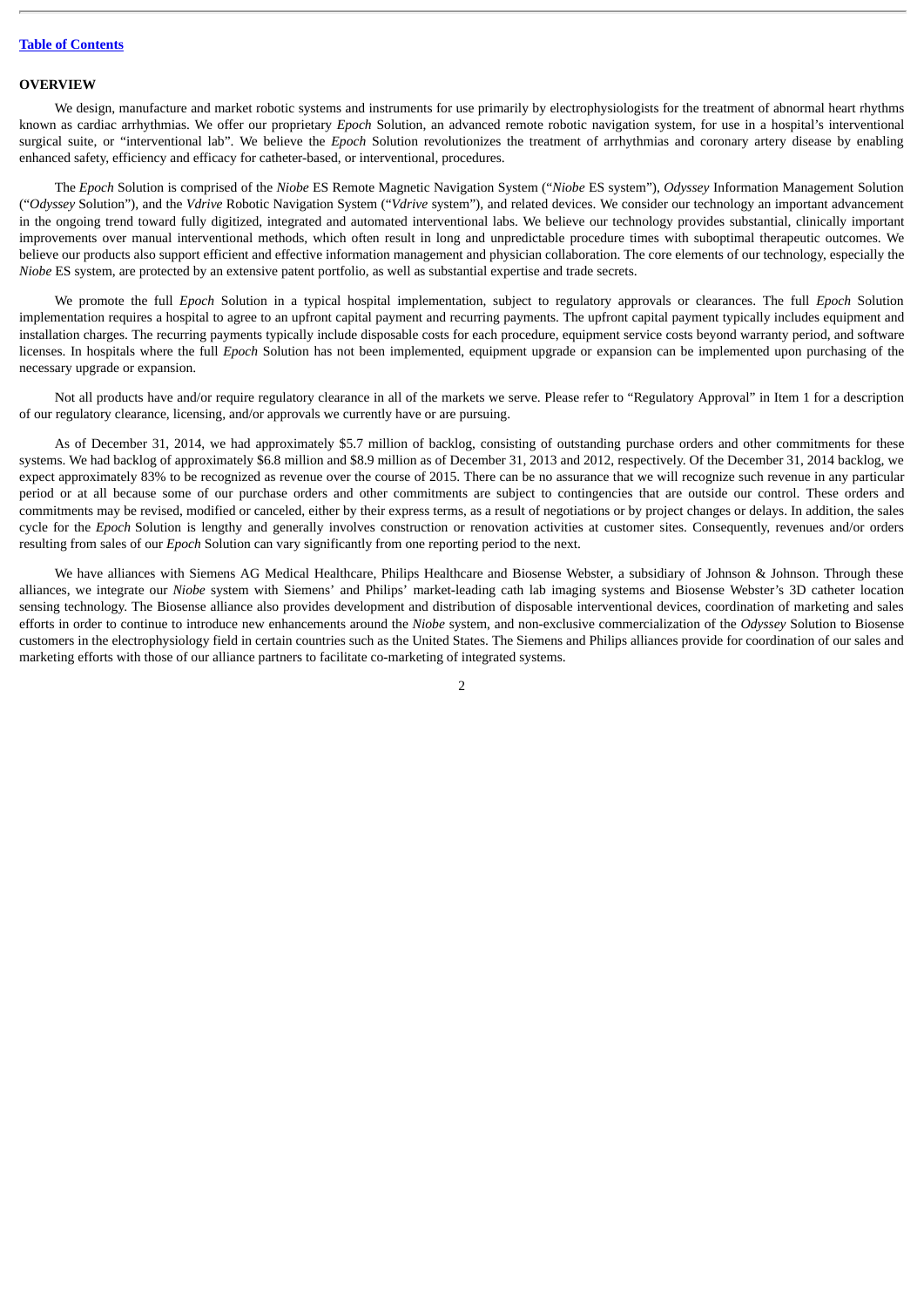## OVERVIEW

We design, manufacture and market robotic systems and instruments for use primarily by electrophysiologists for the treatment of abnormal heart rhythms known as cardiac arrhythmias. We offer our proprietary *Epoch* Solution, an advanced remote robotic navigation system, for use in a hospital's interventional surgical suite, or "interventional lab". We believe the *Epoch* Solution revolutionizes the treatment of arrhythmias and coronary artery disease by enabling enhanced safety, efficiency and efficacy for catheter-based, or interventional, procedures.

The *Epoch* Solution is comprised of the *Niobe* ES Remote Magnetic Navigation System ("*Niobe* ES system"), *Odyssey* Information Management Solution ("*Odyssey* Solution"), and the *Vdrive* Robotic Navigation System ("*Vdrive* system"), and related devices. We consider our technology an important advancement in the ongoing trend toward fully digitized, integrated and automated interventional labs. We believe our technology provides substantial, clinically important improvements over manual interventional methods, which often result in long and unpredictable procedure times with suboptimal therapeutic outcomes. We believe our products also support efficient and effective information management and physician collaboration. The core elements of our technology, especially the *Niobe* ES system, are protected by an extensive patent portfolio, as well as substantial expertise and trade secrets.

We promote the full *Epoch* Solution in a typical hospital implementation, subject to regulatory approvals or clearances. The full *Epoch* Solution implementation requires a hospital to agree to an upfront capital payment and recurring payments. The upfront capital payment typically includes equipment and installation charges. The recurring payments typically include disposable costs for each procedure, equipment service costs beyond warranty period, and software licenses. In hospitals where the full *Epoch* Solution has not been implemented, equipment upgrade or expansion can be implemented upon purchasing of the necessary upgrade or expansion.

Not all products have and/or require regulatory clearance in all of the markets we serve. Please refer to "Regulatory Approval" in Item 1 for a description of our regulatory clearance, licensing, and/or approvals we currently have or are pursuing.

As of December 31, 2014, we had approximately $5.7 million of backlog, consisting of outstanding purchase orders and other commitments for these systems. We had backlog of approximately $6.8 million and $8.9 million as of December 31, 2013 and 2012, respectively. Of the December 31, 2014 backlog, we expect approximately 83% to be recognized as revenue over the course of 2015. There can be no assurance that we will recognize such revenue in any particular period or at all because some of our purchase orders and other commitments are subject to contingencies that are outside our control. These orders and commitments may be revised, modified or canceled, either by their express terms, as a result of negotiations or by project changes or delays. In addition, the sales cycle for the *Epoch* Solution is lengthy and generally involves construction or renovation activities at customer sites. Consequently, revenues and/or orders resulting from sales of our *Epoch* Solution can vary significantly from one reporting period to the next.

We have alliances with Siemens AG Medical Healthcare, Philips Healthcare and Biosense Webster, a subsidiary of Johnson & Johnson. Through these alliances, we integrate our *Niobe* system with Siemens' and Philips' market-leading cath lab imaging systems and Biosense Webster's 3D catheter location sensing technology. The Biosense alliance also provides development and distribution of disposable interventional devices, coordination of marketing and sales efforts in order to continue to introduce new enhancements around the *Niobe* system, and non-exclusive commercialization of the *Odyssey* Solution to Biosense customers in the electrophysiology field in certain countries such as the United States. The Siemens and Philips alliances provide for coordination of our sales and marketing efforts with those of our alliance partners to facilitate co-marketing of integrated systems.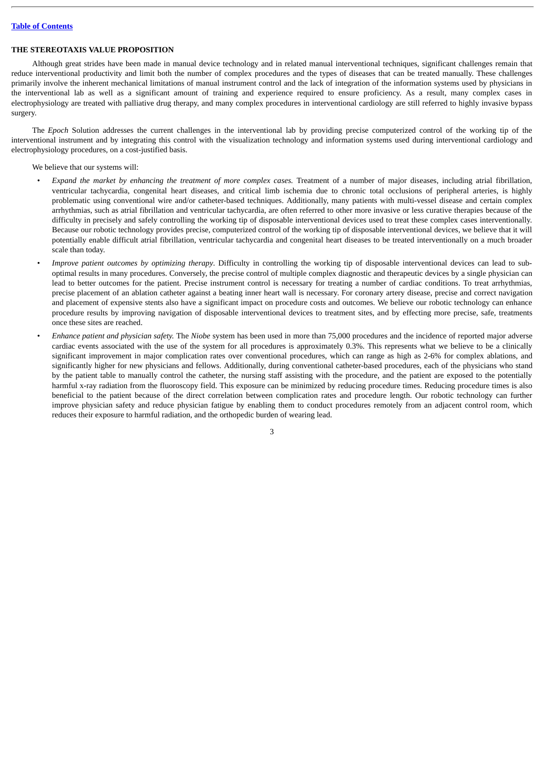## THE STEREOTAXIS VALUE PROPOSITION

Although great strides have been made in manual device technology and in related manual interventional techniques, significant challenges remain that reduce interventional productivity and limit both the number of complex procedures and the types of diseases that can be treated manually. These challenges primarily involve the inherent mechanical limitations of manual instrument control and the lack of integration of the information systems used by physicians in the interventional lab as well as a significant amount of training and experience required to ensure proficiency. As a result, many complex cases in electrophysiology are treated with palliative drug therapy, and many complex procedures in interventional cardiology are still referred to highly invasive bypass surgery.

The *Epoch* Solution addresses the current challenges in the interventional lab by providing precise computerized control of the working tip of the interventional instrument and by integrating this control with the visualization technology and information systems used during interventional cardiology and electrophysiology procedures, on a cost-justified basis.

We believe that our systems will:

- *Expand the market by enhancing the treatment of more complex cases.* Treatment of a number of major diseases, including atrial fibrillation, ventricular tachycardia, congenital heart diseases, and critical limb ischemia due to chronic total occlusions of peripheral arteries, is highly problematic using conventional wire and/or catheter-based techniques. Additionally, many patients with multi-vessel disease and certain complex arrhythmias, such as atrial fibrillation and ventricular tachycardia, are often referred to other more invasive or less curative therapies because of the difficulty in precisely and safely controlling the working tip of disposable interventional devices used to treat these complex cases interventionally. Because our robotic technology provides precise, computerized control of the working tip of disposable interventional devices, we believe that it will potentially enable difficult atrial fibrillation, ventricular tachycardia and congenital heart diseases to be treated interventionally on a much broader scale than today.
- *Improve patient outcomes by optimizing therapy*. Difficulty in controlling the working tip of disposable interventional devices can lead to sub-optimal results in many procedures. Conversely, the precise control of multiple complex diagnostic and therapeutic devices by a single physician can lead to better outcomes for the patient. Precise instrument control is necessary for treating a number of cardiac conditions. To treat arrhythmias, precise placement of an ablation catheter against a beating inner heart wall is necessary. For coronary artery disease, precise and correct navigation and placement of expensive stents also have a significant impact on procedure costs and outcomes. We believe our robotic technology can enhance procedure results by improving navigation of disposable interventional devices to treatment sites, and by effecting more precise, safe, treatments once these sites are reached.
- *Enhance patient and physician safety.* The *Niobe* system has been used in more than 75,000 procedures and the incidence of reported major adverse cardiac events associated with the use of the system for all procedures is approximately 0.3%. This represents what we believe to be a clinically significant improvement in major complication rates over conventional procedures, which can range as high as 2-6% for complex ablations, and significantly higher for new physicians and fellows. Additionally, during conventional catheter-based procedures, each of the physicians who stand by the patient table to manually control the catheter, the nursing staff assisting with the procedure, and the patient are exposed to the potentially harmful x-ray radiation from the fluoroscopy field. This exposure can be minimized by reducing procedure times. Reducing procedure times is also beneficial to the patient because of the direct correlation between complication rates and procedure length. Our robotic technology can further improve physician safety and reduce physician fatigue by enabling them to conduct procedures remotely from an adjacent control room, which reduces their exposure to harmful radiation, and the orthopedic burden of wearing lead.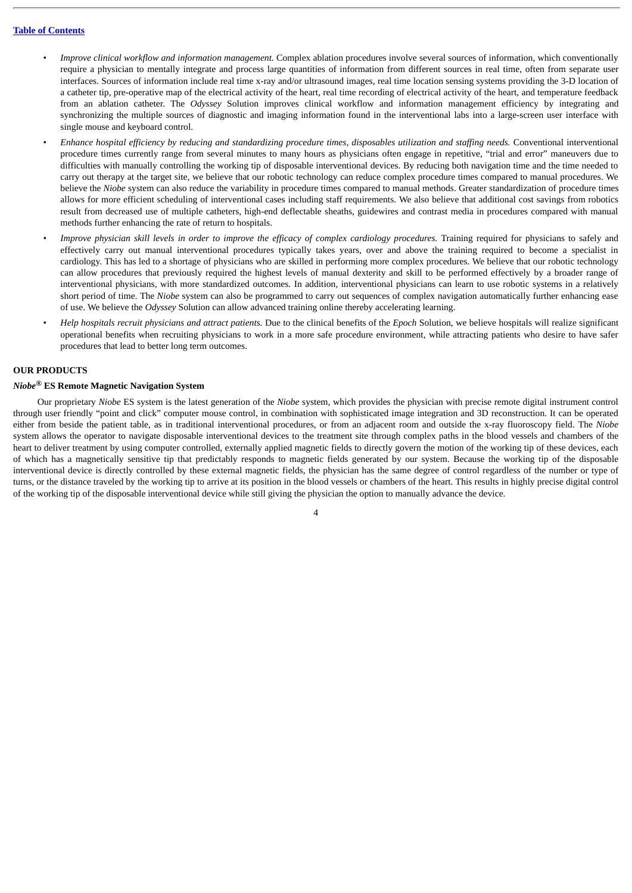- *Improve clinical workflow and information management.* Complex ablation procedures involve several sources of information, which conventionally require a physician to mentally integrate and process large quantities of information from different sources in real time, often from separate user interfaces. Sources of information include real time x-ray and/or ultrasound images, real time location sensing systems providing the 3-D location of a catheter tip, pre-operative map of the electrical activity of the heart, real time recording of electrical activity of the heart, and temperature feedback from an ablation catheter. The *Odyssey* Solution improves clinical workflow and information management efficiency by integrating and synchronizing the multiple sources of diagnostic and imaging information found in the interventional labs into a large-screen user interface with single mouse and keyboard control.
- *Enhance hospital efficiency by reducing and standardizing procedure times, disposables utilization and staffing needs.* Conventional interventional procedure times currently range from several minutes to many hours as physicians often engage in repetitive, "trial and error" maneuvers due to difficulties with manually controlling the working tip of disposable interventional devices. By reducing both navigation time and the time needed to carry out therapy at the target site, we believe that our robotic technology can reduce complex procedure times compared to manual procedures. We believe the *Niobe* system can also reduce the variability in procedure times compared to manual methods. Greater standardization of procedure times allows for more efficient scheduling of interventional cases including staff requirements. We also believe that additional cost savings from robotics result from decreased use of multiple catheters, high-end deflectable sheaths, guidewires and contrast media in procedures compared with manual methods further enhancing the rate of return to hospitals.
- *Improve physician skill levels in order to improve the efficacy of complex cardiology procedures.* Training required for physicians to safely and effectively carry out manual interventional procedures typically takes years, over and above the training required to become a specialist in cardiology. This has led to a shortage of physicians who are skilled in performing more complex procedures. We believe that our robotic technology can allow procedures that previously required the highest levels of manual dexterity and skill to be performed effectively by a broader range of interventional physicians, with more standardized outcomes. In addition, interventional physicians can learn to use robotic systems in a relatively short period of time. The *Niobe* system can also be programmed to carry out sequences of complex navigation automatically further enhancing ease of use. We believe the *Odyssey* Solution can allow advanced training online thereby accelerating learning.
- *Help hospitals recruit physicians and attract patients.* Due to the clinical benefits of the *Epoch* Solution, we believe hospitals will realize significant operational benefits when recruiting physicians to work in a more safe procedure environment, while attracting patients who desire to have safer procedures that lead to better long term outcomes.

**OUR PRODUCTS**

***Niobe®* ES Remote Magnetic Navigation System**

Our proprietary *Niobe* ES system is the latest generation of the *Niobe* system, which provides the physician with precise remote digital instrument control through user friendly "point and click" computer mouse control, in combination with sophisticated image integration and 3D reconstruction. It can be operated either from beside the patient table, as in traditional interventional procedures, or from an adjacent room and outside the x-ray fluoroscopy field. The *Niobe* system allows the operator to navigate disposable interventional devices to the treatment site through complex paths in the blood vessels and chambers of the heart to deliver treatment by using computer controlled, externally applied magnetic fields to directly govern the motion of the working tip of these devices, each of which has a magnetically sensitive tip that predictably responds to magnetic fields generated by our system. Because the working tip of the disposable interventional device is directly controlled by these external magnetic fields, the physician has the same degree of control regardless of the number or type of turns, or the distance traveled by the working tip to arrive at its position in the blood vessels or chambers of the heart. This results in highly precise digital control of the working tip of the disposable interventional device while still giving the physician the option to manually advance the device.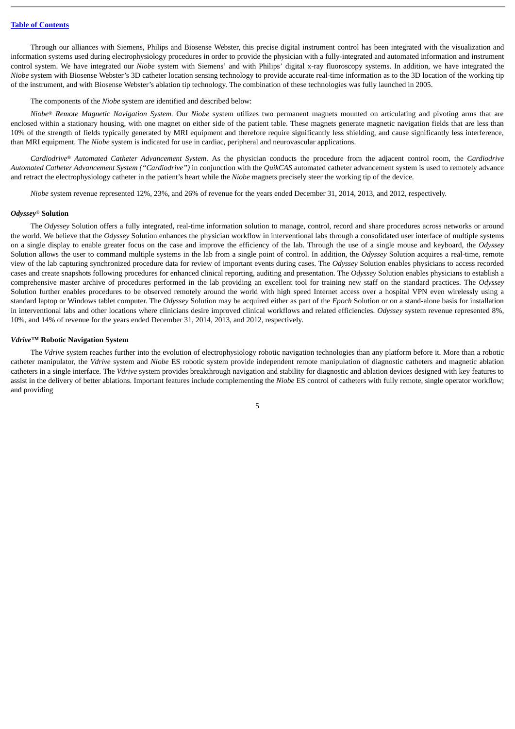Through our alliances with Siemens, Philips and Biosense Webster, this precise digital instrument control has been integrated with the visualization and information systems used during electrophysiology procedures in order to provide the physician with a fully-integrated and automated information and instrument control system. We have integrated our *Niobe* system with Siemens' and with Philips' digital x-ray fluoroscopy systems. In addition, we have integrated the *Niobe* system with Biosense Webster's 3D catheter location sensing technology to provide accurate real-time information as to the 3D location of the working tip of the instrument, and with Biosense Webster's ablation tip technology. The combination of these technologies was fully launched in 2005.

The components of the *Niobe* system are identified and described below:

*Niobe® Remote Magnetic Navigation System.* Our *Niobe* system utilizes two permanent magnets mounted on articulating and pivoting arms that are enclosed within a stationary housing, with one magnet on either side of the patient table. These magnets generate magnetic navigation fields that are less than 10% of the strength of fields typically generated by MRI equipment and therefore require significantly less shielding, and cause significantly less interference, than MRI equipment. The *Niobe* system is indicated for use in cardiac, peripheral and neurovascular applications.

*Cardiodrive® Automated Catheter Advancement System.* As the physician conducts the procedure from the adjacent control room, the *Cardiodrive Automated Catheter Advancement System ("Cardiodrive")* in conjunction with the *QuikCAS* automated catheter advancement system is used to remotely advance and retract the electrophysiology catheter in the patient's heart while the *Niobe* magnets precisely steer the working tip of the device.

*Niobe* system revenue represented 12%, 23%, and 26% of revenue for the years ended December 31, 2014, 2013, and 2012, respectively.

#### *Odyssey®* Solution

The *Odyssey* Solution offers a fully integrated, real-time information solution to manage, control, record and share procedures across networks or around the world. We believe that the *Odyssey* Solution enhances the physician workflow in interventional labs through a consolidated user interface of multiple systems on a single display to enable greater focus on the case and improve the efficiency of the lab. Through the use of a single mouse and keyboard, the *Odyssey* Solution allows the user to command multiple systems in the lab from a single point of control. In addition, the *Odyssey* Solution acquires a real-time, remote view of the lab capturing synchronized procedure data for review of important events during cases. The *Odyssey* Solution enables physicians to access recorded cases and create snapshots following procedures for enhanced clinical reporting, auditing and presentation. The *Odyssey* Solution enables physicians to establish a comprehensive master archive of procedures performed in the lab providing an excellent tool for training new staff on the standard practices. The *Odyssey* Solution further enables procedures to be observed remotely around the world with high speed Internet access over a hospital VPN even wirelessly using a standard laptop or Windows tablet computer. The *Odyssey* Solution may be acquired either as part of the *Epoch* Solution or on a stand-alone basis for installation in interventional labs and other locations where clinicians desire improved clinical workflows and related efficiencies. *Odyssey* system revenue represented 8%, 10%, and 14% of revenue for the years ended December 31, 2014, 2013, and 2012, respectively.

#### *Vdrive™* Robotic Navigation System

The *Vdrive* system reaches further into the evolution of electrophysiology robotic navigation technologies than any platform before it. More than a robotic catheter manipulator, the *Vdrive* system and *Niobe* ES robotic system provide independent remote manipulation of diagnostic catheters and magnetic ablation catheters in a single interface. The *Vdrive* system provides breakthrough navigation and stability for diagnostic and ablation devices designed with key features to assist in the delivery of better ablations. Important features include complementing the *Niobe* ES control of catheters with fully remote, single operator workflow; and providing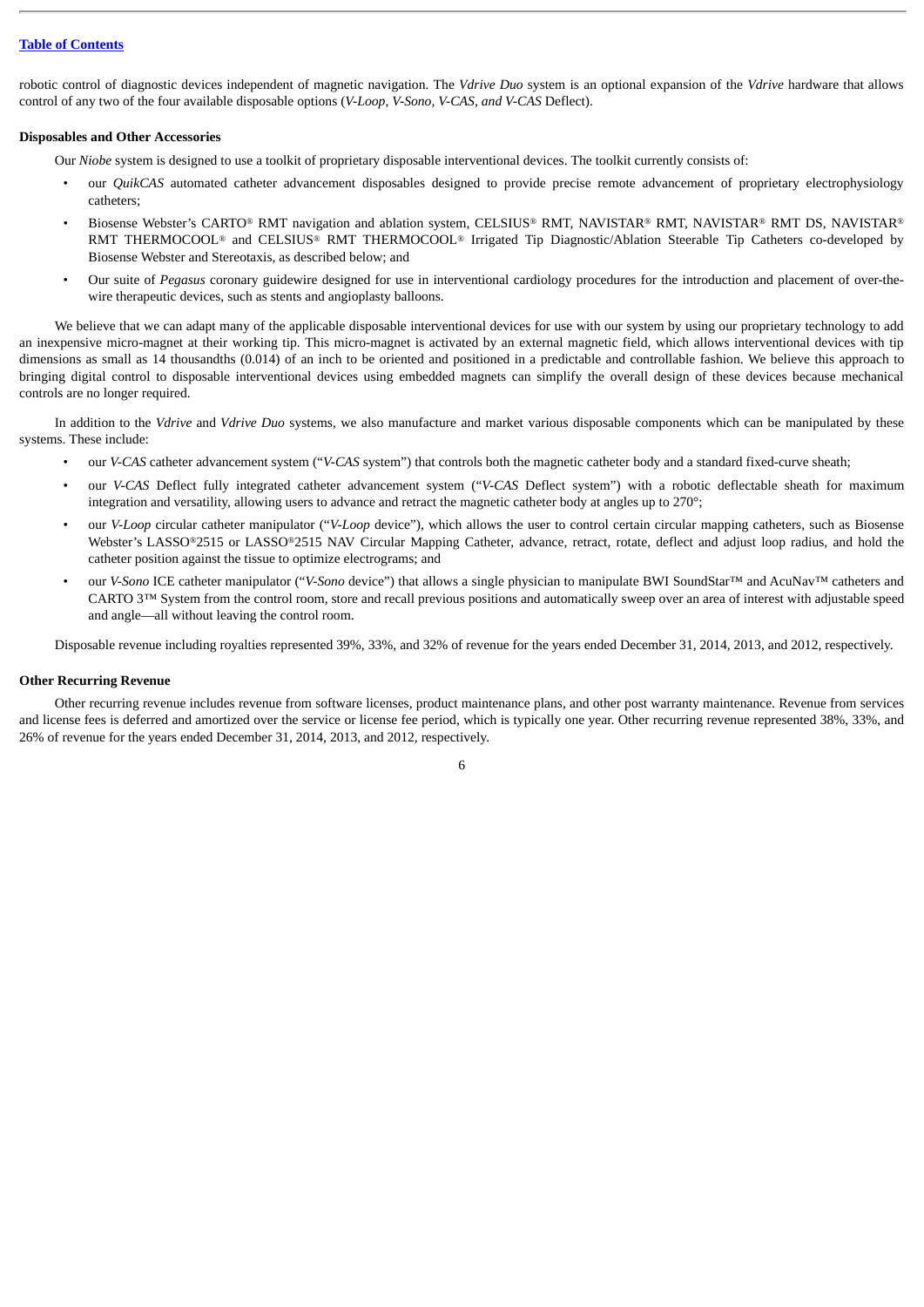robotic control of diagnostic devices independent of magnetic navigation. The *Vdrive Duo* system is an optional expansion of the *Vdrive* hardware that allows control of any two of the four available disposable options (*V-Loop, V-Sono, V-CAS, and V-CAS* Deflect).

**Disposables and Other Accessories**

Our *Niobe* system is designed to use a toolkit of proprietary disposable interventional devices. The toolkit currently consists of:

- our *QuikCAS* automated catheter advancement disposables designed to provide precise remote advancement of proprietary electrophysiology catheters;
- Biosense Webster's CARTO® RMT navigation and ablation system, CELSIUS® RMT, NAVISTAR® RMT, NAVISTAR® RMT DS, NAVISTAR® RMT THERMOCOOL® and CELSIUS® RMT THERMOCOOL® Irrigated Tip Diagnostic/Ablation Steerable Tip Catheters co-developed by Biosense Webster and Stereotaxis, as described below; and
- Our suite of *Pegasus* coronary guidewire designed for use in interventional cardiology procedures for the introduction and placement of over-the-wire therapeutic devices, such as stents and angioplasty balloons.

We believe that we can adapt many of the applicable disposable interventional devices for use with our system by using our proprietary technology to add an inexpensive micro-magnet at their working tip. This micro-magnet is activated by an external magnetic field, which allows interventional devices with tip dimensions as small as 14 thousandths (0.014) of an inch to be oriented and positioned in a predictable and controllable fashion. We believe this approach to bringing digital control to disposable interventional devices using embedded magnets can simplify the overall design of these devices because mechanical controls are no longer required.

In addition to the *Vdrive* and *Vdrive Duo* systems, we also manufacture and market various disposable components which can be manipulated by these systems. These include:

- our *V-CAS* catheter advancement system ("*V-CAS* system") that controls both the magnetic catheter body and a standard fixed-curve sheath;
- our *V-CAS* Deflect fully integrated catheter advancement system ("*V-CAS* Deflect system") with a robotic deflectable sheath for maximum integration and versatility, allowing users to advance and retract the magnetic catheter body at angles up to 270°;
- our *V-Loop* circular catheter manipulator ("*V-Loop* device"), which allows the user to control certain circular mapping catheters, such as Biosense Webster's LASSO®2515 or LASSO®2515 NAV Circular Mapping Catheter, advance, retract, rotate, deflect and adjust loop radius, and hold the catheter position against the tissue to optimize electrograms; and
- our *V-Sono* ICE catheter manipulator ("*V-Sono* device") that allows a single physician to manipulate BWI SoundStar™ and AcuNav™ catheters and CARTO 3™ System from the control room, store and recall previous positions and automatically sweep over an area of interest with adjustable speed and angle—all without leaving the control room.

Disposable revenue including royalties represented 39%, 33%, and 32% of revenue for the years ended December 31, 2014, 2013, and 2012, respectively.

**Other Recurring Revenue**

Other recurring revenue includes revenue from software licenses, product maintenance plans, and other post warranty maintenance. Revenue from services and license fees is deferred and amortized over the service or license fee period, which is typically one year. Other recurring revenue represented 38%, 33%, and 26% of revenue for the years ended December 31, 2014, 2013, and 2012, respectively.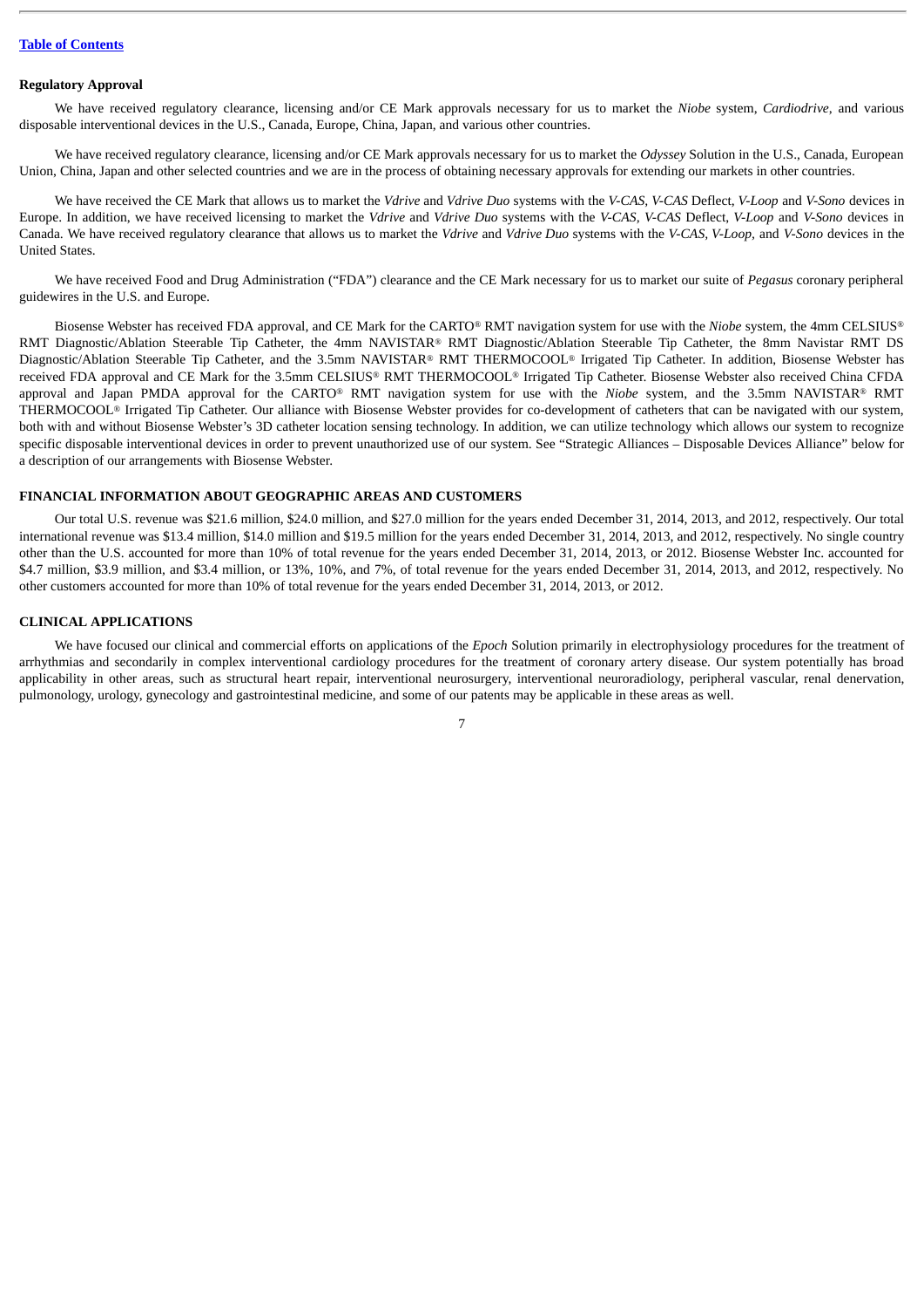### Regulatory Approval

We have received regulatory clearance, licensing and/or CE Mark approvals necessary for us to market the *Niobe* system, *Cardiodrive*, and various disposable interventional devices in the U.S., Canada, Europe, China, Japan, and various other countries.

We have received regulatory clearance, licensing and/or CE Mark approvals necessary for us to market the *Odyssey* Solution in the U.S., Canada, European Union, China, Japan and other selected countries and we are in the process of obtaining necessary approvals for extending our markets in other countries.

We have received the CE Mark that allows us to market the *Vdrive* and *Vdrive Duo* systems with the *V-CAS*, *V-CAS* Deflect, *V-Loop* and *V-Sono* devices in Europe. In addition, we have received licensing to market the *Vdrive* and *Vdrive Duo* systems with the *V-CAS*, *V-CAS* Deflect, *V-Loop* and *V-Sono* devices in Canada. We have received regulatory clearance that allows us to market the *Vdrive* and *Vdrive Duo* systems with the *V-CAS*, *V-Loop*, and *V-Sono* devices in the United States.

We have received Food and Drug Administration ("FDA") clearance and the CE Mark necessary for us to market our suite of *Pegasus* coronary peripheral guidewires in the U.S. and Europe.

Biosense Webster has received FDA approval, and CE Mark for the CARTO® RMT navigation system for use with the *Niobe* system, the 4mm CELSIUS® RMT Diagnostic/Ablation Steerable Tip Catheter, the 4mm NAVISTAR® RMT Diagnostic/Ablation Steerable Tip Catheter, the 8mm Navistar RMT DS Diagnostic/Ablation Steerable Tip Catheter, and the 3.5mm NAVISTAR® RMT THERMOCOOL® Irrigated Tip Catheter. In addition, Biosense Webster has received FDA approval and CE Mark for the 3.5mm CELSIUS® RMT THERMOCOOL® Irrigated Tip Catheter. Biosense Webster also received China CFDA approval and Japan PMDA approval for the CARTO® RMT navigation system for use with the *Niobe* system, and the 3.5mm NAVISTAR® RMT THERMOCOOL® Irrigated Tip Catheter. Our alliance with Biosense Webster provides for co-development of catheters that can be navigated with our system, both with and without Biosense Webster's 3D catheter location sensing technology. In addition, we can utilize technology which allows our system to recognize specific disposable interventional devices in order to prevent unauthorized use of our system. See "Strategic Alliances – Disposable Devices Alliance" below for a description of our arrangements with Biosense Webster.

### FINANCIAL INFORMATION ABOUT GEOGRAPHIC AREAS AND CUSTOMERS

Our total U.S. revenue was $21.6 million, $24.0 million, and $27.0 million for the years ended December 31, 2014, 2013, and 2012, respectively. Our total international revenue was $13.4 million, $14.0 million and $19.5 million for the years ended December 31, 2014, 2013, and 2012, respectively. No single country other than the U.S. accounted for more than 10% of total revenue for the years ended December 31, 2014, 2013, or 2012. Biosense Webster Inc. accounted for $4.7 million, $3.9 million, and $3.4 million, or 13%, 10%, and 7%, of total revenue for the years ended December 31, 2014, 2013, and 2012, respectively. No other customers accounted for more than 10% of total revenue for the years ended December 31, 2014, 2013, or 2012.

### CLINICAL APPLICATIONS

We have focused our clinical and commercial efforts on applications of the *Epoch* Solution primarily in electrophysiology procedures for the treatment of arrhythmias and secondarily in complex interventional cardiology procedures for the treatment of coronary artery disease. Our system potentially has broad applicability in other areas, such as structural heart repair, interventional neurosurgery, interventional neuroradiology, peripheral vascular, renal denervation, pulmonology, urology, gynecology and gastrointestinal medicine, and some of our patents may be applicable in these areas as well.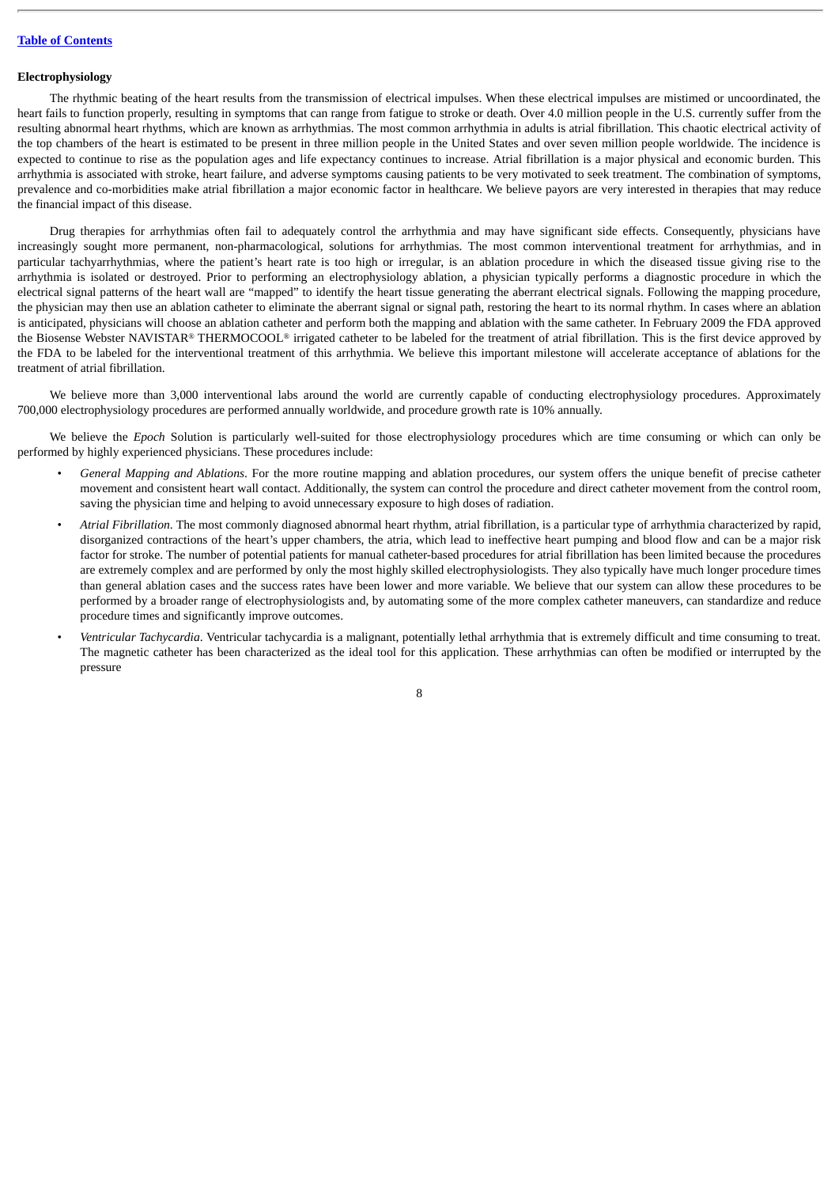**Electrophysiology**

The rhythmic beating of the heart results from the transmission of electrical impulses. When these electrical impulses are mistimed or uncoordinated, the heart fails to function properly, resulting in symptoms that can range from fatigue to stroke or death. Over 4.0 million people in the U.S. currently suffer from the resulting abnormal heart rhythms, which are known as arrhythmias. The most common arrhythmia in adults is atrial fibrillation. This chaotic electrical activity of the top chambers of the heart is estimated to be present in three million people in the United States and over seven million people worldwide. The incidence is expected to continue to rise as the population ages and life expectancy continues to increase. Atrial fibrillation is a major physical and economic burden. This arrhythmia is associated with stroke, heart failure, and adverse symptoms causing patients to be very motivated to seek treatment. The combination of symptoms, prevalence and co-morbidities make atrial fibrillation a major economic factor in healthcare. We believe payors are very interested in therapies that may reduce the financial impact of this disease.

Drug therapies for arrhythmias often fail to adequately control the arrhythmia and may have significant side effects. Consequently, physicians have increasingly sought more permanent, non-pharmacological, solutions for arrhythmias. The most common interventional treatment for arrhythmias, and in particular tachyarrhythmias, where the patient's heart rate is too high or irregular, is an ablation procedure in which the diseased tissue giving rise to the arrhythmia is isolated or destroyed. Prior to performing an electrophysiology ablation, a physician typically performs a diagnostic procedure in which the electrical signal patterns of the heart wall are "mapped" to identify the heart tissue generating the aberrant electrical signals. Following the mapping procedure, the physician may then use an ablation catheter to eliminate the aberrant signal or signal path, restoring the heart to its normal rhythm. In cases where an ablation is anticipated, physicians will choose an ablation catheter and perform both the mapping and ablation with the same catheter. In February 2009 the FDA approved the Biosense Webster NAVISTAR® THERMOCOOL® irrigated catheter to be labeled for the treatment of atrial fibrillation. This is the first device approved by the FDA to be labeled for the interventional treatment of this arrhythmia. We believe this important milestone will accelerate acceptance of ablations for the treatment of atrial fibrillation.

We believe more than 3,000 interventional labs around the world are currently capable of conducting electrophysiology procedures. Approximately 700,000 electrophysiology procedures are performed annually worldwide, and procedure growth rate is 10% annually.

We believe the *Epoch* Solution is particularly well-suited for those electrophysiology procedures which are time consuming or which can only be performed by highly experienced physicians. These procedures include:

- *General Mapping and Ablations*. For the more routine mapping and ablation procedures, our system offers the unique benefit of precise catheter movement and consistent heart wall contact. Additionally, the system can control the procedure and direct catheter movement from the control room, saving the physician time and helping to avoid unnecessary exposure to high doses of radiation.
- *Atrial Fibrillation*. The most commonly diagnosed abnormal heart rhythm, atrial fibrillation, is a particular type of arrhythmia characterized by rapid, disorganized contractions of the heart's upper chambers, the atria, which lead to ineffective heart pumping and blood flow and can be a major risk factor for stroke. The number of potential patients for manual catheter-based procedures for atrial fibrillation has been limited because the procedures are extremely complex and are performed by only the most highly skilled electrophysiologists. They also typically have much longer procedure times than general ablation cases and the success rates have been lower and more variable. We believe that our system can allow these procedures to be performed by a broader range of electrophysiologists and, by automating some of the more complex catheter maneuvers, can standardize and reduce procedure times and significantly improve outcomes.
- *Ventricular Tachycardia*. Ventricular tachycardia is a malignant, potentially lethal arrhythmia that is extremely difficult and time consuming to treat. The magnetic catheter has been characterized as the ideal tool for this application. These arrhythmias can often be modified or interrupted by the pressure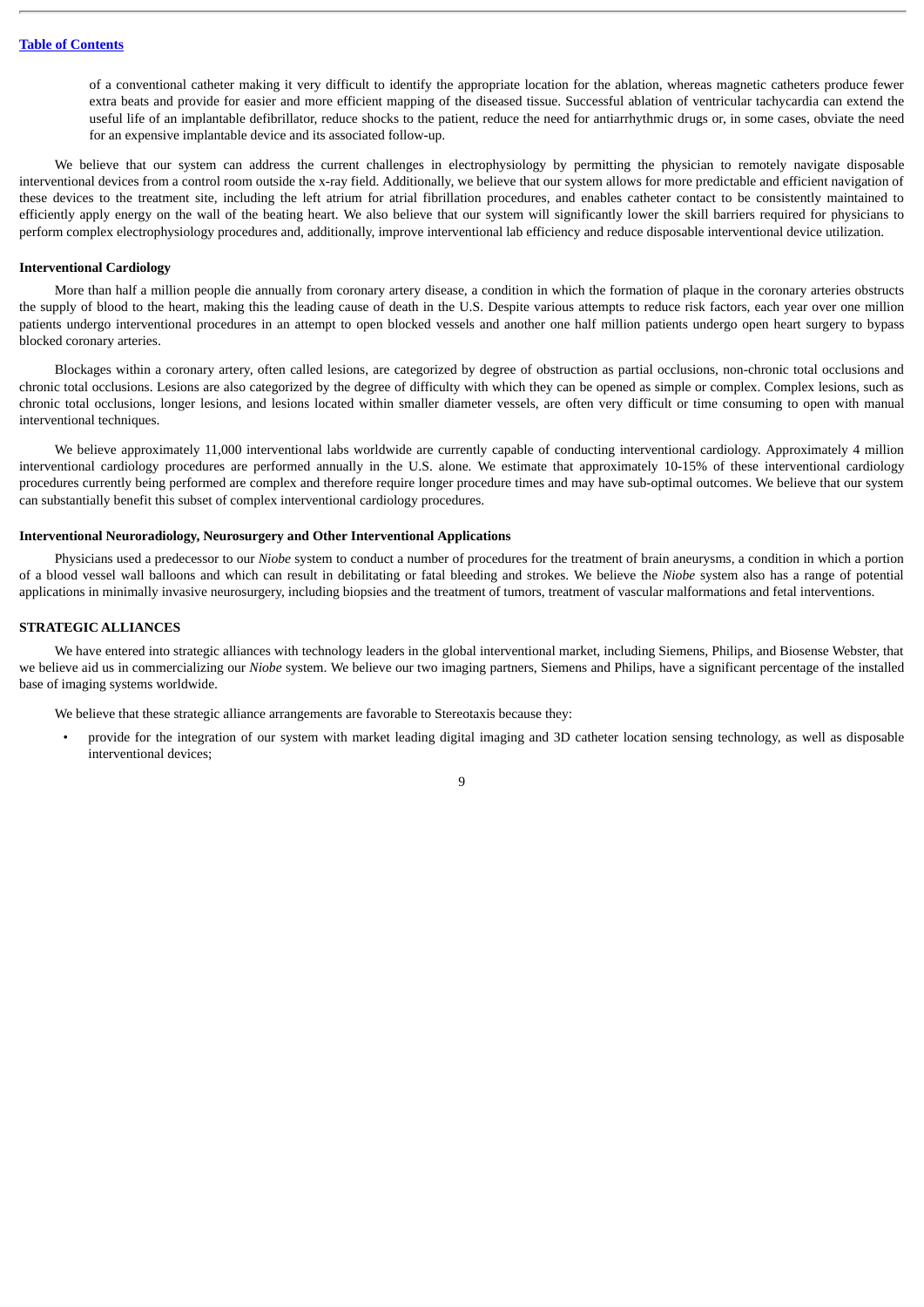of a conventional catheter making it very difficult to identify the appropriate location for the ablation, whereas magnetic catheters produce fewer extra beats and provide for easier and more efficient mapping of the diseased tissue. Successful ablation of ventricular tachycardia can extend the useful life of an implantable defibrillator, reduce shocks to the patient, reduce the need for antiarrhythmic drugs or, in some cases, obviate the need for an expensive implantable device and its associated follow-up.

We believe that our system can address the current challenges in electrophysiology by permitting the physician to remotely navigate disposable interventional devices from a control room outside the x-ray field. Additionally, we believe that our system allows for more predictable and efficient navigation of these devices to the treatment site, including the left atrium for atrial fibrillation procedures, and enables catheter contact to be consistently maintained to efficiently apply energy on the wall of the beating heart. We also believe that our system will significantly lower the skill barriers required for physicians to perform complex electrophysiology procedures and, additionally, improve interventional lab efficiency and reduce disposable interventional device utilization.

**Interventional Cardiology**

More than half a million people die annually from coronary artery disease, a condition in which the formation of plaque in the coronary arteries obstructs the supply of blood to the heart, making this the leading cause of death in the U.S. Despite various attempts to reduce risk factors, each year over one million patients undergo interventional procedures in an attempt to open blocked vessels and another one half million patients undergo open heart surgery to bypass blocked coronary arteries.

Blockages within a coronary artery, often called lesions, are categorized by degree of obstruction as partial occlusions, non-chronic total occlusions and chronic total occlusions. Lesions are also categorized by the degree of difficulty with which they can be opened as simple or complex. Complex lesions, such as chronic total occlusions, longer lesions, and lesions located within smaller diameter vessels, are often very difficult or time consuming to open with manual interventional techniques.

We believe approximately 11,000 interventional labs worldwide are currently capable of conducting interventional cardiology. Approximately 4 million interventional cardiology procedures are performed annually in the U.S. alone. We estimate that approximately 10-15% of these interventional cardiology procedures currently being performed are complex and therefore require longer procedure times and may have sub-optimal outcomes. We believe that our system can substantially benefit this subset of complex interventional cardiology procedures.

**Interventional Neuroradiology, Neurosurgery and Other Interventional Applications**

Physicians used a predecessor to our *Niobe* system to conduct a number of procedures for the treatment of brain aneurysms, a condition in which a portion of a blood vessel wall balloons and which can result in debilitating or fatal bleeding and strokes. We believe the *Niobe* system also has a range of potential applications in minimally invasive neurosurgery, including biopsies and the treatment of tumors, treatment of vascular malformations and fetal interventions.

## STRATEGIC ALLIANCES

We have entered into strategic alliances with technology leaders in the global interventional market, including Siemens, Philips, and Biosense Webster, that we believe aid us in commercializing our *Niobe* system. We believe our two imaging partners, Siemens and Philips, have a significant percentage of the installed base of imaging systems worldwide.

We believe that these strategic alliance arrangements are favorable to Stereotaxis because they:

- provide for the integration of our system with market leading digital imaging and 3D catheter location sensing technology, as well as disposable interventional devices;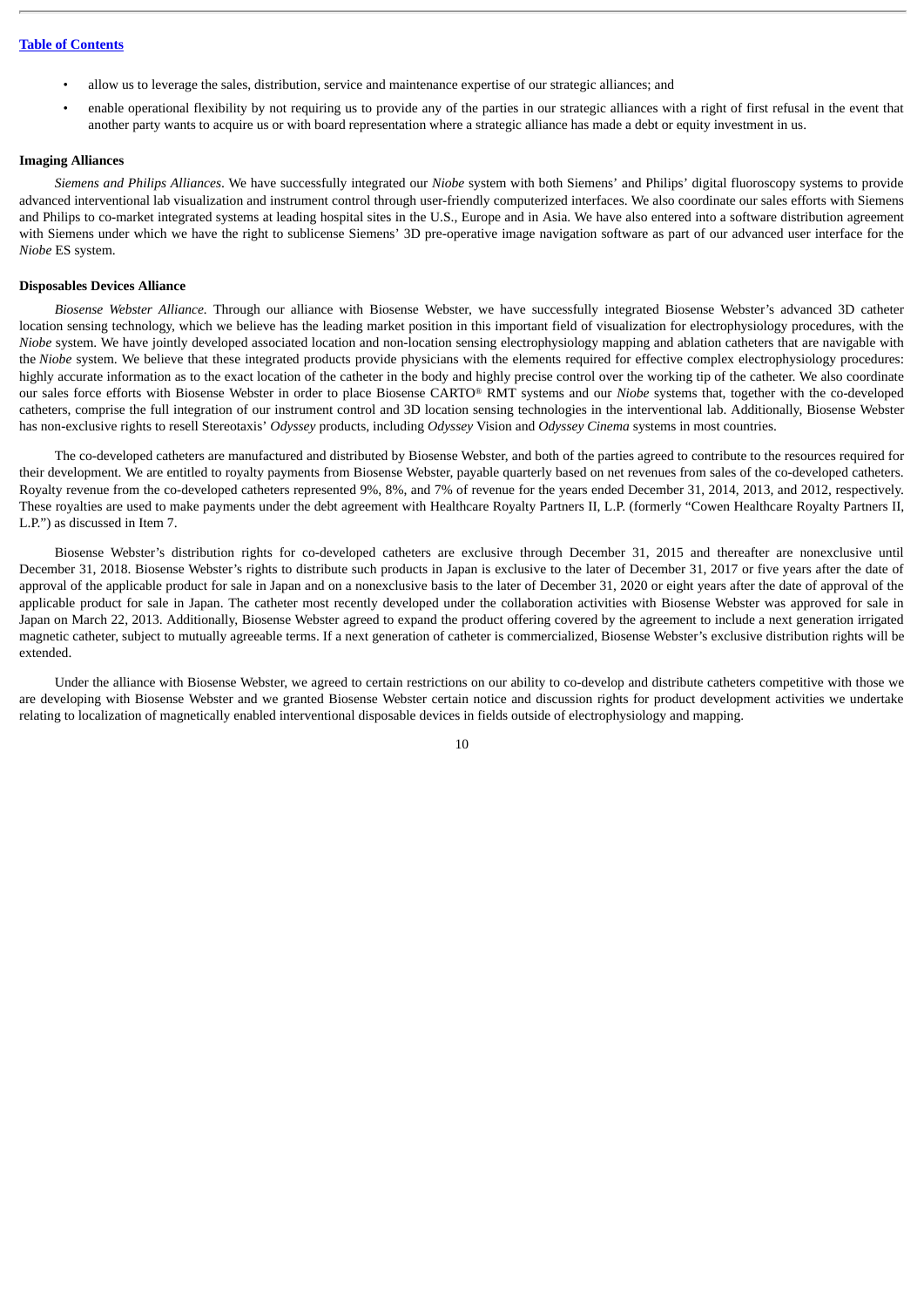- allow us to leverage the sales, distribution, service and maintenance expertise of our strategic alliances; and
- enable operational flexibility by not requiring us to provide any of the parties in our strategic alliances with a right of first refusal in the event that another party wants to acquire us or with board representation where a strategic alliance has made a debt or equity investment in us.

**Imaging Alliances**

*Siemens and Philips Alliances*. We have successfully integrated our *Niobe* system with both Siemens' and Philips' digital fluoroscopy systems to provide advanced interventional lab visualization and instrument control through user-friendly computerized interfaces. We also coordinate our sales efforts with Siemens and Philips to co-market integrated systems at leading hospital sites in the U.S., Europe and in Asia. We have also entered into a software distribution agreement with Siemens under which we have the right to sublicense Siemens' 3D pre-operative image navigation software as part of our advanced user interface for the *Niobe* ES system.

**Disposables Devices Alliance**

*Biosense Webster Alliance*. Through our alliance with Biosense Webster, we have successfully integrated Biosense Webster's advanced 3D catheter location sensing technology, which we believe has the leading market position in this important field of visualization for electrophysiology procedures, with the *Niobe* system. We have jointly developed associated location and non-location sensing electrophysiology mapping and ablation catheters that are navigable with the *Niobe* system. We believe that these integrated products provide physicians with the elements required for effective complex electrophysiology procedures: highly accurate information as to the exact location of the catheter in the body and highly precise control over the working tip of the catheter. We also coordinate our sales force efforts with Biosense Webster in order to place Biosense CARTO® RMT systems and our *Niobe* systems that, together with the co-developed catheters, comprise the full integration of our instrument control and 3D location sensing technologies in the interventional lab. Additionally, Biosense Webster has non-exclusive rights to resell Stereotaxis' *Odyssey* products, including *Odyssey* Vision and *Odyssey Cinema* systems in most countries.

The co-developed catheters are manufactured and distributed by Biosense Webster, and both of the parties agreed to contribute to the resources required for their development. We are entitled to royalty payments from Biosense Webster, payable quarterly based on net revenues from sales of the co-developed catheters. Royalty revenue from the co-developed catheters represented 9%, 8%, and 7% of revenue for the years ended December 31, 2014, 2013, and 2012, respectively. These royalties are used to make payments under the debt agreement with Healthcare Royalty Partners II, L.P. (formerly "Cowen Healthcare Royalty Partners II, L.P.") as discussed in Item 7.

Biosense Webster's distribution rights for co-developed catheters are exclusive through December 31, 2015 and thereafter are nonexclusive until December 31, 2018. Biosense Webster's rights to distribute such products in Japan is exclusive to the later of December 31, 2017 or five years after the date of approval of the applicable product for sale in Japan and on a nonexclusive basis to the later of December 31, 2020 or eight years after the date of approval of the applicable product for sale in Japan. The catheter most recently developed under the collaboration activities with Biosense Webster was approved for sale in Japan on March 22, 2013. Additionally, Biosense Webster agreed to expand the product offering covered by the agreement to include a next generation irrigated magnetic catheter, subject to mutually agreeable terms. If a next generation of catheter is commercialized, Biosense Webster's exclusive distribution rights will be extended.

Under the alliance with Biosense Webster, we agreed to certain restrictions on our ability to co-develop and distribute catheters competitive with those we are developing with Biosense Webster and we granted Biosense Webster certain notice and discussion rights for product development activities we undertake relating to localization of magnetically enabled interventional disposable devices in fields outside of electrophysiology and mapping.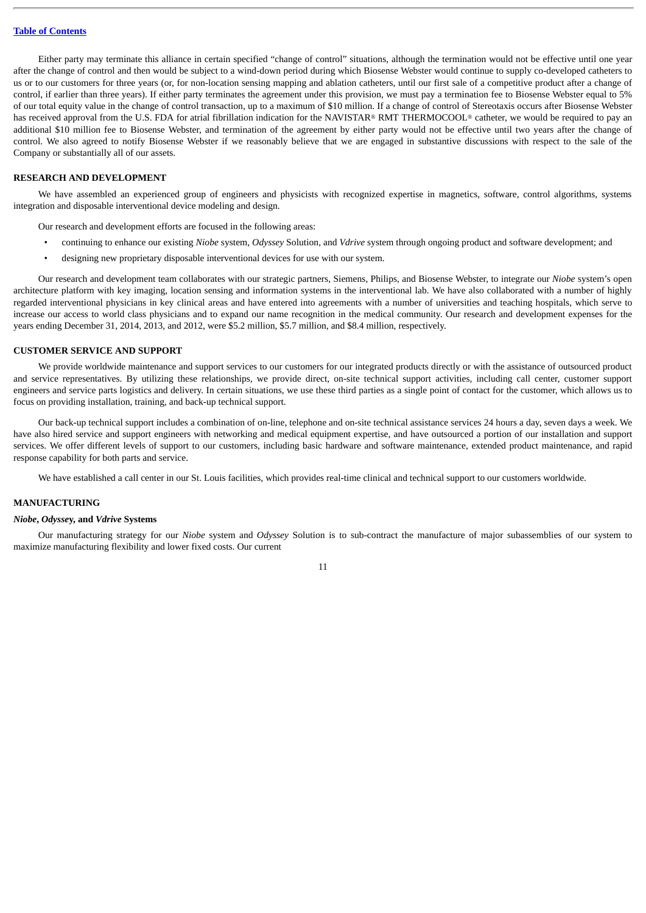Either party may terminate this alliance in certain specified "change of control" situations, although the termination would not be effective until one year after the change of control and then would be subject to a wind-down period during which Biosense Webster would continue to supply co-developed catheters to us or to our customers for three years (or, for non-location sensing mapping and ablation catheters, until our first sale of a competitive product after a change of control, if earlier than three years). If either party terminates the agreement under this provision, we must pay a termination fee to Biosense Webster equal to 5% of our total equity value in the change of control transaction, up to a maximum of $10 million. If a change of control of Stereotaxis occurs after Biosense Webster has received approval from the U.S. FDA for atrial fibrillation indication for the NAVISTAR® RMT THERMOCOOL® catheter, we would be required to pay an additional $10 million fee to Biosense Webster, and termination of the agreement by either party would not be effective until two years after the change of control. We also agreed to notify Biosense Webster if we reasonably believe that we are engaged in substantive discussions with respect to the sale of the Company or substantially all of our assets.

## RESEARCH AND DEVELOPMENT

We have assembled an experienced group of engineers and physicists with recognized expertise in magnetics, software, control algorithms, systems integration and disposable interventional device modeling and design.

Our research and development efforts are focused in the following areas:

- continuing to enhance our existing *Niobe* system, *Odyssey* Solution, and *Vdrive* system through ongoing product and software development; and
- designing new proprietary disposable interventional devices for use with our system.

Our research and development team collaborates with our strategic partners, Siemens, Philips, and Biosense Webster, to integrate our *Niobe* system's open architecture platform with key imaging, location sensing and information systems in the interventional lab. We have also collaborated with a number of highly regarded interventional physicians in key clinical areas and have entered into agreements with a number of universities and teaching hospitals, which serve to increase our access to world class physicians and to expand our name recognition in the medical community. Our research and development expenses for the years ending December 31, 2014, 2013, and 2012, were $5.2 million, $5.7 million, and $8.4 million, respectively.

## CUSTOMER SERVICE AND SUPPORT

We provide worldwide maintenance and support services to our customers for our integrated products directly or with the assistance of outsourced product and service representatives. By utilizing these relationships, we provide direct, on-site technical support activities, including call center, customer support engineers and service parts logistics and delivery. In certain situations, we use these third parties as a single point of contact for the customer, which allows us to focus on providing installation, training, and back-up technical support.

Our back-up technical support includes a combination of on-line, telephone and on-site technical assistance services 24 hours a day, seven days a week. We have also hired service and support engineers with networking and medical equipment expertise, and have outsourced a portion of our installation and support services. We offer different levels of support to our customers, including basic hardware and software maintenance, extended product maintenance, and rapid response capability for both parts and service.

We have established a call center in our St. Louis facilities, which provides real-time clinical and technical support to our customers worldwide.

## MANUFACTURING

### *Niobe*, *Odyssey*, and *Vdrive* Systems

Our manufacturing strategy for our *Niobe* system and *Odyssey* Solution is to sub-contract the manufacture of major subassemblies of our system to maximize manufacturing flexibility and lower fixed costs. Our current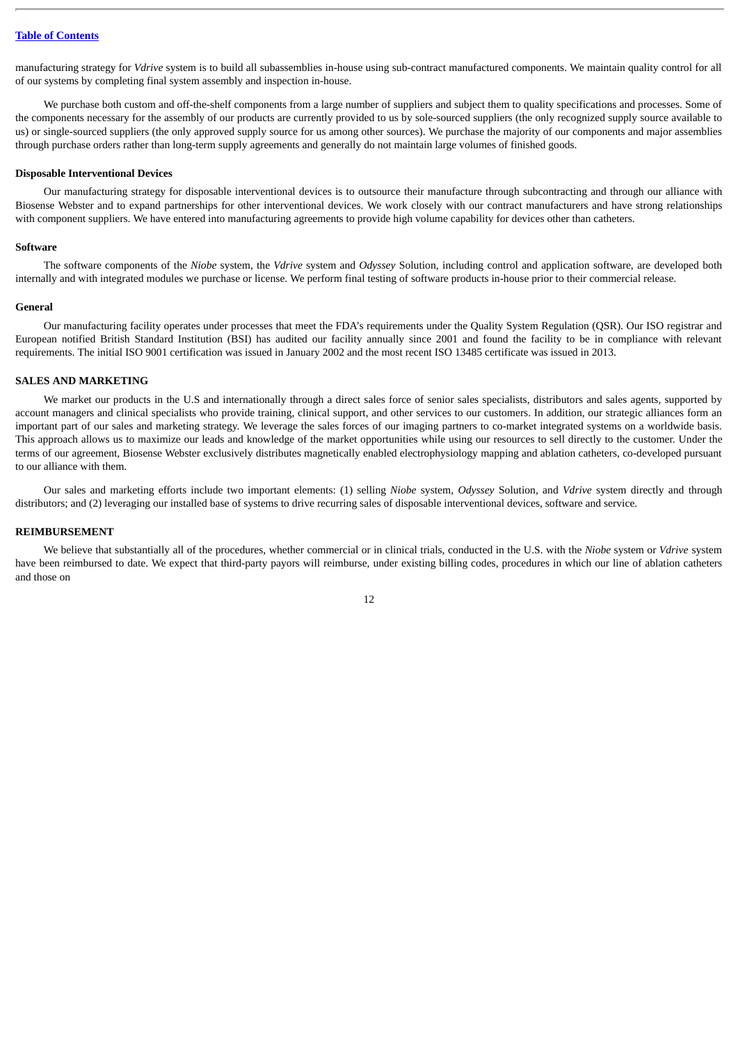manufacturing strategy for *Vdrive* system is to build all subassemblies in-house using sub-contract manufactured components. We maintain quality control for all of our systems by completing final system assembly and inspection in-house.

We purchase both custom and off-the-shelf components from a large number of suppliers and subject them to quality specifications and processes. Some of the components necessary for the assembly of our products are currently provided to us by sole-sourced suppliers (the only recognized supply source available to us) or single-sourced suppliers (the only approved supply source for us among other sources). We purchase the majority of our components and major assemblies through purchase orders rather than long-term supply agreements and generally do not maintain large volumes of finished goods.

**Disposable Interventional Devices**

Our manufacturing strategy for disposable interventional devices is to outsource their manufacture through subcontracting and through our alliance with Biosense Webster and to expand partnerships for other interventional devices. We work closely with our contract manufacturers and have strong relationships with component suppliers. We have entered into manufacturing agreements to provide high volume capability for devices other than catheters.

**Software**

The software components of the *Niobe* system, the *Vdrive* system and *Odyssey* Solution, including control and application software, are developed both internally and with integrated modules we purchase or license. We perform final testing of software products in-house prior to their commercial release.

**General**

Our manufacturing facility operates under processes that meet the FDA's requirements under the Quality System Regulation (QSR). Our ISO registrar and European notified British Standard Institution (BSI) has audited our facility annually since 2001 and found the facility to be in compliance with relevant requirements. The initial ISO 9001 certification was issued in January 2002 and the most recent ISO 13485 certificate was issued in 2013.

## SALES AND MARKETING

We market our products in the U.S and internationally through a direct sales force of senior sales specialists, distributors and sales agents, supported by account managers and clinical specialists who provide training, clinical support, and other services to our customers. In addition, our strategic alliances form an important part of our sales and marketing strategy. We leverage the sales forces of our imaging partners to co-market integrated systems on a worldwide basis. This approach allows us to maximize our leads and knowledge of the market opportunities while using our resources to sell directly to the customer. Under the terms of our agreement, Biosense Webster exclusively distributes magnetically enabled electrophysiology mapping and ablation catheters, co-developed pursuant to our alliance with them.

Our sales and marketing efforts include two important elements: (1) selling *Niobe* system, *Odyssey* Solution, and *Vdrive* system directly and through distributors; and (2) leveraging our installed base of systems to drive recurring sales of disposable interventional devices, software and service.

## REIMBURSEMENT

We believe that substantially all of the procedures, whether commercial or in clinical trials, conducted in the U.S. with the *Niobe* system or *Vdrive* system have been reimbursed to date. We expect that third-party payors will reimburse, under existing billing codes, procedures in which our line of ablation catheters and those on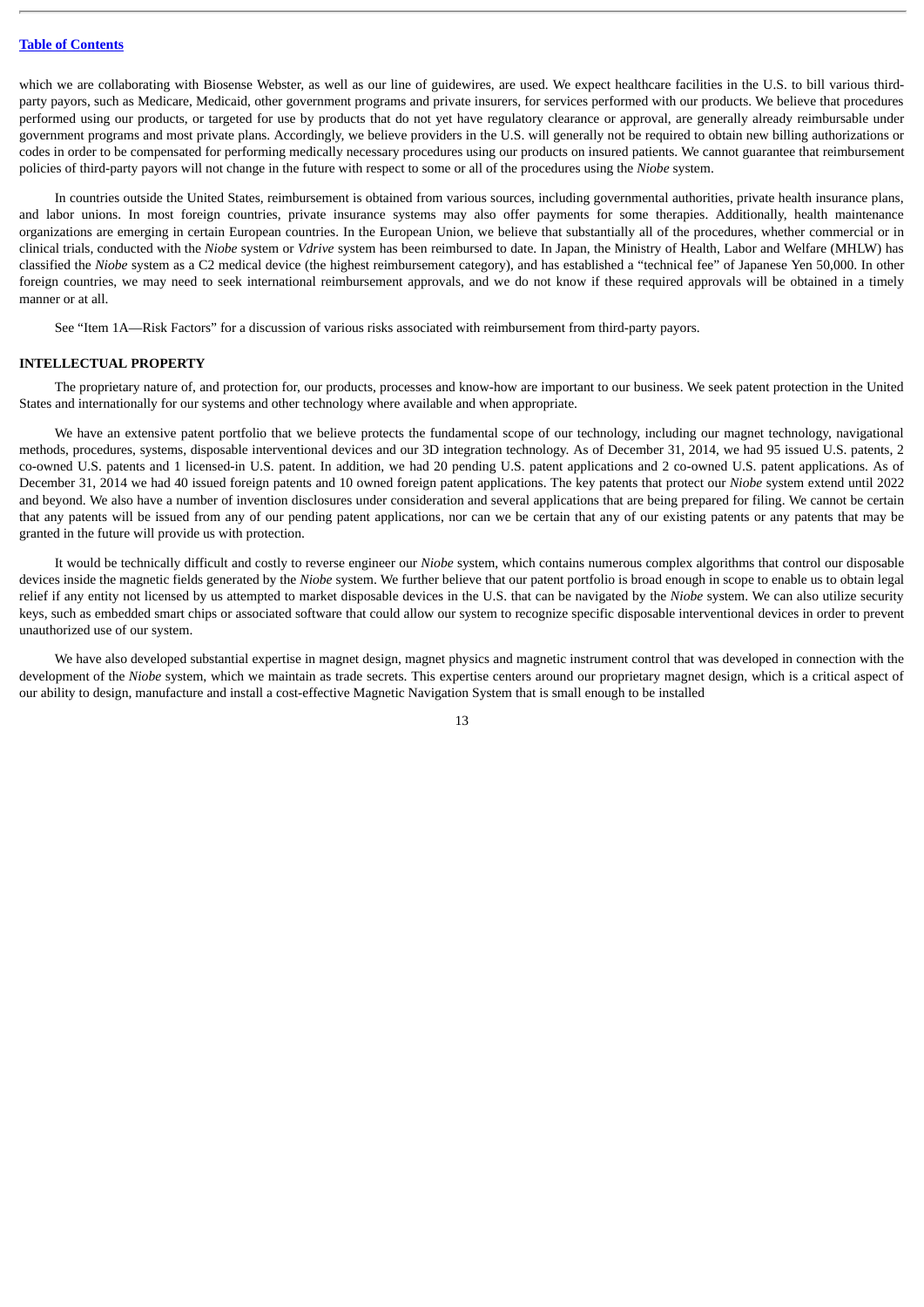which we are collaborating with Biosense Webster, as well as our line of guidewires, are used. We expect healthcare facilities in the U.S. to bill various third-party payors, such as Medicare, Medicaid, other government programs and private insurers, for services performed with our products. We believe that procedures performed using our products, or targeted for use by products that do not yet have regulatory clearance or approval, are generally already reimbursable under government programs and most private plans. Accordingly, we believe providers in the U.S. will generally not be required to obtain new billing authorizations or codes in order to be compensated for performing medically necessary procedures using our products on insured patients. We cannot guarantee that reimbursement policies of third-party payors will not change in the future with respect to some or all of the procedures using the *Niobe* system.

In countries outside the United States, reimbursement is obtained from various sources, including governmental authorities, private health insurance plans, and labor unions. In most foreign countries, private insurance systems may also offer payments for some therapies. Additionally, health maintenance organizations are emerging in certain European countries. In the European Union, we believe that substantially all of the procedures, whether commercial or in clinical trials, conducted with the *Niobe* system or *Vdrive* system has been reimbursed to date. In Japan, the Ministry of Health, Labor and Welfare (MHLW) has classified the *Niobe* system as a C2 medical device (the highest reimbursement category), and has established a "technical fee" of Japanese Yen 50,000. In other foreign countries, we may need to seek international reimbursement approvals, and we do not know if these required approvals will be obtained in a timely manner or at all.

See "Item 1A—Risk Factors" for a discussion of various risks associated with reimbursement from third-party payors.

## INTELLECTUAL PROPERTY

The proprietary nature of, and protection for, our products, processes and know-how are important to our business. We seek patent protection in the United States and internationally for our systems and other technology where available and when appropriate.

We have an extensive patent portfolio that we believe protects the fundamental scope of our technology, including our magnet technology, navigational methods, procedures, systems, disposable interventional devices and our 3D integration technology. As of December 31, 2014, we had 95 issued U.S. patents, 2 co-owned U.S. patents and 1 licensed-in U.S. patent. In addition, we had 20 pending U.S. patent applications and 2 co-owned U.S. patent applications. As of December 31, 2014 we had 40 issued foreign patents and 10 owned foreign patent applications. The key patents that protect our *Niobe* system extend until 2022 and beyond. We also have a number of invention disclosures under consideration and several applications that are being prepared for filing. We cannot be certain that any patents will be issued from any of our pending patent applications, nor can we be certain that any of our existing patents or any patents that may be granted in the future will provide us with protection.

It would be technically difficult and costly to reverse engineer our *Niobe* system, which contains numerous complex algorithms that control our disposable devices inside the magnetic fields generated by the *Niobe* system. We further believe that our patent portfolio is broad enough in scope to enable us to obtain legal relief if any entity not licensed by us attempted to market disposable devices in the U.S. that can be navigated by the *Niobe* system. We can also utilize security keys, such as embedded smart chips or associated software that could allow our system to recognize specific disposable interventional devices in order to prevent unauthorized use of our system.

We have also developed substantial expertise in magnet design, magnet physics and magnetic instrument control that was developed in connection with the development of the *Niobe* system, which we maintain as trade secrets. This expertise centers around our proprietary magnet design, which is a critical aspect of our ability to design, manufacture and install a cost-effective Magnetic Navigation System that is small enough to be installed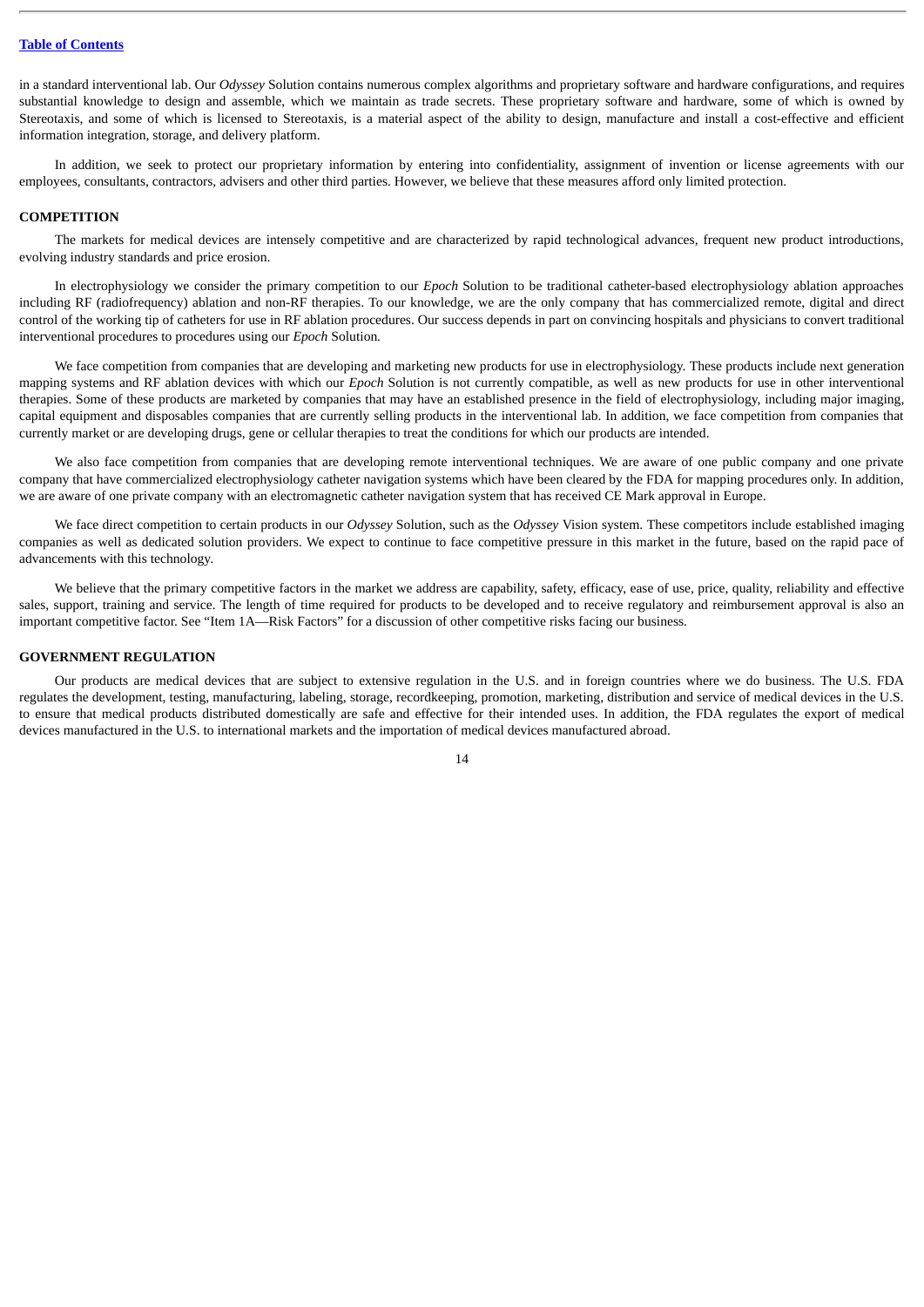in a standard interventional lab. Our *Odyssey* Solution contains numerous complex algorithms and proprietary software and hardware configurations, and requires substantial knowledge to design and assemble, which we maintain as trade secrets. These proprietary software and hardware, some of which is owned by Stereotaxis, and some of which is licensed to Stereotaxis, is a material aspect of the ability to design, manufacture and install a cost-effective and efficient information integration, storage, and delivery platform.

In addition, we seek to protect our proprietary information by entering into confidentiality, assignment of invention or license agreements with our employees, consultants, contractors, advisers and other third parties. However, we believe that these measures afford only limited protection.

## COMPETITION

The markets for medical devices are intensely competitive and are characterized by rapid technological advances, frequent new product introductions, evolving industry standards and price erosion.

In electrophysiology we consider the primary competition to our *Epoch* Solution to be traditional catheter-based electrophysiology ablation approaches including RF (radiofrequency) ablation and non-RF therapies. To our knowledge, we are the only company that has commercialized remote, digital and direct control of the working tip of catheters for use in RF ablation procedures. Our success depends in part on convincing hospitals and physicians to convert traditional interventional procedures to procedures using our *Epoch* Solution.

We face competition from companies that are developing and marketing new products for use in electrophysiology. These products include next generation mapping systems and RF ablation devices with which our *Epoch* Solution is not currently compatible, as well as new products for use in other interventional therapies. Some of these products are marketed by companies that may have an established presence in the field of electrophysiology, including major imaging, capital equipment and disposables companies that are currently selling products in the interventional lab. In addition, we face competition from companies that currently market or are developing drugs, gene or cellular therapies to treat the conditions for which our products are intended.

We also face competition from companies that are developing remote interventional techniques. We are aware of one public company and one private company that have commercialized electrophysiology catheter navigation systems which have been cleared by the FDA for mapping procedures only. In addition, we are aware of one private company with an electromagnetic catheter navigation system that has received CE Mark approval in Europe.

We face direct competition to certain products in our *Odyssey* Solution, such as the *Odyssey* Vision system. These competitors include established imaging companies as well as dedicated solution providers. We expect to continue to face competitive pressure in this market in the future, based on the rapid pace of advancements with this technology.

We believe that the primary competitive factors in the market we address are capability, safety, efficacy, ease of use, price, quality, reliability and effective sales, support, training and service. The length of time required for products to be developed and to receive regulatory and reimbursement approval is also an important competitive factor. See "Item 1A—Risk Factors" for a discussion of other competitive risks facing our business.

## GOVERNMENT REGULATION

Our products are medical devices that are subject to extensive regulation in the U.S. and in foreign countries where we do business. The U.S. FDA regulates the development, testing, manufacturing, labeling, storage, recordkeeping, promotion, marketing, distribution and service of medical devices in the U.S. to ensure that medical products distributed domestically are safe and effective for their intended uses. In addition, the FDA regulates the export of medical devices manufactured in the U.S. to international markets and the importation of medical devices manufactured abroad.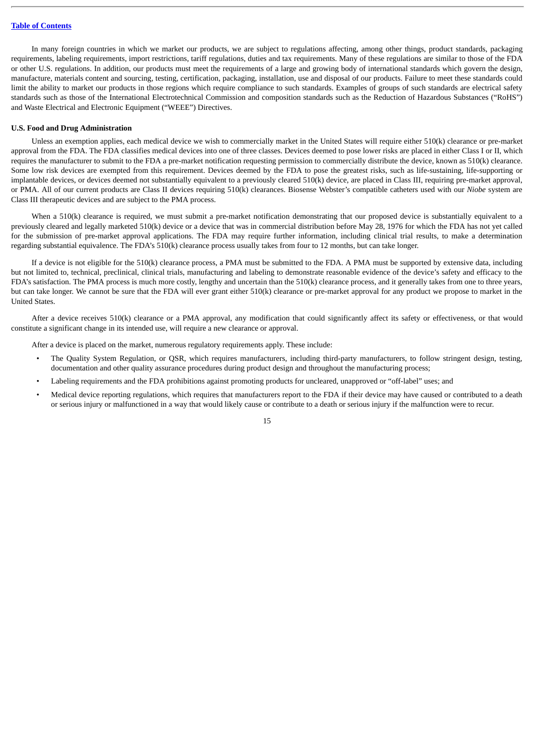In many foreign countries in which we market our products, we are subject to regulations affecting, among other things, product standards, packaging requirements, labeling requirements, import restrictions, tariff regulations, duties and tax requirements. Many of these regulations are similar to those of the FDA or other U.S. regulations. In addition, our products must meet the requirements of a large and growing body of international standards which govern the design, manufacture, materials content and sourcing, testing, certification, packaging, installation, use and disposal of our products. Failure to meet these standards could limit the ability to market our products in those regions which require compliance to such standards. Examples of groups of such standards are electrical safety standards such as those of the International Electrotechnical Commission and composition standards such as the Reduction of Hazardous Substances ("RoHS") and Waste Electrical and Electronic Equipment ("WEEE") Directives.

**U.S. Food and Drug Administration**

Unless an exemption applies, each medical device we wish to commercially market in the United States will require either 510(k) clearance or pre-market approval from the FDA. The FDA classifies medical devices into one of three classes. Devices deemed to pose lower risks are placed in either Class I or II, which requires the manufacturer to submit to the FDA a pre-market notification requesting permission to commercially distribute the device, known as 510(k) clearance. Some low risk devices are exempted from this requirement. Devices deemed by the FDA to pose the greatest risks, such as life-sustaining, life-supporting or implantable devices, or devices deemed not substantially equivalent to a previously cleared 510(k) device, are placed in Class III, requiring pre-market approval, or PMA. All of our current products are Class II devices requiring 510(k) clearances. Biosense Webster's compatible catheters used with our *Niobe* system are Class III therapeutic devices and are subject to the PMA process.

When a 510(k) clearance is required, we must submit a pre-market notification demonstrating that our proposed device is substantially equivalent to a previously cleared and legally marketed 510(k) device or a device that was in commercial distribution before May 28, 1976 for which the FDA has not yet called for the submission of pre-market approval applications. The FDA may require further information, including clinical trial results, to make a determination regarding substantial equivalence. The FDA's 510(k) clearance process usually takes from four to 12 months, but can take longer.

If a device is not eligible for the 510(k) clearance process, a PMA must be submitted to the FDA. A PMA must be supported by extensive data, including but not limited to, technical, preclinical, clinical trials, manufacturing and labeling to demonstrate reasonable evidence of the device's safety and efficacy to the FDA's satisfaction. The PMA process is much more costly, lengthy and uncertain than the 510(k) clearance process, and it generally takes from one to three years, but can take longer. We cannot be sure that the FDA will ever grant either 510(k) clearance or pre-market approval for any product we propose to market in the United States.

After a device receives 510(k) clearance or a PMA approval, any modification that could significantly affect its safety or effectiveness, or that would constitute a significant change in its intended use, will require a new clearance or approval.

After a device is placed on the market, numerous regulatory requirements apply. These include:

- The Quality System Regulation, or QSR, which requires manufacturers, including third-party manufacturers, to follow stringent design, testing, documentation and other quality assurance procedures during product design and throughout the manufacturing process;
- Labeling requirements and the FDA prohibitions against promoting products for uncleared, unapproved or "off-label" uses; and
- Medical device reporting regulations, which requires that manufacturers report to the FDA if their device may have caused or contributed to a death or serious injury or malfunctioned in a way that would likely cause or contribute to a death or serious injury if the malfunction were to recur.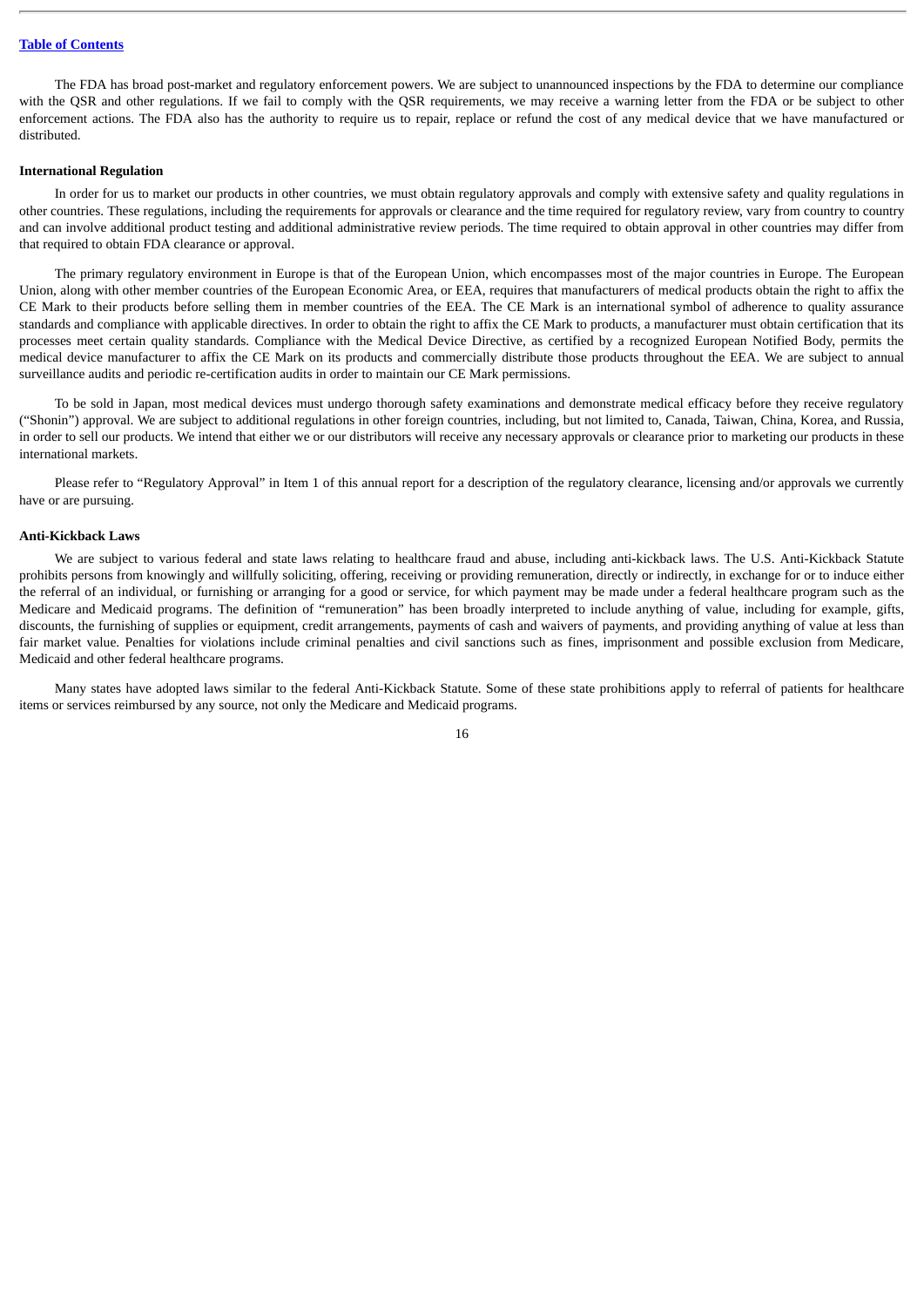The FDA has broad post-market and regulatory enforcement powers. We are subject to unannounced inspections by the FDA to determine our compliance with the QSR and other regulations. If we fail to comply with the QSR requirements, we may receive a warning letter from the FDA or be subject to other enforcement actions. The FDA also has the authority to require us to repair, replace or refund the cost of any medical device that we have manufactured or distributed.

**International Regulation**

In order for us to market our products in other countries, we must obtain regulatory approvals and comply with extensive safety and quality regulations in other countries. These regulations, including the requirements for approvals or clearance and the time required for regulatory review, vary from country to country and can involve additional product testing and additional administrative review periods. The time required to obtain approval in other countries may differ from that required to obtain FDA clearance or approval.

The primary regulatory environment in Europe is that of the European Union, which encompasses most of the major countries in Europe. The European Union, along with other member countries of the European Economic Area, or EEA, requires that manufacturers of medical products obtain the right to affix the CE Mark to their products before selling them in member countries of the EEA. The CE Mark is an international symbol of adherence to quality assurance standards and compliance with applicable directives. In order to obtain the right to affix the CE Mark to products, a manufacturer must obtain certification that its processes meet certain quality standards. Compliance with the Medical Device Directive, as certified by a recognized European Notified Body, permits the medical device manufacturer to affix the CE Mark on its products and commercially distribute those products throughout the EEA. We are subject to annual surveillance audits and periodic re-certification audits in order to maintain our CE Mark permissions.

To be sold in Japan, most medical devices must undergo thorough safety examinations and demonstrate medical efficacy before they receive regulatory ("Shonin") approval. We are subject to additional regulations in other foreign countries, including, but not limited to, Canada, Taiwan, China, Korea, and Russia, in order to sell our products. We intend that either we or our distributors will receive any necessary approvals or clearance prior to marketing our products in these international markets.

Please refer to "Regulatory Approval" in Item 1 of this annual report for a description of the regulatory clearance, licensing and/or approvals we currently have or are pursuing.

**Anti-Kickback Laws**

We are subject to various federal and state laws relating to healthcare fraud and abuse, including anti-kickback laws. The U.S. Anti-Kickback Statute prohibits persons from knowingly and willfully soliciting, offering, receiving or providing remuneration, directly or indirectly, in exchange for or to induce either the referral of an individual, or furnishing or arranging for a good or service, for which payment may be made under a federal healthcare program such as the Medicare and Medicaid programs. The definition of "remuneration" has been broadly interpreted to include anything of value, including for example, gifts, discounts, the furnishing of supplies or equipment, credit arrangements, payments of cash and waivers of payments, and providing anything of value at less than fair market value. Penalties for violations include criminal penalties and civil sanctions such as fines, imprisonment and possible exclusion from Medicare, Medicaid and other federal healthcare programs.

Many states have adopted laws similar to the federal Anti-Kickback Statute. Some of these state prohibitions apply to referral of patients for healthcare items or services reimbursed by any source, not only the Medicare and Medicaid programs.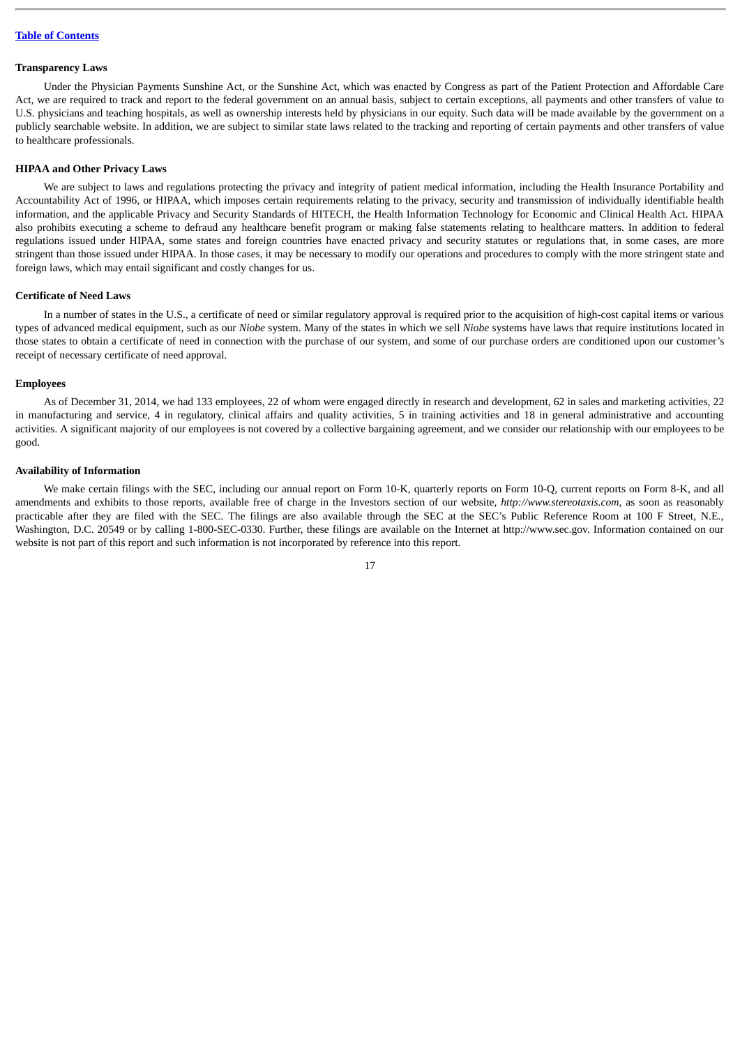#### Transparency Laws

Under the Physician Payments Sunshine Act, or the Sunshine Act, which was enacted by Congress as part of the Patient Protection and Affordable Care Act, we are required to track and report to the federal government on an annual basis, subject to certain exceptions, all payments and other transfers of value to U.S. physicians and teaching hospitals, as well as ownership interests held by physicians in our equity. Such data will be made available by the government on a publicly searchable website. In addition, we are subject to similar state laws related to the tracking and reporting of certain payments and other transfers of value to healthcare professionals.

#### HIPAA and Other Privacy Laws

We are subject to laws and regulations protecting the privacy and integrity of patient medical information, including the Health Insurance Portability and Accountability Act of 1996, or HIPAA, which imposes certain requirements relating to the privacy, security and transmission of individually identifiable health information, and the applicable Privacy and Security Standards of HITECH, the Health Information Technology for Economic and Clinical Health Act. HIPAA also prohibits executing a scheme to defraud any healthcare benefit program or making false statements relating to healthcare matters. In addition to federal regulations issued under HIPAA, some states and foreign countries have enacted privacy and security statutes or regulations that, in some cases, are more stringent than those issued under HIPAA. In those cases, it may be necessary to modify our operations and procedures to comply with the more stringent state and foreign laws, which may entail significant and costly changes for us.

#### Certificate of Need Laws

In a number of states in the U.S., a certificate of need or similar regulatory approval is required prior to the acquisition of high-cost capital items or various types of advanced medical equipment, such as our *Niobe* system. Many of the states in which we sell *Niobe* systems have laws that require institutions located in those states to obtain a certificate of need in connection with the purchase of our system, and some of our purchase orders are conditioned upon our customer's receipt of necessary certificate of need approval.

#### Employees

As of December 31, 2014, we had 133 employees, 22 of whom were engaged directly in research and development, 62 in sales and marketing activities, 22 in manufacturing and service, 4 in regulatory, clinical affairs and quality activities, 5 in training activities and 18 in general administrative and accounting activities. A significant majority of our employees is not covered by a collective bargaining agreement, and we consider our relationship with our employees to be good.

#### Availability of Information

We make certain filings with the SEC, including our annual report on Form 10-K, quarterly reports on Form 10-Q, current reports on Form 8-K, and all amendments and exhibits to those reports, available free of charge in the Investors section of our website, *http://www.stereotaxis.com*, as soon as reasonably practicable after they are filed with the SEC. The filings are also available through the SEC at the SEC's Public Reference Room at 100 F Street, N.E., Washington, D.C. 20549 or by calling 1-800-SEC-0330. Further, these filings are available on the Internet at http://www.sec.gov. Information contained on our website is not part of this report and such information is not incorporated by reference into this report.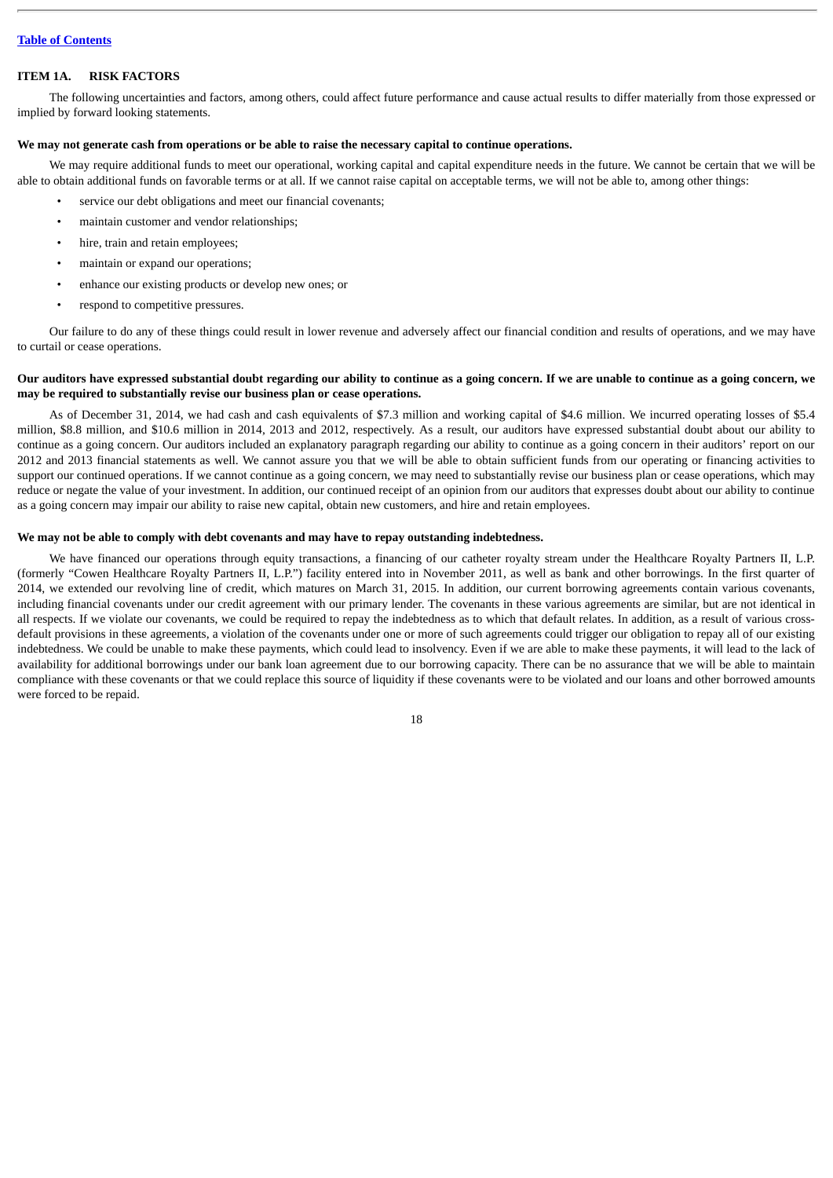## ITEM 1A. RISK FACTORS

The following uncertainties and factors, among others, could affect future performance and cause actual results to differ materially from those expressed or implied by forward looking statements.

**We may not generate cash from operations or be able to raise the necessary capital to continue operations.**

We may require additional funds to meet our operational, working capital and capital expenditure needs in the future. We cannot be certain that we will be able to obtain additional funds on favorable terms or at all. If we cannot raise capital on acceptable terms, we will not be able to, among other things:

- service our debt obligations and meet our financial covenants;
- maintain customer and vendor relationships;
- hire, train and retain employees;
- maintain or expand our operations;
- enhance our existing products or develop new ones; or
- respond to competitive pressures.

Our failure to do any of these things could result in lower revenue and adversely affect our financial condition and results of operations, and we may have to curtail or cease operations.

**Our auditors have expressed substantial doubt regarding our ability to continue as a going concern. If we are unable to continue as a going concern, we may be required to substantially revise our business plan or cease operations.**

As of December 31, 2014, we had cash and cash equivalents of $7.3 million and working capital of $4.6 million. We incurred operating losses of $5.4 million, $8.8 million, and $10.6 million in 2014, 2013 and 2012, respectively. As a result, our auditors have expressed substantial doubt about our ability to continue as a going concern. Our auditors included an explanatory paragraph regarding our ability to continue as a going concern in their auditors' report on our 2012 and 2013 financial statements as well. We cannot assure you that we will be able to obtain sufficient funds from our operating or financing activities to support our continued operations. If we cannot continue as a going concern, we may need to substantially revise our business plan or cease operations, which may reduce or negate the value of your investment. In addition, our continued receipt of an opinion from our auditors that expresses doubt about our ability to continue as a going concern may impair our ability to raise new capital, obtain new customers, and hire and retain employees.

**We may not be able to comply with debt covenants and may have to repay outstanding indebtedness.**

We have financed our operations through equity transactions, a financing of our catheter royalty stream under the Healthcare Royalty Partners II, L.P. (formerly "Cowen Healthcare Royalty Partners II, L.P.") facility entered into in November 2011, as well as bank and other borrowings. In the first quarter of 2014, we extended our revolving line of credit, which matures on March 31, 2015. In addition, our current borrowing agreements contain various covenants, including financial covenants under our credit agreement with our primary lender. The covenants in these various agreements are similar, but are not identical in all respects. If we violate our covenants, we could be required to repay the indebtedness as to which that default relates. In addition, as a result of various cross-default provisions in these agreements, a violation of the covenants under one or more of such agreements could trigger our obligation to repay all of our existing indebtedness. We could be unable to make these payments, which could lead to insolvency. Even if we are able to make these payments, it will lead to the lack of availability for additional borrowings under our bank loan agreement due to our borrowing capacity. There can be no assurance that we will be able to maintain compliance with these covenants or that we could replace this source of liquidity if these covenants were to be violated and our loans and other borrowed amounts were forced to be repaid.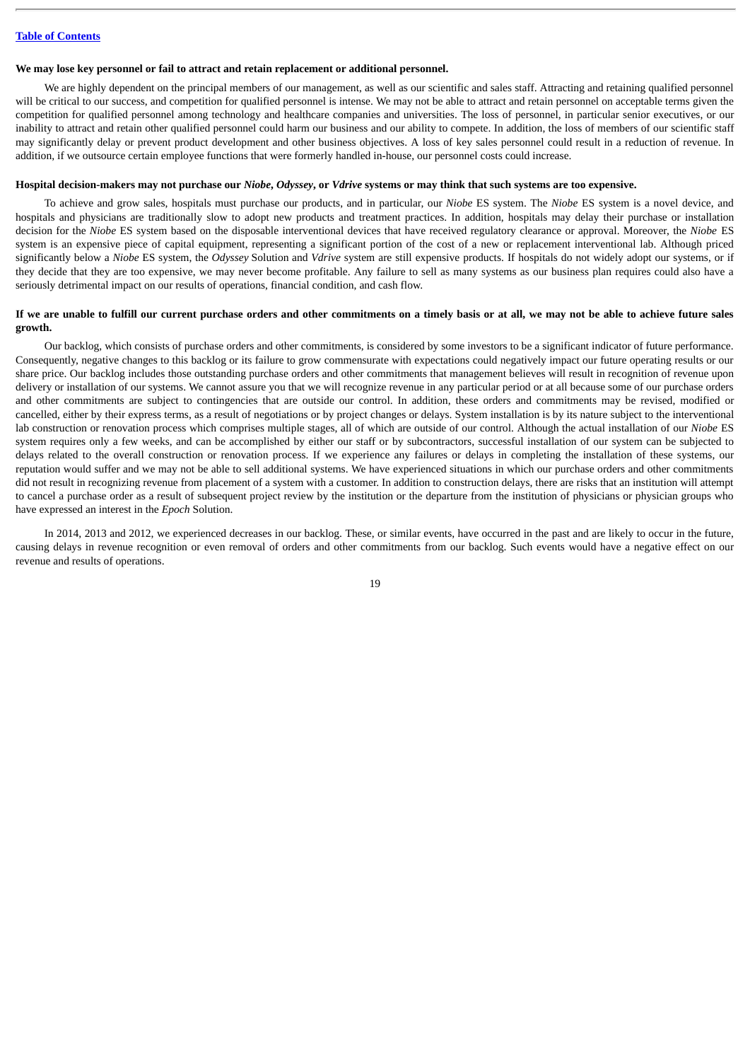**We may lose key personnel or fail to attract and retain replacement or additional personnel.**

We are highly dependent on the principal members of our management, as well as our scientific and sales staff. Attracting and retaining qualified personnel will be critical to our success, and competition for qualified personnel is intense. We may not be able to attract and retain personnel on acceptable terms given the competition for qualified personnel among technology and healthcare companies and universities. The loss of personnel, in particular senior executives, or our inability to attract and retain other qualified personnel could harm our business and our ability to compete. In addition, the loss of members of our scientific staff may significantly delay or prevent product development and other business objectives. A loss of key sales personnel could result in a reduction of revenue. In addition, if we outsource certain employee functions that were formerly handled in-house, our personnel costs could increase.

**Hospital decision-makers may not purchase our *Niobe*, *Odyssey*, or *Vdrive* systems or may think that such systems are too expensive.**

To achieve and grow sales, hospitals must purchase our products, and in particular, our *Niobe* ES system. The *Niobe* ES system is a novel device, and hospitals and physicians are traditionally slow to adopt new products and treatment practices. In addition, hospitals may delay their purchase or installation decision for the *Niobe* ES system based on the disposable interventional devices that have received regulatory clearance or approval. Moreover, the *Niobe* ES system is an expensive piece of capital equipment, representing a significant portion of the cost of a new or replacement interventional lab. Although priced significantly below a *Niobe* ES system, the *Odyssey* Solution and *Vdrive* system are still expensive products. If hospitals do not widely adopt our systems, or if they decide that they are too expensive, we may never become profitable. Any failure to sell as many systems as our business plan requires could also have a seriously detrimental impact on our results of operations, financial condition, and cash flow.

**If we are unable to fulfill our current purchase orders and other commitments on a timely basis or at all, we may not be able to achieve future sales growth.**

Our backlog, which consists of purchase orders and other commitments, is considered by some investors to be a significant indicator of future performance. Consequently, negative changes to this backlog or its failure to grow commensurate with expectations could negatively impact our future operating results or our share price. Our backlog includes those outstanding purchase orders and other commitments that management believes will result in recognition of revenue upon delivery or installation of our systems. We cannot assure you that we will recognize revenue in any particular period or at all because some of our purchase orders and other commitments are subject to contingencies that are outside our control. In addition, these orders and commitments may be revised, modified or cancelled, either by their express terms, as a result of negotiations or by project changes or delays. System installation is by its nature subject to the interventional lab construction or renovation process which comprises multiple stages, all of which are outside of our control. Although the actual installation of our *Niobe* ES system requires only a few weeks, and can be accomplished by either our staff or by subcontractors, successful installation of our system can be subjected to delays related to the overall construction or renovation process. If we experience any failures or delays in completing the installation of these systems, our reputation would suffer and we may not be able to sell additional systems. We have experienced situations in which our purchase orders and other commitments did not result in recognizing revenue from placement of a system with a customer. In addition to construction delays, there are risks that an institution will attempt to cancel a purchase order as a result of subsequent project review by the institution or the departure from the institution of physicians or physician groups who have expressed an interest in the *Epoch* Solution.

In 2014, 2013 and 2012, we experienced decreases in our backlog. These, or similar events, have occurred in the past and are likely to occur in the future, causing delays in revenue recognition or even removal of orders and other commitments from our backlog. Such events would have a negative effect on our revenue and results of operations.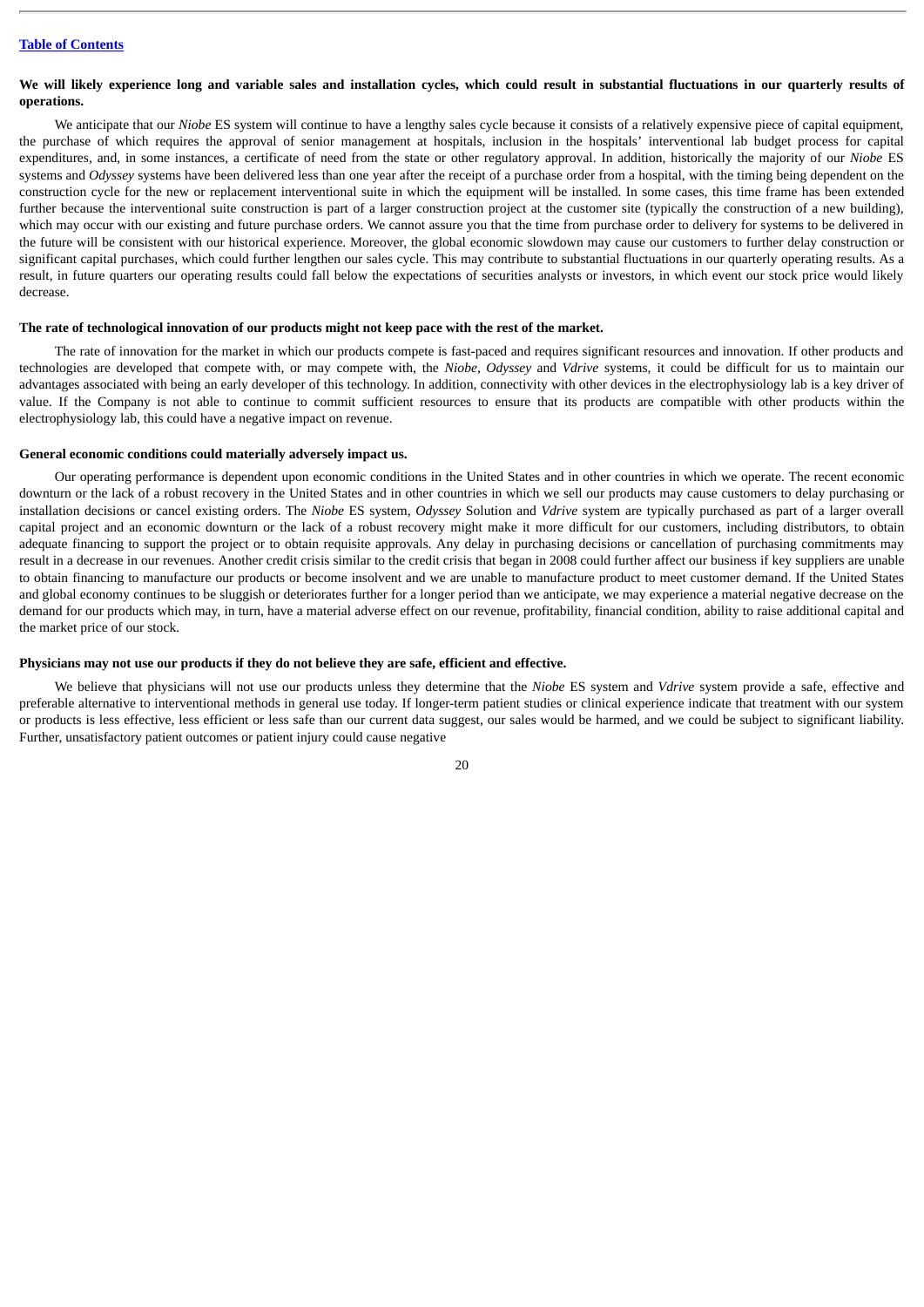**We will likely experience long and variable sales and installation cycles, which could result in substantial fluctuations in our quarterly results of operations.**

We anticipate that our *Niobe* ES system will continue to have a lengthy sales cycle because it consists of a relatively expensive piece of capital equipment, the purchase of which requires the approval of senior management at hospitals, inclusion in the hospitals' interventional lab budget process for capital expenditures, and, in some instances, a certificate of need from the state or other regulatory approval. In addition, historically the majority of our *Niobe* ES systems and *Odyssey* systems have been delivered less than one year after the receipt of a purchase order from a hospital, with the timing being dependent on the construction cycle for the new or replacement interventional suite in which the equipment will be installed. In some cases, this time frame has been extended further because the interventional suite construction is part of a larger construction project at the customer site (typically the construction of a new building), which may occur with our existing and future purchase orders. We cannot assure you that the time from purchase order to delivery for systems to be delivered in the future will be consistent with our historical experience. Moreover, the global economic slowdown may cause our customers to further delay construction or significant capital purchases, which could further lengthen our sales cycle. This may contribute to substantial fluctuations in our quarterly operating results. As a result, in future quarters our operating results could fall below the expectations of securities analysts or investors, in which event our stock price would likely decrease.

**The rate of technological innovation of our products might not keep pace with the rest of the market.**

The rate of innovation for the market in which our products compete is fast-paced and requires significant resources and innovation. If other products and technologies are developed that compete with, or may compete with, the *Niobe*, *Odyssey* and *Vdrive* systems, it could be difficult for us to maintain our advantages associated with being an early developer of this technology. In addition, connectivity with other devices in the electrophysiology lab is a key driver of value. If the Company is not able to continue to commit sufficient resources to ensure that its products are compatible with other products within the electrophysiology lab, this could have a negative impact on revenue.

**General economic conditions could materially adversely impact us.**

Our operating performance is dependent upon economic conditions in the United States and in other countries in which we operate. The recent economic downturn or the lack of a robust recovery in the United States and in other countries in which we sell our products may cause customers to delay purchasing or installation decisions or cancel existing orders. The *Niobe* ES system, *Odyssey* Solution and *Vdrive* system are typically purchased as part of a larger overall capital project and an economic downturn or the lack of a robust recovery might make it more difficult for our customers, including distributors, to obtain adequate financing to support the project or to obtain requisite approvals. Any delay in purchasing decisions or cancellation of purchasing commitments may result in a decrease in our revenues. Another credit crisis similar to the credit crisis that began in 2008 could further affect our business if key suppliers are unable to obtain financing to manufacture our products or become insolvent and we are unable to manufacture product to meet customer demand. If the United States and global economy continues to be sluggish or deteriorates further for a longer period than we anticipate, we may experience a material negative decrease on the demand for our products which may, in turn, have a material adverse effect on our revenue, profitability, financial condition, ability to raise additional capital and the market price of our stock.

**Physicians may not use our products if they do not believe they are safe, efficient and effective.**

We believe that physicians will not use our products unless they determine that the *Niobe* ES system and *Vdrive* system provide a safe, effective and preferable alternative to interventional methods in general use today. If longer-term patient studies or clinical experience indicate that treatment with our system or products is less effective, less efficient or less safe than our current data suggest, our sales would be harmed, and we could be subject to significant liability. Further, unsatisfactory patient outcomes or patient injury could cause negative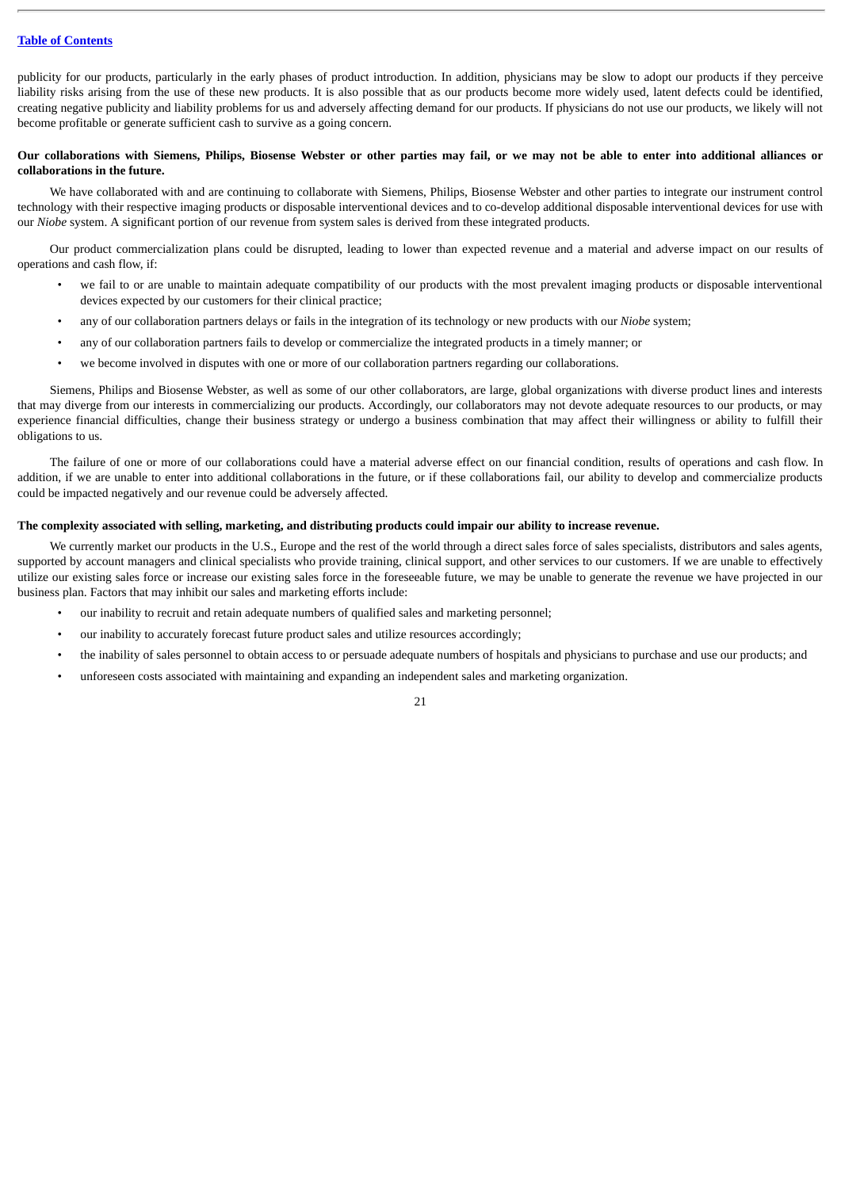publicity for our products, particularly in the early phases of product introduction. In addition, physicians may be slow to adopt our products if they perceive liability risks arising from the use of these new products. It is also possible that as our products become more widely used, latent defects could be identified, creating negative publicity and liability problems for us and adversely affecting demand for our products. If physicians do not use our products, we likely will not become profitable or generate sufficient cash to survive as a going concern.

**Our collaborations with Siemens, Philips, Biosense Webster or other parties may fail, or we may not be able to enter into additional alliances or collaborations in the future.**

We have collaborated with and are continuing to collaborate with Siemens, Philips, Biosense Webster and other parties to integrate our instrument control technology with their respective imaging products or disposable interventional devices and to co-develop additional disposable interventional devices for use with our *Niobe* system. A significant portion of our revenue from system sales is derived from these integrated products.

Our product commercialization plans could be disrupted, leading to lower than expected revenue and a material and adverse impact on our results of operations and cash flow, if:

- we fail to or are unable to maintain adequate compatibility of our products with the most prevalent imaging products or disposable interventional devices expected by our customers for their clinical practice;
- any of our collaboration partners delays or fails in the integration of its technology or new products with our *Niobe* system;
- any of our collaboration partners fails to develop or commercialize the integrated products in a timely manner; or
- we become involved in disputes with one or more of our collaboration partners regarding our collaborations.

Siemens, Philips and Biosense Webster, as well as some of our other collaborators, are large, global organizations with diverse product lines and interests that may diverge from our interests in commercializing our products. Accordingly, our collaborators may not devote adequate resources to our products, or may experience financial difficulties, change their business strategy or undergo a business combination that may affect their willingness or ability to fulfill their obligations to us.

The failure of one or more of our collaborations could have a material adverse effect on our financial condition, results of operations and cash flow. In addition, if we are unable to enter into additional collaborations in the future, or if these collaborations fail, our ability to develop and commercialize products could be impacted negatively and our revenue could be adversely affected.

**The complexity associated with selling, marketing, and distributing products could impair our ability to increase revenue.**

We currently market our products in the U.S., Europe and the rest of the world through a direct sales force of sales specialists, distributors and sales agents, supported by account managers and clinical specialists who provide training, clinical support, and other services to our customers. If we are unable to effectively utilize our existing sales force or increase our existing sales force in the foreseeable future, we may be unable to generate the revenue we have projected in our business plan. Factors that may inhibit our sales and marketing efforts include:

- our inability to recruit and retain adequate numbers of qualified sales and marketing personnel;
- our inability to accurately forecast future product sales and utilize resources accordingly;
- the inability of sales personnel to obtain access to or persuade adequate numbers of hospitals and physicians to purchase and use our products; and
- unforeseen costs associated with maintaining and expanding an independent sales and marketing organization.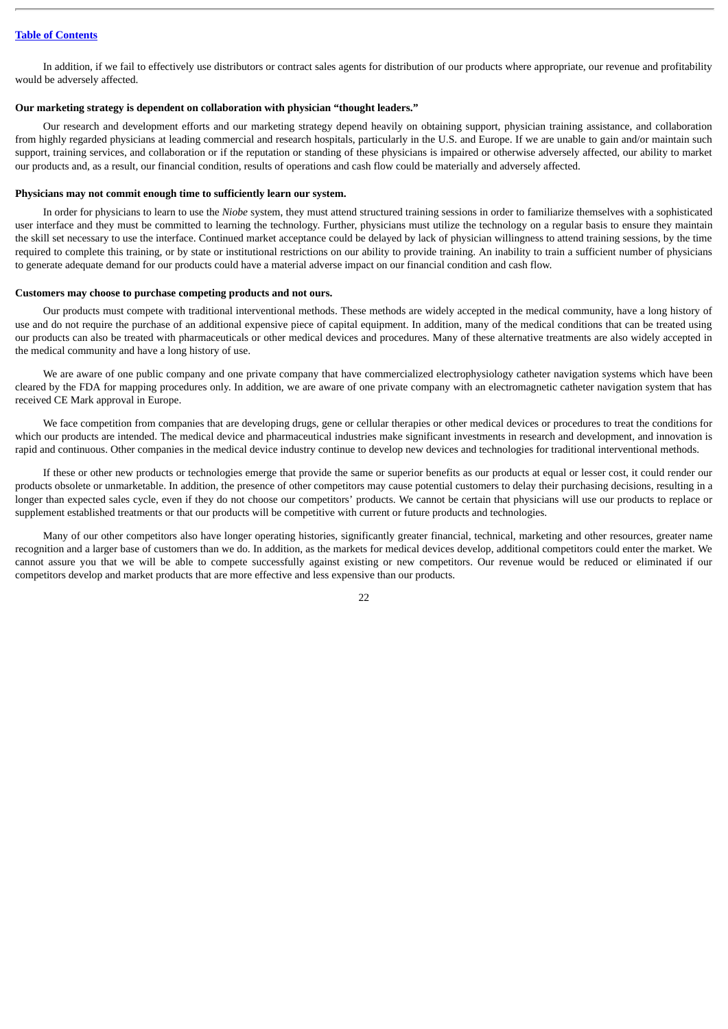In addition, if we fail to effectively use distributors or contract sales agents for distribution of our products where appropriate, our revenue and profitability would be adversely affected.

**Our marketing strategy is dependent on collaboration with physician "thought leaders."**

Our research and development efforts and our marketing strategy depend heavily on obtaining support, physician training assistance, and collaboration from highly regarded physicians at leading commercial and research hospitals, particularly in the U.S. and Europe. If we are unable to gain and/or maintain such support, training services, and collaboration or if the reputation or standing of these physicians is impaired or otherwise adversely affected, our ability to market our products and, as a result, our financial condition, results of operations and cash flow could be materially and adversely affected.

**Physicians may not commit enough time to sufficiently learn our system.**

In order for physicians to learn to use the *Niobe* system, they must attend structured training sessions in order to familiarize themselves with a sophisticated user interface and they must be committed to learning the technology. Further, physicians must utilize the technology on a regular basis to ensure they maintain the skill set necessary to use the interface. Continued market acceptance could be delayed by lack of physician willingness to attend training sessions, by the time required to complete this training, or by state or institutional restrictions on our ability to provide training. An inability to train a sufficient number of physicians to generate adequate demand for our products could have a material adverse impact on our financial condition and cash flow.

**Customers may choose to purchase competing products and not ours.**

Our products must compete with traditional interventional methods. These methods are widely accepted in the medical community, have a long history of use and do not require the purchase of an additional expensive piece of capital equipment. In addition, many of the medical conditions that can be treated using our products can also be treated with pharmaceuticals or other medical devices and procedures. Many of these alternative treatments are also widely accepted in the medical community and have a long history of use.

We are aware of one public company and one private company that have commercialized electrophysiology catheter navigation systems which have been cleared by the FDA for mapping procedures only. In addition, we are aware of one private company with an electromagnetic catheter navigation system that has received CE Mark approval in Europe.

We face competition from companies that are developing drugs, gene or cellular therapies or other medical devices or procedures to treat the conditions for which our products are intended. The medical device and pharmaceutical industries make significant investments in research and development, and innovation is rapid and continuous. Other companies in the medical device industry continue to develop new devices and technologies for traditional interventional methods.

If these or other new products or technologies emerge that provide the same or superior benefits as our products at equal or lesser cost, it could render our products obsolete or unmarketable. In addition, the presence of other competitors may cause potential customers to delay their purchasing decisions, resulting in a longer than expected sales cycle, even if they do not choose our competitors' products. We cannot be certain that physicians will use our products to replace or supplement established treatments or that our products will be competitive with current or future products and technologies.

Many of our other competitors also have longer operating histories, significantly greater financial, technical, marketing and other resources, greater name recognition and a larger base of customers than we do. In addition, as the markets for medical devices develop, additional competitors could enter the market. We cannot assure you that we will be able to compete successfully against existing or new competitors. Our revenue would be reduced or eliminated if our competitors develop and market products that are more effective and less expensive than our products.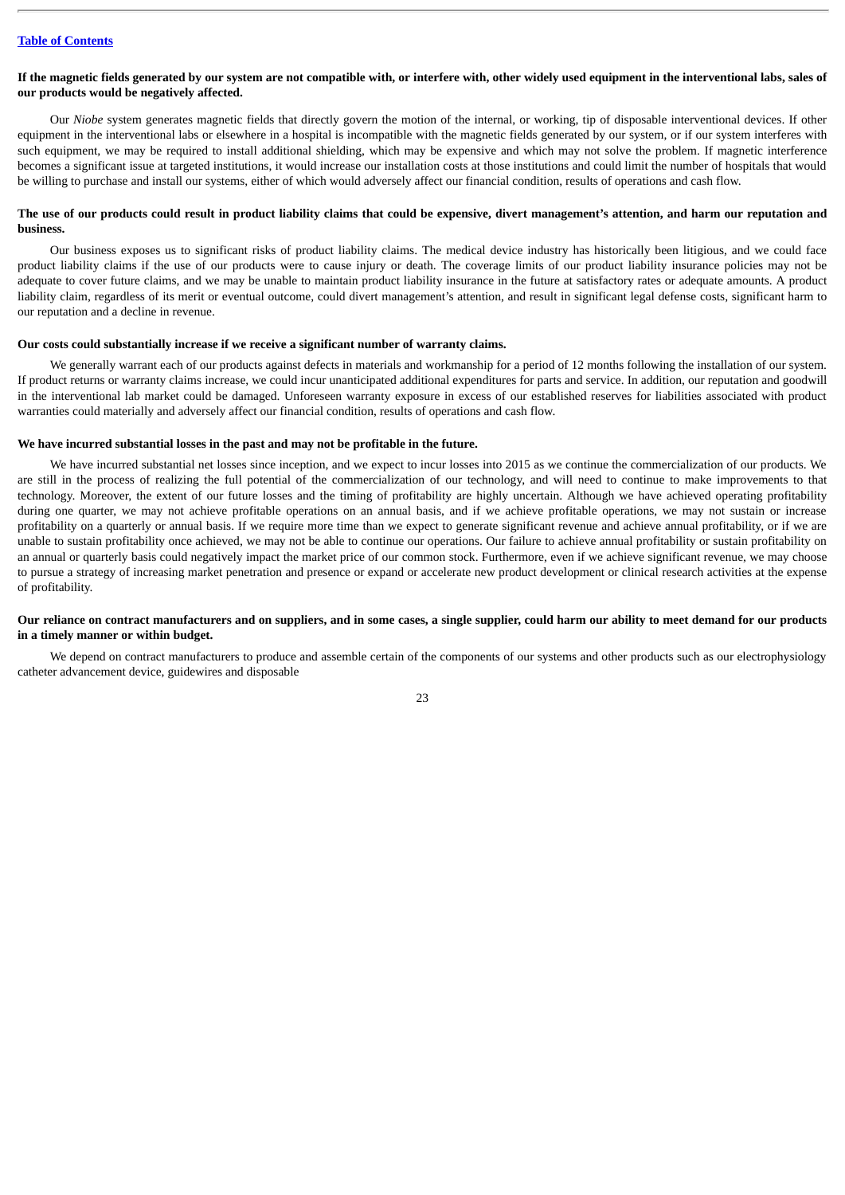**If the magnetic fields generated by our system are not compatible with, or interfere with, other widely used equipment in the interventional labs, sales of our products would be negatively affected.**

Our *Niobe* system generates magnetic fields that directly govern the motion of the internal, or working, tip of disposable interventional devices. If other equipment in the interventional labs or elsewhere in a hospital is incompatible with the magnetic fields generated by our system, or if our system interferes with such equipment, we may be required to install additional shielding, which may be expensive and which may not solve the problem. If magnetic interference becomes a significant issue at targeted institutions, it would increase our installation costs at those institutions and could limit the number of hospitals that would be willing to purchase and install our systems, either of which would adversely affect our financial condition, results of operations and cash flow.

**The use of our products could result in product liability claims that could be expensive, divert management's attention, and harm our reputation and business.**

Our business exposes us to significant risks of product liability claims. The medical device industry has historically been litigious, and we could face product liability claims if the use of our products were to cause injury or death. The coverage limits of our product liability insurance policies may not be adequate to cover future claims, and we may be unable to maintain product liability insurance in the future at satisfactory rates or adequate amounts. A product liability claim, regardless of its merit or eventual outcome, could divert management's attention, and result in significant legal defense costs, significant harm to our reputation and a decline in revenue.

**Our costs could substantially increase if we receive a significant number of warranty claims.**

We generally warrant each of our products against defects in materials and workmanship for a period of 12 months following the installation of our system. If product returns or warranty claims increase, we could incur unanticipated additional expenditures for parts and service. In addition, our reputation and goodwill in the interventional lab market could be damaged. Unforeseen warranty exposure in excess of our established reserves for liabilities associated with product warranties could materially and adversely affect our financial condition, results of operations and cash flow.

**We have incurred substantial losses in the past and may not be profitable in the future.**

We have incurred substantial net losses since inception, and we expect to incur losses into 2015 as we continue the commercialization of our products. We are still in the process of realizing the full potential of the commercialization of our technology, and will need to continue to make improvements to that technology. Moreover, the extent of our future losses and the timing of profitability are highly uncertain. Although we have achieved operating profitability during one quarter, we may not achieve profitable operations on an annual basis, and if we achieve profitable operations, we may not sustain or increase profitability on a quarterly or annual basis. If we require more time than we expect to generate significant revenue and achieve annual profitability, or if we are unable to sustain profitability once achieved, we may not be able to continue our operations. Our failure to achieve annual profitability or sustain profitability on an annual or quarterly basis could negatively impact the market price of our common stock. Furthermore, even if we achieve significant revenue, we may choose to pursue a strategy of increasing market penetration and presence or expand or accelerate new product development or clinical research activities at the expense of profitability.

**Our reliance on contract manufacturers and on suppliers, and in some cases, a single supplier, could harm our ability to meet demand for our products in a timely manner or within budget.**

We depend on contract manufacturers to produce and assemble certain of the components of our systems and other products such as our electrophysiology catheter advancement device, guidewires and disposable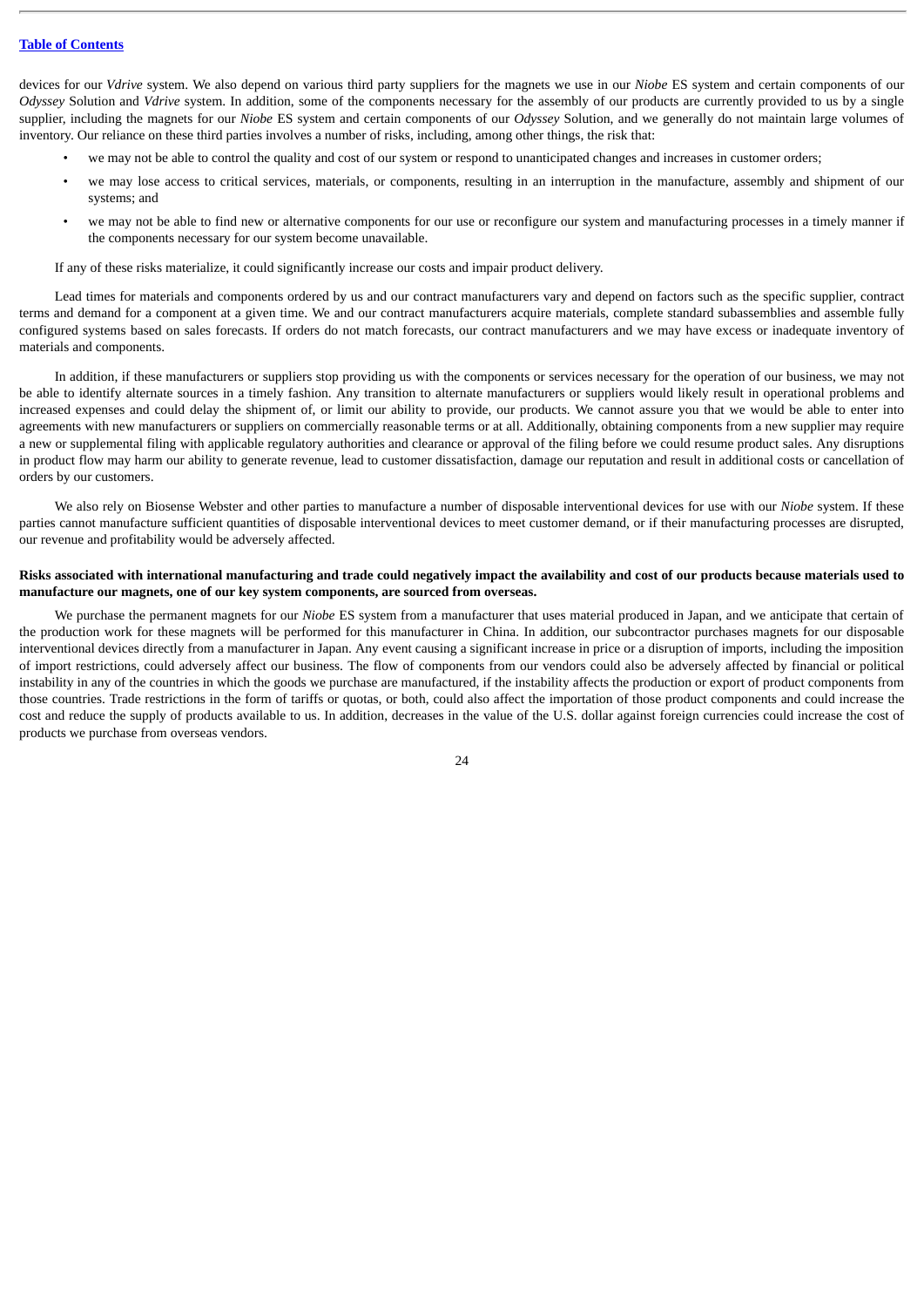devices for our *Vdrive* system. We also depend on various third party suppliers for the magnets we use in our *Niobe* ES system and certain components of our *Odyssey* Solution and *Vdrive* system. In addition, some of the components necessary for the assembly of our products are currently provided to us by a single supplier, including the magnets for our *Niobe* ES system and certain components of our *Odyssey* Solution, and we generally do not maintain large volumes of inventory. Our reliance on these third parties involves a number of risks, including, among other things, the risk that:

- we may not be able to control the quality and cost of our system or respond to unanticipated changes and increases in customer orders;
- we may lose access to critical services, materials, or components, resulting in an interruption in the manufacture, assembly and shipment of our systems; and
- we may not be able to find new or alternative components for our use or reconfigure our system and manufacturing processes in a timely manner if the components necessary for our system become unavailable.

If any of these risks materialize, it could significantly increase our costs and impair product delivery.

Lead times for materials and components ordered by us and our contract manufacturers vary and depend on factors such as the specific supplier, contract terms and demand for a component at a given time. We and our contract manufacturers acquire materials, complete standard subassemblies and assemble fully configured systems based on sales forecasts. If orders do not match forecasts, our contract manufacturers and we may have excess or inadequate inventory of materials and components.

In addition, if these manufacturers or suppliers stop providing us with the components or services necessary for the operation of our business, we may not be able to identify alternate sources in a timely fashion. Any transition to alternate manufacturers or suppliers would likely result in operational problems and increased expenses and could delay the shipment of, or limit our ability to provide, our products. We cannot assure you that we would be able to enter into agreements with new manufacturers or suppliers on commercially reasonable terms or at all. Additionally, obtaining components from a new supplier may require a new or supplemental filing with applicable regulatory authorities and clearance or approval of the filing before we could resume product sales. Any disruptions in product flow may harm our ability to generate revenue, lead to customer dissatisfaction, damage our reputation and result in additional costs or cancellation of orders by our customers.

We also rely on Biosense Webster and other parties to manufacture a number of disposable interventional devices for use with our *Niobe* system. If these parties cannot manufacture sufficient quantities of disposable interventional devices to meet customer demand, or if their manufacturing processes are disrupted, our revenue and profitability would be adversely affected.

**Risks associated with international manufacturing and trade could negatively impact the availability and cost of our products because materials used to manufacture our magnets, one of our key system components, are sourced from overseas.**

We purchase the permanent magnets for our *Niobe* ES system from a manufacturer that uses material produced in Japan, and we anticipate that certain of the production work for these magnets will be performed for this manufacturer in China. In addition, our subcontractor purchases magnets for our disposable interventional devices directly from a manufacturer in Japan. Any event causing a significant increase in price or a disruption of imports, including the imposition of import restrictions, could adversely affect our business. The flow of components from our vendors could also be adversely affected by financial or political instability in any of the countries in which the goods we purchase are manufactured, if the instability affects the production or export of product components from those countries. Trade restrictions in the form of tariffs or quotas, or both, could also affect the importation of those product components and could increase the cost and reduce the supply of products available to us. In addition, decreases in the value of the U.S. dollar against foreign currencies could increase the cost of products we purchase from overseas vendors.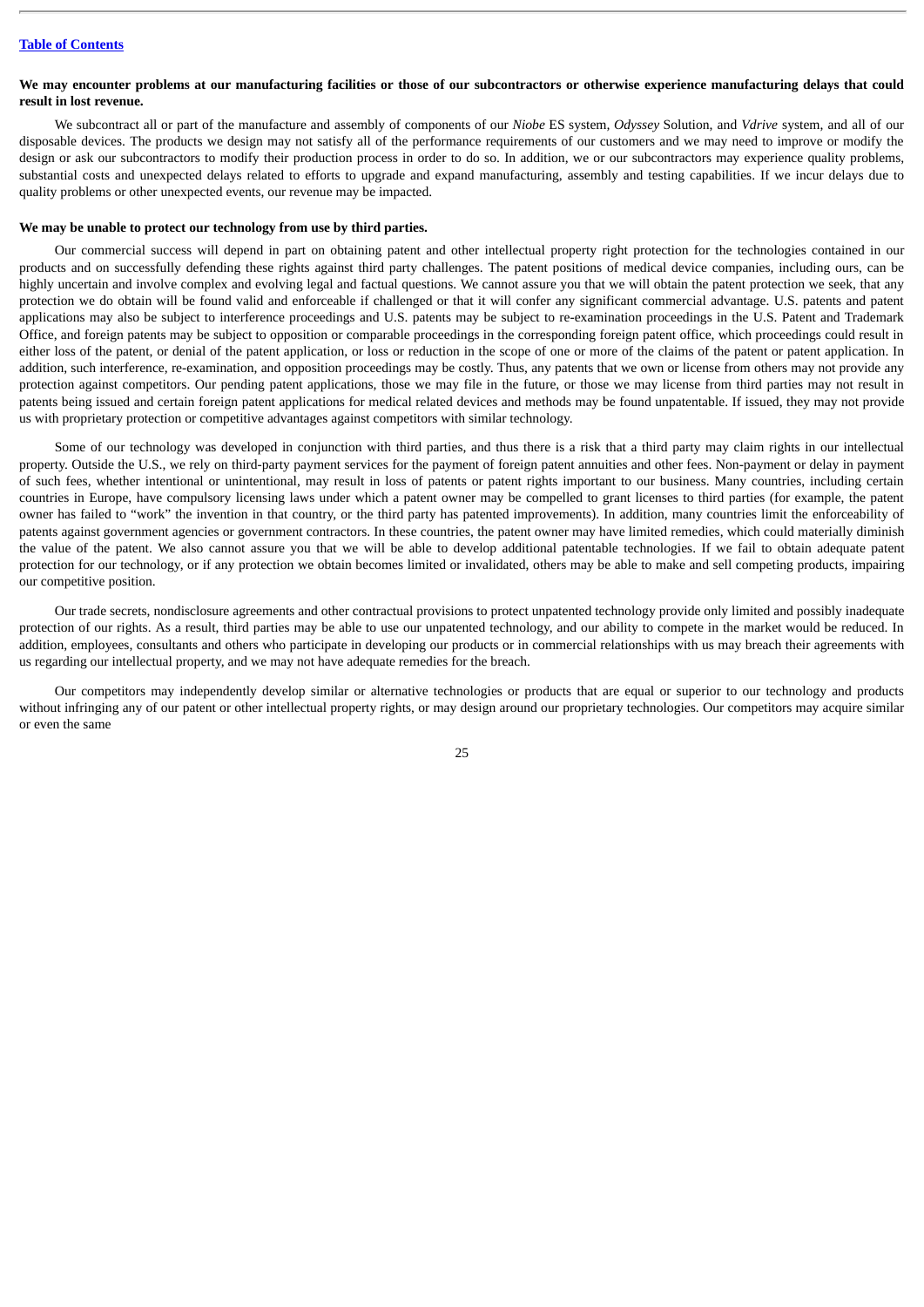**We may encounter problems at our manufacturing facilities or those of our subcontractors or otherwise experience manufacturing delays that could result in lost revenue.**

We subcontract all or part of the manufacture and assembly of components of our *Niobe* ES system, *Odyssey* Solution, and *Vdrive* system, and all of our disposable devices. The products we design may not satisfy all of the performance requirements of our customers and we may need to improve or modify the design or ask our subcontractors to modify their production process in order to do so. In addition, we or our subcontractors may experience quality problems, substantial costs and unexpected delays related to efforts to upgrade and expand manufacturing, assembly and testing capabilities. If we incur delays due to quality problems or other unexpected events, our revenue may be impacted.

**We may be unable to protect our technology from use by third parties.**

Our commercial success will depend in part on obtaining patent and other intellectual property right protection for the technologies contained in our products and on successfully defending these rights against third party challenges. The patent positions of medical device companies, including ours, can be highly uncertain and involve complex and evolving legal and factual questions. We cannot assure you that we will obtain the patent protection we seek, that any protection we do obtain will be found valid and enforceable if challenged or that it will confer any significant commercial advantage. U.S. patents and patent applications may also be subject to interference proceedings and U.S. patents may be subject to re-examination proceedings in the U.S. Patent and Trademark Office, and foreign patents may be subject to opposition or comparable proceedings in the corresponding foreign patent office, which proceedings could result in either loss of the patent, or denial of the patent application, or loss or reduction in the scope of one or more of the claims of the patent or patent application. In addition, such interference, re-examination, and opposition proceedings may be costly. Thus, any patents that we own or license from others may not provide any protection against competitors. Our pending patent applications, those we may file in the future, or those we may license from third parties may not result in patents being issued and certain foreign patent applications for medical related devices and methods may be found unpatentable. If issued, they may not provide us with proprietary protection or competitive advantages against competitors with similar technology.

Some of our technology was developed in conjunction with third parties, and thus there is a risk that a third party may claim rights in our intellectual property. Outside the U.S., we rely on third-party payment services for the payment of foreign patent annuities and other fees. Non-payment or delay in payment of such fees, whether intentional or unintentional, may result in loss of patents or patent rights important to our business. Many countries, including certain countries in Europe, have compulsory licensing laws under which a patent owner may be compelled to grant licenses to third parties (for example, the patent owner has failed to "work" the invention in that country, or the third party has patented improvements). In addition, many countries limit the enforceability of patents against government agencies or government contractors. In these countries, the patent owner may have limited remedies, which could materially diminish the value of the patent. We also cannot assure you that we will be able to develop additional patentable technologies. If we fail to obtain adequate patent protection for our technology, or if any protection we obtain becomes limited or invalidated, others may be able to make and sell competing products, impairing our competitive position.

Our trade secrets, nondisclosure agreements and other contractual provisions to protect unpatented technology provide only limited and possibly inadequate protection of our rights. As a result, third parties may be able to use our unpatented technology, and our ability to compete in the market would be reduced. In addition, employees, consultants and others who participate in developing our products or in commercial relationships with us may breach their agreements with us regarding our intellectual property, and we may not have adequate remedies for the breach.

Our competitors may independently develop similar or alternative technologies or products that are equal or superior to our technology and products without infringing any of our patent or other intellectual property rights, or may design around our proprietary technologies. Our competitors may acquire similar or even the same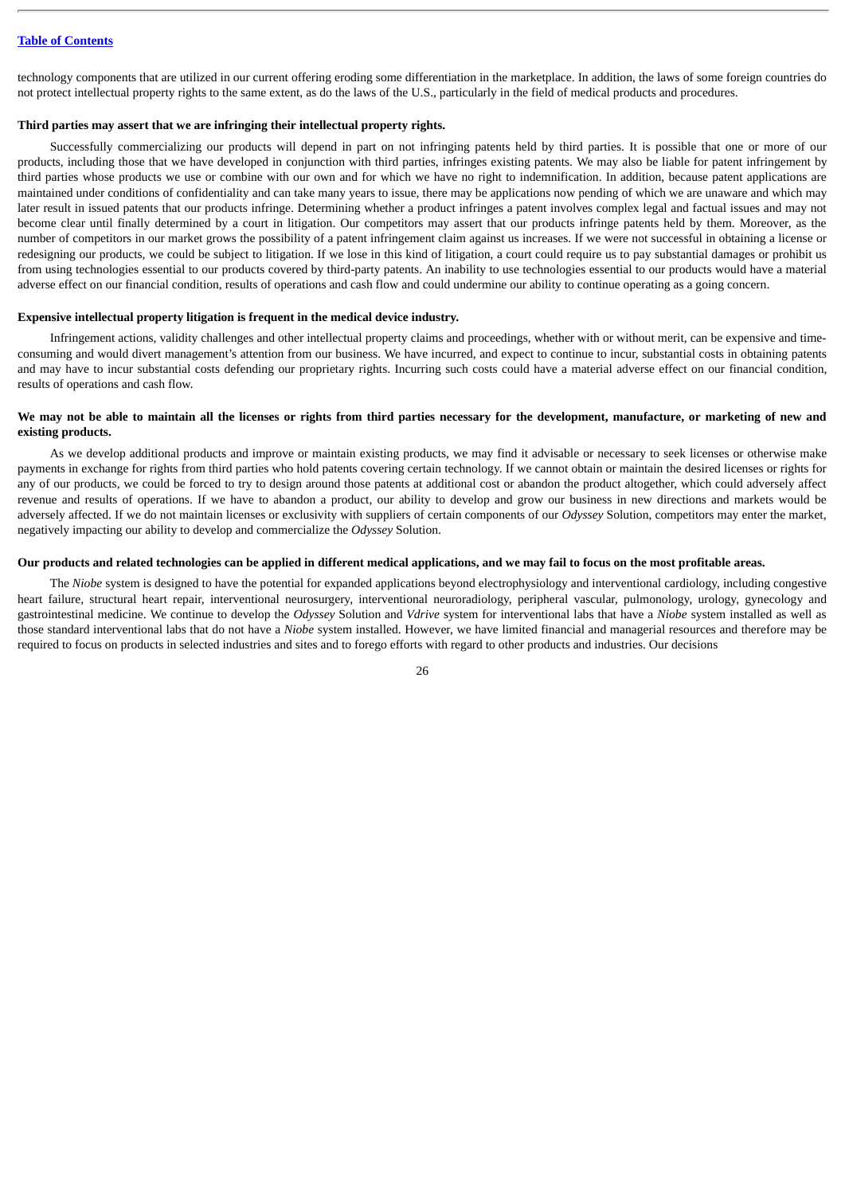technology components that are utilized in our current offering eroding some differentiation in the marketplace. In addition, the laws of some foreign countries do not protect intellectual property rights to the same extent, as do the laws of the U.S., particularly in the field of medical products and procedures.

**Third parties may assert that we are infringing their intellectual property rights.**

Successfully commercializing our products will depend in part on not infringing patents held by third parties. It is possible that one or more of our products, including those that we have developed in conjunction with third parties, infringes existing patents. We may also be liable for patent infringement by third parties whose products we use or combine with our own and for which we have no right to indemnification. In addition, because patent applications are maintained under conditions of confidentiality and can take many years to issue, there may be applications now pending of which we are unaware and which may later result in issued patents that our products infringe. Determining whether a product infringes a patent involves complex legal and factual issues and may not become clear until finally determined by a court in litigation. Our competitors may assert that our products infringe patents held by them. Moreover, as the number of competitors in our market grows the possibility of a patent infringement claim against us increases. If we were not successful in obtaining a license or redesigning our products, we could be subject to litigation. If we lose in this kind of litigation, a court could require us to pay substantial damages or prohibit us from using technologies essential to our products covered by third-party patents. An inability to use technologies essential to our products would have a material adverse effect on our financial condition, results of operations and cash flow and could undermine our ability to continue operating as a going concern.

**Expensive intellectual property litigation is frequent in the medical device industry.**

Infringement actions, validity challenges and other intellectual property claims and proceedings, whether with or without merit, can be expensive and time-consuming and would divert management's attention from our business. We have incurred, and expect to continue to incur, substantial costs in obtaining patents and may have to incur substantial costs defending our proprietary rights. Incurring such costs could have a material adverse effect on our financial condition, results of operations and cash flow.

**We may not be able to maintain all the licenses or rights from third parties necessary for the development, manufacture, or marketing of new and existing products.**

As we develop additional products and improve or maintain existing products, we may find it advisable or necessary to seek licenses or otherwise make payments in exchange for rights from third parties who hold patents covering certain technology. If we cannot obtain or maintain the desired licenses or rights for any of our products, we could be forced to try to design around those patents at additional cost or abandon the product altogether, which could adversely affect revenue and results of operations. If we have to abandon a product, our ability to develop and grow our business in new directions and markets would be adversely affected. If we do not maintain licenses or exclusivity with suppliers of certain components of our *Odyssey* Solution, competitors may enter the market, negatively impacting our ability to develop and commercialize the *Odyssey* Solution.

**Our products and related technologies can be applied in different medical applications, and we may fail to focus on the most profitable areas.**

The *Niobe* system is designed to have the potential for expanded applications beyond electrophysiology and interventional cardiology, including congestive heart failure, structural heart repair, interventional neurosurgery, interventional neuroradiology, peripheral vascular, pulmonology, urology, gynecology and gastrointestinal medicine. We continue to develop the *Odyssey* Solution and *Vdrive* system for interventional labs that have a *Niobe* system installed as well as those standard interventional labs that do not have a *Niobe* system installed. However, we have limited financial and managerial resources and therefore may be required to focus on products in selected industries and sites and to forego efforts with regard to other products and industries. Our decisions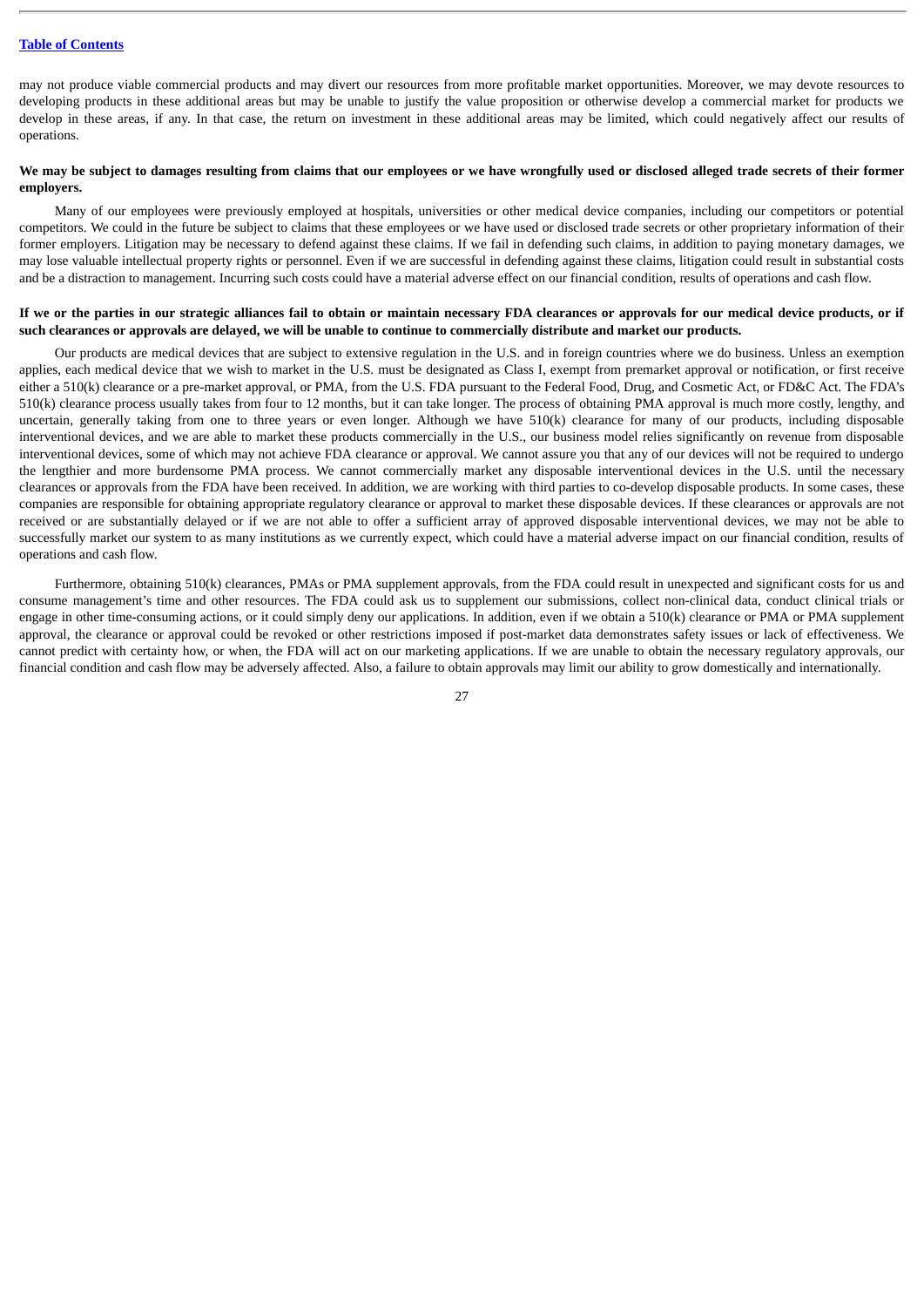may not produce viable commercial products and may divert our resources from more profitable market opportunities. Moreover, we may devote resources to developing products in these additional areas but may be unable to justify the value proposition or otherwise develop a commercial market for products we develop in these areas, if any. In that case, the return on investment in these additional areas may be limited, which could negatively affect our results of operations.

**We may be subject to damages resulting from claims that our employees or we have wrongfully used or disclosed alleged trade secrets of their former employers.**

Many of our employees were previously employed at hospitals, universities or other medical device companies, including our competitors or potential competitors. We could in the future be subject to claims that these employees or we have used or disclosed trade secrets or other proprietary information of their former employers. Litigation may be necessary to defend against these claims. If we fail in defending such claims, in addition to paying monetary damages, we may lose valuable intellectual property rights or personnel. Even if we are successful in defending against these claims, litigation could result in substantial costs and be a distraction to management. Incurring such costs could have a material adverse effect on our financial condition, results of operations and cash flow.

**If we or the parties in our strategic alliances fail to obtain or maintain necessary FDA clearances or approvals for our medical device products, or if such clearances or approvals are delayed, we will be unable to continue to commercially distribute and market our products.**

Our products are medical devices that are subject to extensive regulation in the U.S. and in foreign countries where we do business. Unless an exemption applies, each medical device that we wish to market in the U.S. must be designated as Class I, exempt from premarket approval or notification, or first receive either a 510(k) clearance or a pre-market approval, or PMA, from the U.S. FDA pursuant to the Federal Food, Drug, and Cosmetic Act, or FD&C Act. The FDA's 510(k) clearance process usually takes from four to 12 months, but it can take longer. The process of obtaining PMA approval is much more costly, lengthy, and uncertain, generally taking from one to three years or even longer. Although we have 510(k) clearance for many of our products, including disposable interventional devices, and we are able to market these products commercially in the U.S., our business model relies significantly on revenue from disposable interventional devices, some of which may not achieve FDA clearance or approval. We cannot assure you that any of our devices will not be required to undergo the lengthier and more burdensome PMA process. We cannot commercially market any disposable interventional devices in the U.S. until the necessary clearances or approvals from the FDA have been received. In addition, we are working with third parties to co-develop disposable products. In some cases, these companies are responsible for obtaining appropriate regulatory clearance or approval to market these disposable devices. If these clearances or approvals are not received or are substantially delayed or if we are not able to offer a sufficient array of approved disposable interventional devices, we may not be able to successfully market our system to as many institutions as we currently expect, which could have a material adverse impact on our financial condition, results of operations and cash flow.

Furthermore, obtaining 510(k) clearances, PMAs or PMA supplement approvals, from the FDA could result in unexpected and significant costs for us and consume management's time and other resources. The FDA could ask us to supplement our submissions, collect non-clinical data, conduct clinical trials or engage in other time-consuming actions, or it could simply deny our applications. In addition, even if we obtain a 510(k) clearance or PMA or PMA supplement approval, the clearance or approval could be revoked or other restrictions imposed if post-market data demonstrates safety issues or lack of effectiveness. We cannot predict with certainty how, or when, the FDA will act on our marketing applications. If we are unable to obtain the necessary regulatory approvals, our financial condition and cash flow may be adversely affected. Also, a failure to obtain approvals may limit our ability to grow domestically and internationally.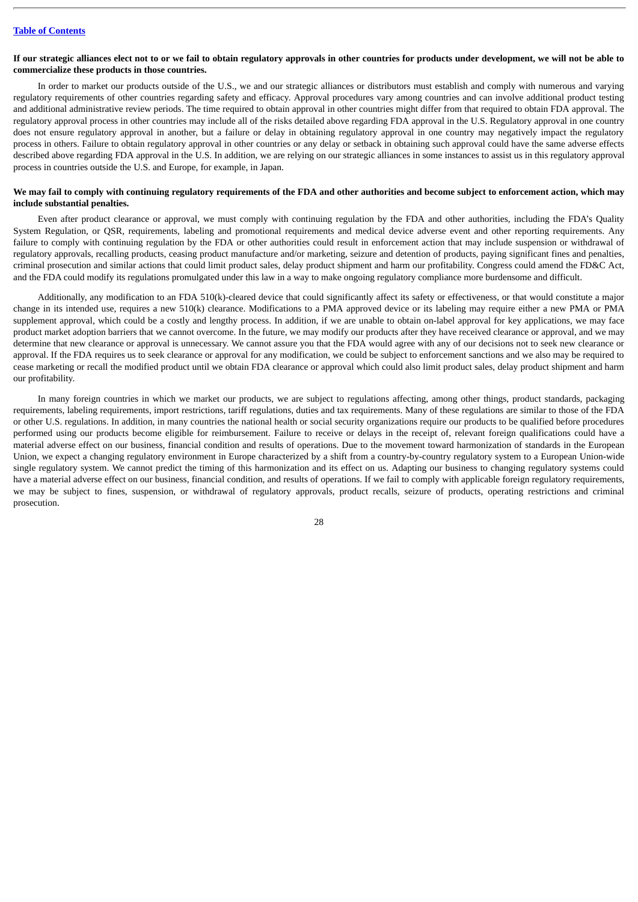**If our strategic alliances elect not to or we fail to obtain regulatory approvals in other countries for products under development, we will not be able to commercialize these products in those countries.**

In order to market our products outside of the U.S., we and our strategic alliances or distributors must establish and comply with numerous and varying regulatory requirements of other countries regarding safety and efficacy. Approval procedures vary among countries and can involve additional product testing and additional administrative review periods. The time required to obtain approval in other countries might differ from that required to obtain FDA approval. The regulatory approval process in other countries may include all of the risks detailed above regarding FDA approval in the U.S. Regulatory approval in one country does not ensure regulatory approval in another, but a failure or delay in obtaining regulatory approval in one country may negatively impact the regulatory process in others. Failure to obtain regulatory approval in other countries or any delay or setback in obtaining such approval could have the same adverse effects described above regarding FDA approval in the U.S. In addition, we are relying on our strategic alliances in some instances to assist us in this regulatory approval process in countries outside the U.S. and Europe, for example, in Japan.

**We may fail to comply with continuing regulatory requirements of the FDA and other authorities and become subject to enforcement action, which may include substantial penalties.**

Even after product clearance or approval, we must comply with continuing regulation by the FDA and other authorities, including the FDA's Quality System Regulation, or QSR, requirements, labeling and promotional requirements and medical device adverse event and other reporting requirements. Any failure to comply with continuing regulation by the FDA or other authorities could result in enforcement action that may include suspension or withdrawal of regulatory approvals, recalling products, ceasing product manufacture and/or marketing, seizure and detention of products, paying significant fines and penalties, criminal prosecution and similar actions that could limit product sales, delay product shipment and harm our profitability. Congress could amend the FD&C Act, and the FDA could modify its regulations promulgated under this law in a way to make ongoing regulatory compliance more burdensome and difficult.

Additionally, any modification to an FDA 510(k)-cleared device that could significantly affect its safety or effectiveness, or that would constitute a major change in its intended use, requires a new 510(k) clearance. Modifications to a PMA approved device or its labeling may require either a new PMA or PMA supplement approval, which could be a costly and lengthy process. In addition, if we are unable to obtain on-label approval for key applications, we may face product market adoption barriers that we cannot overcome. In the future, we may modify our products after they have received clearance or approval, and we may determine that new clearance or approval is unnecessary. We cannot assure you that the FDA would agree with any of our decisions not to seek new clearance or approval. If the FDA requires us to seek clearance or approval for any modification, we could be subject to enforcement sanctions and we also may be required to cease marketing or recall the modified product until we obtain FDA clearance or approval which could also limit product sales, delay product shipment and harm our profitability.

In many foreign countries in which we market our products, we are subject to regulations affecting, among other things, product standards, packaging requirements, labeling requirements, import restrictions, tariff regulations, duties and tax requirements. Many of these regulations are similar to those of the FDA or other U.S. regulations. In addition, in many countries the national health or social security organizations require our products to be qualified before procedures performed using our products become eligible for reimbursement. Failure to receive or delays in the receipt of, relevant foreign qualifications could have a material adverse effect on our business, financial condition and results of operations. Due to the movement toward harmonization of standards in the European Union, we expect a changing regulatory environment in Europe characterized by a shift from a country-by-country regulatory system to a European Union-wide single regulatory system. We cannot predict the timing of this harmonization and its effect on us. Adapting our business to changing regulatory systems could have a material adverse effect on our business, financial condition, and results of operations. If we fail to comply with applicable foreign regulatory requirements, we may be subject to fines, suspension, or withdrawal of regulatory approvals, product recalls, seizure of products, operating restrictions and criminal prosecution.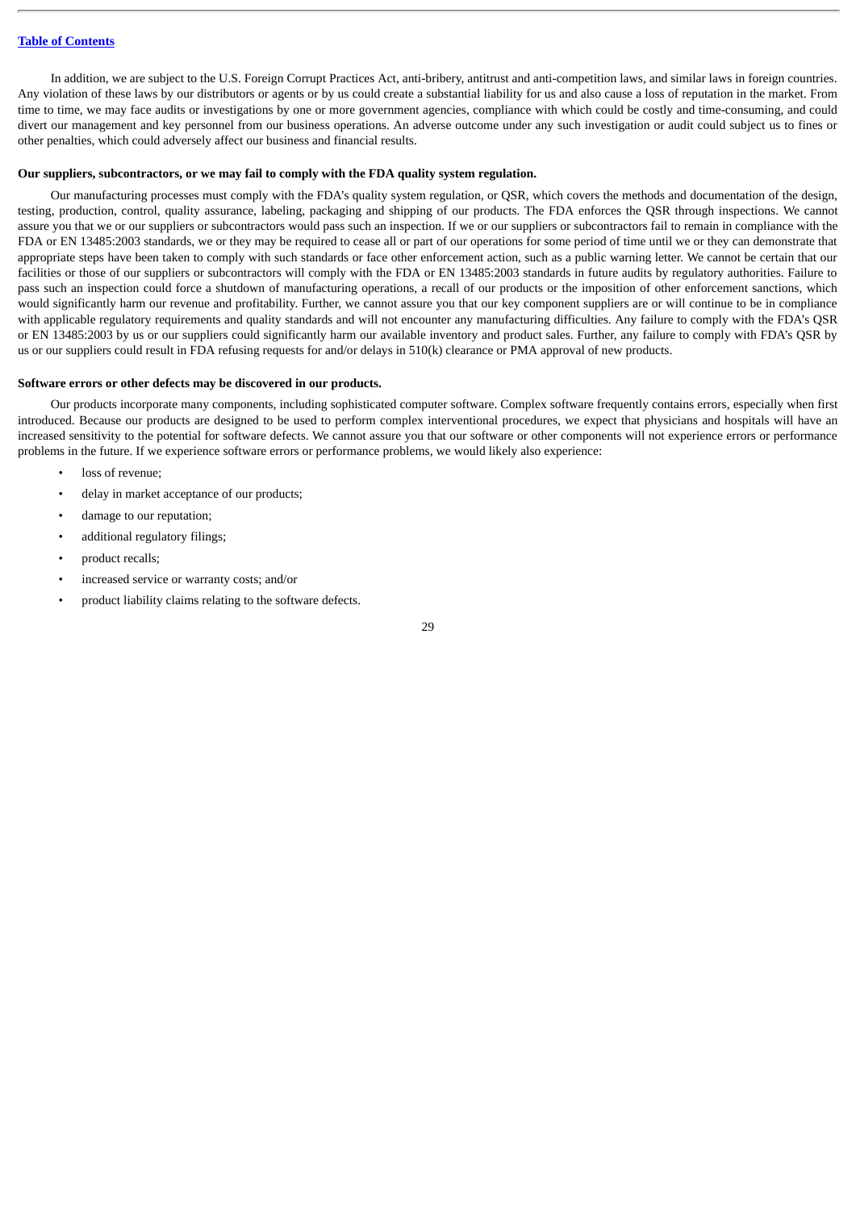In addition, we are subject to the U.S. Foreign Corrupt Practices Act, anti-bribery, antitrust and anti-competition laws, and similar laws in foreign countries. Any violation of these laws by our distributors or agents or by us could create a substantial liability for us and also cause a loss of reputation in the market. From time to time, we may face audits or investigations by one or more government agencies, compliance with which could be costly and time-consuming, and could divert our management and key personnel from our business operations. An adverse outcome under any such investigation or audit could subject us to fines or other penalties, which could adversely affect our business and financial results.

**Our suppliers, subcontractors, or we may fail to comply with the FDA quality system regulation.**

Our manufacturing processes must comply with the FDA's quality system regulation, or QSR, which covers the methods and documentation of the design, testing, production, control, quality assurance, labeling, packaging and shipping of our products. The FDA enforces the QSR through inspections. We cannot assure you that we or our suppliers or subcontractors would pass such an inspection. If we or our suppliers or subcontractors fail to remain in compliance with the FDA or EN 13485:2003 standards, we or they may be required to cease all or part of our operations for some period of time until we or they can demonstrate that appropriate steps have been taken to comply with such standards or face other enforcement action, such as a public warning letter. We cannot be certain that our facilities or those of our suppliers or subcontractors will comply with the FDA or EN 13485:2003 standards in future audits by regulatory authorities. Failure to pass such an inspection could force a shutdown of manufacturing operations, a recall of our products or the imposition of other enforcement sanctions, which would significantly harm our revenue and profitability. Further, we cannot assure you that our key component suppliers are or will continue to be in compliance with applicable regulatory requirements and quality standards and will not encounter any manufacturing difficulties. Any failure to comply with the FDA's QSR or EN 13485:2003 by us or our suppliers could significantly harm our available inventory and product sales. Further, any failure to comply with FDA's QSR by us or our suppliers could result in FDA refusing requests for and/or delays in 510(k) clearance or PMA approval of new products.

**Software errors or other defects may be discovered in our products.**

Our products incorporate many components, including sophisticated computer software. Complex software frequently contains errors, especially when first introduced. Because our products are designed to be used to perform complex interventional procedures, we expect that physicians and hospitals will have an increased sensitivity to the potential for software defects. We cannot assure you that our software or other components will not experience errors or performance problems in the future. If we experience software errors or performance problems, we would likely also experience:

- loss of revenue;
- delay in market acceptance of our products;
- damage to our reputation;
- additional regulatory filings;
- product recalls;
- increased service or warranty costs; and/or
- product liability claims relating to the software defects.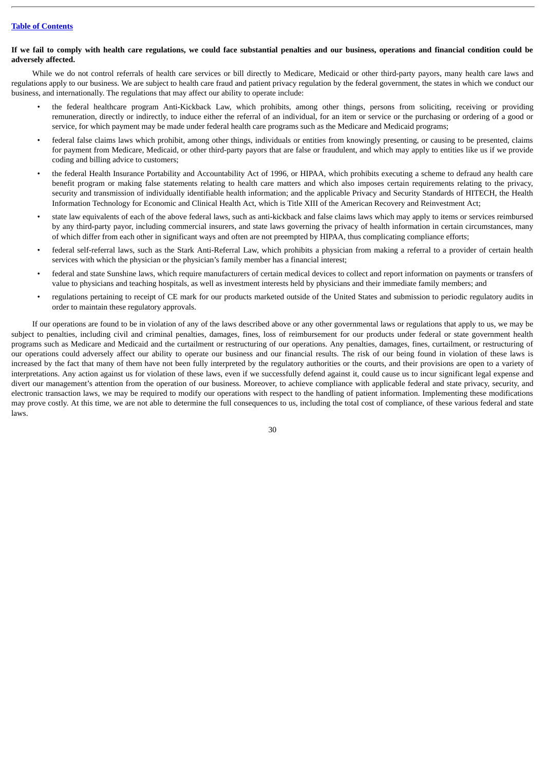**If we fail to comply with health care regulations, we could face substantial penalties and our business, operations and financial condition could be adversely affected.**

While we do not control referrals of health care services or bill directly to Medicare, Medicaid or other third-party payors, many health care laws and regulations apply to our business. We are subject to health care fraud and patient privacy regulation by the federal government, the states in which we conduct our business, and internationally. The regulations that may affect our ability to operate include:

- the federal healthcare program Anti-Kickback Law, which prohibits, among other things, persons from soliciting, receiving or providing remuneration, directly or indirectly, to induce either the referral of an individual, for an item or service or the purchasing or ordering of a good or service, for which payment may be made under federal health care programs such as the Medicare and Medicaid programs;
- federal false claims laws which prohibit, among other things, individuals or entities from knowingly presenting, or causing to be presented, claims for payment from Medicare, Medicaid, or other third-party payors that are false or fraudulent, and which may apply to entities like us if we provide coding and billing advice to customers;
- the federal Health Insurance Portability and Accountability Act of 1996, or HIPAA, which prohibits executing a scheme to defraud any health care benefit program or making false statements relating to health care matters and which also imposes certain requirements relating to the privacy, security and transmission of individually identifiable health information; and the applicable Privacy and Security Standards of HITECH, the Health Information Technology for Economic and Clinical Health Act, which is Title XIII of the American Recovery and Reinvestment Act;
- state law equivalents of each of the above federal laws, such as anti-kickback and false claims laws which may apply to items or services reimbursed by any third-party payor, including commercial insurers, and state laws governing the privacy of health information in certain circumstances, many of which differ from each other in significant ways and often are not preempted by HIPAA, thus complicating compliance efforts;
- federal self-referral laws, such as the Stark Anti-Referral Law, which prohibits a physician from making a referral to a provider of certain health services with which the physician or the physician's family member has a financial interest;
- federal and state Sunshine laws, which require manufacturers of certain medical devices to collect and report information on payments or transfers of value to physicians and teaching hospitals, as well as investment interests held by physicians and their immediate family members; and
- regulations pertaining to receipt of CE mark for our products marketed outside of the United States and submission to periodic regulatory audits in order to maintain these regulatory approvals.

If our operations are found to be in violation of any of the laws described above or any other governmental laws or regulations that apply to us, we may be subject to penalties, including civil and criminal penalties, damages, fines, loss of reimbursement for our products under federal or state government health programs such as Medicare and Medicaid and the curtailment or restructuring of our operations. Any penalties, damages, fines, curtailment, or restructuring of our operations could adversely affect our ability to operate our business and our financial results. The risk of our being found in violation of these laws is increased by the fact that many of them have not been fully interpreted by the regulatory authorities or the courts, and their provisions are open to a variety of interpretations. Any action against us for violation of these laws, even if we successfully defend against it, could cause us to incur significant legal expense and divert our management's attention from the operation of our business. Moreover, to achieve compliance with applicable federal and state privacy, security, and electronic transaction laws, we may be required to modify our operations with respect to the handling of patient information. Implementing these modifications may prove costly. At this time, we are not able to determine the full consequences to us, including the total cost of compliance, of these various federal and state laws.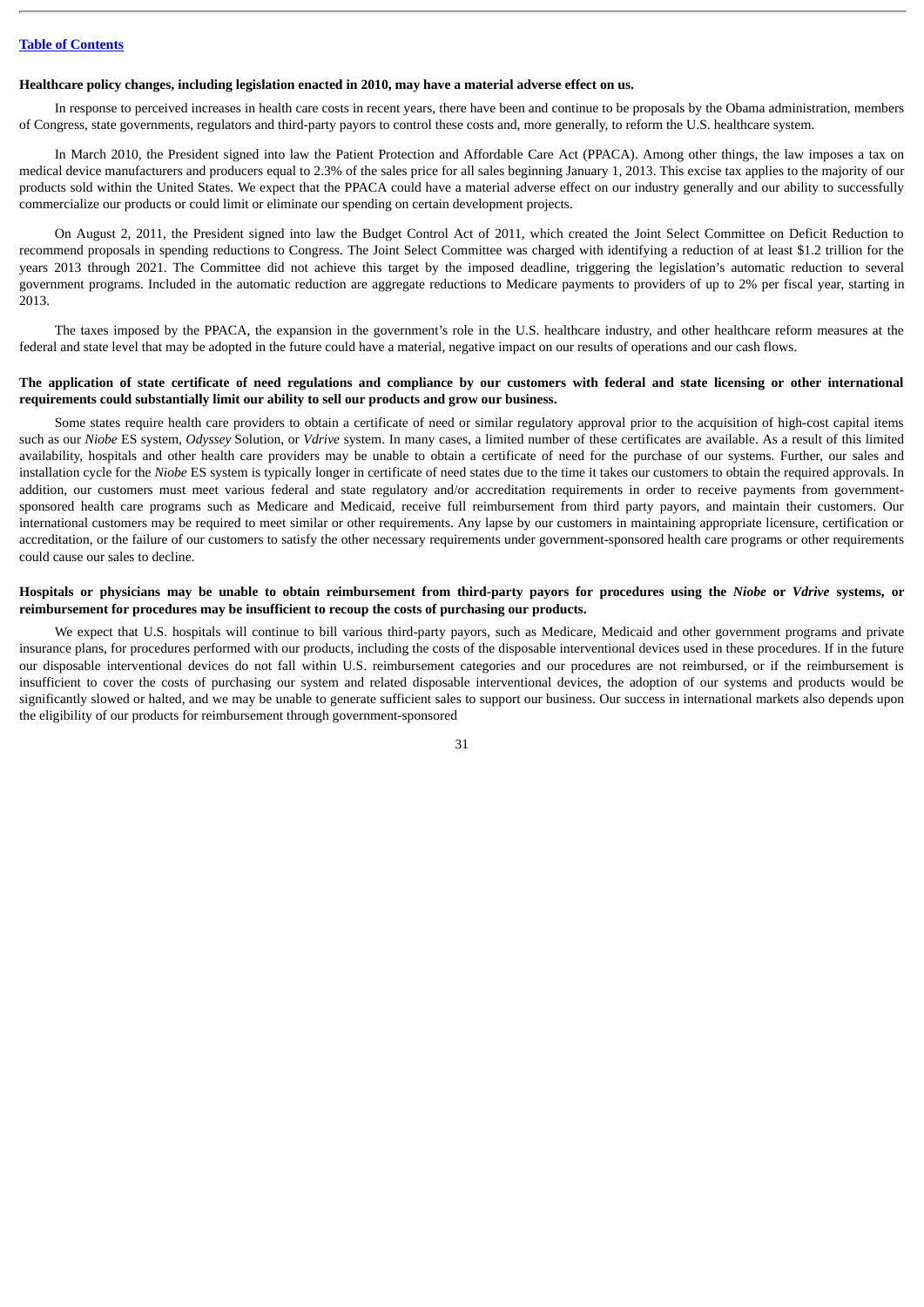**Healthcare policy changes, including legislation enacted in 2010, may have a material adverse effect on us.**

In response to perceived increases in health care costs in recent years, there have been and continue to be proposals by the Obama administration, members of Congress, state governments, regulators and third-party payors to control these costs and, more generally, to reform the U.S. healthcare system.

In March 2010, the President signed into law the Patient Protection and Affordable Care Act (PPACA). Among other things, the law imposes a tax on medical device manufacturers and producers equal to 2.3% of the sales price for all sales beginning January 1, 2013. This excise tax applies to the majority of our products sold within the United States. We expect that the PPACA could have a material adverse effect on our industry generally and our ability to successfully commercialize our products or could limit or eliminate our spending on certain development projects.

On August 2, 2011, the President signed into law the Budget Control Act of 2011, which created the Joint Select Committee on Deficit Reduction to recommend proposals in spending reductions to Congress. The Joint Select Committee was charged with identifying a reduction of at least $1.2 trillion for the years 2013 through 2021. The Committee did not achieve this target by the imposed deadline, triggering the legislation's automatic reduction to several government programs. Included in the automatic reduction are aggregate reductions to Medicare payments to providers of up to 2% per fiscal year, starting in 2013.

The taxes imposed by the PPACA, the expansion in the government's role in the U.S. healthcare industry, and other healthcare reform measures at the federal and state level that may be adopted in the future could have a material, negative impact on our results of operations and our cash flows.

**The application of state certificate of need regulations and compliance by our customers with federal and state licensing or other international requirements could substantially limit our ability to sell our products and grow our business.**

Some states require health care providers to obtain a certificate of need or similar regulatory approval prior to the acquisition of high-cost capital items such as our *Niobe* ES system, *Odyssey* Solution, or *Vdrive* system. In many cases, a limited number of these certificates are available. As a result of this limited availability, hospitals and other health care providers may be unable to obtain a certificate of need for the purchase of our systems. Further, our sales and installation cycle for the *Niobe* ES system is typically longer in certificate of need states due to the time it takes our customers to obtain the required approvals. In addition, our customers must meet various federal and state regulatory and/or accreditation requirements in order to receive payments from government-sponsored health care programs such as Medicare and Medicaid, receive full reimbursement from third party payors, and maintain their customers. Our international customers may be required to meet similar or other requirements. Any lapse by our customers in maintaining appropriate licensure, certification or accreditation, or the failure of our customers to satisfy the other necessary requirements under government-sponsored health care programs or other requirements could cause our sales to decline.

**Hospitals or physicians may be unable to obtain reimbursement from third-party payors for procedures using the *Niobe* or *Vdrive* systems, or reimbursement for procedures may be insufficient to recoup the costs of purchasing our products.**

We expect that U.S. hospitals will continue to bill various third-party payors, such as Medicare, Medicaid and other government programs and private insurance plans, for procedures performed with our products, including the costs of the disposable interventional devices used in these procedures. If in the future our disposable interventional devices do not fall within U.S. reimbursement categories and our procedures are not reimbursed, or if the reimbursement is insufficient to cover the costs of purchasing our system and related disposable interventional devices, the adoption of our systems and products would be significantly slowed or halted, and we may be unable to generate sufficient sales to support our business. Our success in international markets also depends upon the eligibility of our products for reimbursement through government-sponsored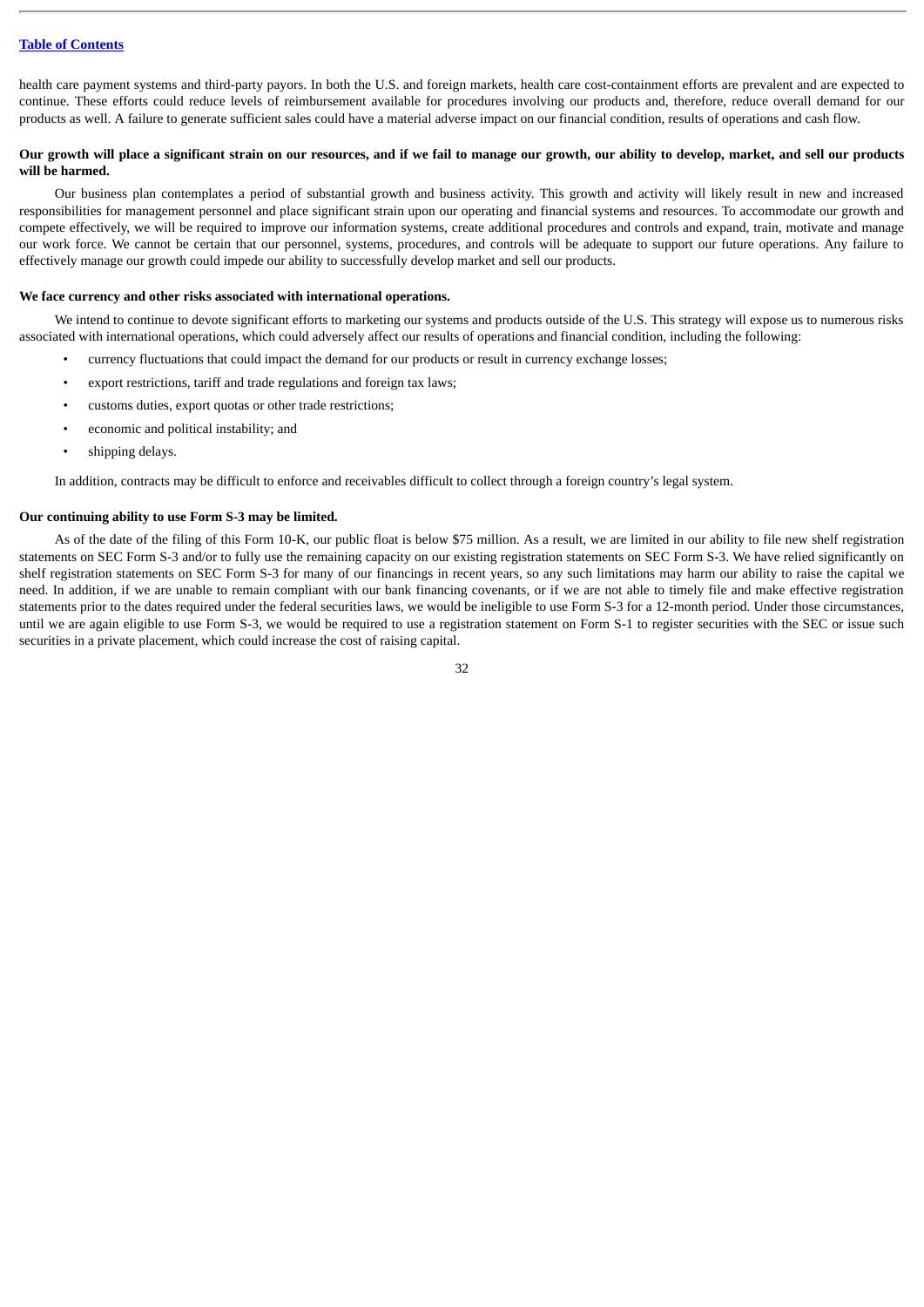health care payment systems and third-party payors. In both the U.S. and foreign markets, health care cost-containment efforts are prevalent and are expected to continue. These efforts could reduce levels of reimbursement available for procedures involving our products and, therefore, reduce overall demand for our products as well. A failure to generate sufficient sales could have a material adverse impact on our financial condition, results of operations and cash flow.

**Our growth will place a significant strain on our resources, and if we fail to manage our growth, our ability to develop, market, and sell our products will be harmed.**

Our business plan contemplates a period of substantial growth and business activity. This growth and activity will likely result in new and increased responsibilities for management personnel and place significant strain upon our operating and financial systems and resources. To accommodate our growth and compete effectively, we will be required to improve our information systems, create additional procedures and controls and expand, train, motivate and manage our work force. We cannot be certain that our personnel, systems, procedures, and controls will be adequate to support our future operations. Any failure to effectively manage our growth could impede our ability to successfully develop market and sell our products.

**We face currency and other risks associated with international operations.**

We intend to continue to devote significant efforts to marketing our systems and products outside of the U.S. This strategy will expose us to numerous risks associated with international operations, which could adversely affect our results of operations and financial condition, including the following:

- currency fluctuations that could impact the demand for our products or result in currency exchange losses;
- export restrictions, tariff and trade regulations and foreign tax laws;
- customs duties, export quotas or other trade restrictions;
- economic and political instability; and
- shipping delays.

In addition, contracts may be difficult to enforce and receivables difficult to collect through a foreign country's legal system.

**Our continuing ability to use Form S-3 may be limited.**

As of the date of the filing of this Form 10-K, our public float is below $75 million. As a result, we are limited in our ability to file new shelf registration statements on SEC Form S-3 and/or to fully use the remaining capacity on our existing registration statements on SEC Form S-3. We have relied significantly on shelf registration statements on SEC Form S-3 for many of our financings in recent years, so any such limitations may harm our ability to raise the capital we need. In addition, if we are unable to remain compliant with our bank financing covenants, or if we are not able to timely file and make effective registration statements prior to the dates required under the federal securities laws, we would be ineligible to use Form S-3 for a 12-month period. Under those circumstances, until we are again eligible to use Form S-3, we would be required to use a registration statement on Form S-1 to register securities with the SEC or issue such securities in a private placement, which could increase the cost of raising capital.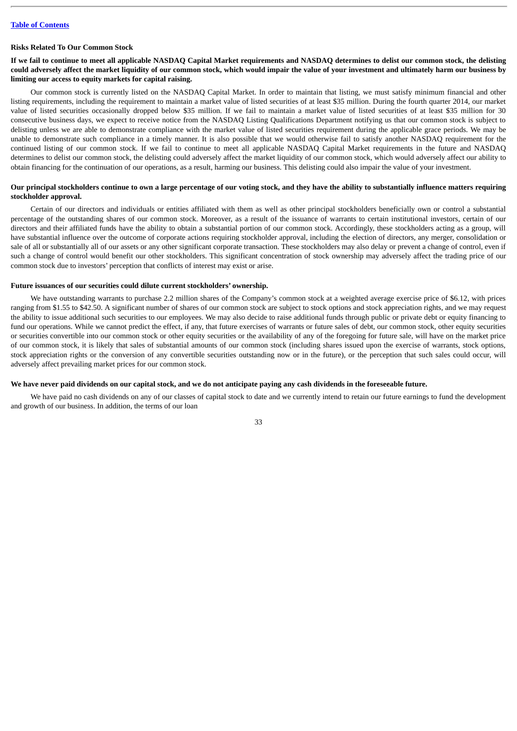### Risks Related To Our Common Stock

**If we fail to continue to meet all applicable NASDAQ Capital Market requirements and NASDAQ determines to delist our common stock, the delisting could adversely affect the market liquidity of our common stock, which would impair the value of your investment and ultimately harm our business by limiting our access to equity markets for capital raising.**

Our common stock is currently listed on the NASDAQ Capital Market. In order to maintain that listing, we must satisfy minimum financial and other listing requirements, including the requirement to maintain a market value of listed securities of at least $35 million. During the fourth quarter 2014, our market value of listed securities occasionally dropped below $35 million. If we fail to maintain a market value of listed securities of at least $35 million for 30 consecutive business days, we expect to receive notice from the NASDAQ Listing Qualifications Department notifying us that our common stock is subject to delisting unless we are able to demonstrate compliance with the market value of listed securities requirement during the applicable grace periods. We may be unable to demonstrate such compliance in a timely manner. It is also possible that we would otherwise fail to satisfy another NASDAQ requirement for the continued listing of our common stock. If we fail to continue to meet all applicable NASDAQ Capital Market requirements in the future and NASDAQ determines to delist our common stock, the delisting could adversely affect the market liquidity of our common stock, which would adversely affect our ability to obtain financing for the continuation of our operations, as a result, harming our business. This delisting could also impair the value of your investment.

**Our principal stockholders continue to own a large percentage of our voting stock, and they have the ability to substantially influence matters requiring stockholder approval.**

Certain of our directors and individuals or entities affiliated with them as well as other principal stockholders beneficially own or control a substantial percentage of the outstanding shares of our common stock. Moreover, as a result of the issuance of warrants to certain institutional investors, certain of our directors and their affiliated funds have the ability to obtain a substantial portion of our common stock. Accordingly, these stockholders acting as a group, will have substantial influence over the outcome of corporate actions requiring stockholder approval, including the election of directors, any merger, consolidation or sale of all or substantially all of our assets or any other significant corporate transaction. These stockholders may also delay or prevent a change of control, even if such a change of control would benefit our other stockholders. This significant concentration of stock ownership may adversely affect the trading price of our common stock due to investors' perception that conflicts of interest may exist or arise.

**Future issuances of our securities could dilute current stockholders' ownership.**

We have outstanding warrants to purchase 2.2 million shares of the Company's common stock at a weighted average exercise price of $6.12, with prices ranging from $1.55 to $42.50. A significant number of shares of our common stock are subject to stock options and stock appreciation rights, and we may request the ability to issue additional such securities to our employees. We may also decide to raise additional funds through public or private debt or equity financing to fund our operations. While we cannot predict the effect, if any, that future exercises of warrants or future sales of debt, our common stock, other equity securities or securities convertible into our common stock or other equity securities or the availability of any of the foregoing for future sale, will have on the market price of our common stock, it is likely that sales of substantial amounts of our common stock (including shares issued upon the exercise of warrants, stock options, stock appreciation rights or the conversion of any convertible securities outstanding now or in the future), or the perception that such sales could occur, will adversely affect prevailing market prices for our common stock.

**We have never paid dividends on our capital stock, and we do not anticipate paying any cash dividends in the foreseeable future.**

We have paid no cash dividends on any of our classes of capital stock to date and we currently intend to retain our future earnings to fund the development and growth of our business. In addition, the terms of our loan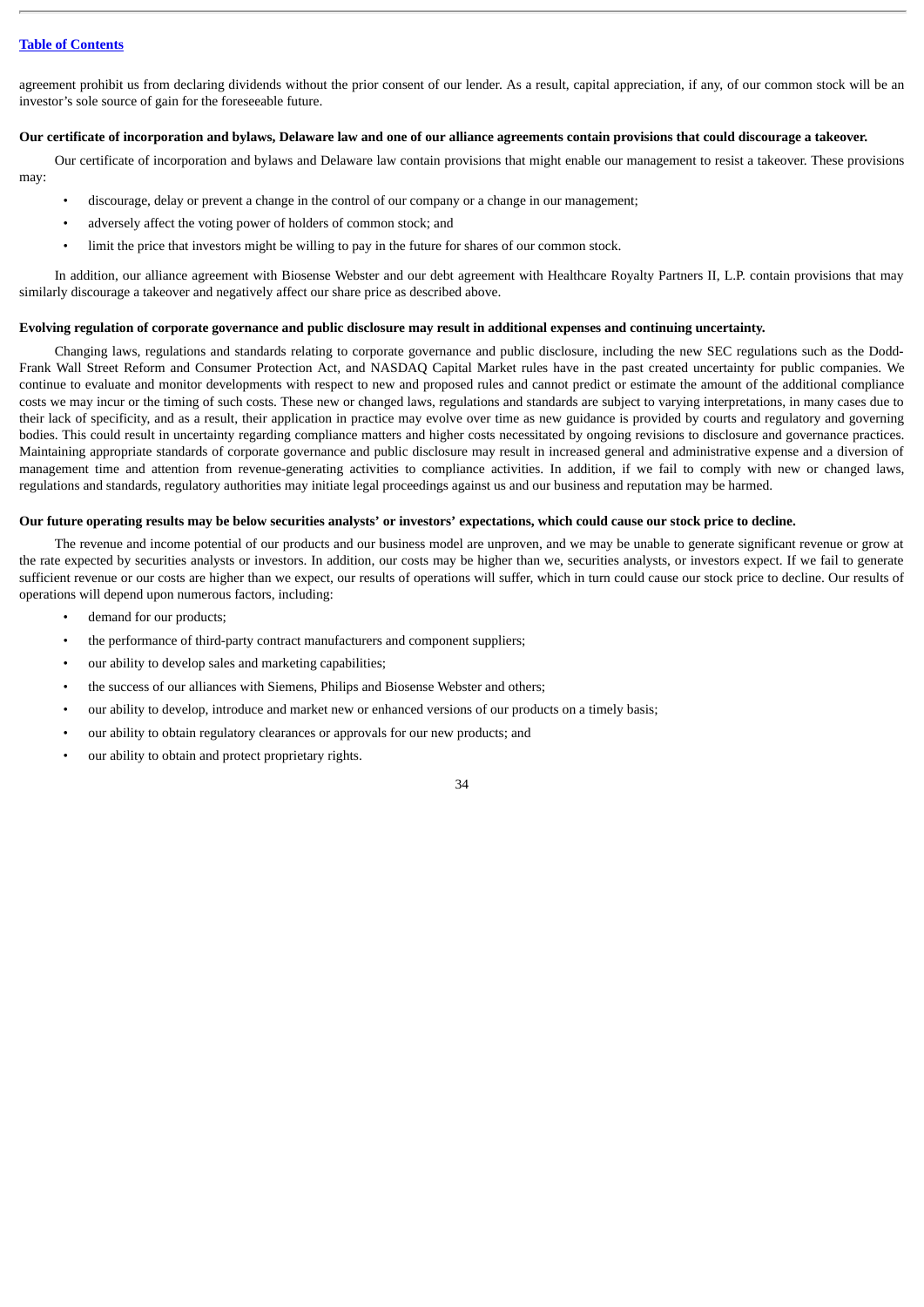agreement prohibit us from declaring dividends without the prior consent of our lender. As a result, capital appreciation, if any, of our common stock will be an investor's sole source of gain for the foreseeable future.

**Our certificate of incorporation and bylaws, Delaware law and one of our alliance agreements contain provisions that could discourage a takeover.**

Our certificate of incorporation and bylaws and Delaware law contain provisions that might enable our management to resist a takeover. These provisions may:

- discourage, delay or prevent a change in the control of our company or a change in our management;
- adversely affect the voting power of holders of common stock; and
- limit the price that investors might be willing to pay in the future for shares of our common stock.

In addition, our alliance agreement with Biosense Webster and our debt agreement with Healthcare Royalty Partners II, L.P. contain provisions that may similarly discourage a takeover and negatively affect our share price as described above.

**Evolving regulation of corporate governance and public disclosure may result in additional expenses and continuing uncertainty.**

Changing laws, regulations and standards relating to corporate governance and public disclosure, including the new SEC regulations such as the Dodd-Frank Wall Street Reform and Consumer Protection Act, and NASDAQ Capital Market rules have in the past created uncertainty for public companies. We continue to evaluate and monitor developments with respect to new and proposed rules and cannot predict or estimate the amount of the additional compliance costs we may incur or the timing of such costs. These new or changed laws, regulations and standards are subject to varying interpretations, in many cases due to their lack of specificity, and as a result, their application in practice may evolve over time as new guidance is provided by courts and regulatory and governing bodies. This could result in uncertainty regarding compliance matters and higher costs necessitated by ongoing revisions to disclosure and governance practices. Maintaining appropriate standards of corporate governance and public disclosure may result in increased general and administrative expense and a diversion of management time and attention from revenue-generating activities to compliance activities. In addition, if we fail to comply with new or changed laws, regulations and standards, regulatory authorities may initiate legal proceedings against us and our business and reputation may be harmed.

**Our future operating results may be below securities analysts' or investors' expectations, which could cause our stock price to decline.**

The revenue and income potential of our products and our business model are unproven, and we may be unable to generate significant revenue or grow at the rate expected by securities analysts or investors. In addition, our costs may be higher than we, securities analysts, or investors expect. If we fail to generate sufficient revenue or our costs are higher than we expect, our results of operations will suffer, which in turn could cause our stock price to decline. Our results of operations will depend upon numerous factors, including:

- demand for our products;
- the performance of third-party contract manufacturers and component suppliers;
- our ability to develop sales and marketing capabilities;
- the success of our alliances with Siemens, Philips and Biosense Webster and others;
- our ability to develop, introduce and market new or enhanced versions of our products on a timely basis;
- our ability to obtain regulatory clearances or approvals for our new products; and
- our ability to obtain and protect proprietary rights.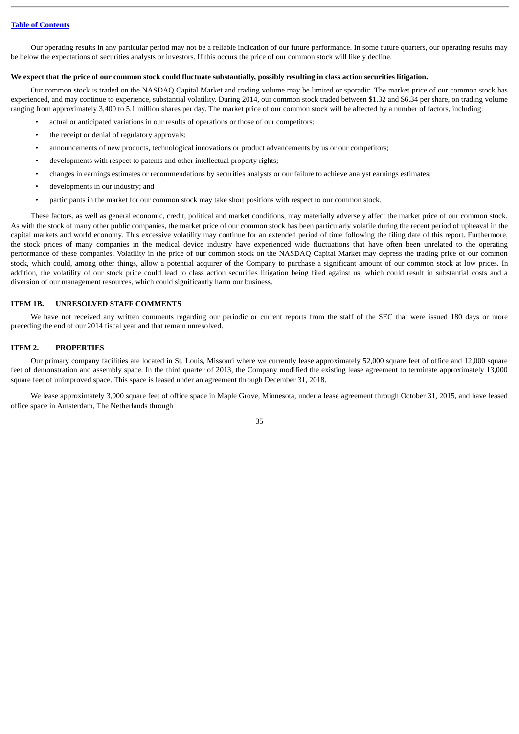Our operating results in any particular period may not be a reliable indication of our future performance. In some future quarters, our operating results may be below the expectations of securities analysts or investors. If this occurs the price of our common stock will likely decline.

**We expect that the price of our common stock could fluctuate substantially, possibly resulting in class action securities litigation.**

Our common stock is traded on the NASDAQ Capital Market and trading volume may be limited or sporadic. The market price of our common stock has experienced, and may continue to experience, substantial volatility. During 2014, our common stock traded between $1.32 and $6.34 per share, on trading volume ranging from approximately 3,400 to 5.1 million shares per day. The market price of our common stock will be affected by a number of factors, including:

- actual or anticipated variations in our results of operations or those of our competitors;
- the receipt or denial of regulatory approvals;
- announcements of new products, technological innovations or product advancements by us or our competitors;
- developments with respect to patents and other intellectual property rights;
- changes in earnings estimates or recommendations by securities analysts or our failure to achieve analyst earnings estimates;
- developments in our industry; and
- participants in the market for our common stock may take short positions with respect to our common stock.

These factors, as well as general economic, credit, political and market conditions, may materially adversely affect the market price of our common stock. As with the stock of many other public companies, the market price of our common stock has been particularly volatile during the recent period of upheaval in the capital markets and world economy. This excessive volatility may continue for an extended period of time following the filing date of this report. Furthermore, the stock prices of many companies in the medical device industry have experienced wide fluctuations that have often been unrelated to the operating performance of these companies. Volatility in the price of our common stock on the NASDAQ Capital Market may depress the trading price of our common stock, which could, among other things, allow a potential acquirer of the Company to purchase a significant amount of our common stock at low prices. In addition, the volatility of our stock price could lead to class action securities litigation being filed against us, which could result in substantial costs and a diversion of our management resources, which could significantly harm our business.

## ITEM 1B. UNRESOLVED STAFF COMMENTS

We have not received any written comments regarding our periodic or current reports from the staff of the SEC that were issued 180 days or more preceding the end of our 2014 fiscal year and that remain unresolved.

## ITEM 2. PROPERTIES

Our primary company facilities are located in St. Louis, Missouri where we currently lease approximately 52,000 square feet of office and 12,000 square feet of demonstration and assembly space. In the third quarter of 2013, the Company modified the existing lease agreement to terminate approximately 13,000 square feet of unimproved space. This space is leased under an agreement through December 31, 2018.

We lease approximately 3,900 square feet of office space in Maple Grove, Minnesota, under a lease agreement through October 31, 2015, and have leased office space in Amsterdam, The Netherlands through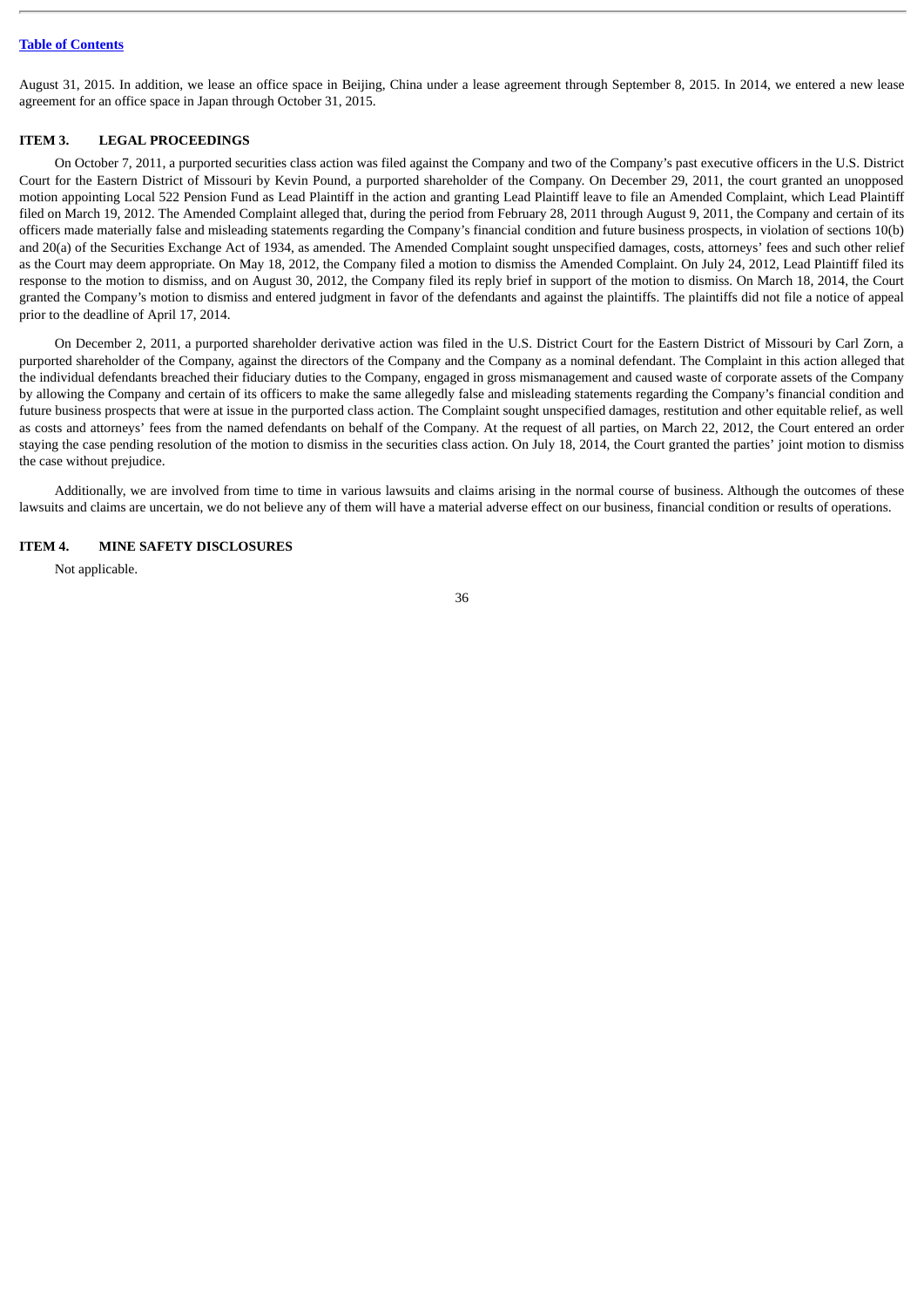August 31, 2015. In addition, we lease an office space in Beijing, China under a lease agreement through September 8, 2015. In 2014, we entered a new lease agreement for an office space in Japan through October 31, 2015.

## ITEM 3. LEGAL PROCEEDINGS

On October 7, 2011, a purported securities class action was filed against the Company and two of the Company's past executive officers in the U.S. District Court for the Eastern District of Missouri by Kevin Pound, a purported shareholder of the Company. On December 29, 2011, the court granted an unopposed motion appointing Local 522 Pension Fund as Lead Plaintiff in the action and granting Lead Plaintiff leave to file an Amended Complaint, which Lead Plaintiff filed on March 19, 2012. The Amended Complaint alleged that, during the period from February 28, 2011 through August 9, 2011, the Company and certain of its officers made materially false and misleading statements regarding the Company's financial condition and future business prospects, in violation of sections 10(b) and 20(a) of the Securities Exchange Act of 1934, as amended. The Amended Complaint sought unspecified damages, costs, attorneys' fees and such other relief as the Court may deem appropriate. On May 18, 2012, the Company filed a motion to dismiss the Amended Complaint. On July 24, 2012, Lead Plaintiff filed its response to the motion to dismiss, and on August 30, 2012, the Company filed its reply brief in support of the motion to dismiss. On March 18, 2014, the Court granted the Company's motion to dismiss and entered judgment in favor of the defendants and against the plaintiffs. The plaintiffs did not file a notice of appeal prior to the deadline of April 17, 2014.

On December 2, 2011, a purported shareholder derivative action was filed in the U.S. District Court for the Eastern District of Missouri by Carl Zorn, a purported shareholder of the Company, against the directors of the Company and the Company as a nominal defendant. The Complaint in this action alleged that the individual defendants breached their fiduciary duties to the Company, engaged in gross mismanagement and caused waste of corporate assets of the Company by allowing the Company and certain of its officers to make the same allegedly false and misleading statements regarding the Company's financial condition and future business prospects that were at issue in the purported class action. The Complaint sought unspecified damages, restitution and other equitable relief, as well as costs and attorneys' fees from the named defendants on behalf of the Company. At the request of all parties, on March 22, 2012, the Court entered an order staying the case pending resolution of the motion to dismiss in the securities class action. On July 18, 2014, the Court granted the parties' joint motion to dismiss the case without prejudice.

Additionally, we are involved from time to time in various lawsuits and claims arising in the normal course of business. Although the outcomes of these lawsuits and claims are uncertain, we do not believe any of them will have a material adverse effect on our business, financial condition or results of operations.

## ITEM 4. MINE SAFETY DISCLOSURES

Not applicable.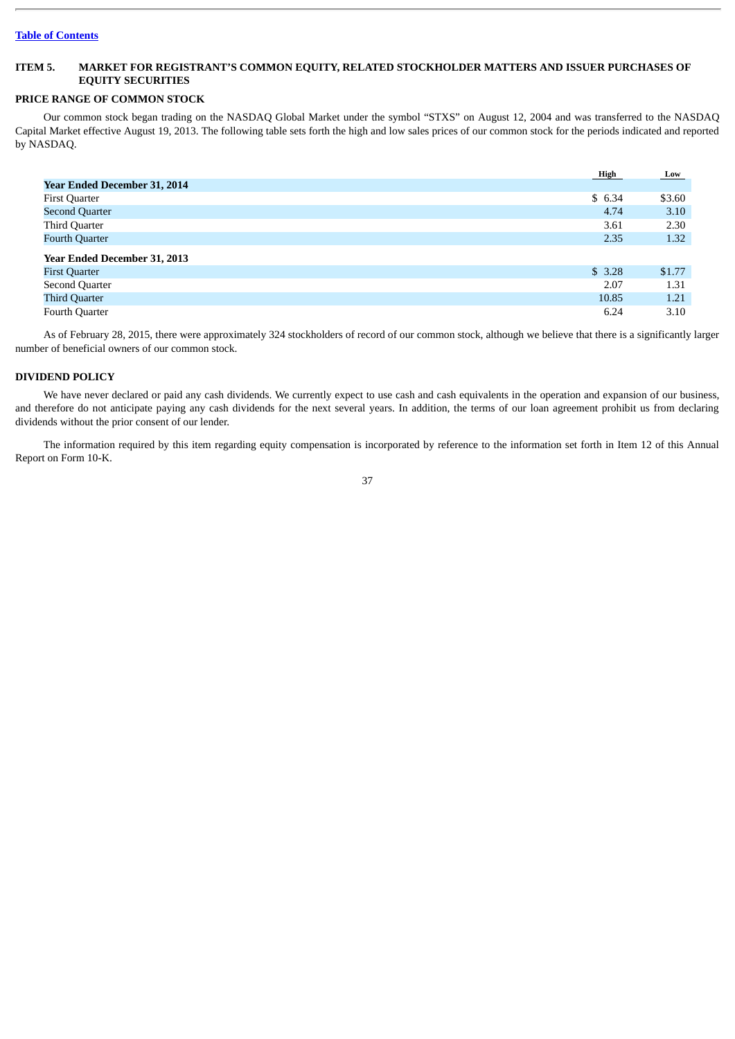[Table of Contents](#)

## ITEM 5. MARKET FOR REGISTRANT'S COMMON EQUITY, RELATED STOCKHOLDER MATTERS AND ISSUER PURCHASES OF EQUITY SECURITIES

### PRICE RANGE OF COMMON STOCK

Our common stock began trading on the NASDAQ Global Market under the symbol "STXS" on August 12, 2004 and was transferred to the NASDAQ Capital Market effective August 19, 2013. The following table sets forth the high and low sales prices of our common stock for the periods indicated and reported by NASDAQ.

| | High | Low |
|---|---|---|
| **Year Ended December 31, 2014** | | |
| First Quarter | $ 6.34 | $3.60 |
| Second Quarter | 4.74 | 3.10 |
| Third Quarter | 3.61 | 2.30 |
| Fourth Quarter | 2.35 | 1.32 |
| **Year Ended December 31, 2013** | | |
| First Quarter | $ 3.28 | $1.77 |
| Second Quarter | 2.07 | 1.31 |
| Third Quarter | 10.85 | 1.21 |
| Fourth Quarter | 6.24 | 3.10 |

As of February 28, 2015, there were approximately 324 stockholders of record of our common stock, although we believe that there is a significantly larger number of beneficial owners of our common stock.

### DIVIDEND POLICY

We have never declared or paid any cash dividends. We currently expect to use cash and cash equivalents in the operation and expansion of our business, and therefore do not anticipate paying any cash dividends for the next several years. In addition, the terms of our loan agreement prohibit us from declaring dividends without the prior consent of our lender.

The information required by this item regarding equity compensation is incorporated by reference to the information set forth in Item 12 of this Annual Report on Form 10-K.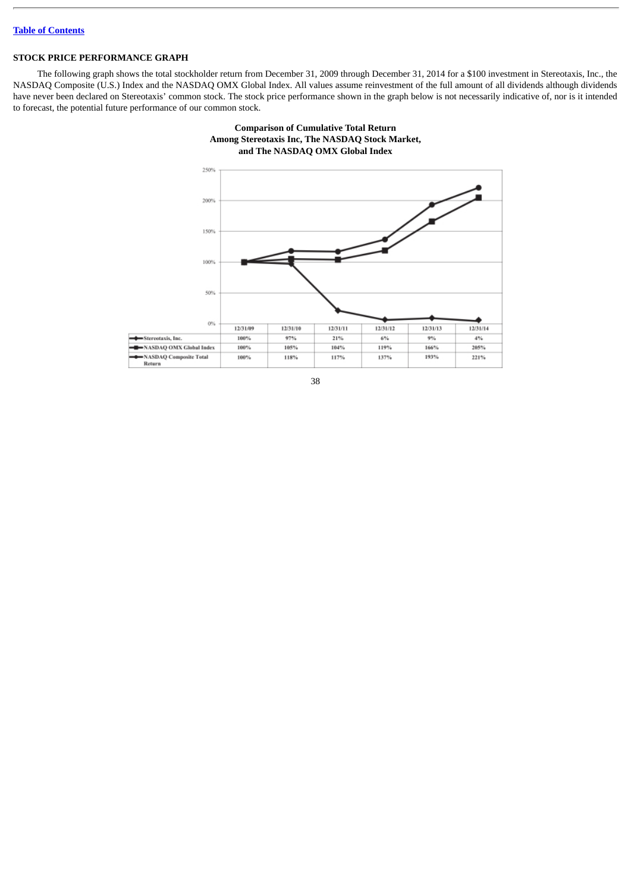[Table of Contents](#)

**STOCK PRICE PERFORMANCE GRAPH**

The following graph shows the total stockholder return from December 31, 2009 through December 31, 2014 for a $100 investment in Stereotaxis, Inc., the NASDAQ Composite (U.S.) Index and the NASDAQ OMX Global Index. All values assume reinvestment of the full amount of all dividends although dividends have never been declared on Stereotaxis' common stock. The stock price performance shown in the graph below is not necessarily indicative of, nor is it intended to forecast, the potential future performance of our common stock.

**Comparison of Cumulative Total Return Among Stereotaxis Inc, The NASDAQ Stock Market, and The NASDAQ OMX Global Index**

| | 12/31/09 | 12/31/10 | 12/31/11 | 12/31/12 | 12/31/13 | 12/31/14 |
|---|---|---|---|---|---|---|
| Stereotaxis, Inc. | 100% | 97% | 21% | 6% | 9% | 4% |
| NASDAQ OMX Global Index | 100% | 105% | 104% | 119% | 166% | 205% |
| NASDAQ Composite Total Return | 100% | 118% | 117% | 137% | 193% | 221% |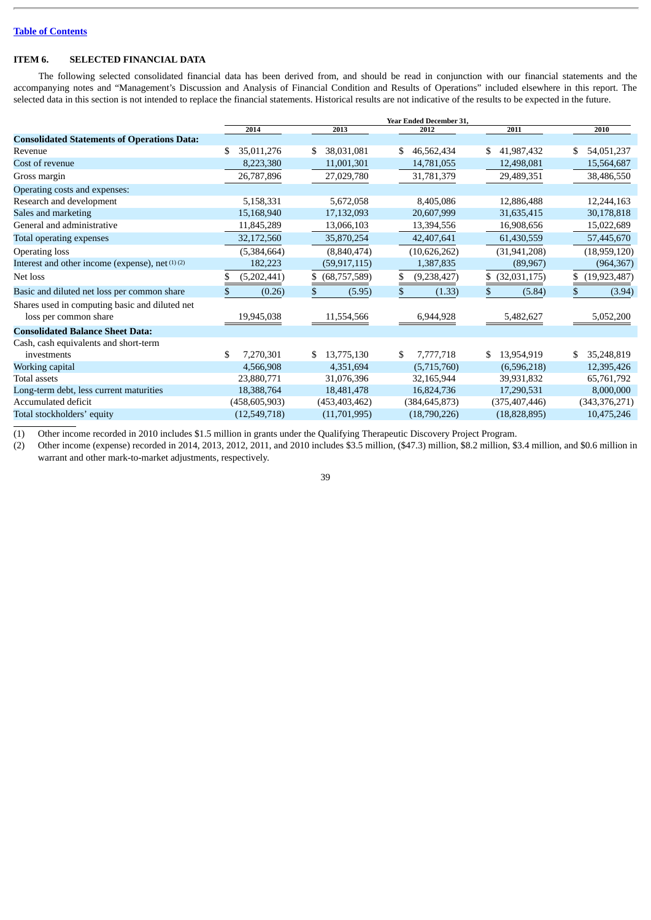[Table of Contents](#)

## ITEM 6. SELECTED FINANCIAL DATA

The following selected consolidated financial data has been derived from, and should be read in conjunction with our financial statements and the accompanying notes and "Management's Discussion and Analysis of Financial Condition and Results of Operations" included elsewhere in this report. The selected data in this section is not intended to replace the financial statements. Historical results are not indicative of the results to be expected in the future.

| | Year Ended December 31, | | | | |
|---|---|---|---|---|---|
| | 2014 | 2013 | 2012 | 2011 | 2010 |
| **Consolidated Statements of Operations Data:** | | | | | |
| Revenue | $ 35,011,276 | $ 38,031,081 | $ 46,562,434 | $ 41,987,432 | $ 54,051,237 |
| Cost of revenue | 8,223,380 | 11,001,301 | 14,781,055 | 12,498,081 | 15,564,687 |
| Gross margin | 26,787,896 | 27,029,780 | 31,781,379 | 29,489,351 | 38,486,550 |
| Operating costs and expenses: | | | | | |
| Research and development | 5,158,331 | 5,672,058 | 8,405,086 | 12,886,488 | 12,244,163 |
| Sales and marketing | 15,168,940 | 17,132,093 | 20,607,999 | 31,635,415 | 30,178,818 |
| General and administrative | 11,845,289 | 13,066,103 | 13,394,556 | 16,908,656 | 15,022,689 |
| Total operating expenses | 32,172,560 | 35,870,254 | 42,407,641 | 61,430,559 | 57,445,670 |
| Operating loss | (5,384,664) | (8,840,474) | (10,626,262) | (31,941,208) | (18,959,120) |
| Interest and other income (expense), net (1) (2) | 182,223 | (59,917,115) | 1,387,835 | (89,967) | (964,367) |
| Net loss | $ (5,202,441) | $ (68,757,589) | $ (9,238,427) | $ (32,031,175) | $ (19,923,487) |
| Basic and diluted net loss per common share | $ (0.26) | $ (5.95) | $ (1.33) | $ (5.84) | $ (3.94) |
| Shares used in computing basic and diluted net loss per common share | 19,945,038 | 11,554,566 | 6,944,928 | 5,482,627 | 5,052,200 |
| **Consolidated Balance Sheet Data:** | | | | | |
| Cash, cash equivalents and short-term investments | $ 7,270,301 | $ 13,775,130 | $ 7,777,718 | $ 13,954,919 | $ 35,248,819 |
| Working capital | 4,566,908 | 4,351,694 | (5,715,760) | (6,596,218) | 12,395,426 |
| Total assets | 23,880,771 | 31,076,396 | 32,165,944 | 39,931,832 | 65,761,792 |
| Long-term debt, less current maturities | 18,388,764 | 18,481,478 | 16,824,736 | 17,290,531 | 8,000,000 |
| Accumulated deficit | (458,605,903) | (453,403,462) | (384,645,873) | (375,407,446) | (343,376,271) |
| Total stockholders' equity | (12,549,718) | (11,701,995) | (18,790,226) | (18,828,895) | 10,475,246 |

(1) Other income recorded in 2010 includes $1.5 million in grants under the Qualifying Therapeutic Discovery Project Program.

(2) Other income (expense) recorded in 2014, 2013, 2012, 2011, and 2010 includes $3.5 million, ($47.3) million, $8.2 million, $3.4 million, and $0.6 million in warrant and other mark-to-market adjustments, respectively.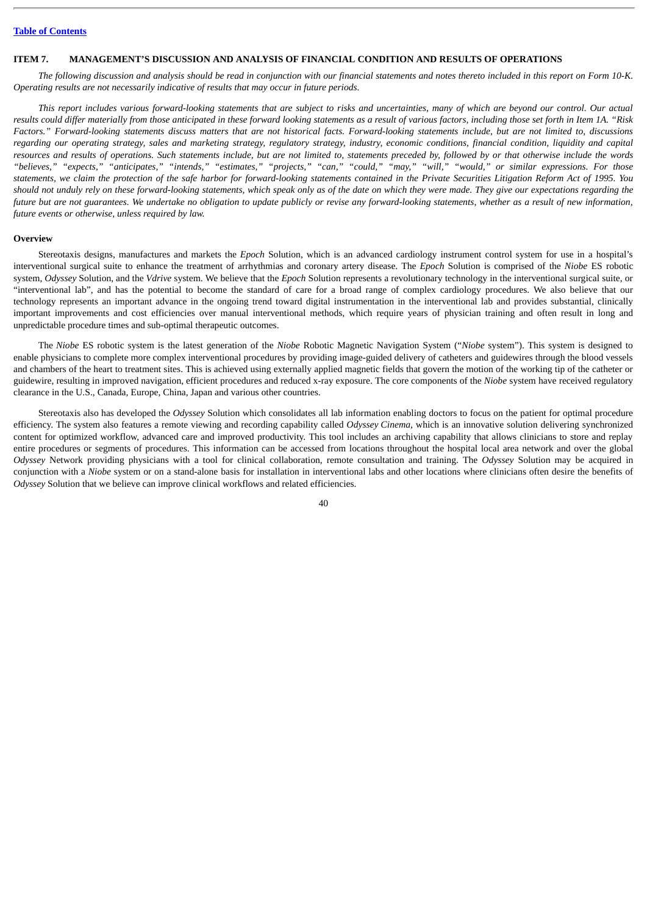## ITEM 7. MANAGEMENT'S DISCUSSION AND ANALYSIS OF FINANCIAL CONDITION AND RESULTS OF OPERATIONS

*The following discussion and analysis should be read in conjunction with our financial statements and notes thereto included in this report on Form 10-K. Operating results are not necessarily indicative of results that may occur in future periods.*

*This report includes various forward-looking statements that are subject to risks and uncertainties, many of which are beyond our control. Our actual results could differ materially from those anticipated in these forward looking statements as a result of various factors, including those set forth in Item 1A. "Risk Factors." Forward-looking statements discuss matters that are not historical facts. Forward-looking statements include, but are not limited to, discussions regarding our operating strategy, sales and marketing strategy, regulatory strategy, industry, economic conditions, financial condition, liquidity and capital resources and results of operations. Such statements include, but are not limited to, statements preceded by, followed by or that otherwise include the words "believes," "expects," "anticipates," "intends," "estimates," "projects," "can," "could," "may," "will," "would," or similar expressions. For those statements, we claim the protection of the safe harbor for forward-looking statements contained in the Private Securities Litigation Reform Act of 1995. You should not unduly rely on these forward-looking statements, which speak only as of the date on which they were made. They give our expectations regarding the future but are not guarantees. We undertake no obligation to update publicly or revise any forward-looking statements, whether as a result of new information, future events or otherwise, unless required by law.*

### Overview

Stereotaxis designs, manufactures and markets the *Epoch* Solution, which is an advanced cardiology instrument control system for use in a hospital's interventional surgical suite to enhance the treatment of arrhythmias and coronary artery disease. The *Epoch* Solution is comprised of the *Niobe* ES robotic system, *Odyssey* Solution, and the *Vdrive* system. We believe that the *Epoch* Solution represents a revolutionary technology in the interventional surgical suite, or "interventional lab", and has the potential to become the standard of care for a broad range of complex cardiology procedures. We also believe that our technology represents an important advance in the ongoing trend toward digital instrumentation in the interventional lab and provides substantial, clinically important improvements and cost efficiencies over manual interventional methods, which require years of physician training and often result in long and unpredictable procedure times and sub-optimal therapeutic outcomes.

The *Niobe* ES robotic system is the latest generation of the *Niobe* Robotic Magnetic Navigation System ("*Niobe* system"). This system is designed to enable physicians to complete more complex interventional procedures by providing image-guided delivery of catheters and guidewires through the blood vessels and chambers of the heart to treatment sites. This is achieved using externally applied magnetic fields that govern the motion of the working tip of the catheter or guidewire, resulting in improved navigation, efficient procedures and reduced x-ray exposure. The core components of the *Niobe* system have received regulatory clearance in the U.S., Canada, Europe, China, Japan and various other countries.

Stereotaxis also has developed the *Odyssey* Solution which consolidates all lab information enabling doctors to focus on the patient for optimal procedure efficiency. The system also features a remote viewing and recording capability called *Odyssey Cinema*, which is an innovative solution delivering synchronized content for optimized workflow, advanced care and improved productivity. This tool includes an archiving capability that allows clinicians to store and replay entire procedures or segments of procedures. This information can be accessed from locations throughout the hospital local area network and over the global *Odyssey* Network providing physicians with a tool for clinical collaboration, remote consultation and training. The *Odyssey* Solution may be acquired in conjunction with a *Niobe* system or on a stand-alone basis for installation in interventional labs and other locations where clinicians often desire the benefits of *Odyssey* Solution that we believe can improve clinical workflows and related efficiencies.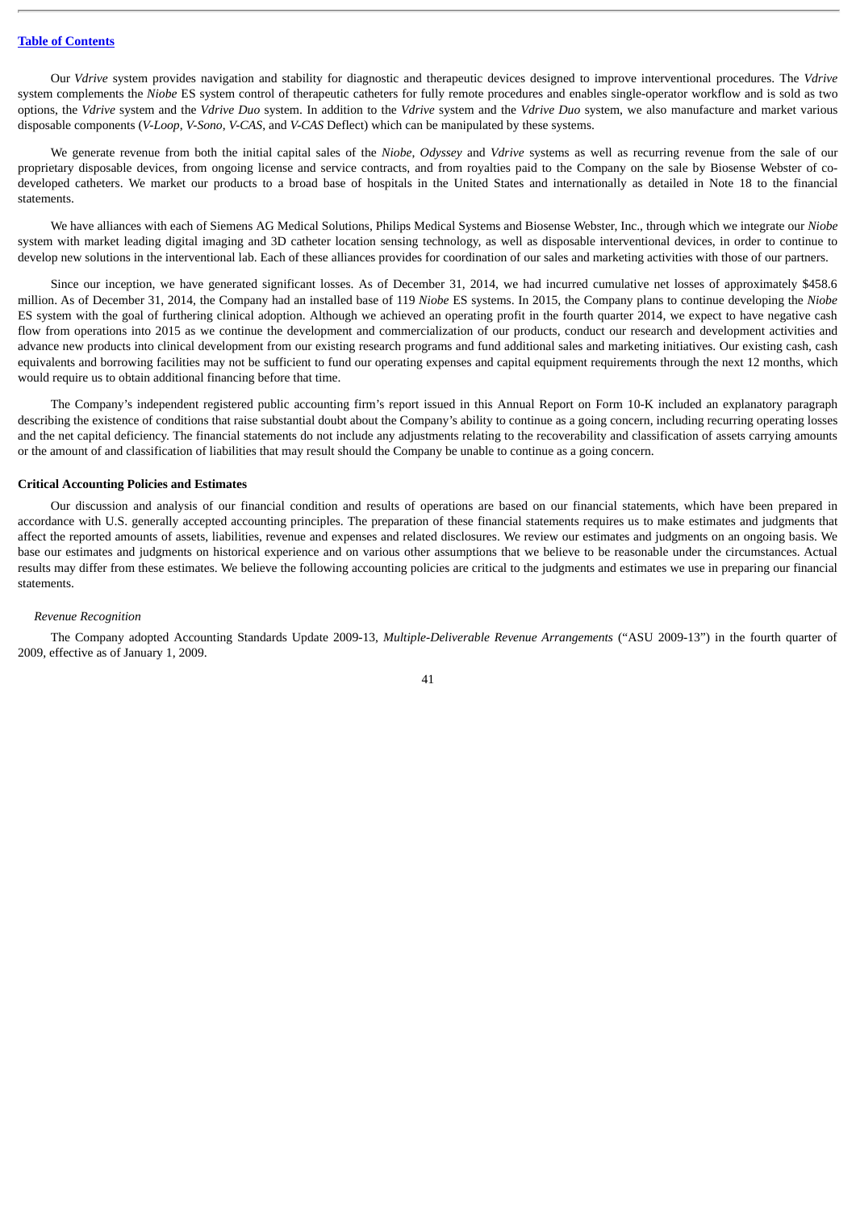Our *Vdrive* system provides navigation and stability for diagnostic and therapeutic devices designed to improve interventional procedures. The *Vdrive* system complements the *Niobe* ES system control of therapeutic catheters for fully remote procedures and enables single-operator workflow and is sold as two options, the *Vdrive* system and the *Vdrive Duo* system. In addition to the *Vdrive* system and the *Vdrive Duo* system, we also manufacture and market various disposable components (*V-Loop, V-Sono, V-CAS*, and *V-CAS* Deflect) which can be manipulated by these systems.

We generate revenue from both the initial capital sales of the *Niobe*, *Odyssey* and *Vdrive* systems as well as recurring revenue from the sale of our proprietary disposable devices, from ongoing license and service contracts, and from royalties paid to the Company on the sale by Biosense Webster of co-developed catheters. We market our products to a broad base of hospitals in the United States and internationally as detailed in Note 18 to the financial statements.

We have alliances with each of Siemens AG Medical Solutions, Philips Medical Systems and Biosense Webster, Inc., through which we integrate our *Niobe* system with market leading digital imaging and 3D catheter location sensing technology, as well as disposable interventional devices, in order to continue to develop new solutions in the interventional lab. Each of these alliances provides for coordination of our sales and marketing activities with those of our partners.

Since our inception, we have generated significant losses. As of December 31, 2014, we had incurred cumulative net losses of approximately $458.6 million. As of December 31, 2014, the Company had an installed base of 119 *Niobe* ES systems. In 2015, the Company plans to continue developing the *Niobe* ES system with the goal of furthering clinical adoption. Although we achieved an operating profit in the fourth quarter 2014, we expect to have negative cash flow from operations into 2015 as we continue the development and commercialization of our products, conduct our research and development activities and advance new products into clinical development from our existing research programs and fund additional sales and marketing initiatives. Our existing cash, cash equivalents and borrowing facilities may not be sufficient to fund our operating expenses and capital equipment requirements through the next 12 months, which would require us to obtain additional financing before that time.

The Company's independent registered public accounting firm's report issued in this Annual Report on Form 10-K included an explanatory paragraph describing the existence of conditions that raise substantial doubt about the Company's ability to continue as a going concern, including recurring operating losses and the net capital deficiency. The financial statements do not include any adjustments relating to the recoverability and classification of assets carrying amounts or the amount of and classification of liabilities that may result should the Company be unable to continue as a going concern.

**Critical Accounting Policies and Estimates**

Our discussion and analysis of our financial condition and results of operations are based on our financial statements, which have been prepared in accordance with U.S. generally accepted accounting principles. The preparation of these financial statements requires us to make estimates and judgments that affect the reported amounts of assets, liabilities, revenue and expenses and related disclosures. We review our estimates and judgments on an ongoing basis. We base our estimates and judgments on historical experience and on various other assumptions that we believe to be reasonable under the circumstances. Actual results may differ from these estimates. We believe the following accounting policies are critical to the judgments and estimates we use in preparing our financial statements.

*Revenue Recognition*

The Company adopted Accounting Standards Update 2009-13, *Multiple-Deliverable Revenue Arrangements* ("ASU 2009-13") in the fourth quarter of 2009, effective as of January 1, 2009.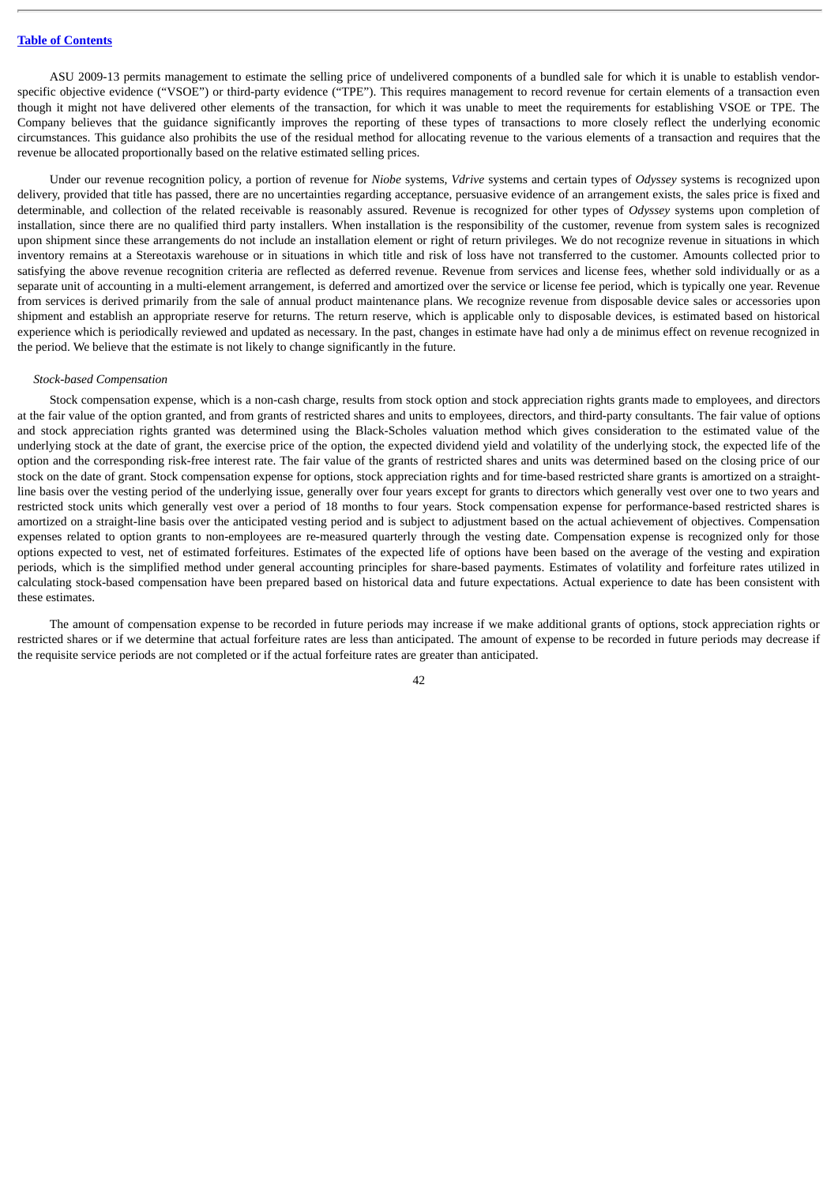ASU 2009-13 permits management to estimate the selling price of undelivered components of a bundled sale for which it is unable to establish vendor-specific objective evidence ("VSOE") or third-party evidence ("TPE"). This requires management to record revenue for certain elements of a transaction even though it might not have delivered other elements of the transaction, for which it was unable to meet the requirements for establishing VSOE or TPE. The Company believes that the guidance significantly improves the reporting of these types of transactions to more closely reflect the underlying economic circumstances. This guidance also prohibits the use of the residual method for allocating revenue to the various elements of a transaction and requires that the revenue be allocated proportionally based on the relative estimated selling prices.

Under our revenue recognition policy, a portion of revenue for *Niobe* systems, *Vdrive* systems and certain types of *Odyssey* systems is recognized upon delivery, provided that title has passed, there are no uncertainties regarding acceptance, persuasive evidence of an arrangement exists, the sales price is fixed and determinable, and collection of the related receivable is reasonably assured. Revenue is recognized for other types of *Odyssey* systems upon completion of installation, since there are no qualified third party installers. When installation is the responsibility of the customer, revenue from system sales is recognized upon shipment since these arrangements do not include an installation element or right of return privileges. We do not recognize revenue in situations in which inventory remains at a Stereotaxis warehouse or in situations in which title and risk of loss have not transferred to the customer. Amounts collected prior to satisfying the above revenue recognition criteria are reflected as deferred revenue. Revenue from services and license fees, whether sold individually or as a separate unit of accounting in a multi-element arrangement, is deferred and amortized over the service or license fee period, which is typically one year. Revenue from services is derived primarily from the sale of annual product maintenance plans. We recognize revenue from disposable device sales or accessories upon shipment and establish an appropriate reserve for returns. The return reserve, which is applicable only to disposable devices, is estimated based on historical experience which is periodically reviewed and updated as necessary. In the past, changes in estimate have had only a de minimus effect on revenue recognized in the period. We believe that the estimate is not likely to change significantly in the future.

*Stock-based Compensation*

Stock compensation expense, which is a non-cash charge, results from stock option and stock appreciation rights grants made to employees, and directors at the fair value of the option granted, and from grants of restricted shares and units to employees, directors, and third-party consultants. The fair value of options and stock appreciation rights granted was determined using the Black-Scholes valuation method which gives consideration to the estimated value of the underlying stock at the date of grant, the exercise price of the option, the expected dividend yield and volatility of the underlying stock, the expected life of the option and the corresponding risk-free interest rate. The fair value of the grants of restricted shares and units was determined based on the closing price of our stock on the date of grant. Stock compensation expense for options, stock appreciation rights and for time-based restricted share grants is amortized on a straight-line basis over the vesting period of the underlying issue, generally over four years except for grants to directors which generally vest over one to two years and restricted stock units which generally vest over a period of 18 months to four years. Stock compensation expense for performance-based restricted shares is amortized on a straight-line basis over the anticipated vesting period and is subject to adjustment based on the actual achievement of objectives. Compensation expenses related to option grants to non-employees are re-measured quarterly through the vesting date. Compensation expense is recognized only for those options expected to vest, net of estimated forfeitures. Estimates of the expected life of options have been based on the average of the vesting and expiration periods, which is the simplified method under general accounting principles for share-based payments. Estimates of volatility and forfeiture rates utilized in calculating stock-based compensation have been prepared based on historical data and future expectations. Actual experience to date has been consistent with these estimates.

The amount of compensation expense to be recorded in future periods may increase if we make additional grants of options, stock appreciation rights or restricted shares or if we determine that actual forfeiture rates are less than anticipated. The amount of expense to be recorded in future periods may decrease if the requisite service periods are not completed or if the actual forfeiture rates are greater than anticipated.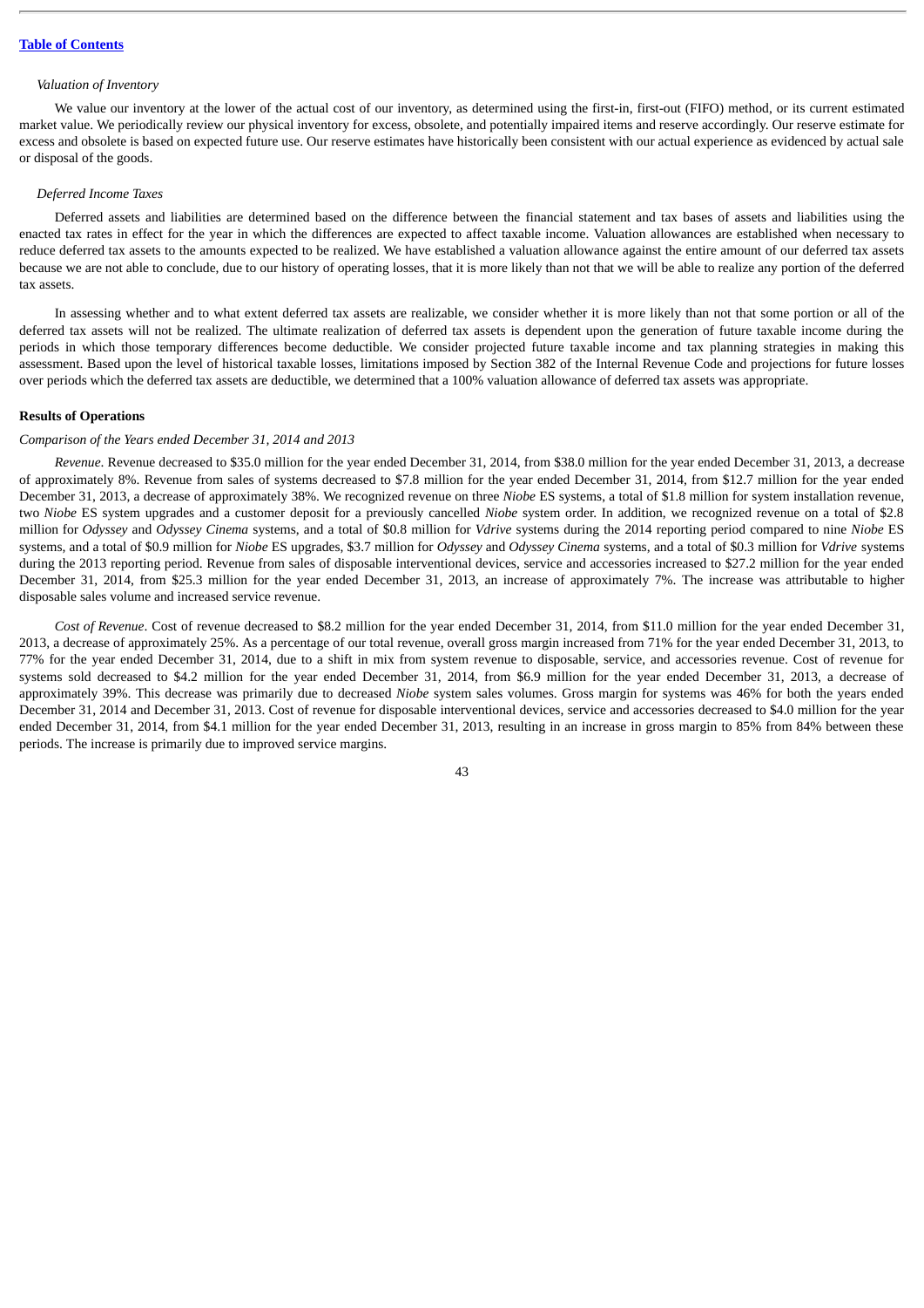*Valuation of Inventory*

We value our inventory at the lower of the actual cost of our inventory, as determined using the first-in, first-out (FIFO) method, or its current estimated market value. We periodically review our physical inventory for excess, obsolete, and potentially impaired items and reserve accordingly. Our reserve estimate for excess and obsolete is based on expected future use. Our reserve estimates have historically been consistent with our actual experience as evidenced by actual sale or disposal of the goods.

*Deferred Income Taxes*

Deferred assets and liabilities are determined based on the difference between the financial statement and tax bases of assets and liabilities using the enacted tax rates in effect for the year in which the differences are expected to affect taxable income. Valuation allowances are established when necessary to reduce deferred tax assets to the amounts expected to be realized. We have established a valuation allowance against the entire amount of our deferred tax assets because we are not able to conclude, due to our history of operating losses, that it is more likely than not that we will be able to realize any portion of the deferred tax assets.

In assessing whether and to what extent deferred tax assets are realizable, we consider whether it is more likely than not that some portion or all of the deferred tax assets will not be realized. The ultimate realization of deferred tax assets is dependent upon the generation of future taxable income during the periods in which those temporary differences become deductible. We consider projected future taxable income and tax planning strategies in making this assessment. Based upon the level of historical taxable losses, limitations imposed by Section 382 of the Internal Revenue Code and projections for future losses over periods which the deferred tax assets are deductible, we determined that a 100% valuation allowance of deferred tax assets was appropriate.

**Results of Operations**

*Comparison of the Years ended December 31, 2014 and 2013*

*Revenue*. Revenue decreased to $35.0 million for the year ended December 31, 2014, from $38.0 million for the year ended December 31, 2013, a decrease of approximately 8%. Revenue from sales of systems decreased to $7.8 million for the year ended December 31, 2014, from $12.7 million for the year ended December 31, 2013, a decrease of approximately 38%. We recognized revenue on three *Niobe* ES systems, a total of $1.8 million for system installation revenue, two *Niobe* ES system upgrades and a customer deposit for a previously cancelled *Niobe* system order. In addition, we recognized revenue on a total of $2.8 million for *Odyssey* and *Odyssey Cinema* systems, and a total of $0.8 million for *Vdrive* systems during the 2014 reporting period compared to nine *Niobe* ES systems, and a total of $0.9 million for *Niobe* ES upgrades, $3.7 million for *Odyssey* and *Odyssey Cinema* systems, and a total of $0.3 million for *Vdrive* systems during the 2013 reporting period. Revenue from sales of disposable interventional devices, service and accessories increased to $27.2 million for the year ended December 31, 2014, from $25.3 million for the year ended December 31, 2013, an increase of approximately 7%. The increase was attributable to higher disposable sales volume and increased service revenue.

*Cost of Revenue*. Cost of revenue decreased to $8.2 million for the year ended December 31, 2014, from $11.0 million for the year ended December 31, 2013, a decrease of approximately 25%. As a percentage of our total revenue, overall gross margin increased from 71% for the year ended December 31, 2013, to 77% for the year ended December 31, 2014, due to a shift in mix from system revenue to disposable, service, and accessories revenue. Cost of revenue for systems sold decreased to $4.2 million for the year ended December 31, 2014, from $6.9 million for the year ended December 31, 2013, a decrease of approximately 39%. This decrease was primarily due to decreased *Niobe* system sales volumes. Gross margin for systems was 46% for both the years ended December 31, 2014 and December 31, 2013. Cost of revenue for disposable interventional devices, service and accessories decreased to $4.0 million for the year ended December 31, 2014, from $4.1 million for the year ended December 31, 2013, resulting in an increase in gross margin to 85% from 84% between these periods. The increase is primarily due to improved service margins.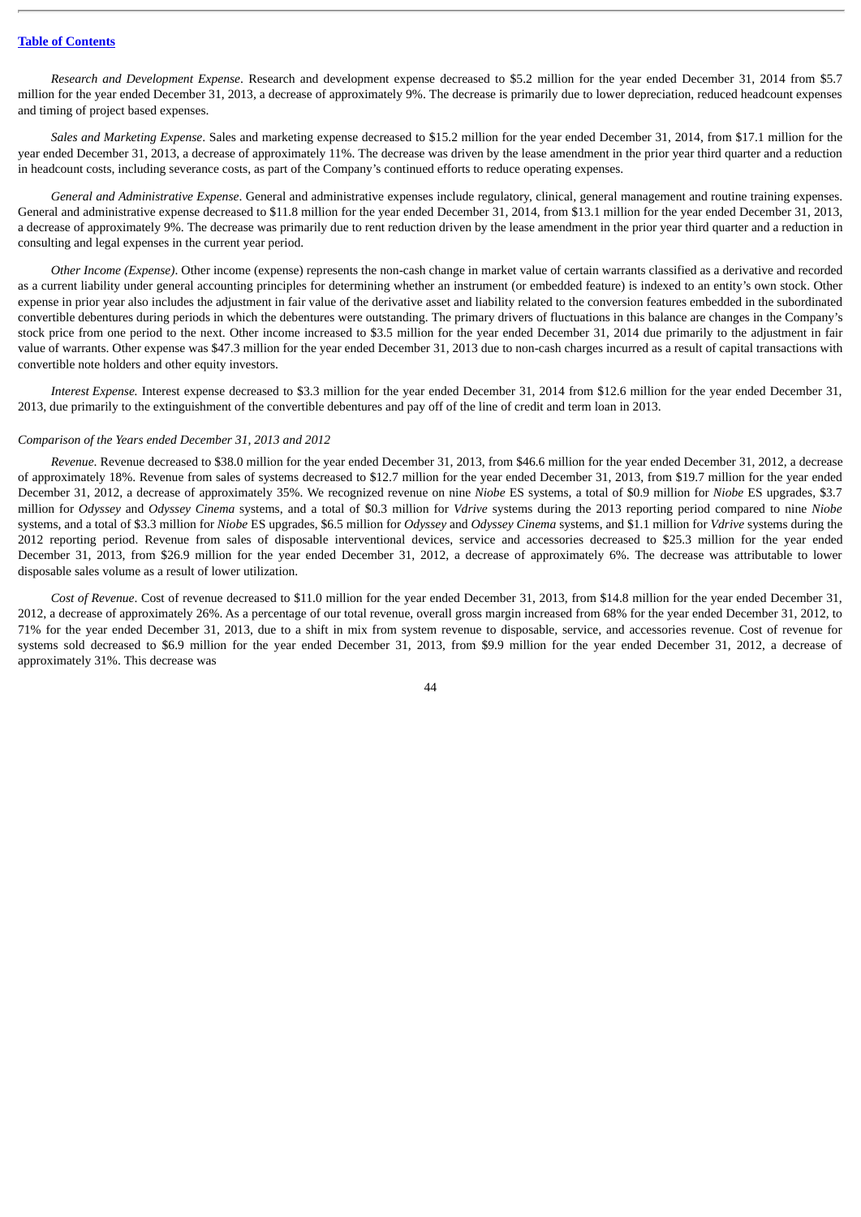*Research and Development Expense*. Research and development expense decreased to $5.2 million for the year ended December 31, 2014 from $5.7 million for the year ended December 31, 2013, a decrease of approximately 9%. The decrease is primarily due to lower depreciation, reduced headcount expenses and timing of project based expenses.

*Sales and Marketing Expense*. Sales and marketing expense decreased to $15.2 million for the year ended December 31, 2014, from $17.1 million for the year ended December 31, 2013, a decrease of approximately 11%. The decrease was driven by the lease amendment in the prior year third quarter and a reduction in headcount costs, including severance costs, as part of the Company's continued efforts to reduce operating expenses.

*General and Administrative Expense*. General and administrative expenses include regulatory, clinical, general management and routine training expenses. General and administrative expense decreased to $11.8 million for the year ended December 31, 2014, from $13.1 million for the year ended December 31, 2013, a decrease of approximately 9%. The decrease was primarily due to rent reduction driven by the lease amendment in the prior year third quarter and a reduction in consulting and legal expenses in the current year period.

*Other Income (Expense)*. Other income (expense) represents the non-cash change in market value of certain warrants classified as a derivative and recorded as a current liability under general accounting principles for determining whether an instrument (or embedded feature) is indexed to an entity's own stock. Other expense in prior year also includes the adjustment in fair value of the derivative asset and liability related to the conversion features embedded in the subordinated convertible debentures during periods in which the debentures were outstanding. The primary drivers of fluctuations in this balance are changes in the Company's stock price from one period to the next. Other income increased to $3.5 million for the year ended December 31, 2014 due primarily to the adjustment in fair value of warrants. Other expense was $47.3 million for the year ended December 31, 2013 due to non-cash charges incurred as a result of capital transactions with convertible note holders and other equity investors.

*Interest Expense.* Interest expense decreased to $3.3 million for the year ended December 31, 2014 from $12.6 million for the year ended December 31, 2013, due primarily to the extinguishment of the convertible debentures and pay off of the line of credit and term loan in 2013.

*Comparison of the Years ended December 31, 2013 and 2012*

*Revenue.* Revenue decreased to $38.0 million for the year ended December 31, 2013, from $46.6 million for the year ended December 31, 2012, a decrease of approximately 18%. Revenue from sales of systems decreased to $12.7 million for the year ended December 31, 2013, from $19.7 million for the year ended December 31, 2012, a decrease of approximately 35%. We recognized revenue on nine *Niobe* ES systems, a total of $0.9 million for *Niobe* ES upgrades, $3.7 million for *Odyssey* and *Odyssey Cinema* systems, and a total of $0.3 million for *Vdrive* systems during the 2013 reporting period compared to nine *Niobe* systems, and a total of $3.3 million for *Niobe* ES upgrades, $6.5 million for *Odyssey* and *Odyssey Cinema* systems, and $1.1 million for *Vdrive* systems during the 2012 reporting period. Revenue from sales of disposable interventional devices, service and accessories decreased to $25.3 million for the year ended December 31, 2013, from $26.9 million for the year ended December 31, 2012, a decrease of approximately 6%. The decrease was attributable to lower disposable sales volume as a result of lower utilization.

*Cost of Revenue*. Cost of revenue decreased to $11.0 million for the year ended December 31, 2013, from $14.8 million for the year ended December 31, 2012, a decrease of approximately 26%. As a percentage of our total revenue, overall gross margin increased from 68% for the year ended December 31, 2012, to 71% for the year ended December 31, 2013, due to a shift in mix from system revenue to disposable, service, and accessories revenue. Cost of revenue for systems sold decreased to $6.9 million for the year ended December 31, 2013, from $9.9 million for the year ended December 31, 2012, a decrease of approximately 31%. This decrease was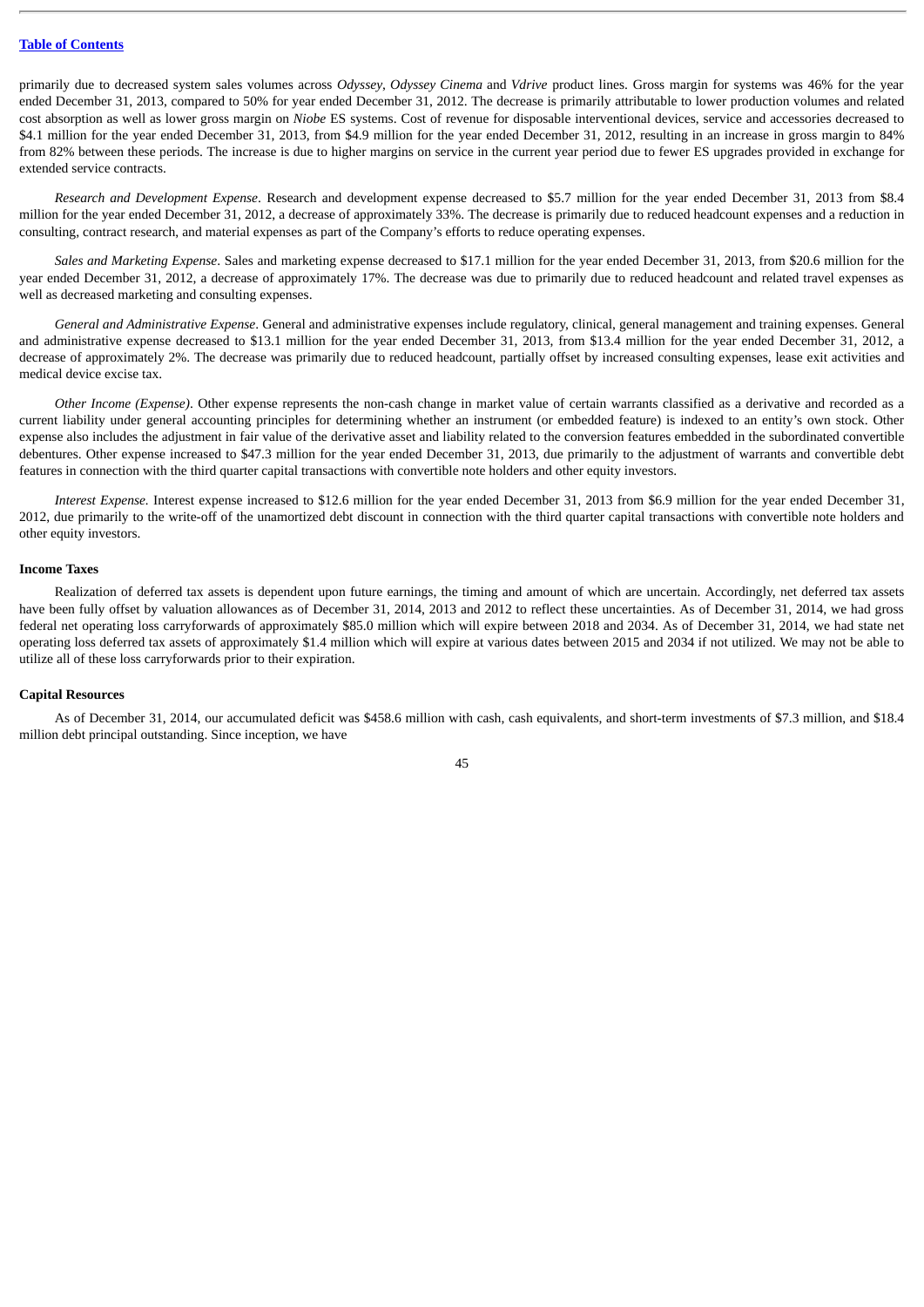primarily due to decreased system sales volumes across *Odyssey*, *Odyssey Cinema* and *Vdrive* product lines. Gross margin for systems was 46% for the year ended December 31, 2013, compared to 50% for year ended December 31, 2012. The decrease is primarily attributable to lower production volumes and related cost absorption as well as lower gross margin on *Niobe* ES systems. Cost of revenue for disposable interventional devices, service and accessories decreased to $4.1 million for the year ended December 31, 2013, from $4.9 million for the year ended December 31, 2012, resulting in an increase in gross margin to 84% from 82% between these periods. The increase is due to higher margins on service in the current year period due to fewer ES upgrades provided in exchange for extended service contracts.

*Research and Development Expense*. Research and development expense decreased to $5.7 million for the year ended December 31, 2013 from $8.4 million for the year ended December 31, 2012, a decrease of approximately 33%. The decrease is primarily due to reduced headcount expenses and a reduction in consulting, contract research, and material expenses as part of the Company's efforts to reduce operating expenses.

*Sales and Marketing Expense*. Sales and marketing expense decreased to $17.1 million for the year ended December 31, 2013, from $20.6 million for the year ended December 31, 2012, a decrease of approximately 17%. The decrease was due to primarily due to reduced headcount and related travel expenses as well as decreased marketing and consulting expenses.

*General and Administrative Expense*. General and administrative expenses include regulatory, clinical, general management and training expenses. General and administrative expense decreased to $13.1 million for the year ended December 31, 2013, from $13.4 million for the year ended December 31, 2012, a decrease of approximately 2%. The decrease was primarily due to reduced headcount, partially offset by increased consulting expenses, lease exit activities and medical device excise tax.

*Other Income (Expense)*. Other expense represents the non-cash change in market value of certain warrants classified as a derivative and recorded as a current liability under general accounting principles for determining whether an instrument (or embedded feature) is indexed to an entity's own stock. Other expense also includes the adjustment in fair value of the derivative asset and liability related to the conversion features embedded in the subordinated convertible debentures. Other expense increased to $47.3 million for the year ended December 31, 2013, due primarily to the adjustment of warrants and convertible debt features in connection with the third quarter capital transactions with convertible note holders and other equity investors.

*Interest Expense.* Interest expense increased to $12.6 million for the year ended December 31, 2013 from $6.9 million for the year ended December 31, 2012, due primarily to the write-off of the unamortized debt discount in connection with the third quarter capital transactions with convertible note holders and other equity investors.

### Income Taxes

Realization of deferred tax assets is dependent upon future earnings, the timing and amount of which are uncertain. Accordingly, net deferred tax assets have been fully offset by valuation allowances as of December 31, 2014, 2013 and 2012 to reflect these uncertainties. As of December 31, 2014, we had gross federal net operating loss carryforwards of approximately $85.0 million which will expire between 2018 and 2034. As of December 31, 2014, we had state net operating loss deferred tax assets of approximately $1.4 million which will expire at various dates between 2015 and 2034 if not utilized. We may not be able to utilize all of these loss carryforwards prior to their expiration.

### Capital Resources

As of December 31, 2014, our accumulated deficit was $458.6 million with cash, cash equivalents, and short-term investments of $7.3 million, and $18.4 million debt principal outstanding. Since inception, we have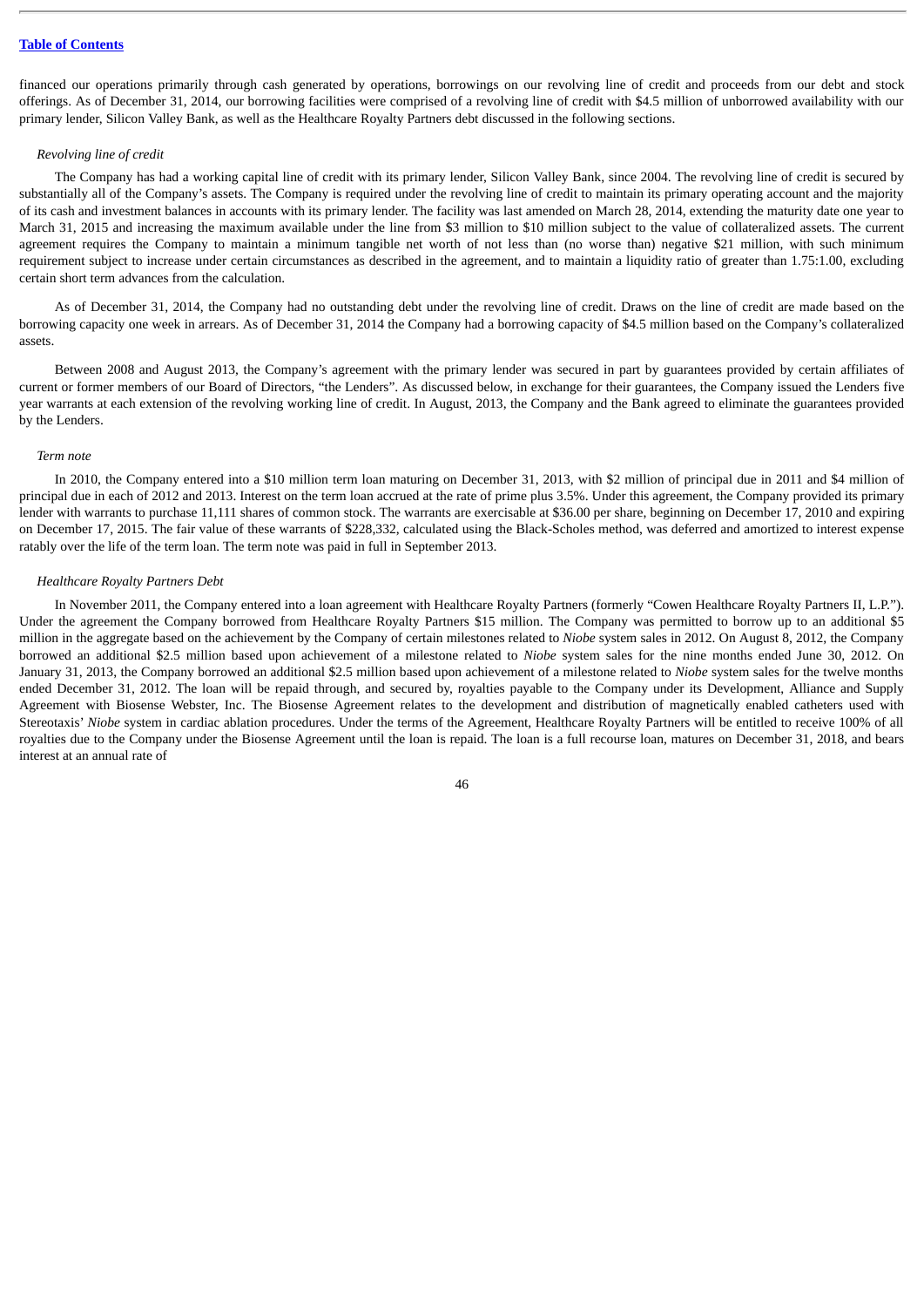financed our operations primarily through cash generated by operations, borrowings on our revolving line of credit and proceeds from our debt and stock offerings. As of December 31, 2014, our borrowing facilities were comprised of a revolving line of credit with $4.5 million of unborrowed availability with our primary lender, Silicon Valley Bank, as well as the Healthcare Royalty Partners debt discussed in the following sections.

*Revolving line of credit*

The Company has had a working capital line of credit with its primary lender, Silicon Valley Bank, since 2004. The revolving line of credit is secured by substantially all of the Company's assets. The Company is required under the revolving line of credit to maintain its primary operating account and the majority of its cash and investment balances in accounts with its primary lender. The facility was last amended on March 28, 2014, extending the maturity date one year to March 31, 2015 and increasing the maximum available under the line from $3 million to $10 million subject to the value of collateralized assets. The current agreement requires the Company to maintain a minimum tangible net worth of not less than (no worse than) negative $21 million, with such minimum requirement subject to increase under certain circumstances as described in the agreement, and to maintain a liquidity ratio of greater than 1.75:1.00, excluding certain short term advances from the calculation.

As of December 31, 2014, the Company had no outstanding debt under the revolving line of credit. Draws on the line of credit are made based on the borrowing capacity one week in arrears. As of December 31, 2014 the Company had a borrowing capacity of $4.5 million based on the Company's collateralized assets.

Between 2008 and August 2013, the Company's agreement with the primary lender was secured in part by guarantees provided by certain affiliates of current or former members of our Board of Directors, "the Lenders". As discussed below, in exchange for their guarantees, the Company issued the Lenders five year warrants at each extension of the revolving working line of credit. In August, 2013, the Company and the Bank agreed to eliminate the guarantees provided by the Lenders.

*Term note*

In 2010, the Company entered into a $10 million term loan maturing on December 31, 2013, with $2 million of principal due in 2011 and $4 million of principal due in each of 2012 and 2013. Interest on the term loan accrued at the rate of prime plus 3.5%. Under this agreement, the Company provided its primary lender with warrants to purchase 11,111 shares of common stock. The warrants are exercisable at $36.00 per share, beginning on December 17, 2010 and expiring on December 17, 2015. The fair value of these warrants of $228,332, calculated using the Black-Scholes method, was deferred and amortized to interest expense ratably over the life of the term loan. The term note was paid in full in September 2013.

*Healthcare Royalty Partners Debt*

In November 2011, the Company entered into a loan agreement with Healthcare Royalty Partners (formerly "Cowen Healthcare Royalty Partners II, L.P."). Under the agreement the Company borrowed from Healthcare Royalty Partners $15 million. The Company was permitted to borrow up to an additional $5 million in the aggregate based on the achievement by the Company of certain milestones related to *Niobe* system sales in 2012. On August 8, 2012, the Company borrowed an additional $2.5 million based upon achievement of a milestone related to *Niobe* system sales for the nine months ended June 30, 2012. On January 31, 2013, the Company borrowed an additional $2.5 million based upon achievement of a milestone related to *Niobe* system sales for the twelve months ended December 31, 2012. The loan will be repaid through, and secured by, royalties payable to the Company under its Development, Alliance and Supply Agreement with Biosense Webster, Inc. The Biosense Agreement relates to the development and distribution of magnetically enabled catheters used with Stereotaxis' *Niobe* system in cardiac ablation procedures. Under the terms of the Agreement, Healthcare Royalty Partners will be entitled to receive 100% of all royalties due to the Company under the Biosense Agreement until the loan is repaid. The loan is a full recourse loan, matures on December 31, 2018, and bears interest at an annual rate of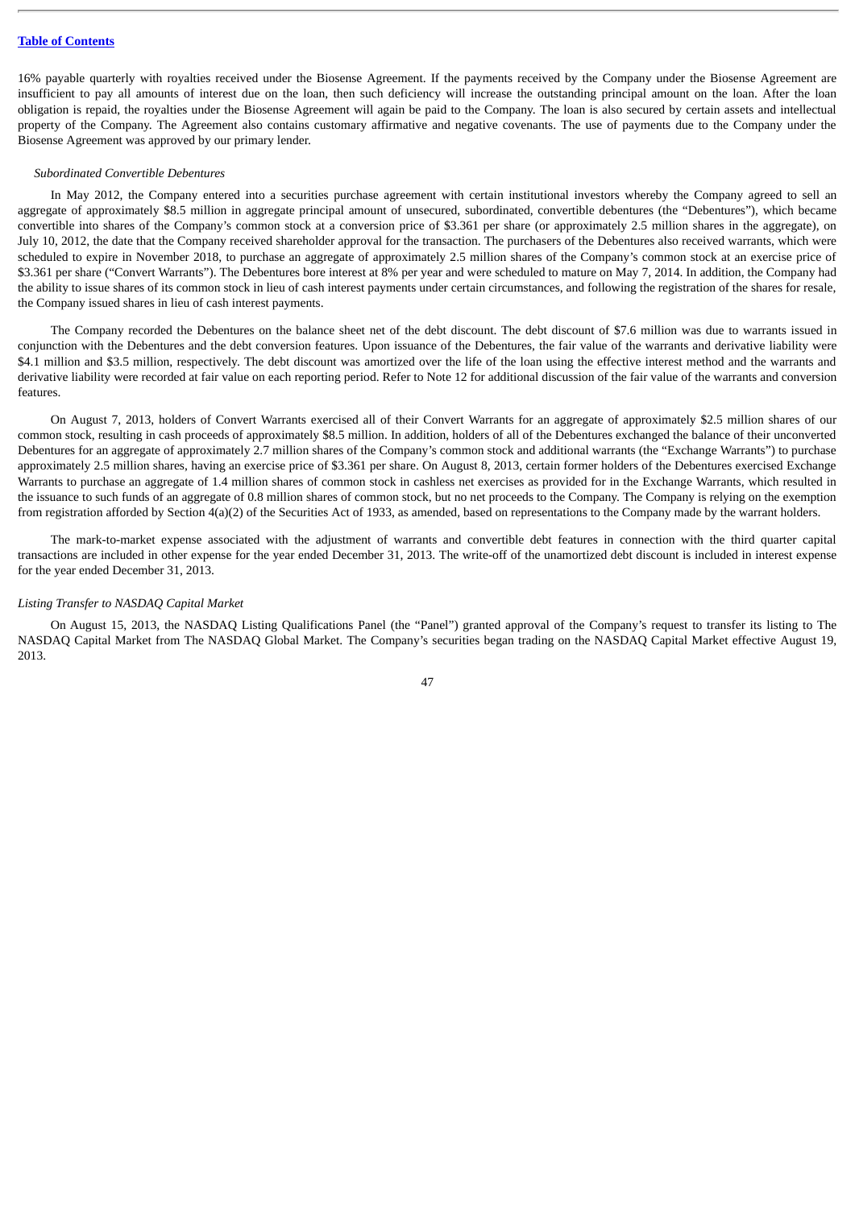16% payable quarterly with royalties received under the Biosense Agreement. If the payments received by the Company under the Biosense Agreement are insufficient to pay all amounts of interest due on the loan, then such deficiency will increase the outstanding principal amount on the loan. After the loan obligation is repaid, the royalties under the Biosense Agreement will again be paid to the Company. The loan is also secured by certain assets and intellectual property of the Company. The Agreement also contains customary affirmative and negative covenants. The use of payments due to the Company under the Biosense Agreement was approved by our primary lender.

*Subordinated Convertible Debentures*

In May 2012, the Company entered into a securities purchase agreement with certain institutional investors whereby the Company agreed to sell an aggregate of approximately $8.5 million in aggregate principal amount of unsecured, subordinated, convertible debentures (the "Debentures"), which became convertible into shares of the Company's common stock at a conversion price of $3.361 per share (or approximately 2.5 million shares in the aggregate), on July 10, 2012, the date that the Company received shareholder approval for the transaction. The purchasers of the Debentures also received warrants, which were scheduled to expire in November 2018, to purchase an aggregate of approximately 2.5 million shares of the Company's common stock at an exercise price of $3.361 per share ("Convert Warrants"). The Debentures bore interest at 8% per year and were scheduled to mature on May 7, 2014. In addition, the Company had the ability to issue shares of its common stock in lieu of cash interest payments under certain circumstances, and following the registration of the shares for resale, the Company issued shares in lieu of cash interest payments.

The Company recorded the Debentures on the balance sheet net of the debt discount. The debt discount of $7.6 million was due to warrants issued in conjunction with the Debentures and the debt conversion features. Upon issuance of the Debentures, the fair value of the warrants and derivative liability were $4.1 million and $3.5 million, respectively. The debt discount was amortized over the life of the loan using the effective interest method and the warrants and derivative liability were recorded at fair value on each reporting period. Refer to Note 12 for additional discussion of the fair value of the warrants and conversion features.

On August 7, 2013, holders of Convert Warrants exercised all of their Convert Warrants for an aggregate of approximately $2.5 million shares of our common stock, resulting in cash proceeds of approximately $8.5 million. In addition, holders of all of the Debentures exchanged the balance of their unconverted Debentures for an aggregate of approximately 2.7 million shares of the Company's common stock and additional warrants (the "Exchange Warrants") to purchase approximately 2.5 million shares, having an exercise price of $3.361 per share. On August 8, 2013, certain former holders of the Debentures exercised Exchange Warrants to purchase an aggregate of 1.4 million shares of common stock in cashless net exercises as provided for in the Exchange Warrants, which resulted in the issuance to such funds of an aggregate of 0.8 million shares of common stock, but no net proceeds to the Company. The Company is relying on the exemption from registration afforded by Section 4(a)(2) of the Securities Act of 1933, as amended, based on representations to the Company made by the warrant holders.

The mark-to-market expense associated with the adjustment of warrants and convertible debt features in connection with the third quarter capital transactions are included in other expense for the year ended December 31, 2013. The write-off of the unamortized debt discount is included in interest expense for the year ended December 31, 2013.

*Listing Transfer to NASDAQ Capital Market*

On August 15, 2013, the NASDAQ Listing Qualifications Panel (the "Panel") granted approval of the Company's request to transfer its listing to The NASDAQ Capital Market from The NASDAQ Global Market. The Company's securities began trading on the NASDAQ Capital Market effective August 19, 2013.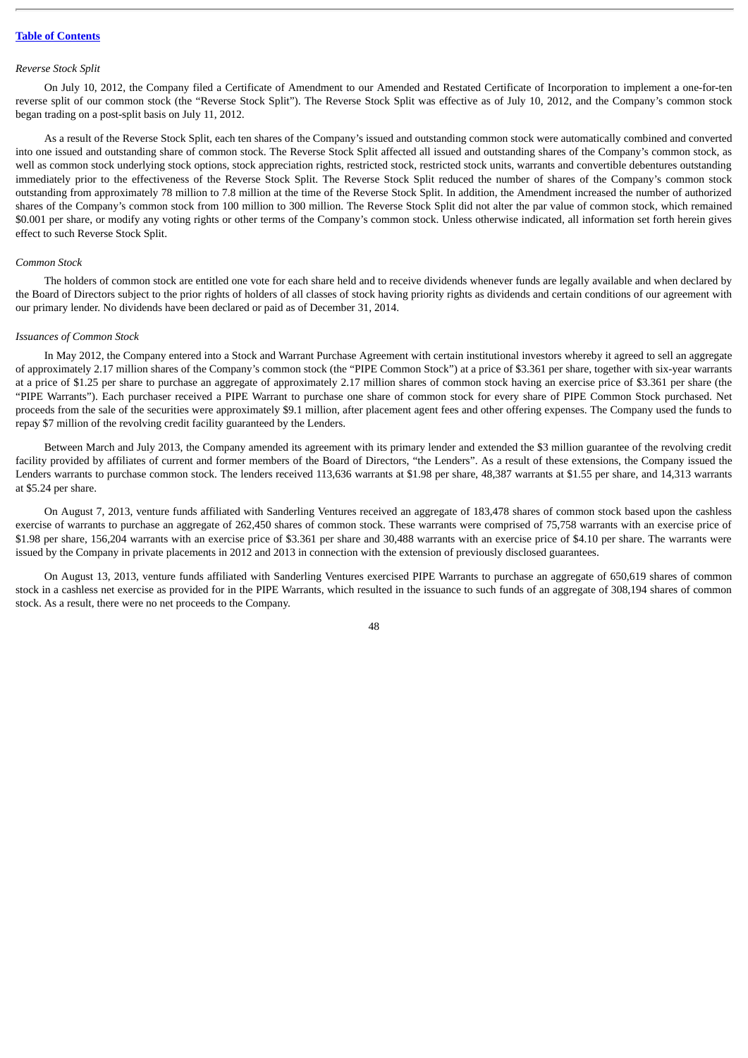[Table of Contents](#)

*Reverse Stock Split*

On July 10, 2012, the Company filed a Certificate of Amendment to our Amended and Restated Certificate of Incorporation to implement a one-for-ten reverse split of our common stock (the "Reverse Stock Split"). The Reverse Stock Split was effective as of July 10, 2012, and the Company's common stock began trading on a post-split basis on July 11, 2012.

As a result of the Reverse Stock Split, each ten shares of the Company's issued and outstanding common stock were automatically combined and converted into one issued and outstanding share of common stock. The Reverse Stock Split affected all issued and outstanding shares of the Company's common stock, as well as common stock underlying stock options, stock appreciation rights, restricted stock, restricted stock units, warrants and convertible debentures outstanding immediately prior to the effectiveness of the Reverse Stock Split. The Reverse Stock Split reduced the number of shares of the Company's common stock outstanding from approximately 78 million to 7.8 million at the time of the Reverse Stock Split. In addition, the Amendment increased the number of authorized shares of the Company's common stock from 100 million to 300 million. The Reverse Stock Split did not alter the par value of common stock, which remained $0.001 per share, or modify any voting rights or other terms of the Company's common stock. Unless otherwise indicated, all information set forth herein gives effect to such Reverse Stock Split.

*Common Stock*

The holders of common stock are entitled one vote for each share held and to receive dividends whenever funds are legally available and when declared by the Board of Directors subject to the prior rights of holders of all classes of stock having priority rights as dividends and certain conditions of our agreement with our primary lender. No dividends have been declared or paid as of December 31, 2014.

*Issuances of Common Stock*

In May 2012, the Company entered into a Stock and Warrant Purchase Agreement with certain institutional investors whereby it agreed to sell an aggregate of approximately 2.17 million shares of the Company's common stock (the "PIPE Common Stock") at a price of $3.361 per share, together with six-year warrants at a price of $1.25 per share to purchase an aggregate of approximately 2.17 million shares of common stock having an exercise price of $3.361 per share (the "PIPE Warrants"). Each purchaser received a PIPE Warrant to purchase one share of common stock for every share of PIPE Common Stock purchased. Net proceeds from the sale of the securities were approximately $9.1 million, after placement agent fees and other offering expenses. The Company used the funds to repay $7 million of the revolving credit facility guaranteed by the Lenders.

Between March and July 2013, the Company amended its agreement with its primary lender and extended the $3 million guarantee of the revolving credit facility provided by affiliates of current and former members of the Board of Directors, "the Lenders". As a result of these extensions, the Company issued the Lenders warrants to purchase common stock. The lenders received 113,636 warrants at $1.98 per share, 48,387 warrants at $1.55 per share, and 14,313 warrants at $5.24 per share.

On August 7, 2013, venture funds affiliated with Sanderling Ventures received an aggregate of 183,478 shares of common stock based upon the cashless exercise of warrants to purchase an aggregate of 262,450 shares of common stock. These warrants were comprised of 75,758 warrants with an exercise price of $1.98 per share, 156,204 warrants with an exercise price of $3.361 per share and 30,488 warrants with an exercise price of $4.10 per share. The warrants were issued by the Company in private placements in 2012 and 2013 in connection with the extension of previously disclosed guarantees.

On August 13, 2013, venture funds affiliated with Sanderling Ventures exercised PIPE Warrants to purchase an aggregate of 650,619 shares of common stock in a cashless net exercise as provided for in the PIPE Warrants, which resulted in the issuance to such funds of an aggregate of 308,194 shares of common stock. As a result, there were no net proceeds to the Company.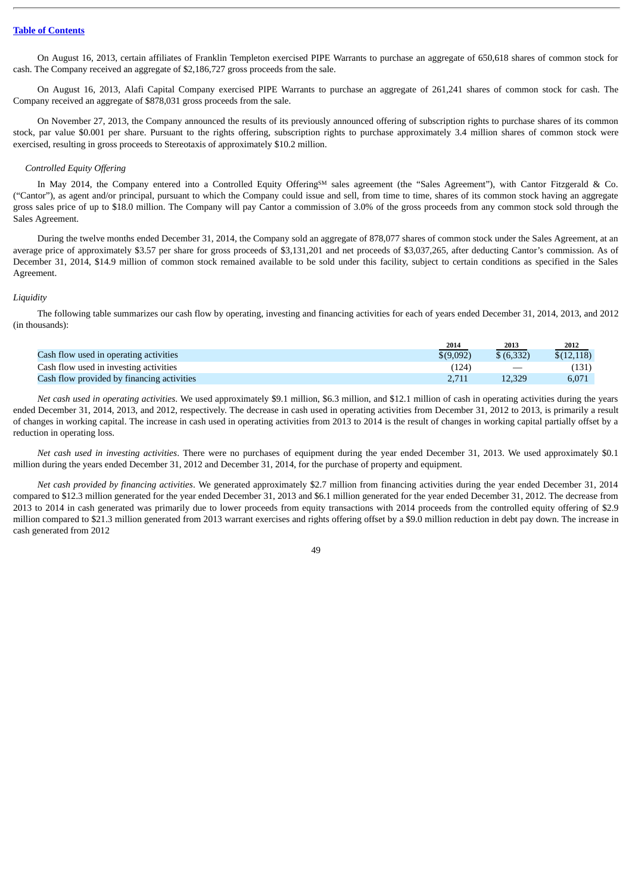On August 16, 2013, certain affiliates of Franklin Templeton exercised PIPE Warrants to purchase an aggregate of 650,618 shares of common stock for cash. The Company received an aggregate of $2,186,727 gross proceeds from the sale.

On August 16, 2013, Alafi Capital Company exercised PIPE Warrants to purchase an aggregate of 261,241 shares of common stock for cash. The Company received an aggregate of $878,031 gross proceeds from the sale.

On November 27, 2013, the Company announced the results of its previously announced offering of subscription rights to purchase shares of its common stock, par value $0.001 per share. Pursuant to the rights offering, subscription rights to purchase approximately 3.4 million shares of common stock were exercised, resulting in gross proceeds to Stereotaxis of approximately $10.2 million.

*Controlled Equity Offering*

In May 2014, the Company entered into a Controlled Equity Offering[SM] sales agreement (the "Sales Agreement"), with Cantor Fitzgerald & Co. ("Cantor"), as agent and/or principal, pursuant to which the Company could issue and sell, from time to time, shares of its common stock having an aggregate gross sales price of up to $18.0 million. The Company will pay Cantor a commission of 3.0% of the gross proceeds from any common stock sold through the Sales Agreement.

During the twelve months ended December 31, 2014, the Company sold an aggregate of 878,077 shares of common stock under the Sales Agreement, at an average price of approximately $3.57 per share for gross proceeds of $3,131,201 and net proceeds of $3,037,265, after deducting Cantor's commission. As of December 31, 2014, $14.9 million of common stock remained available to be sold under this facility, subject to certain conditions as specified in the Sales Agreement.

*Liquidity*

The following table summarizes our cash flow by operating, investing and financing activities for each of years ended December 31, 2014, 2013, and 2012 (in thousands):

| | 2014 | 2013 | 2012 |
|---|---|---|---|
| Cash flow used in operating activities | $(9,092) | $ (6,332) | $(12,118) |
| Cash flow used in investing activities | (124) | — | (131) |
| Cash flow provided by financing activities | 2,711 | 12,329 | 6,071 |

*Net cash used in operating activities*. We used approximately $9.1 million, $6.3 million, and $12.1 million of cash in operating activities during the years ended December 31, 2014, 2013, and 2012, respectively. The decrease in cash used in operating activities from December 31, 2012 to 2013, is primarily a result of changes in working capital. The increase in cash used in operating activities from 2013 to 2014 is the result of changes in working capital partially offset by a reduction in operating loss.

*Net cash used in investing activities*. There were no purchases of equipment during the year ended December 31, 2013. We used approximately $0.1 million during the years ended December 31, 2012 and December 31, 2014, for the purchase of property and equipment.

*Net cash provided by financing activities*. We generated approximately $2.7 million from financing activities during the year ended December 31, 2014 compared to $12.3 million generated for the year ended December 31, 2013 and $6.1 million generated for the year ended December 31, 2012. The decrease from 2013 to 2014 in cash generated was primarily due to lower proceeds from equity transactions with 2014 proceeds from the controlled equity offering of $2.9 million compared to $21.3 million generated from 2013 warrant exercises and rights offering offset by a $9.0 million reduction in debt pay down. The increase in cash generated from 2012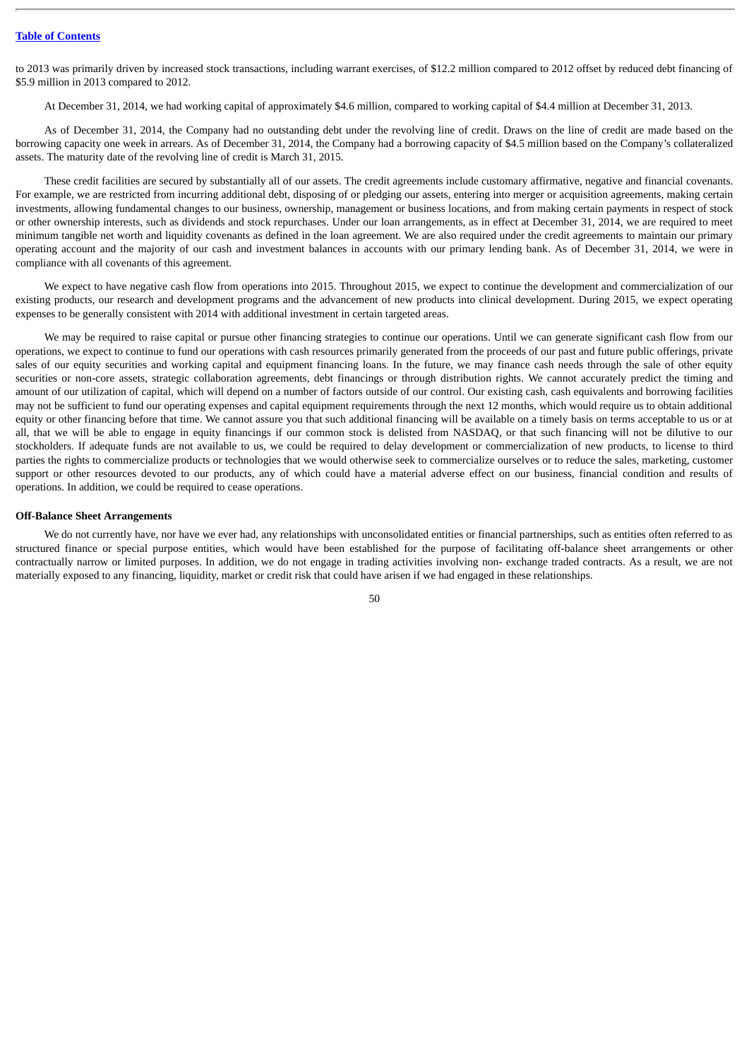to 2013 was primarily driven by increased stock transactions, including warrant exercises, of $12.2 million compared to 2012 offset by reduced debt financing of $5.9 million in 2013 compared to 2012.

At December 31, 2014, we had working capital of approximately $4.6 million, compared to working capital of $4.4 million at December 31, 2013.

As of December 31, 2014, the Company had no outstanding debt under the revolving line of credit. Draws on the line of credit are made based on the borrowing capacity one week in arrears. As of December 31, 2014, the Company had a borrowing capacity of $4.5 million based on the Company's collateralized assets. The maturity date of the revolving line of credit is March 31, 2015.

These credit facilities are secured by substantially all of our assets. The credit agreements include customary affirmative, negative and financial covenants. For example, we are restricted from incurring additional debt, disposing of or pledging our assets, entering into merger or acquisition agreements, making certain investments, allowing fundamental changes to our business, ownership, management or business locations, and from making certain payments in respect of stock or other ownership interests, such as dividends and stock repurchases. Under our loan arrangements, as in effect at December 31, 2014, we are required to meet minimum tangible net worth and liquidity covenants as defined in the loan agreement. We are also required under the credit agreements to maintain our primary operating account and the majority of our cash and investment balances in accounts with our primary lending bank. As of December 31, 2014, we were in compliance with all covenants of this agreement.

We expect to have negative cash flow from operations into 2015. Throughout 2015, we expect to continue the development and commercialization of our existing products, our research and development programs and the advancement of new products into clinical development. During 2015, we expect operating expenses to be generally consistent with 2014 with additional investment in certain targeted areas.

We may be required to raise capital or pursue other financing strategies to continue our operations. Until we can generate significant cash flow from our operations, we expect to continue to fund our operations with cash resources primarily generated from the proceeds of our past and future public offerings, private sales of our equity securities and working capital and equipment financing loans. In the future, we may finance cash needs through the sale of other equity securities or non-core assets, strategic collaboration agreements, debt financings or through distribution rights. We cannot accurately predict the timing and amount of our utilization of capital, which will depend on a number of factors outside of our control. Our existing cash, cash equivalents and borrowing facilities may not be sufficient to fund our operating expenses and capital equipment requirements through the next 12 months, which would require us to obtain additional equity or other financing before that time. We cannot assure you that such additional financing will be available on a timely basis on terms acceptable to us or at all, that we will be able to engage in equity financings if our common stock is delisted from NASDAQ, or that such financing will not be dilutive to our stockholders. If adequate funds are not available to us, we could be required to delay development or commercialization of new products, to license to third parties the rights to commercialize products or technologies that we would otherwise seek to commercialize ourselves or to reduce the sales, marketing, customer support or other resources devoted to our products, any of which could have a material adverse effect on our business, financial condition and results of operations. In addition, we could be required to cease operations.

**Off-Balance Sheet Arrangements**

We do not currently have, nor have we ever had, any relationships with unconsolidated entities or financial partnerships, such as entities often referred to as structured finance or special purpose entities, which would have been established for the purpose of facilitating off-balance sheet arrangements or other contractually narrow or limited purposes. In addition, we do not engage in trading activities involving non- exchange traded contracts. As a result, we are not materially exposed to any financing, liquidity, market or credit risk that could have arisen if we had engaged in these relationships.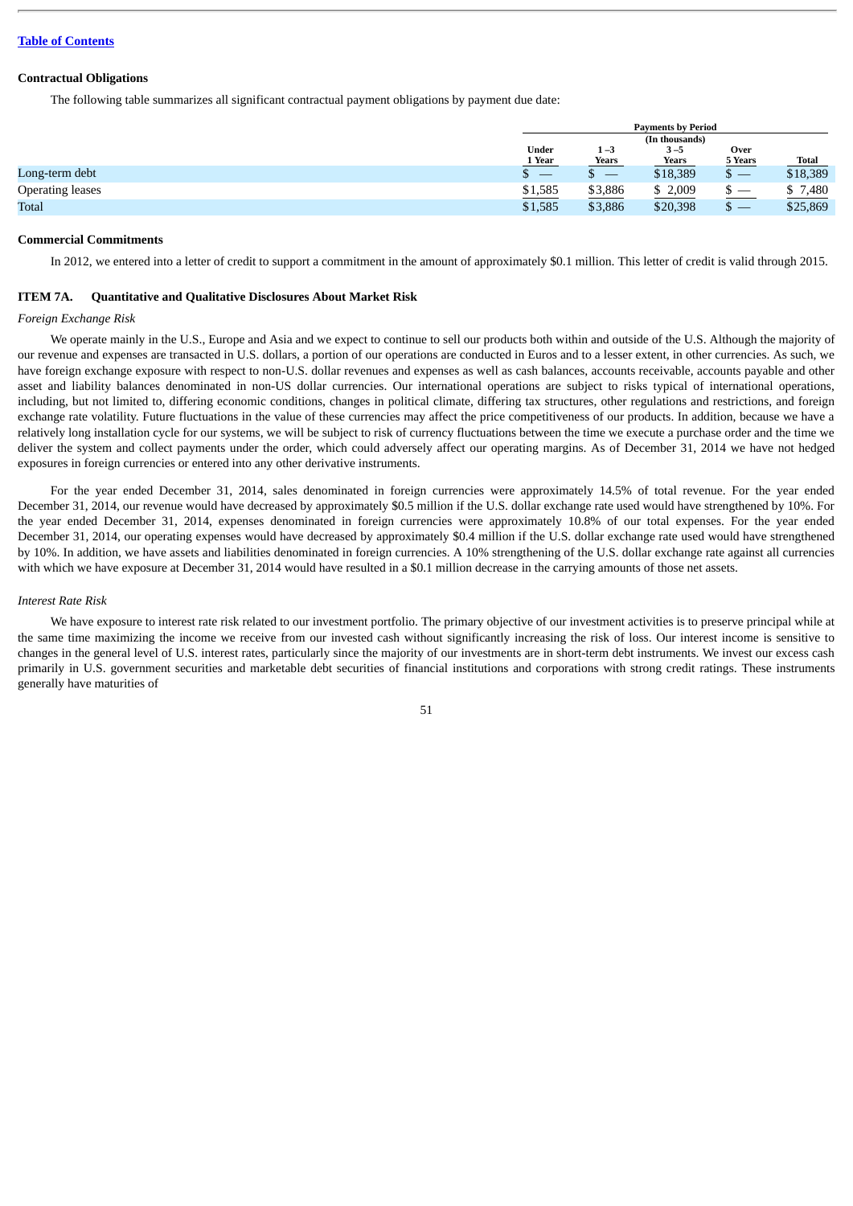**Contractual Obligations**

The following table summarizes all significant contractual payment obligations by payment due date:

| | Payments by Period (In thousands) | | | | |
|---|---|---|---|---|---|
| | Under 1 Year | 1 –3 Years | 3 –5 Years | Over 5 Years | Total |
| Long-term debt | $ — | $ — | $18,389 | $ — | $18,389 |
| Operating leases | $1,585 | $3,886 | $ 2,009 | $ — | $ 7,480 |
| Total | $1,585 | $3,886 | $20,398 | $ — | $25,869 |

**Commercial Commitments**

In 2012, we entered into a letter of credit to support a commitment in the amount of approximately $0.1 million. This letter of credit is valid through 2015.

**ITEM 7A. Quantitative and Qualitative Disclosures About Market Risk**

*Foreign Exchange Risk*

We operate mainly in the U.S., Europe and Asia and we expect to continue to sell our products both within and outside of the U.S. Although the majority of our revenue and expenses are transacted in U.S. dollars, a portion of our operations are conducted in Euros and to a lesser extent, in other currencies. As such, we have foreign exchange exposure with respect to non-U.S. dollar revenues and expenses as well as cash balances, accounts receivable, accounts payable and other asset and liability balances denominated in non-US dollar currencies. Our international operations are subject to risks typical of international operations, including, but not limited to, differing economic conditions, changes in political climate, differing tax structures, other regulations and restrictions, and foreign exchange rate volatility. Future fluctuations in the value of these currencies may affect the price competitiveness of our products. In addition, because we have a relatively long installation cycle for our systems, we will be subject to risk of currency fluctuations between the time we execute a purchase order and the time we deliver the system and collect payments under the order, which could adversely affect our operating margins. As of December 31, 2014 we have not hedged exposures in foreign currencies or entered into any other derivative instruments.

For the year ended December 31, 2014, sales denominated in foreign currencies were approximately 14.5% of total revenue. For the year ended December 31, 2014, our revenue would have decreased by approximately $0.5 million if the U.S. dollar exchange rate used would have strengthened by 10%. For the year ended December 31, 2014, expenses denominated in foreign currencies were approximately 10.8% of our total expenses. For the year ended December 31, 2014, our operating expenses would have decreased by approximately $0.4 million if the U.S. dollar exchange rate used would have strengthened by 10%. In addition, we have assets and liabilities denominated in foreign currencies. A 10% strengthening of the U.S. dollar exchange rate against all currencies with which we have exposure at December 31, 2014 would have resulted in a $0.1 million decrease in the carrying amounts of those net assets.

*Interest Rate Risk*

We have exposure to interest rate risk related to our investment portfolio. The primary objective of our investment activities is to preserve principal while at the same time maximizing the income we receive from our invested cash without significantly increasing the risk of loss. Our interest income is sensitive to changes in the general level of U.S. interest rates, particularly since the majority of our investments are in short-term debt instruments. We invest our excess cash primarily in U.S. government securities and marketable debt securities of financial institutions and corporations with strong credit ratings. These instruments generally have maturities of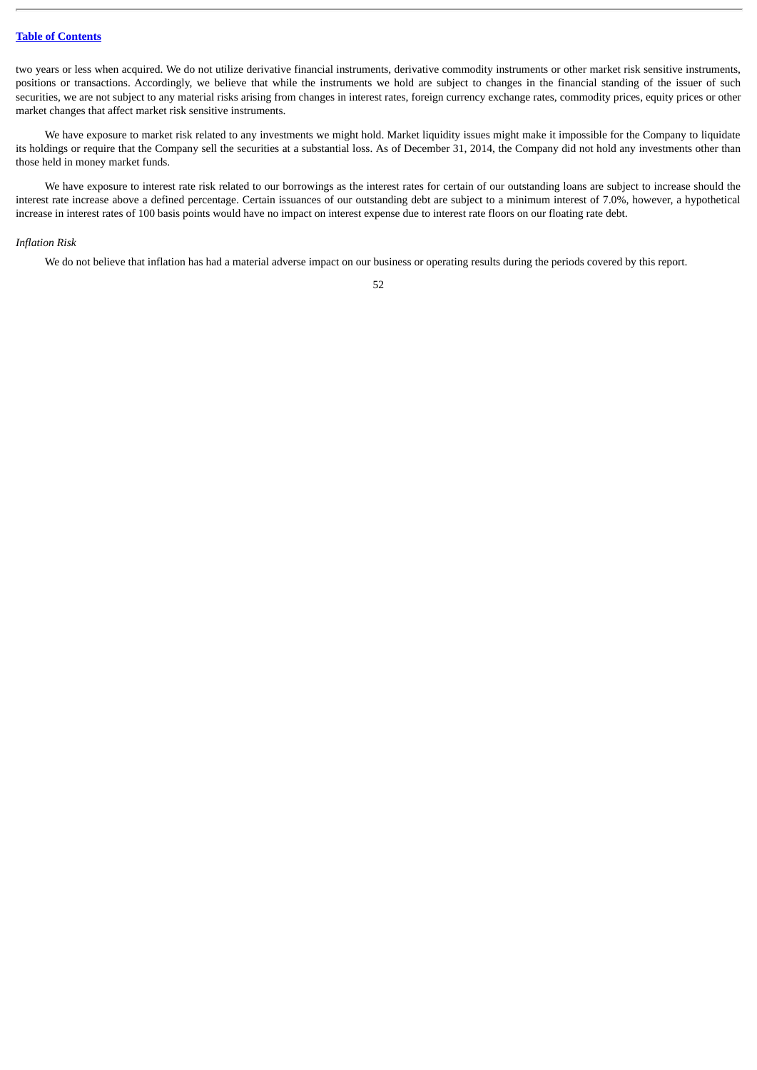two years or less when acquired. We do not utilize derivative financial instruments, derivative commodity instruments or other market risk sensitive instruments, positions or transactions. Accordingly, we believe that while the instruments we hold are subject to changes in the financial standing of the issuer of such securities, we are not subject to any material risks arising from changes in interest rates, foreign currency exchange rates, commodity prices, equity prices or other market changes that affect market risk sensitive instruments.

We have exposure to market risk related to any investments we might hold. Market liquidity issues might make it impossible for the Company to liquidate its holdings or require that the Company sell the securities at a substantial loss. As of December 31, 2014, the Company did not hold any investments other than those held in money market funds.

We have exposure to interest rate risk related to our borrowings as the interest rates for certain of our outstanding loans are subject to increase should the interest rate increase above a defined percentage. Certain issuances of our outstanding debt are subject to a minimum interest of 7.0%, however, a hypothetical increase in interest rates of 100 basis points would have no impact on interest expense due to interest rate floors on our floating rate debt.

*Inflation Risk*

We do not believe that inflation has had a material adverse impact on our business or operating results during the periods covered by this report.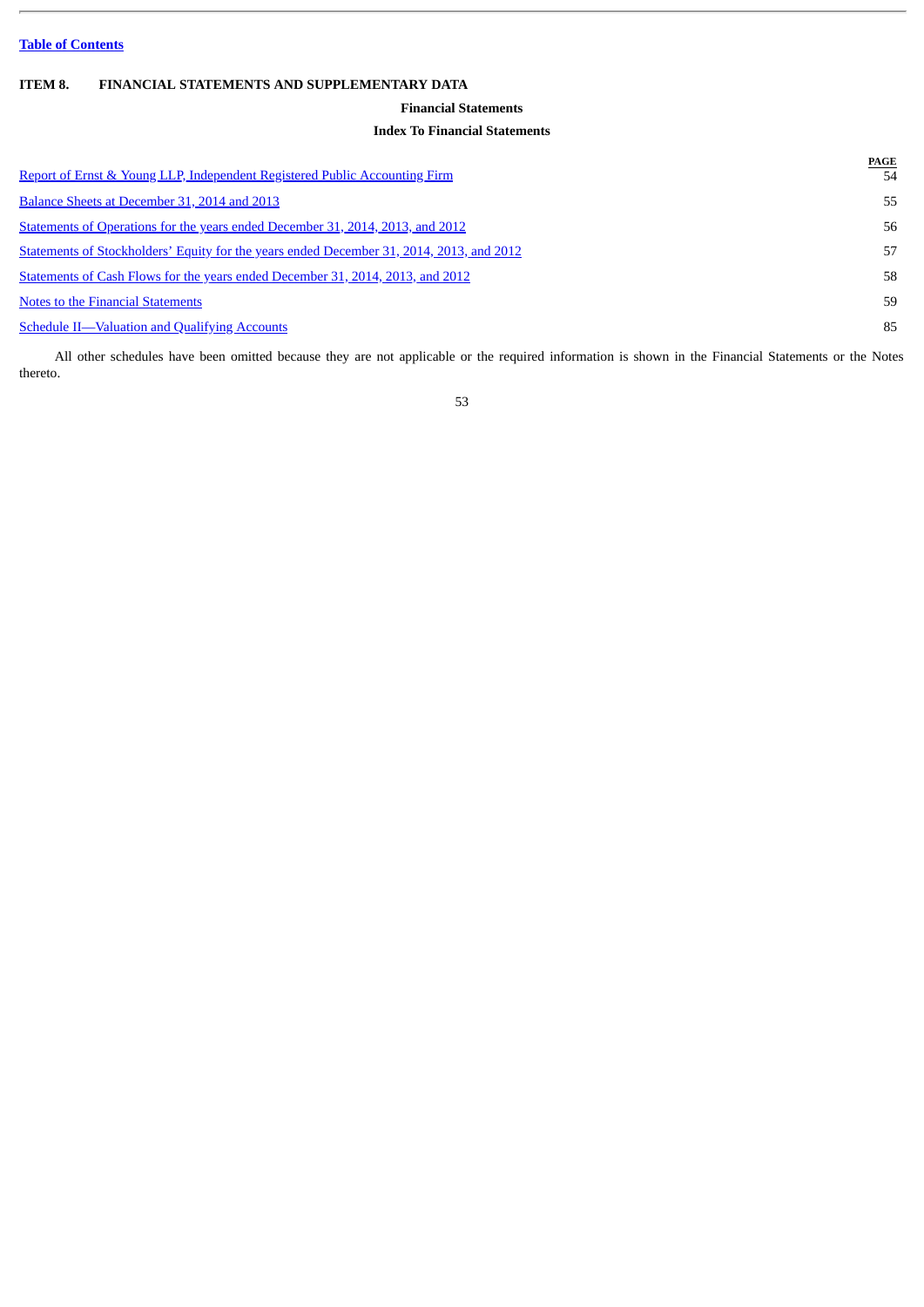[Table of Contents]

## ITEM 8. FINANCIAL STATEMENTS AND SUPPLEMENTARY DATA

### Financial Statements

### Index To Financial Statements

| | PAGE |
|---|---|
| Report of Ernst & Young LLP, Independent Registered Public Accounting Firm | 54 |
| Balance Sheets at December 31, 2014 and 2013 | 55 |
| Statements of Operations for the years ended December 31, 2014, 2013, and 2012 | 56 |
| Statements of Stockholders' Equity for the years ended December 31, 2014, 2013, and 2012 | 57 |
| Statements of Cash Flows for the years ended December 31, 2014, 2013, and 2012 | 58 |
| Notes to the Financial Statements | 59 |
| Schedule II—Valuation and Qualifying Accounts | 85 |

All other schedules have been omitted because they are not applicable or the required information is shown in the Financial Statements or the Notes thereto.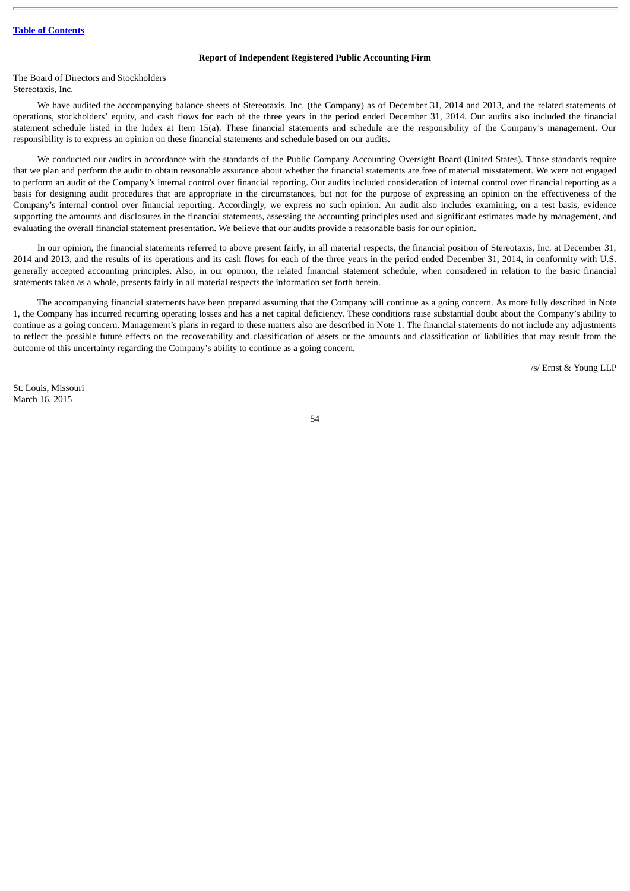Table of Contents

**Report of Independent Registered Public Accounting Firm**

The Board of Directors and Stockholders
Stereotaxis, Inc.

We have audited the accompanying balance sheets of Stereotaxis, Inc. (the Company) as of December 31, 2014 and 2013, and the related statements of operations, stockholders' equity, and cash flows for each of the three years in the period ended December 31, 2014. Our audits also included the financial statement schedule listed in the Index at Item 15(a). These financial statements and schedule are the responsibility of the Company's management. Our responsibility is to express an opinion on these financial statements and schedule based on our audits.

We conducted our audits in accordance with the standards of the Public Company Accounting Oversight Board (United States). Those standards require that we plan and perform the audit to obtain reasonable assurance about whether the financial statements are free of material misstatement. We were not engaged to perform an audit of the Company's internal control over financial reporting. Our audits included consideration of internal control over financial reporting as a basis for designing audit procedures that are appropriate in the circumstances, but not for the purpose of expressing an opinion on the effectiveness of the Company's internal control over financial reporting. Accordingly, we express no such opinion. An audit also includes examining, on a test basis, evidence supporting the amounts and disclosures in the financial statements, assessing the accounting principles used and significant estimates made by management, and evaluating the overall financial statement presentation. We believe that our audits provide a reasonable basis for our opinion.

In our opinion, the financial statements referred to above present fairly, in all material respects, the financial position of Stereotaxis, Inc. at December 31, 2014 and 2013, and the results of its operations and its cash flows for each of the three years in the period ended December 31, 2014, in conformity with U.S. generally accepted accounting principles. Also, in our opinion, the related financial statement schedule, when considered in relation to the basic financial statements taken as a whole, presents fairly in all material respects the information set forth herein.

The accompanying financial statements have been prepared assuming that the Company will continue as a going concern. As more fully described in Note 1, the Company has incurred recurring operating losses and has a net capital deficiency. These conditions raise substantial doubt about the Company's ability to continue as a going concern. Management's plans in regard to these matters also are described in Note 1. The financial statements do not include any adjustments to reflect the possible future effects on the recoverability and classification of assets or the amounts and classification of liabilities that may result from the outcome of this uncertainty regarding the Company's ability to continue as a going concern.

/s/ Ernst & Young LLP

St. Louis, Missouri
March 16, 2015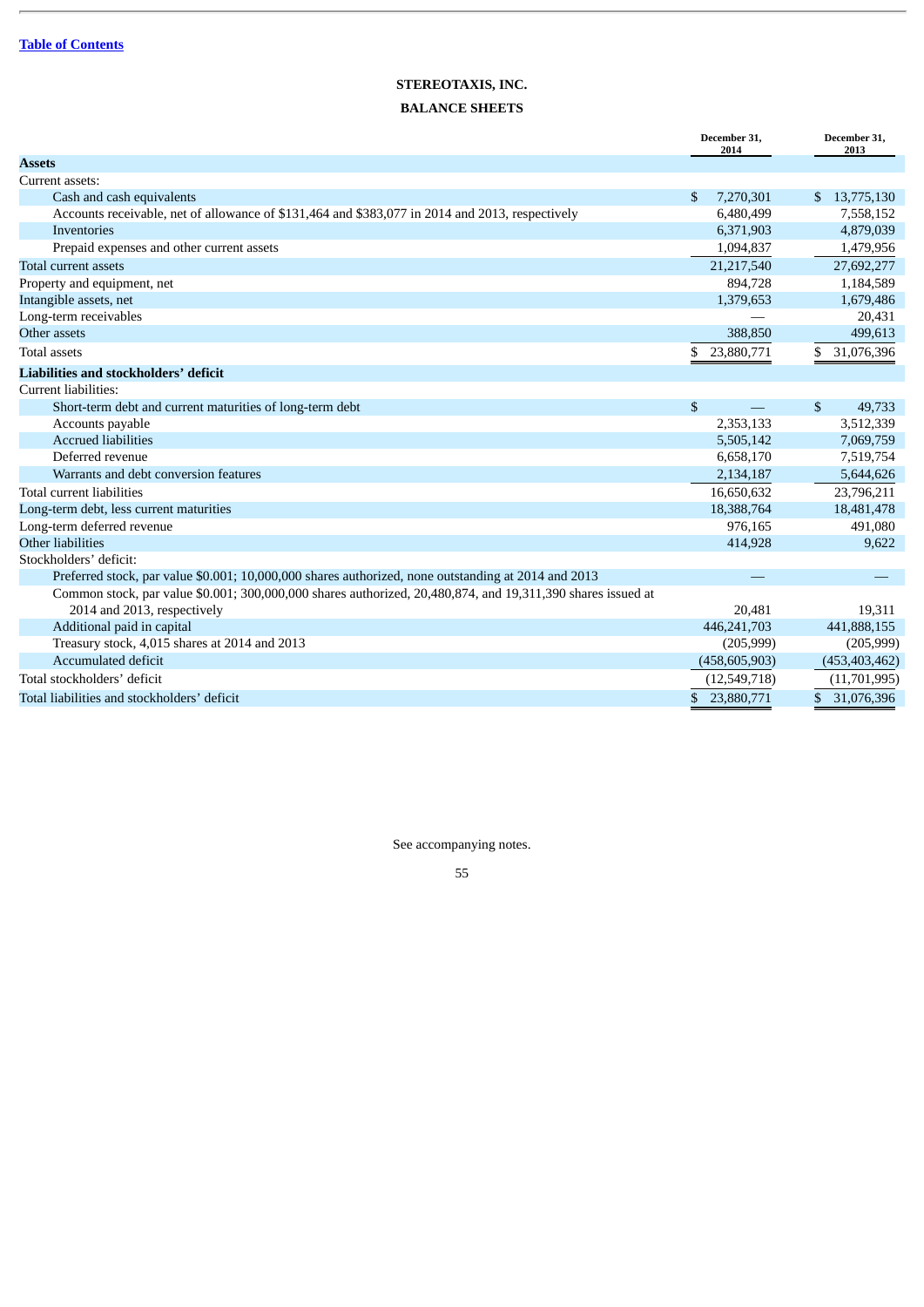[Table of Contents](#)

# STEREOTAXIS, INC.

## BALANCE SHEETS

| | December 31, 2014 | December 31, 2013 |
|---|---|---|
| **Assets** | | |
| Current assets: | | |
| Cash and cash equivalents | $ 7,270,301 | $ 13,775,130 |
| Accounts receivable, net of allowance of $131,464 and $383,077 in 2014 and 2013, respectively | 6,480,499 | 7,558,152 |
| Inventories | 6,371,903 | 4,879,039 |
| Prepaid expenses and other current assets | 1,094,837 | 1,479,956 |
| Total current assets | 21,217,540 | 27,692,277 |
| Property and equipment, net | 894,728 | 1,184,589 |
| Intangible assets, net | 1,379,653 | 1,679,486 |
| Long-term receivables | — | 20,431 |
| Other assets | 388,850 | 499,613 |
| Total assets | $ 23,880,771 | $ 31,076,396 |
| **Liabilities and stockholders' deficit** | | |
| Current liabilities: | | |
| Short-term debt and current maturities of long-term debt | $ — | $ 49,733 |
| Accounts payable | 2,353,133 | 3,512,339 |
| Accrued liabilities | 5,505,142 | 7,069,759 |
| Deferred revenue | 6,658,170 | 7,519,754 |
| Warrants and debt conversion features | 2,134,187 | 5,644,626 |
| Total current liabilities | 16,650,632 | 23,796,211 |
| Long-term debt, less current maturities | 18,388,764 | 18,481,478 |
| Long-term deferred revenue | 976,165 | 491,080 |
| Other liabilities | 414,928 | 9,622 |
| Stockholders' deficit: | | |
| Preferred stock, par value $0.001; 10,000,000 shares authorized, none outstanding at 2014 and 2013 | — | — |
| Common stock, par value $0.001; 300,000,000 shares authorized, 20,480,874, and 19,311,390 shares issued at 2014 and 2013, respectively | 20,481 | 19,311 |
| Additional paid in capital | 446,241,703 | 441,888,155 |
| Treasury stock, 4,015 shares at 2014 and 2013 | (205,999) | (205,999) |
| Accumulated deficit | (458,605,903) | (453,403,462) |
| Total stockholders' deficit | (12,549,718) | (11,701,995) |
| Total liabilities and stockholders' deficit | $ 23,880,771 | $ 31,076,396 |

See accompanying notes.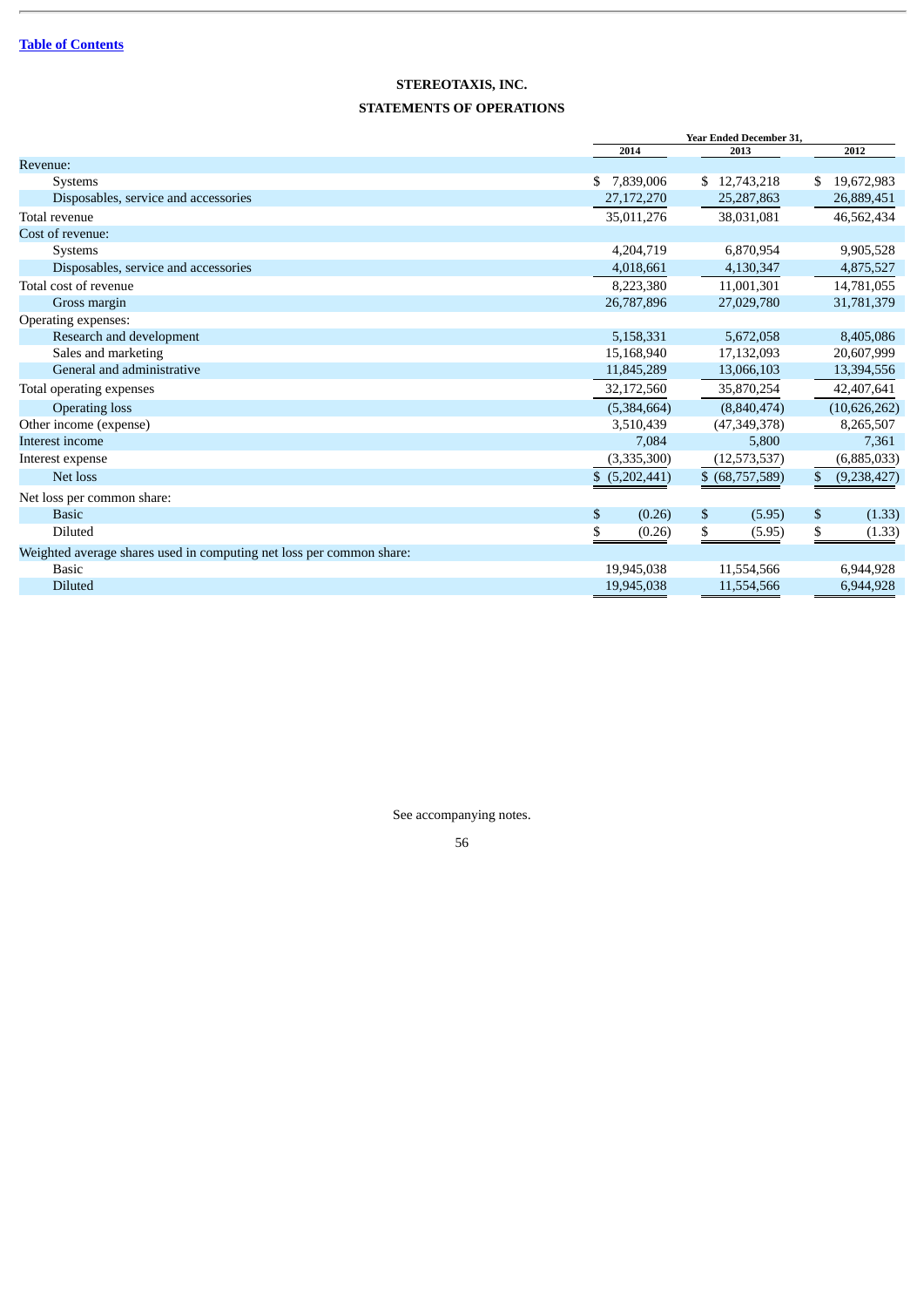Table of Contents

**STEREOTAXIS, INC.**

**STATEMENTS OF OPERATIONS**

| | Year Ended December 31, | | |
|---|---|---|---|
| | 2014 | 2013 | 2012 |
| Revenue: | | | |
| Systems | $ 7,839,006 | $ 12,743,218 | $ 19,672,983 |
| Disposables, service and accessories | 27,172,270 | 25,287,863 | 26,889,451 |
| Total revenue | 35,011,276 | 38,031,081 | 46,562,434 |
| Cost of revenue: | | | |
| Systems | 4,204,719 | 6,870,954 | 9,905,528 |
| Disposables, service and accessories | 4,018,661 | 4,130,347 | 4,875,527 |
| Total cost of revenue | 8,223,380 | 11,001,301 | 14,781,055 |
| Gross margin | 26,787,896 | 27,029,780 | 31,781,379 |
| Operating expenses: | | | |
| Research and development | 5,158,331 | 5,672,058 | 8,405,086 |
| Sales and marketing | 15,168,940 | 17,132,093 | 20,607,999 |
| General and administrative | 11,845,289 | 13,066,103 | 13,394,556 |
| Total operating expenses | 32,172,560 | 35,870,254 | 42,407,641 |
| Operating loss | (5,384,664) | (8,840,474) | (10,626,262) |
| Other income (expense) | 3,510,439 | (47,349,378) | 8,265,507 |
| Interest income | 7,084 | 5,800 | 7,361 |
| Interest expense | (3,335,300) | (12,573,537) | (6,885,033) |
| Net loss | $ (5,202,441) | $ (68,757,589) | $ (9,238,427) |
| Net loss per common share: | | | |
| Basic | $ (0.26) | $ (5.95) | $ (1.33) |
| Diluted | $ (0.26) | $ (5.95) | $ (1.33) |
| Weighted average shares used in computing net loss per common share: | | | |
| Basic | 19,945,038 | 11,554,566 | 6,944,928 |
| Diluted | 19,945,038 | 11,554,566 | 6,944,928 |

See accompanying notes.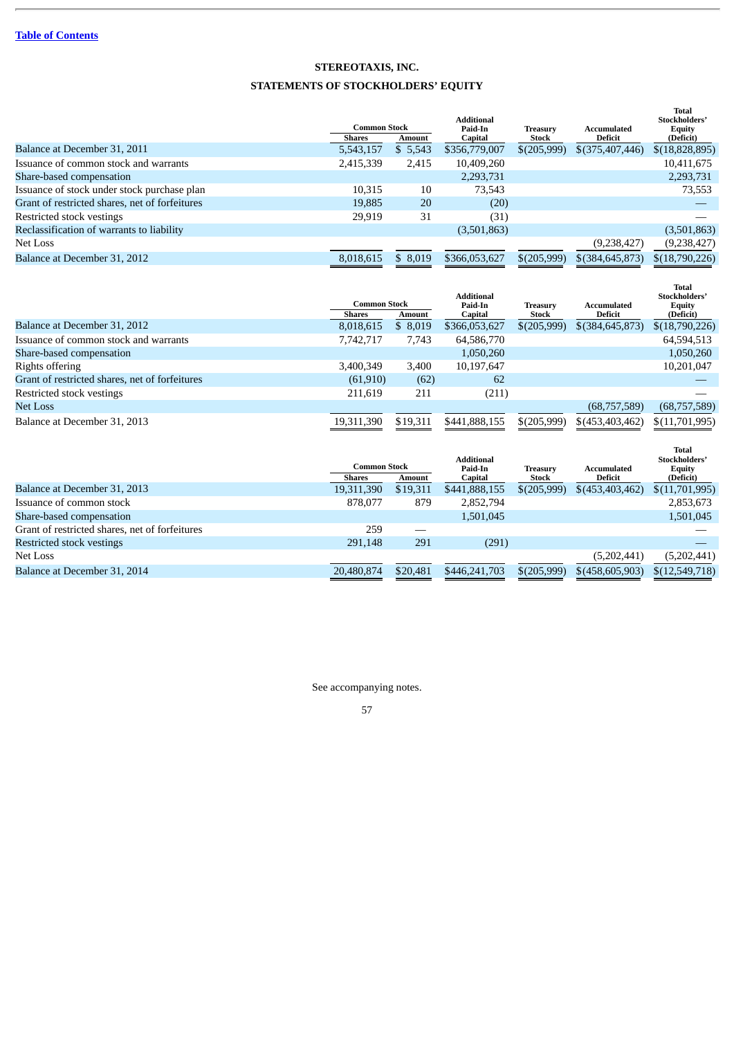[Table of Contents](#)

# STEREOTAXIS, INC.

## STATEMENTS OF STOCKHOLDERS' EQUITY

| | Common Stock | | Additional Paid-In Capital | Treasury Stock | Accumulated Deficit | Total Stockholders' Equity (Deficit) |
|---|---|---|---|---|---|---|
| | Shares | Amount | | | | |
| Balance at December 31, 2011 | 5,543,157 | $ 5,543 | $356,779,007 | $(205,999) | $(375,407,446) | $(18,828,895) |
| Issuance of common stock and warrants | 2,415,339 | 2,415 | 10,409,260 | | | 10,411,675 |
| Share-based compensation | | | 2,293,731 | | | 2,293,731 |
| Issuance of stock under stock purchase plan | 10,315 | 10 | 73,543 | | | 73,553 |
| Grant of restricted shares, net of forfeitures | 19,885 | 20 | (20) | | | — |
| Restricted stock vestings | 29,919 | 31 | (31) | | | — |
| Reclassification of warrants to liability | | | (3,501,863) | | | (3,501,863) |
| Net Loss | | | | | (9,238,427) | (9,238,427) |
| Balance at December 31, 2012 | 8,018,615 | $ 8,019 | $366,053,627 | $(205,999) | $(384,645,873) | $(18,790,226) |

| | Common Stock | | Additional Paid-In Capital | Treasury Stock | Accumulated Deficit | Total Stockholders' Equity (Deficit) |
|---|---|---|---|---|---|---|
| | Shares | Amount | | | | |
| Balance at December 31, 2012 | 8,018,615 | $ 8,019 | $366,053,627 | $(205,999) | $(384,645,873) | $(18,790,226) |
| Issuance of common stock and warrants | 7,742,717 | 7,743 | 64,586,770 | | | 64,594,513 |
| Share-based compensation | | | 1,050,260 | | | 1,050,260 |
| Rights offering | 3,400,349 | 3,400 | 10,197,647 | | | 10,201,047 |
| Grant of restricted shares, net of forfeitures | (61,910) | (62) | 62 | | | — |
| Restricted stock vestings | 211,619 | 211 | (211) | | | — |
| Net Loss | | | | | (68,757,589) | (68,757,589) |
| Balance at December 31, 2013 | 19,311,390 | $19,311 | $441,888,155 | $(205,999) | $(453,403,462) | $(11,701,995) |

| | Common Stock | | Additional Paid-In Capital | Treasury Stock | Accumulated Deficit | Total Stockholders' Equity (Deficit) |
|---|---|---|---|---|---|---|
| | Shares | Amount | | | | |
| Balance at December 31, 2013 | 19,311,390 | $19,311 | $441,888,155 | $(205,999) | $(453,403,462) | $(11,701,995) |
| Issuance of common stock | 878,077 | 879 | 2,852,794 | | | 2,853,673 |
| Share-based compensation | | | 1,501,045 | | | 1,501,045 |
| Grant of restricted shares, net of forfeitures | 259 | — | | | | — |
| Restricted stock vestings | 291,148 | 291 | (291) | | | — |
| Net Loss | | | | | (5,202,441) | (5,202,441) |
| Balance at December 31, 2014 | 20,480,874 | $20,481 | $446,241,703 | $(205,999) | $(458,605,903) | $(12,549,718) |

See accompanying notes.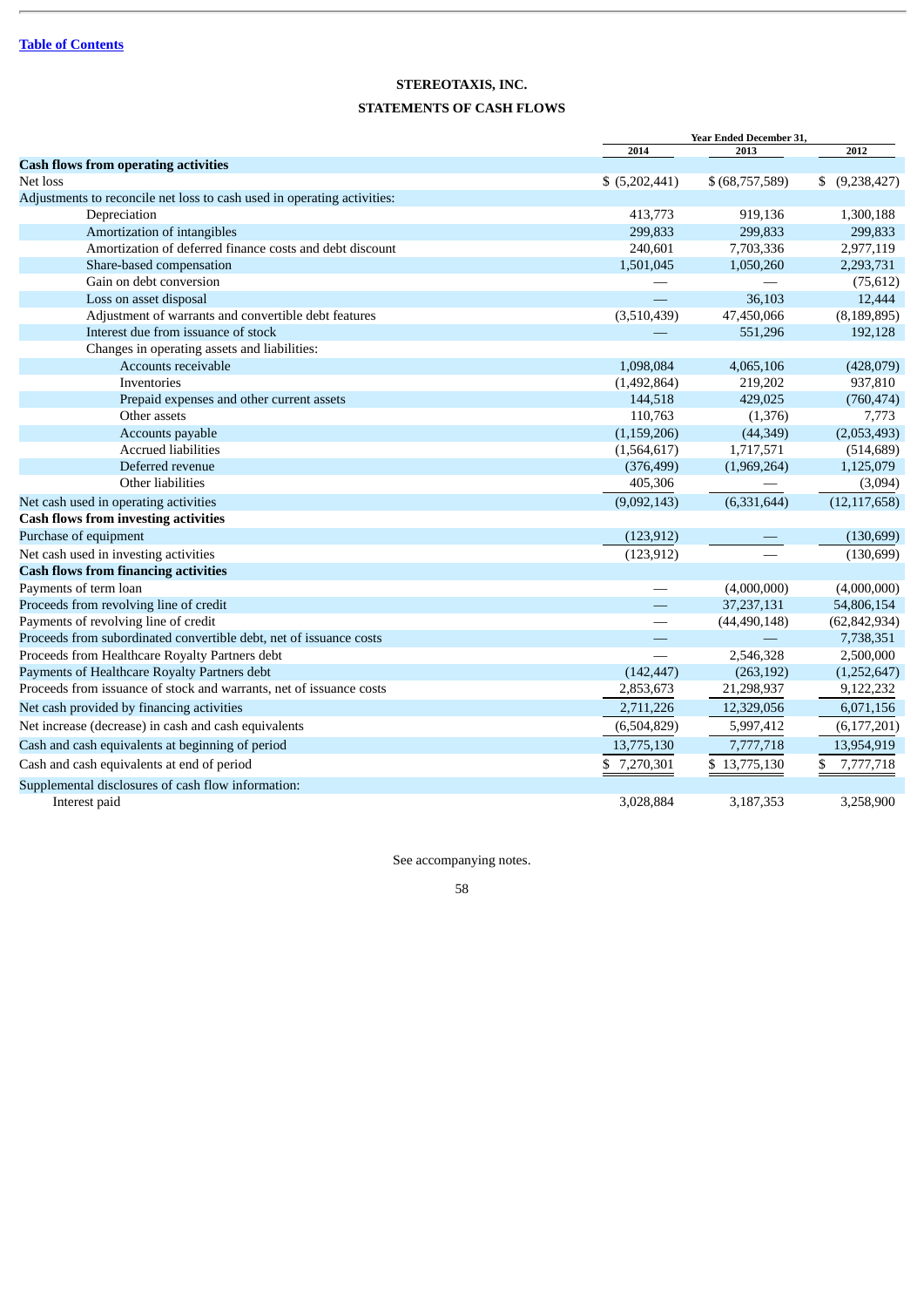[Table of Contents]

**STEREOTAXIS, INC.**

**STATEMENTS OF CASH FLOWS**

| | Year Ended December 31, | | |
|---|---|---|---|
| | 2014 | 2013 | 2012 |
| **Cash flows from operating activities** | | | |
| Net loss | $ (5,202,441) | $ (68,757,589) | $ (9,238,427) |
| Adjustments to reconcile net loss to cash used in operating activities: | | | |
| Depreciation | 413,773 | 919,136 | 1,300,188 |
| Amortization of intangibles | 299,833 | 299,833 | 299,833 |
| Amortization of deferred finance costs and debt discount | 240,601 | 7,703,336 | 2,977,119 |
| Share-based compensation | 1,501,045 | 1,050,260 | 2,293,731 |
| Gain on debt conversion | — | — | (75,612) |
| Loss on asset disposal | — | 36,103 | 12,444 |
| Adjustment of warrants and convertible debt features | (3,510,439) | 47,450,066 | (8,189,895) |
| Interest due from issuance of stock | — | 551,296 | 192,128 |
| Changes in operating assets and liabilities: | | | |
| Accounts receivable | 1,098,084 | 4,065,106 | (428,079) |
| Inventories | (1,492,864) | 219,202 | 937,810 |
| Prepaid expenses and other current assets | 144,518 | 429,025 | (760,474) |
| Other assets | 110,763 | (1,376) | 7,773 |
| Accounts payable | (1,159,206) | (44,349) | (2,053,493) |
| Accrued liabilities | (1,564,617) | 1,717,571 | (514,689) |
| Deferred revenue | (376,499) | (1,969,264) | 1,125,079 |
| Other liabilities | 405,306 | — | (3,094) |
| Net cash used in operating activities | (9,092,143) | (6,331,644) | (12,117,658) |
| **Cash flows from investing activities** | | | |
| Purchase of equipment | (123,912) | — | (130,699) |
| Net cash used in investing activities | (123,912) | — | (130,699) |
| **Cash flows from financing activities** | | | |
| Payments of term loan | — | (4,000,000) | (4,000,000) |
| Proceeds from revolving line of credit | — | 37,237,131 | 54,806,154 |
| Payments of revolving line of credit | — | (44,490,148) | (62,842,934) |
| Proceeds from subordinated convertible debt, net of issuance costs | — | — | 7,738,351 |
| Proceeds from Healthcare Royalty Partners debt | — | 2,546,328 | 2,500,000 |
| Payments of Healthcare Royalty Partners debt | (142,447) | (263,192) | (1,252,647) |
| Proceeds from issuance of stock and warrants, net of issuance costs | 2,853,673 | 21,298,937 | 9,122,232 |
| Net cash provided by financing activities | 2,711,226 | 12,329,056 | 6,071,156 |
| Net increase (decrease) in cash and cash equivalents | (6,504,829) | 5,997,412 | (6,177,201) |
| Cash and cash equivalents at beginning of period | 13,775,130 | 7,777,718 | 13,954,919 |
| Cash and cash equivalents at end of period | $ 7,270,301 | $ 13,775,130 | $ 7,777,718 |
| Supplemental disclosures of cash flow information: | | | |
| Interest paid | 3,028,884 | 3,187,353 | 3,258,900 |

See accompanying notes.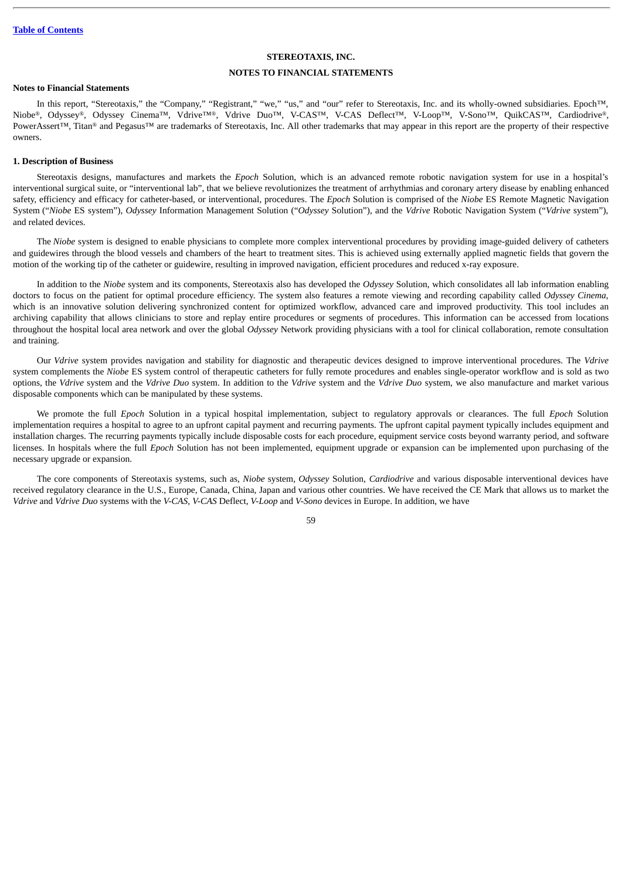**STEREOTAXIS, INC.**

**NOTES TO FINANCIAL STATEMENTS**

**Notes to Financial Statements**

In this report, "Stereotaxis," the "Company," "Registrant," "we," "us," and "our" refer to Stereotaxis, Inc. and its wholly-owned subsidiaries. Epoch™, Niobe®, Odyssey®, Odyssey Cinema™, Vdrive™®, Vdrive Duo™, V-CAS™, V-CAS Deflect™, V-Loop™, V-Sono™, QuikCAS™, Cardiodrive®, PowerAssert™, Titan® and Pegasus™ are trademarks of Stereotaxis, Inc. All other trademarks that may appear in this report are the property of their respective owners.

**1. Description of Business**

Stereotaxis designs, manufactures and markets the *Epoch* Solution, which is an advanced remote robotic navigation system for use in a hospital's interventional surgical suite, or "interventional lab", that we believe revolutionizes the treatment of arrhythmias and coronary artery disease by enabling enhanced safety, efficiency and efficacy for catheter-based, or interventional, procedures. The *Epoch* Solution is comprised of the *Niobe* ES Remote Magnetic Navigation System ("*Niobe* ES system"), *Odyssey* Information Management Solution ("*Odyssey* Solution"), and the *Vdrive* Robotic Navigation System ("*Vdrive* system"), and related devices.

The *Niobe* system is designed to enable physicians to complete more complex interventional procedures by providing image-guided delivery of catheters and guidewires through the blood vessels and chambers of the heart to treatment sites. This is achieved using externally applied magnetic fields that govern the motion of the working tip of the catheter or guidewire, resulting in improved navigation, efficient procedures and reduced x-ray exposure.

In addition to the *Niobe* system and its components, Stereotaxis also has developed the *Odyssey* Solution, which consolidates all lab information enabling doctors to focus on the patient for optimal procedure efficiency. The system also features a remote viewing and recording capability called *Odyssey Cinema*, which is an innovative solution delivering synchronized content for optimized workflow, advanced care and improved productivity. This tool includes an archiving capability that allows clinicians to store and replay entire procedures or segments of procedures. This information can be accessed from locations throughout the hospital local area network and over the global *Odyssey* Network providing physicians with a tool for clinical collaboration, remote consultation and training.

Our *Vdrive* system provides navigation and stability for diagnostic and therapeutic devices designed to improve interventional procedures. The *Vdrive* system complements the *Niobe* ES system control of therapeutic catheters for fully remote procedures and enables single-operator workflow and is sold as two options, the *Vdrive* system and the *Vdrive Duo* system. In addition to the *Vdrive* system and the *Vdrive Duo* system, we also manufacture and market various disposable components which can be manipulated by these systems.

We promote the full *Epoch* Solution in a typical hospital implementation, subject to regulatory approvals or clearances. The full *Epoch* Solution implementation requires a hospital to agree to an upfront capital payment and recurring payments. The upfront capital payment typically includes equipment and installation charges. The recurring payments typically include disposable costs for each procedure, equipment service costs beyond warranty period, and software licenses. In hospitals where the full *Epoch* Solution has not been implemented, equipment upgrade or expansion can be implemented upon purchasing of the necessary upgrade or expansion.

The core components of Stereotaxis systems, such as, *Niobe* system, *Odyssey* Solution, *Cardiodrive* and various disposable interventional devices have received regulatory clearance in the U.S., Europe, Canada, China, Japan and various other countries. We have received the CE Mark that allows us to market the *Vdrive* and *Vdrive Duo* systems with the *V-CAS*, *V-CAS* Deflect, *V-Loop* and *V-Sono* devices in Europe. In addition, we have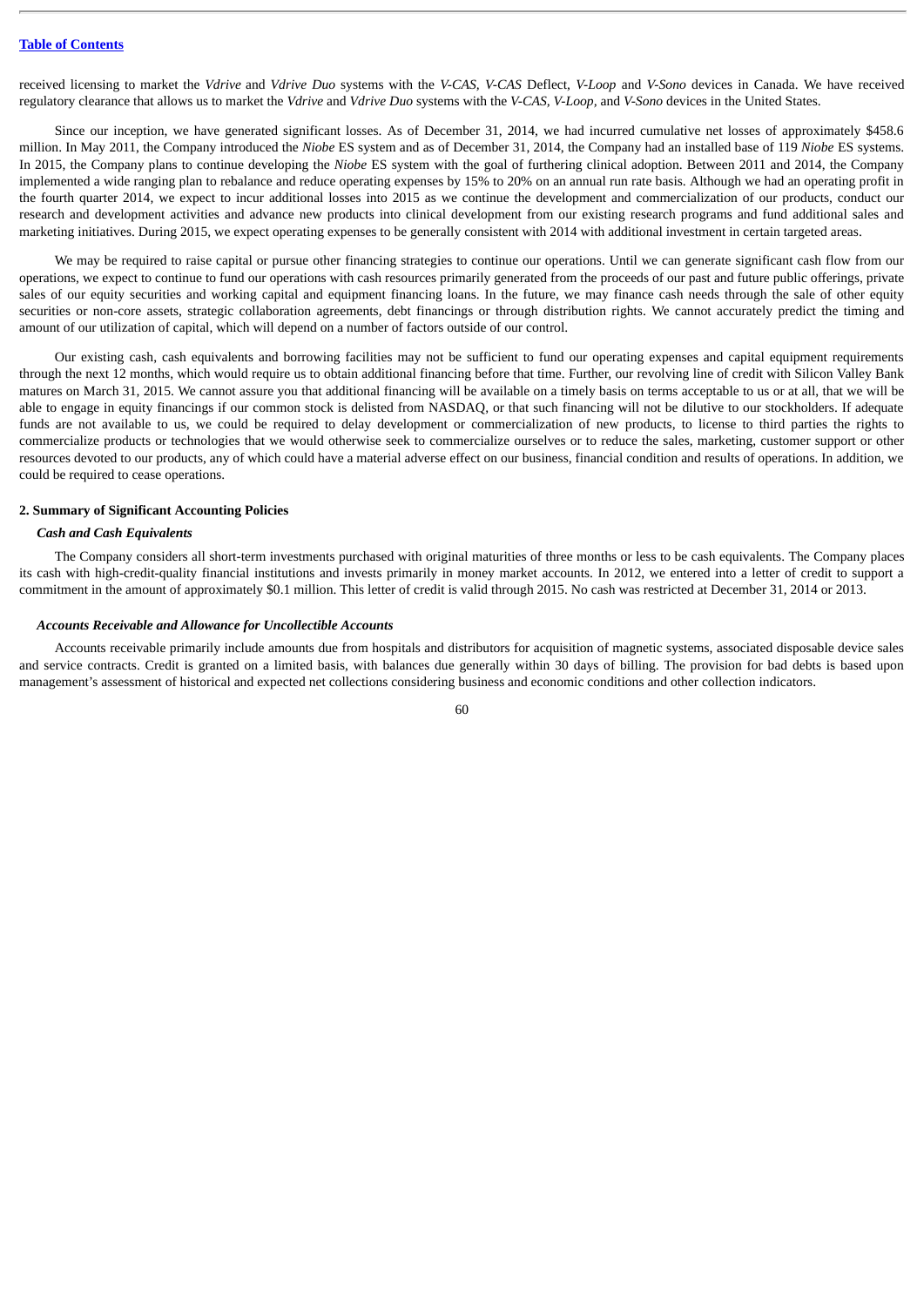received licensing to market the *Vdrive* and *Vdrive Duo* systems with the *V-CAS, V-CAS* Deflect, *V-Loop* and *V-Sono* devices in Canada. We have received regulatory clearance that allows us to market the *Vdrive* and *Vdrive Duo* systems with the *V-CAS, V-Loop,* and *V-Sono* devices in the United States.

Since our inception, we have generated significant losses. As of December 31, 2014, we had incurred cumulative net losses of approximately $458.6 million. In May 2011, the Company introduced the *Niobe* ES system and as of December 31, 2014, the Company had an installed base of 119 *Niobe* ES systems. In 2015, the Company plans to continue developing the *Niobe* ES system with the goal of furthering clinical adoption. Between 2011 and 2014, the Company implemented a wide ranging plan to rebalance and reduce operating expenses by 15% to 20% on an annual run rate basis. Although we had an operating profit in the fourth quarter 2014, we expect to incur additional losses into 2015 as we continue the development and commercialization of our products, conduct our research and development activities and advance new products into clinical development from our existing research programs and fund additional sales and marketing initiatives. During 2015, we expect operating expenses to be generally consistent with 2014 with additional investment in certain targeted areas.

We may be required to raise capital or pursue other financing strategies to continue our operations. Until we can generate significant cash flow from our operations, we expect to continue to fund our operations with cash resources primarily generated from the proceeds of our past and future public offerings, private sales of our equity securities and working capital and equipment financing loans. In the future, we may finance cash needs through the sale of other equity securities or non-core assets, strategic collaboration agreements, debt financings or through distribution rights. We cannot accurately predict the timing and amount of our utilization of capital, which will depend on a number of factors outside of our control.

Our existing cash, cash equivalents and borrowing facilities may not be sufficient to fund our operating expenses and capital equipment requirements through the next 12 months, which would require us to obtain additional financing before that time. Further, our revolving line of credit with Silicon Valley Bank matures on March 31, 2015. We cannot assure you that additional financing will be available on a timely basis on terms acceptable to us or at all, that we will be able to engage in equity financings if our common stock is delisted from NASDAQ, or that such financing will not be dilutive to our stockholders. If adequate funds are not available to us, we could be required to delay development or commercialization of new products, to license to third parties the rights to commercialize products or technologies that we would otherwise seek to commercialize ourselves or to reduce the sales, marketing, customer support or other resources devoted to our products, any of which could have a material adverse effect on our business, financial condition and results of operations. In addition, we could be required to cease operations.

## 2. Summary of Significant Accounting Policies

### *Cash and Cash Equivalents*

The Company considers all short-term investments purchased with original maturities of three months or less to be cash equivalents. The Company places its cash with high-credit-quality financial institutions and invests primarily in money market accounts. In 2012, we entered into a letter of credit to support a commitment in the amount of approximately $0.1 million. This letter of credit is valid through 2015. No cash was restricted at December 31, 2014 or 2013.

### *Accounts Receivable and Allowance for Uncollectible Accounts*

Accounts receivable primarily include amounts due from hospitals and distributors for acquisition of magnetic systems, associated disposable device sales and service contracts. Credit is granted on a limited basis, with balances due generally within 30 days of billing. The provision for bad debts is based upon management's assessment of historical and expected net collections considering business and economic conditions and other collection indicators.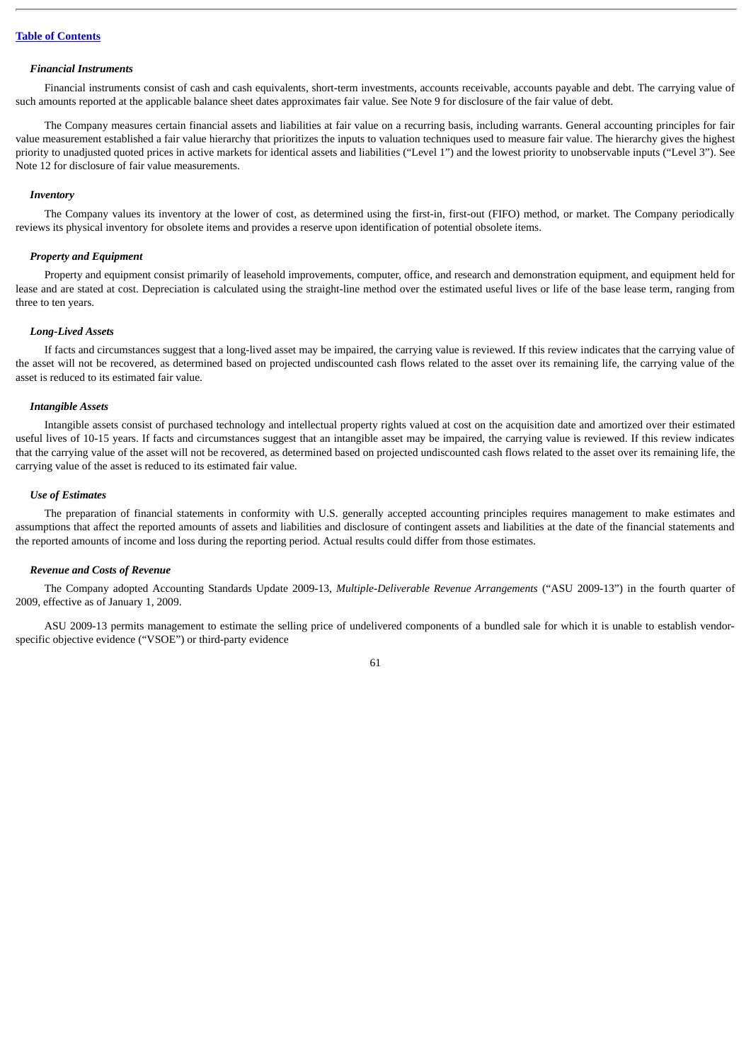*Financial Instruments*

Financial instruments consist of cash and cash equivalents, short-term investments, accounts receivable, accounts payable and debt. The carrying value of such amounts reported at the applicable balance sheet dates approximates fair value. See Note 9 for disclosure of the fair value of debt.

The Company measures certain financial assets and liabilities at fair value on a recurring basis, including warrants. General accounting principles for fair value measurement established a fair value hierarchy that prioritizes the inputs to valuation techniques used to measure fair value. The hierarchy gives the highest priority to unadjusted quoted prices in active markets for identical assets and liabilities ("Level 1") and the lowest priority to unobservable inputs ("Level 3"). See Note 12 for disclosure of fair value measurements.

*Inventory*

The Company values its inventory at the lower of cost, as determined using the first-in, first-out (FIFO) method, or market. The Company periodically reviews its physical inventory for obsolete items and provides a reserve upon identification of potential obsolete items.

*Property and Equipment*

Property and equipment consist primarily of leasehold improvements, computer, office, and research and demonstration equipment, and equipment held for lease and are stated at cost. Depreciation is calculated using the straight-line method over the estimated useful lives or life of the base lease term, ranging from three to ten years.

*Long-Lived Assets*

If facts and circumstances suggest that a long-lived asset may be impaired, the carrying value is reviewed. If this review indicates that the carrying value of the asset will not be recovered, as determined based on projected undiscounted cash flows related to the asset over its remaining life, the carrying value of the asset is reduced to its estimated fair value.

*Intangible Assets*

Intangible assets consist of purchased technology and intellectual property rights valued at cost on the acquisition date and amortized over their estimated useful lives of 10-15 years. If facts and circumstances suggest that an intangible asset may be impaired, the carrying value is reviewed. If this review indicates that the carrying value of the asset will not be recovered, as determined based on projected undiscounted cash flows related to the asset over its remaining life, the carrying value of the asset is reduced to its estimated fair value.

*Use of Estimates*

The preparation of financial statements in conformity with U.S. generally accepted accounting principles requires management to make estimates and assumptions that affect the reported amounts of assets and liabilities and disclosure of contingent assets and liabilities at the date of the financial statements and the reported amounts of income and loss during the reporting period. Actual results could differ from those estimates.

*Revenue and Costs of Revenue*

The Company adopted Accounting Standards Update 2009-13, *Multiple-Deliverable Revenue Arrangements* ("ASU 2009-13") in the fourth quarter of 2009, effective as of January 1, 2009.

ASU 2009-13 permits management to estimate the selling price of undelivered components of a bundled sale for which it is unable to establish vendor-specific objective evidence ("VSOE") or third-party evidence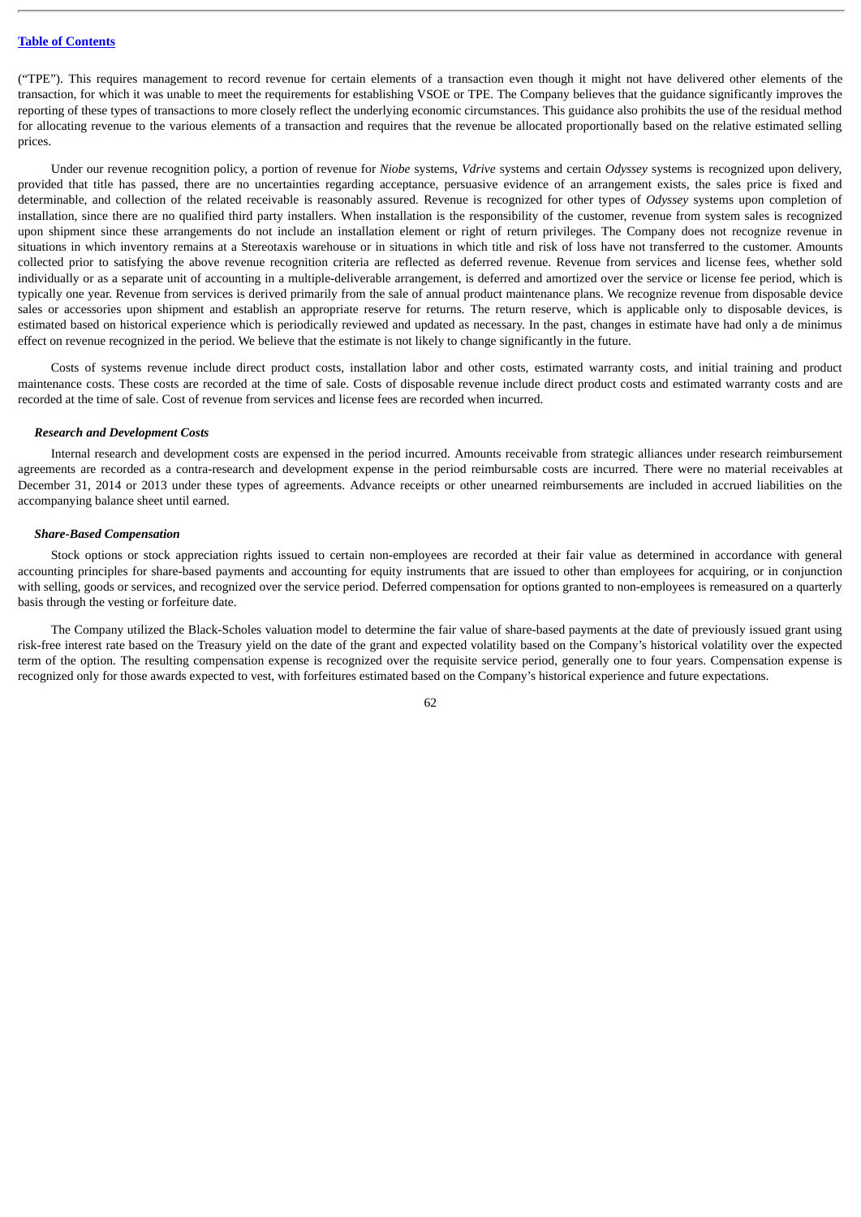("TPE"). This requires management to record revenue for certain elements of a transaction even though it might not have delivered other elements of the transaction, for which it was unable to meet the requirements for establishing VSOE or TPE. The Company believes that the guidance significantly improves the reporting of these types of transactions to more closely reflect the underlying economic circumstances. This guidance also prohibits the use of the residual method for allocating revenue to the various elements of a transaction and requires that the revenue be allocated proportionally based on the relative estimated selling prices.

Under our revenue recognition policy, a portion of revenue for *Niobe* systems, *Vdrive* systems and certain *Odyssey* systems is recognized upon delivery, provided that title has passed, there are no uncertainties regarding acceptance, persuasive evidence of an arrangement exists, the sales price is fixed and determinable, and collection of the related receivable is reasonably assured. Revenue is recognized for other types of *Odyssey* systems upon completion of installation, since there are no qualified third party installers. When installation is the responsibility of the customer, revenue from system sales is recognized upon shipment since these arrangements do not include an installation element or right of return privileges. The Company does not recognize revenue in situations in which inventory remains at a Stereotaxis warehouse or in situations in which title and risk of loss have not transferred to the customer. Amounts collected prior to satisfying the above revenue recognition criteria are reflected as deferred revenue. Revenue from services and license fees, whether sold individually or as a separate unit of accounting in a multiple-deliverable arrangement, is deferred and amortized over the service or license fee period, which is typically one year. Revenue from services is derived primarily from the sale of annual product maintenance plans. We recognize revenue from disposable device sales or accessories upon shipment and establish an appropriate reserve for returns. The return reserve, which is applicable only to disposable devices, is estimated based on historical experience which is periodically reviewed and updated as necessary. In the past, changes in estimate have had only a de minimus effect on revenue recognized in the period. We believe that the estimate is not likely to change significantly in the future.

Costs of systems revenue include direct product costs, installation labor and other costs, estimated warranty costs, and initial training and product maintenance costs. These costs are recorded at the time of sale. Costs of disposable revenue include direct product costs and estimated warranty costs and are recorded at the time of sale. Cost of revenue from services and license fees are recorded when incurred.

***Research and Development Costs***

Internal research and development costs are expensed in the period incurred. Amounts receivable from strategic alliances under research reimbursement agreements are recorded as a contra-research and development expense in the period reimbursable costs are incurred. There were no material receivables at December 31, 2014 or 2013 under these types of agreements. Advance receipts or other unearned reimbursements are included in accrued liabilities on the accompanying balance sheet until earned.

***Share-Based Compensation***

Stock options or stock appreciation rights issued to certain non-employees are recorded at their fair value as determined in accordance with general accounting principles for share-based payments and accounting for equity instruments that are issued to other than employees for acquiring, or in conjunction with selling, goods or services, and recognized over the service period. Deferred compensation for options granted to non-employees is remeasured on a quarterly basis through the vesting or forfeiture date.

The Company utilized the Black-Scholes valuation model to determine the fair value of share-based payments at the date of previously issued grant using risk-free interest rate based on the Treasury yield on the date of the grant and expected volatility based on the Company's historical volatility over the expected term of the option. The resulting compensation expense is recognized over the requisite service period, generally one to four years. Compensation expense is recognized only for those awards expected to vest, with forfeitures estimated based on the Company's historical experience and future expectations.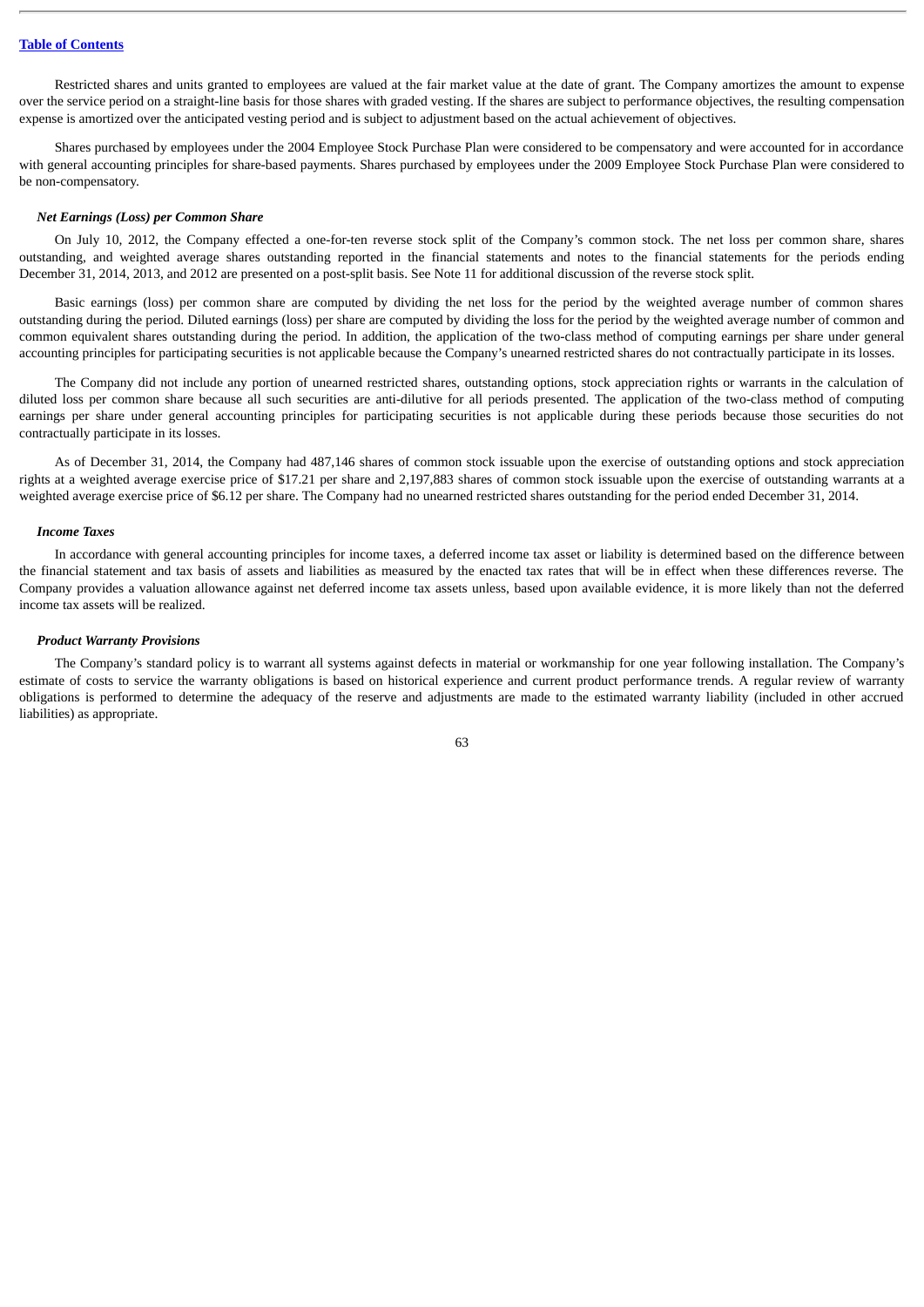Restricted shares and units granted to employees are valued at the fair market value at the date of grant. The Company amortizes the amount to expense over the service period on a straight-line basis for those shares with graded vesting. If the shares are subject to performance objectives, the resulting compensation expense is amortized over the anticipated vesting period and is subject to adjustment based on the actual achievement of objectives.

Shares purchased by employees under the 2004 Employee Stock Purchase Plan were considered to be compensatory and were accounted for in accordance with general accounting principles for share-based payments. Shares purchased by employees under the 2009 Employee Stock Purchase Plan were considered to be non-compensatory.

***Net Earnings (Loss) per Common Share***

On July 10, 2012, the Company effected a one-for-ten reverse stock split of the Company's common stock. The net loss per common share, shares outstanding, and weighted average shares outstanding reported in the financial statements and notes to the financial statements for the periods ending December 31, 2014, 2013, and 2012 are presented on a post-split basis. See Note 11 for additional discussion of the reverse stock split.

Basic earnings (loss) per common share are computed by dividing the net loss for the period by the weighted average number of common shares outstanding during the period. Diluted earnings (loss) per share are computed by dividing the loss for the period by the weighted average number of common and common equivalent shares outstanding during the period. In addition, the application of the two-class method of computing earnings per share under general accounting principles for participating securities is not applicable because the Company's unearned restricted shares do not contractually participate in its losses.

The Company did not include any portion of unearned restricted shares, outstanding options, stock appreciation rights or warrants in the calculation of diluted loss per common share because all such securities are anti-dilutive for all periods presented. The application of the two-class method of computing earnings per share under general accounting principles for participating securities is not applicable during these periods because those securities do not contractually participate in its losses.

As of December 31, 2014, the Company had 487,146 shares of common stock issuable upon the exercise of outstanding options and stock appreciation rights at a weighted average exercise price of $17.21 per share and 2,197,883 shares of common stock issuable upon the exercise of outstanding warrants at a weighted average exercise price of $6.12 per share. The Company had no unearned restricted shares outstanding for the period ended December 31, 2014.

***Income Taxes***

In accordance with general accounting principles for income taxes, a deferred income tax asset or liability is determined based on the difference between the financial statement and tax basis of assets and liabilities as measured by the enacted tax rates that will be in effect when these differences reverse. The Company provides a valuation allowance against net deferred income tax assets unless, based upon available evidence, it is more likely than not the deferred income tax assets will be realized.

***Product Warranty Provisions***

The Company's standard policy is to warrant all systems against defects in material or workmanship for one year following installation. The Company's estimate of costs to service the warranty obligations is based on historical experience and current product performance trends. A regular review of warranty obligations is performed to determine the adequacy of the reserve and adjustments are made to the estimated warranty liability (included in other accrued liabilities) as appropriate.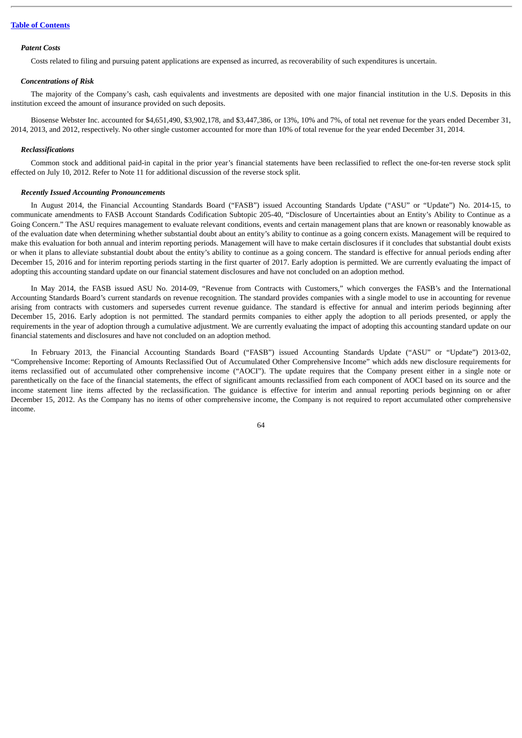[Table of Contents](#)

***Patent Costs***

Costs related to filing and pursuing patent applications are expensed as incurred, as recoverability of such expenditures is uncertain.

***Concentrations of Risk***

The majority of the Company's cash, cash equivalents and investments are deposited with one major financial institution in the U.S. Deposits in this institution exceed the amount of insurance provided on such deposits.

Biosense Webster Inc. accounted for $4,651,490, $3,902,178, and $3,447,386, or 13%, 10% and 7%, of total net revenue for the years ended December 31, 2014, 2013, and 2012, respectively. No other single customer accounted for more than 10% of total revenue for the year ended December 31, 2014.

***Reclassifications***

Common stock and additional paid-in capital in the prior year's financial statements have been reclassified to reflect the one-for-ten reverse stock split effected on July 10, 2012. Refer to Note 11 for additional discussion of the reverse stock split.

***Recently Issued Accounting Pronouncements***

In August 2014, the Financial Accounting Standards Board ("FASB") issued Accounting Standards Update ("ASU" or "Update") No. 2014-15, to communicate amendments to FASB Account Standards Codification Subtopic 205-40, "Disclosure of Uncertainties about an Entity's Ability to Continue as a Going Concern." The ASU requires management to evaluate relevant conditions, events and certain management plans that are known or reasonably knowable as of the evaluation date when determining whether substantial doubt about an entity's ability to continue as a going concern exists. Management will be required to make this evaluation for both annual and interim reporting periods. Management will have to make certain disclosures if it concludes that substantial doubt exists or when it plans to alleviate substantial doubt about the entity's ability to continue as a going concern. The standard is effective for annual periods ending after December 15, 2016 and for interim reporting periods starting in the first quarter of 2017. Early adoption is permitted. We are currently evaluating the impact of adopting this accounting standard update on our financial statement disclosures and have not concluded on an adoption method.

In May 2014, the FASB issued ASU No. 2014-09, "Revenue from Contracts with Customers," which converges the FASB's and the International Accounting Standards Board's current standards on revenue recognition. The standard provides companies with a single model to use in accounting for revenue arising from contracts with customers and supersedes current revenue guidance. The standard is effective for annual and interim periods beginning after December 15, 2016. Early adoption is not permitted. The standard permits companies to either apply the adoption to all periods presented, or apply the requirements in the year of adoption through a cumulative adjustment. We are currently evaluating the impact of adopting this accounting standard update on our financial statements and disclosures and have not concluded on an adoption method.

In February 2013, the Financial Accounting Standards Board ("FASB") issued Accounting Standards Update ("ASU" or "Update") 2013-02, "Comprehensive Income: Reporting of Amounts Reclassified Out of Accumulated Other Comprehensive Income" which adds new disclosure requirements for items reclassified out of accumulated other comprehensive income ("AOCI"). The update requires that the Company present either in a single note or parenthetically on the face of the financial statements, the effect of significant amounts reclassified from each component of AOCI based on its source and the income statement line items affected by the reclassification. The guidance is effective for interim and annual reporting periods beginning on or after December 15, 2012. As the Company has no items of other comprehensive income, the Company is not required to report accumulated other comprehensive income.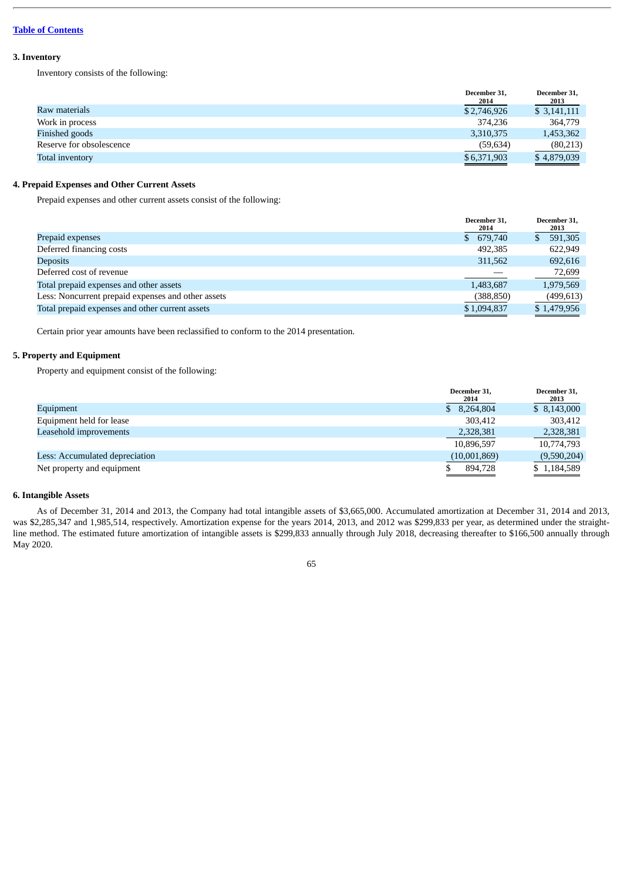[Table of Contents](#)

### 3. Inventory

Inventory consists of the following:

| | December 31, 2014 | December 31, 2013 |
|---|---|---|
| Raw materials | $ 2,746,926 | $ 3,141,111 |
| Work in process | 374,236 | 364,779 |
| Finished goods | 3,310,375 | 1,453,362 |
| Reserve for obsolescence | (59,634) | (80,213) |
| Total inventory | $ 6,371,903 | $ 4,879,039 |

### 4. Prepaid Expenses and Other Current Assets

Prepaid expenses and other current assets consist of the following:

| | December 31, 2014 | December 31, 2013 |
|---|---|---|
| Prepaid expenses | $ 679,740 | $ 591,305 |
| Deferred financing costs | 492,385 | 622,949 |
| Deposits | 311,562 | 692,616 |
| Deferred cost of revenue | — | 72,699 |
| Total prepaid expenses and other assets | 1,483,687 | 1,979,569 |
| Less: Noncurrent prepaid expenses and other assets | (388,850) | (499,613) |
| Total prepaid expenses and other current assets | $ 1,094,837 | $ 1,479,956 |

Certain prior year amounts have been reclassified to conform to the 2014 presentation.

### 5. Property and Equipment

Property and equipment consist of the following:

| | December 31, 2014 | December 31, 2013 |
|---|---|---|
| Equipment | $ 8,264,804 | $ 8,143,000 |
| Equipment held for lease | 303,412 | 303,412 |
| Leasehold improvements | 2,328,381 | 2,328,381 |
| | 10,896,597 | 10,774,793 |
| Less: Accumulated depreciation | (10,001,869) | (9,590,204) |
| Net property and equipment | $ 894,728 | $ 1,184,589 |

### 6. Intangible Assets

As of December 31, 2014 and 2013, the Company had total intangible assets of $3,665,000. Accumulated amortization at December 31, 2014 and 2013, was $2,285,347 and 1,985,514, respectively. Amortization expense for the years 2014, 2013, and 2012 was $299,833 per year, as determined under the straight-line method. The estimated future amortization of intangible assets is $299,833 annually through July 2018, decreasing thereafter to $166,500 annually through May 2020.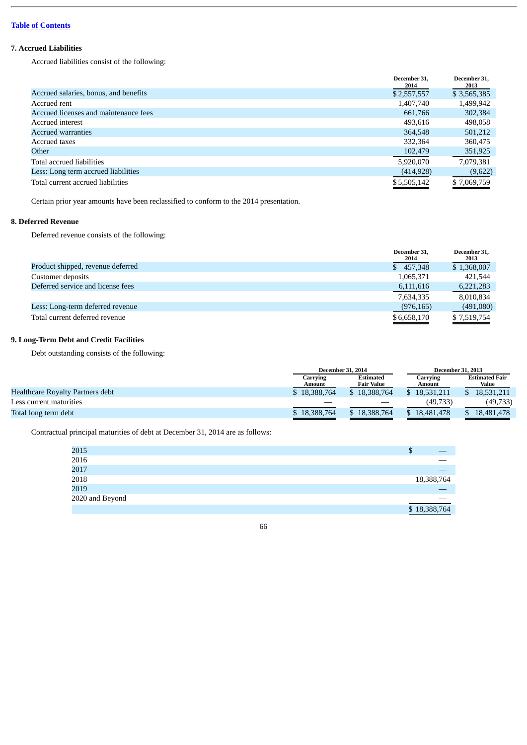[Table of Contents](#)

### 7. Accrued Liabilities

Accrued liabilities consist of the following:

| | December 31, 2014 | December 31, 2013 |
|---|---|---|
| Accrued salaries, bonus, and benefits | $ 2,557,557 | $ 3,565,385 |
| Accrued rent | 1,407,740 | 1,499,942 |
| Accrued licenses and maintenance fees | 661,766 | 302,384 |
| Accrued interest | 493,616 | 498,058 |
| Accrued warranties | 364,548 | 501,212 |
| Accrued taxes | 332,364 | 360,475 |
| Other | 102,479 | 351,925 |
| Total accrued liabilities | 5,920,070 | 7,079,381 |
| Less: Long term accrued liabilities | (414,928) | (9,622) |
| Total current accrued liabilities | $ 5,505,142 | $ 7,069,759 |

Certain prior year amounts have been reclassified to conform to the 2014 presentation.

### 8. Deferred Revenue

Deferred revenue consists of the following:

| | December 31, 2014 | December 31, 2013 |
|---|---|---|
| Product shipped, revenue deferred | $ 457,348 | $ 1,368,007 |
| Customer deposits | 1,065,371 | 421,544 |
| Deferred service and license fees | 6,111,616 | 6,221,283 |
| | 7,634,335 | 8,010,834 |
| Less: Long-term deferred revenue | (976,165) | (491,080) |
| Total current deferred revenue | $ 6,658,170 | $ 7,519,754 |

### 9. Long-Term Debt and Credit Facilities

Debt outstanding consists of the following:

| | December 31, 2014 | | December 31, 2013 | |
|---|---|---|---|---|
| | Carrying Amount | Estimated Fair Value | Carrying Amount | Estimated Fair Value |
| Healthcare Royalty Partners debt | $ 18,388,764 | $ 18,388,764 | $ 18,531,211 | $ 18,531,211 |
| Less current maturities | — | — | (49,733) | (49,733) |
| Total long term debt | $ 18,388,764 | $ 18,388,764 | $ 18,481,478 | $ 18,481,478 |

Contractual principal maturities of debt at December 31, 2014 are as follows:

| | |
|---|---|
| 2015 | $ — |
| 2016 | — |
| 2017 | — |
| 2018 | 18,388,764 |
| 2019 | — |
| 2020 and Beyond | — |
| | $ 18,388,764 |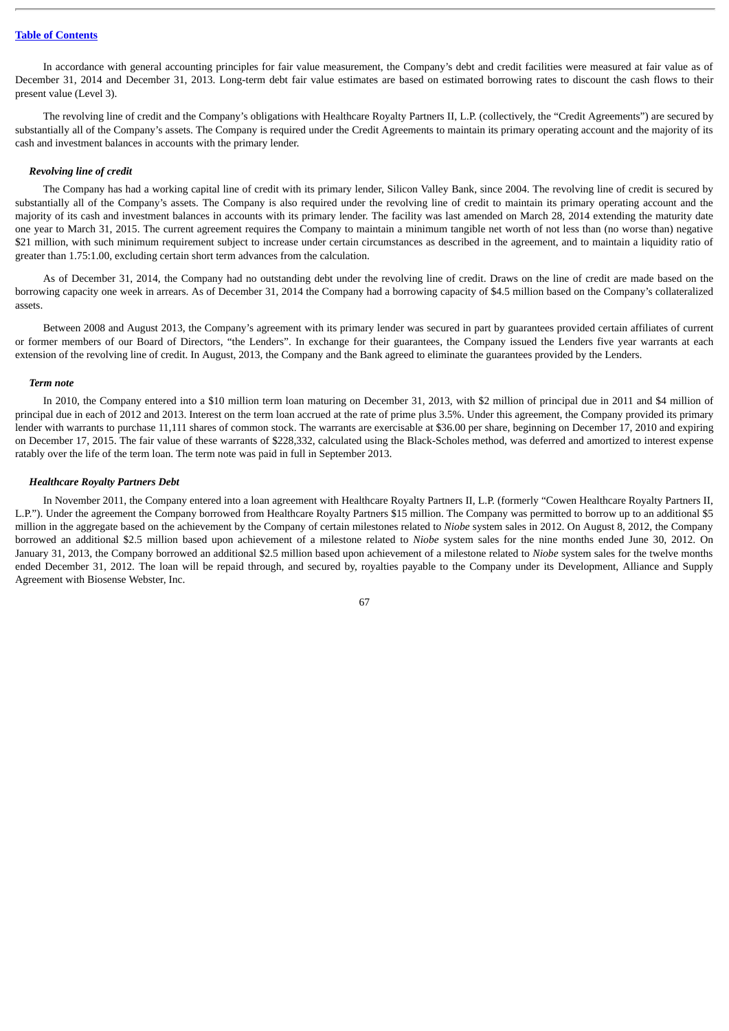In accordance with general accounting principles for fair value measurement, the Company's debt and credit facilities were measured at fair value as of December 31, 2014 and December 31, 2013. Long-term debt fair value estimates are based on estimated borrowing rates to discount the cash flows to their present value (Level 3).

The revolving line of credit and the Company's obligations with Healthcare Royalty Partners II, L.P. (collectively, the "Credit Agreements") are secured by substantially all of the Company's assets. The Company is required under the Credit Agreements to maintain its primary operating account and the majority of its cash and investment balances in accounts with the primary lender.

***Revolving line of credit***

The Company has had a working capital line of credit with its primary lender, Silicon Valley Bank, since 2004. The revolving line of credit is secured by substantially all of the Company's assets. The Company is also required under the revolving line of credit to maintain its primary operating account and the majority of its cash and investment balances in accounts with its primary lender. The facility was last amended on March 28, 2014 extending the maturity date one year to March 31, 2015. The current agreement requires the Company to maintain a minimum tangible net worth of not less than (no worse than) negative $21 million, with such minimum requirement subject to increase under certain circumstances as described in the agreement, and to maintain a liquidity ratio of greater than 1.75:1.00, excluding certain short term advances from the calculation.

As of December 31, 2014, the Company had no outstanding debt under the revolving line of credit. Draws on the line of credit are made based on the borrowing capacity one week in arrears. As of December 31, 2014 the Company had a borrowing capacity of $4.5 million based on the Company's collateralized assets.

Between 2008 and August 2013, the Company's agreement with its primary lender was secured in part by guarantees provided certain affiliates of current or former members of our Board of Directors, "the Lenders". In exchange for their guarantees, the Company issued the Lenders five year warrants at each extension of the revolving line of credit. In August, 2013, the Company and the Bank agreed to eliminate the guarantees provided by the Lenders.

***Term note***

In 2010, the Company entered into a $10 million term loan maturing on December 31, 2013, with $2 million of principal due in 2011 and $4 million of principal due in each of 2012 and 2013. Interest on the term loan accrued at the rate of prime plus 3.5%. Under this agreement, the Company provided its primary lender with warrants to purchase 11,111 shares of common stock. The warrants are exercisable at $36.00 per share, beginning on December 17, 2010 and expiring on December 17, 2015. The fair value of these warrants of $228,332, calculated using the Black-Scholes method, was deferred and amortized to interest expense ratably over the life of the term loan. The term note was paid in full in September 2013.

***Healthcare Royalty Partners Debt***

In November 2011, the Company entered into a loan agreement with Healthcare Royalty Partners II, L.P. (formerly "Cowen Healthcare Royalty Partners II, L.P."). Under the agreement the Company borrowed from Healthcare Royalty Partners $15 million. The Company was permitted to borrow up to an additional $5 million in the aggregate based on the achievement by the Company of certain milestones related to *Niobe* system sales in 2012. On August 8, 2012, the Company borrowed an additional $2.5 million based upon achievement of a milestone related to *Niobe* system sales for the nine months ended June 30, 2012. On January 31, 2013, the Company borrowed an additional $2.5 million based upon achievement of a milestone related to *Niobe* system sales for the twelve months ended December 31, 2012. The loan will be repaid through, and secured by, royalties payable to the Company under its Development, Alliance and Supply Agreement with Biosense Webster, Inc.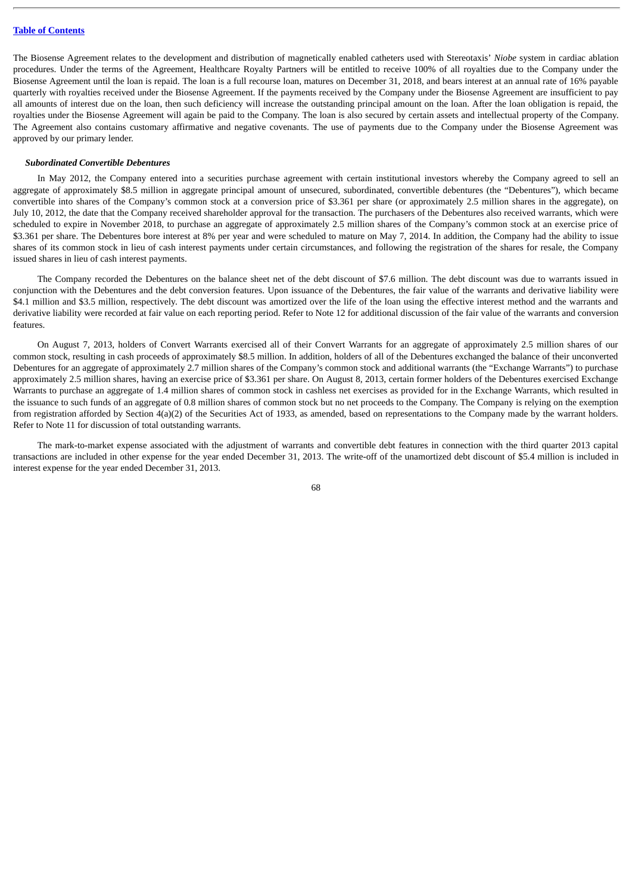The Biosense Agreement relates to the development and distribution of magnetically enabled catheters used with Stereotaxis' *Niobe* system in cardiac ablation procedures. Under the terms of the Agreement, Healthcare Royalty Partners will be entitled to receive 100% of all royalties due to the Company under the Biosense Agreement until the loan is repaid. The loan is a full recourse loan, matures on December 31, 2018, and bears interest at an annual rate of 16% payable quarterly with royalties received under the Biosense Agreement. If the payments received by the Company under the Biosense Agreement are insufficient to pay all amounts of interest due on the loan, then such deficiency will increase the outstanding principal amount on the loan. After the loan obligation is repaid, the royalties under the Biosense Agreement will again be paid to the Company. The loan is also secured by certain assets and intellectual property of the Company. The Agreement also contains customary affirmative and negative covenants. The use of payments due to the Company under the Biosense Agreement was approved by our primary lender.

***Subordinated Convertible Debentures***

In May 2012, the Company entered into a securities purchase agreement with certain institutional investors whereby the Company agreed to sell an aggregate of approximately $8.5 million in aggregate principal amount of unsecured, subordinated, convertible debentures (the "Debentures"), which became convertible into shares of the Company's common stock at a conversion price of $3.361 per share (or approximately 2.5 million shares in the aggregate), on July 10, 2012, the date that the Company received shareholder approval for the transaction. The purchasers of the Debentures also received warrants, which were scheduled to expire in November 2018, to purchase an aggregate of approximately 2.5 million shares of the Company's common stock at an exercise price of $3.361 per share. The Debentures bore interest at 8% per year and were scheduled to mature on May 7, 2014. In addition, the Company had the ability to issue shares of its common stock in lieu of cash interest payments under certain circumstances, and following the registration of the shares for resale, the Company issued shares in lieu of cash interest payments.

The Company recorded the Debentures on the balance sheet net of the debt discount of $7.6 million. The debt discount was due to warrants issued in conjunction with the Debentures and the debt conversion features. Upon issuance of the Debentures, the fair value of the warrants and derivative liability were $4.1 million and $3.5 million, respectively. The debt discount was amortized over the life of the loan using the effective interest method and the warrants and derivative liability were recorded at fair value on each reporting period. Refer to Note 12 for additional discussion of the fair value of the warrants and conversion features.

On August 7, 2013, holders of Convert Warrants exercised all of their Convert Warrants for an aggregate of approximately 2.5 million shares of our common stock, resulting in cash proceeds of approximately $8.5 million. In addition, holders of all of the Debentures exchanged the balance of their unconverted Debentures for an aggregate of approximately 2.7 million shares of the Company's common stock and additional warrants (the "Exchange Warrants") to purchase approximately 2.5 million shares, having an exercise price of $3.361 per share. On August 8, 2013, certain former holders of the Debentures exercised Exchange Warrants to purchase an aggregate of 1.4 million shares of common stock in cashless net exercises as provided for in the Exchange Warrants, which resulted in the issuance to such funds of an aggregate of 0.8 million shares of common stock but no net proceeds to the Company. The Company is relying on the exemption from registration afforded by Section 4(a)(2) of the Securities Act of 1933, as amended, based on representations to the Company made by the warrant holders. Refer to Note 11 for discussion of total outstanding warrants.

The mark-to-market expense associated with the adjustment of warrants and convertible debt features in connection with the third quarter 2013 capital transactions are included in other expense for the year ended December 31, 2013. The write-off of the unamortized debt discount of $5.4 million is included in interest expense for the year ended December 31, 2013.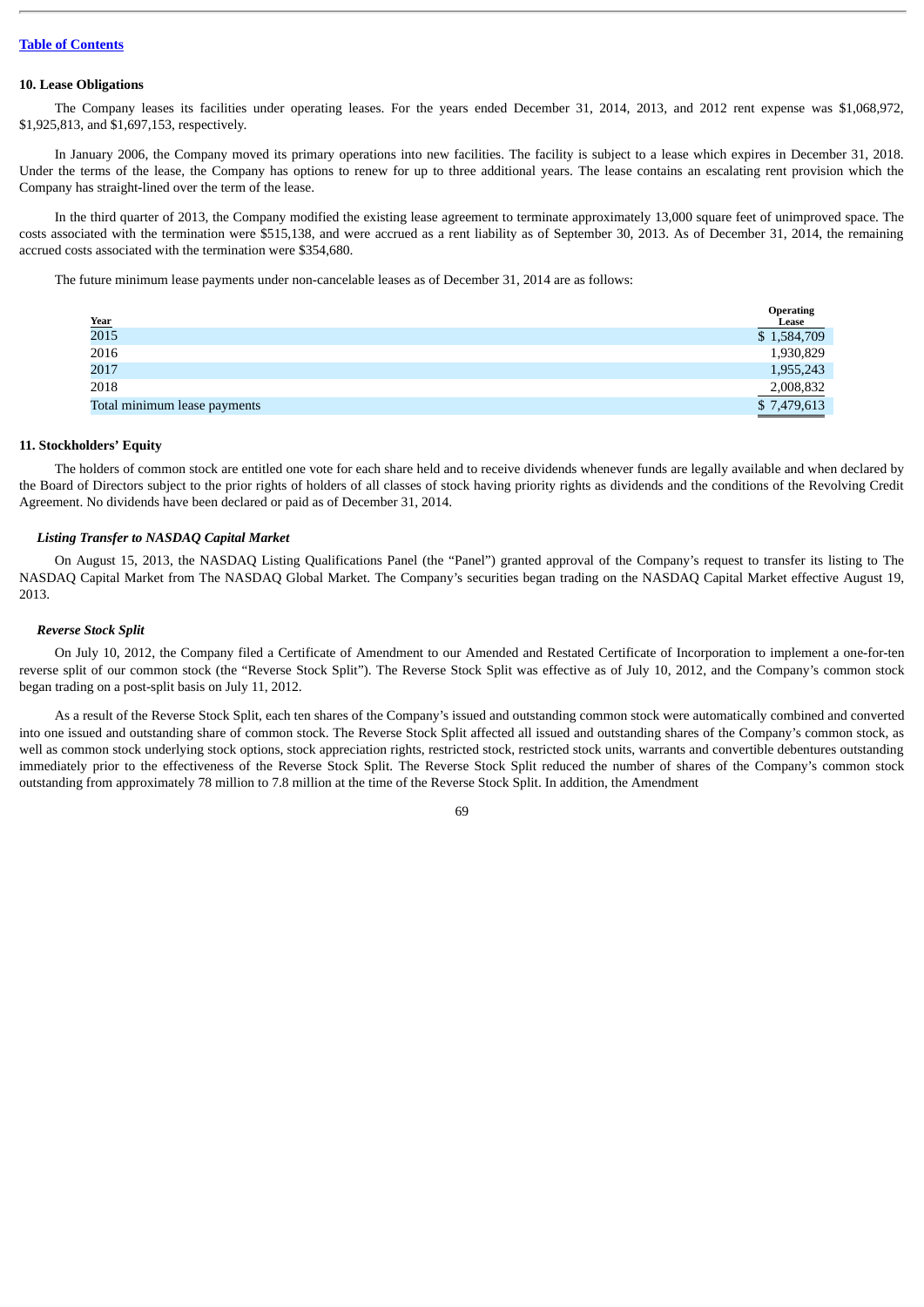[Table of Contents](#)

### 10. Lease Obligations

The Company leases its facilities under operating leases. For the years ended December 31, 2014, 2013, and 2012 rent expense was $1,068,972, $1,925,813, and $1,697,153, respectively.

In January 2006, the Company moved its primary operations into new facilities. The facility is subject to a lease which expires in December 31, 2018. Under the terms of the lease, the Company has options to renew for up to three additional years. The lease contains an escalating rent provision which the Company has straight-lined over the term of the lease.

In the third quarter of 2013, the Company modified the existing lease agreement to terminate approximately 13,000 square feet of unimproved space. The costs associated with the termination were $515,138, and were accrued as a rent liability as of September 30, 2013. As of December 31, 2014, the remaining accrued costs associated with the termination were $354,680.

The future minimum lease payments under non-cancelable leases as of December 31, 2014 are as follows:

| Year | Operating Lease |
|---|---|
| 2015 | $ 1,584,709 |
| 2016 | 1,930,829 |
| 2017 | 1,955,243 |
| 2018 | 2,008,832 |
| Total minimum lease payments | $ 7,479,613 |

### 11. Stockholders' Equity

The holders of common stock are entitled one vote for each share held and to receive dividends whenever funds are legally available and when declared by the Board of Directors subject to the prior rights of holders of all classes of stock having priority rights as dividends and the conditions of the Revolving Credit Agreement. No dividends have been declared or paid as of December 31, 2014.

#### *Listing Transfer to NASDAQ Capital Market*

On August 15, 2013, the NASDAQ Listing Qualifications Panel (the "Panel") granted approval of the Company's request to transfer its listing to The NASDAQ Capital Market from The NASDAQ Global Market. The Company's securities began trading on the NASDAQ Capital Market effective August 19, 2013.

#### *Reverse Stock Split*

On July 10, 2012, the Company filed a Certificate of Amendment to our Amended and Restated Certificate of Incorporation to implement a one-for-ten reverse split of our common stock (the "Reverse Stock Split"). The Reverse Stock Split was effective as of July 10, 2012, and the Company's common stock began trading on a post-split basis on July 11, 2012.

As a result of the Reverse Stock Split, each ten shares of the Company's issued and outstanding common stock were automatically combined and converted into one issued and outstanding share of common stock. The Reverse Stock Split affected all issued and outstanding shares of the Company's common stock, as well as common stock underlying stock options, stock appreciation rights, restricted stock, restricted stock units, warrants and convertible debentures outstanding immediately prior to the effectiveness of the Reverse Stock Split. The Reverse Stock Split reduced the number of shares of the Company's common stock outstanding from approximately 78 million to 7.8 million at the time of the Reverse Stock Split. In addition, the Amendment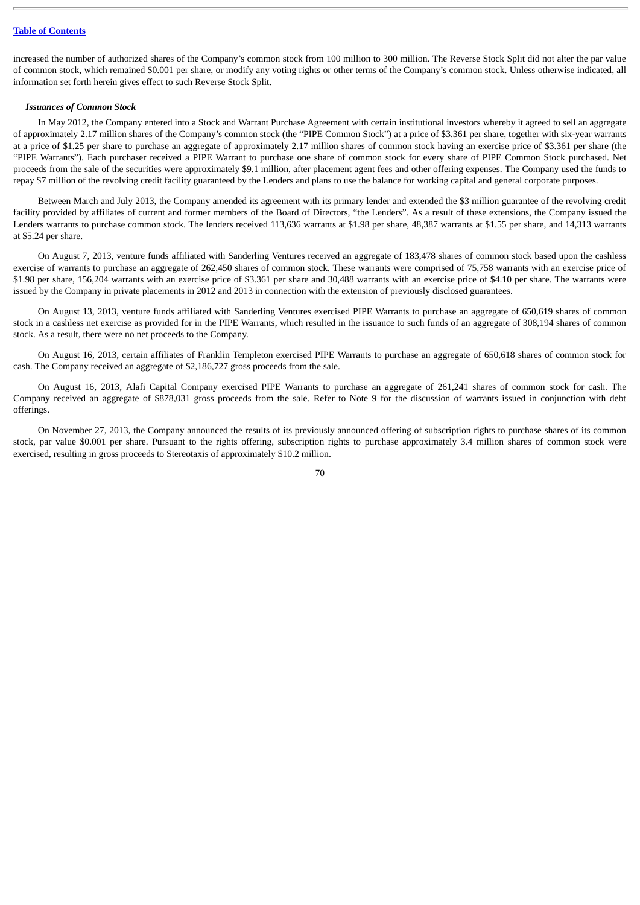increased the number of authorized shares of the Company's common stock from 100 million to 300 million. The Reverse Stock Split did not alter the par value of common stock, which remained $0.001 per share, or modify any voting rights or other terms of the Company's common stock. Unless otherwise indicated, all information set forth herein gives effect to such Reverse Stock Split.

***Issuances of Common Stock***

In May 2012, the Company entered into a Stock and Warrant Purchase Agreement with certain institutional investors whereby it agreed to sell an aggregate of approximately 2.17 million shares of the Company's common stock (the "PIPE Common Stock") at a price of $3.361 per share, together with six-year warrants at a price of $1.25 per share to purchase an aggregate of approximately 2.17 million shares of common stock having an exercise price of $3.361 per share (the "PIPE Warrants"). Each purchaser received a PIPE Warrant to purchase one share of common stock for every share of PIPE Common Stock purchased. Net proceeds from the sale of the securities were approximately $9.1 million, after placement agent fees and other offering expenses. The Company used the funds to repay $7 million of the revolving credit facility guaranteed by the Lenders and plans to use the balance for working capital and general corporate purposes.

Between March and July 2013, the Company amended its agreement with its primary lender and extended the $3 million guarantee of the revolving credit facility provided by affiliates of current and former members of the Board of Directors, "the Lenders". As a result of these extensions, the Company issued the Lenders warrants to purchase common stock. The lenders received 113,636 warrants at $1.98 per share, 48,387 warrants at $1.55 per share, and 14,313 warrants at $5.24 per share.

On August 7, 2013, venture funds affiliated with Sanderling Ventures received an aggregate of 183,478 shares of common stock based upon the cashless exercise of warrants to purchase an aggregate of 262,450 shares of common stock. These warrants were comprised of 75,758 warrants with an exercise price of $1.98 per share, 156,204 warrants with an exercise price of $3.361 per share and 30,488 warrants with an exercise price of $4.10 per share. The warrants were issued by the Company in private placements in 2012 and 2013 in connection with the extension of previously disclosed guarantees.

On August 13, 2013, venture funds affiliated with Sanderling Ventures exercised PIPE Warrants to purchase an aggregate of 650,619 shares of common stock in a cashless net exercise as provided for in the PIPE Warrants, which resulted in the issuance to such funds of an aggregate of 308,194 shares of common stock. As a result, there were no net proceeds to the Company.

On August 16, 2013, certain affiliates of Franklin Templeton exercised PIPE Warrants to purchase an aggregate of 650,618 shares of common stock for cash. The Company received an aggregate of $2,186,727 gross proceeds from the sale.

On August 16, 2013, Alafi Capital Company exercised PIPE Warrants to purchase an aggregate of 261,241 shares of common stock for cash. The Company received an aggregate of $878,031 gross proceeds from the sale. Refer to Note 9 for the discussion of warrants issued in conjunction with debt offerings.

On November 27, 2013, the Company announced the results of its previously announced offering of subscription rights to purchase shares of its common stock, par value $0.001 per share. Pursuant to the rights offering, subscription rights to purchase approximately 3.4 million shares of common stock were exercised, resulting in gross proceeds to Stereotaxis of approximately $10.2 million.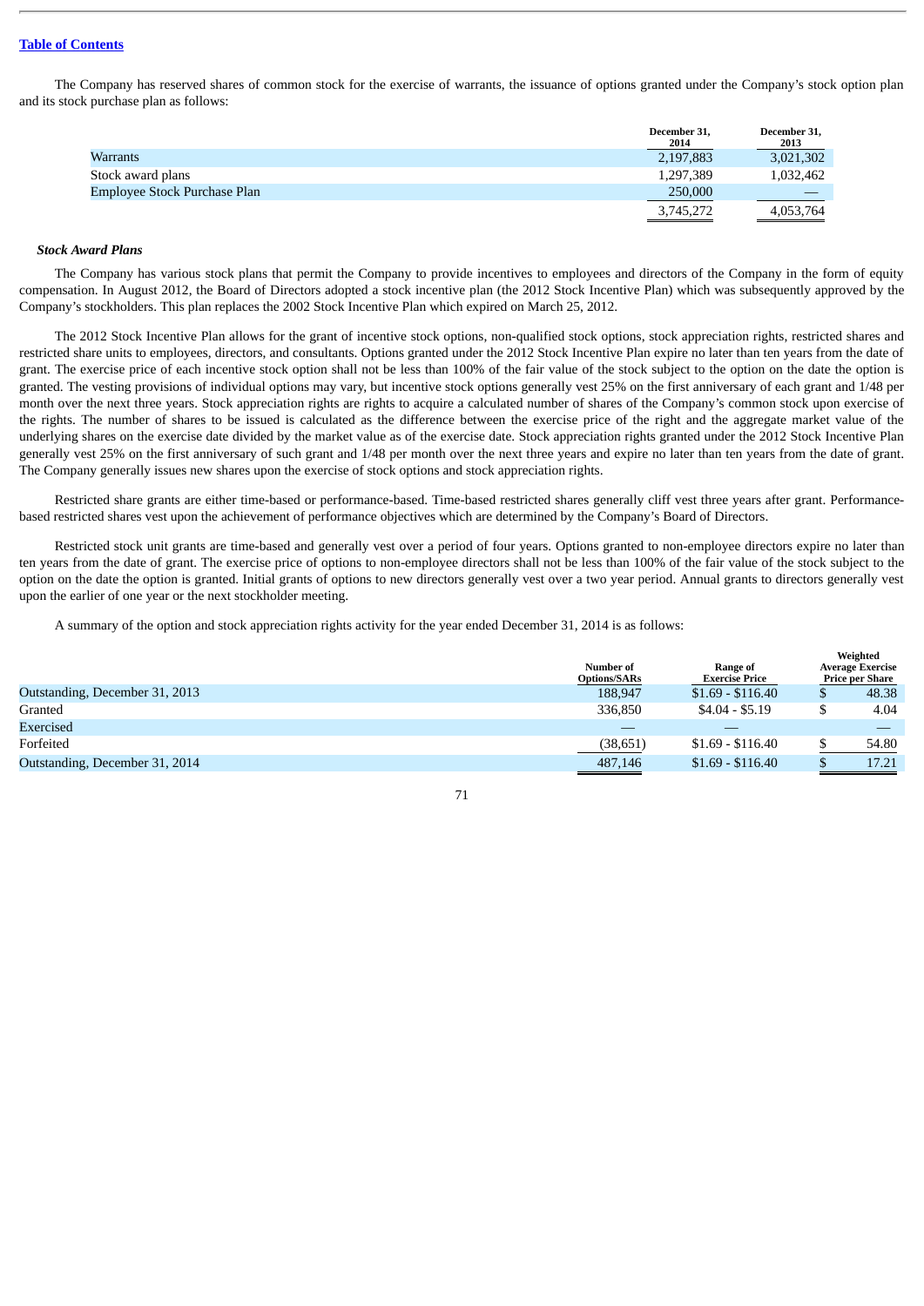[Table of Contents](#)

The Company has reserved shares of common stock for the exercise of warrants, the issuance of options granted under the Company's stock option plan and its stock purchase plan as follows:

| | December 31, 2014 | December 31, 2013 |
|---|---|---|
| Warrants | 2,197,883 | 3,021,302 |
| Stock award plans | 1,297,389 | 1,032,462 |
| Employee Stock Purchase Plan | 250,000 | — |
| | 3,745,272 | 4,053,764 |

***Stock Award Plans***

The Company has various stock plans that permit the Company to provide incentives to employees and directors of the Company in the form of equity compensation. In August 2012, the Board of Directors adopted a stock incentive plan (the 2012 Stock Incentive Plan) which was subsequently approved by the Company's stockholders. This plan replaces the 2002 Stock Incentive Plan which expired on March 25, 2012.

The 2012 Stock Incentive Plan allows for the grant of incentive stock options, non-qualified stock options, stock appreciation rights, restricted shares and restricted share units to employees, directors, and consultants. Options granted under the 2012 Stock Incentive Plan expire no later than ten years from the date of grant. The exercise price of each incentive stock option shall not be less than 100% of the fair value of the stock subject to the option on the date the option is granted. The vesting provisions of individual options may vary, but incentive stock options generally vest 25% on the first anniversary of each grant and 1/48 per month over the next three years. Stock appreciation rights are rights to acquire a calculated number of shares of the Company's common stock upon exercise of the rights. The number of shares to be issued is calculated as the difference between the exercise price of the right and the aggregate market value of the underlying shares on the exercise date divided by the market value as of the exercise date. Stock appreciation rights granted under the 2012 Stock Incentive Plan generally vest 25% on the first anniversary of such grant and 1/48 per month over the next three years and expire no later than ten years from the date of grant. The Company generally issues new shares upon the exercise of stock options and stock appreciation rights.

Restricted share grants are either time-based or performance-based. Time-based restricted shares generally cliff vest three years after grant. Performance-based restricted shares vest upon the achievement of performance objectives which are determined by the Company's Board of Directors.

Restricted stock unit grants are time-based and generally vest over a period of four years. Options granted to non-employee directors expire no later than ten years from the date of grant. The exercise price of options to non-employee directors shall not be less than 100% of the fair value of the stock subject to the option on the date the option is granted. Initial grants of options to new directors generally vest over a two year period. Annual grants to directors generally vest upon the earlier of one year or the next stockholder meeting.

A summary of the option and stock appreciation rights activity for the year ended December 31, 2014 is as follows:

| | Number of Options/SARs | Range of Exercise Price | Weighted Average Exercise Price per Share |
|---|---|---|---|
| Outstanding, December 31, 2013 | 188,947 | $1.69 - $116.40 | $ 48.38 |
| Granted | 336,850 | $4.04 - $5.19 | $ 4.04 |
| Exercised | — | — | — |
| Forfeited | (38,651) | $1.69 - $116.40 | $ 54.80 |
| Outstanding, December 31, 2014 | 487,146 | $1.69 - $116.40 | $ 17.21 |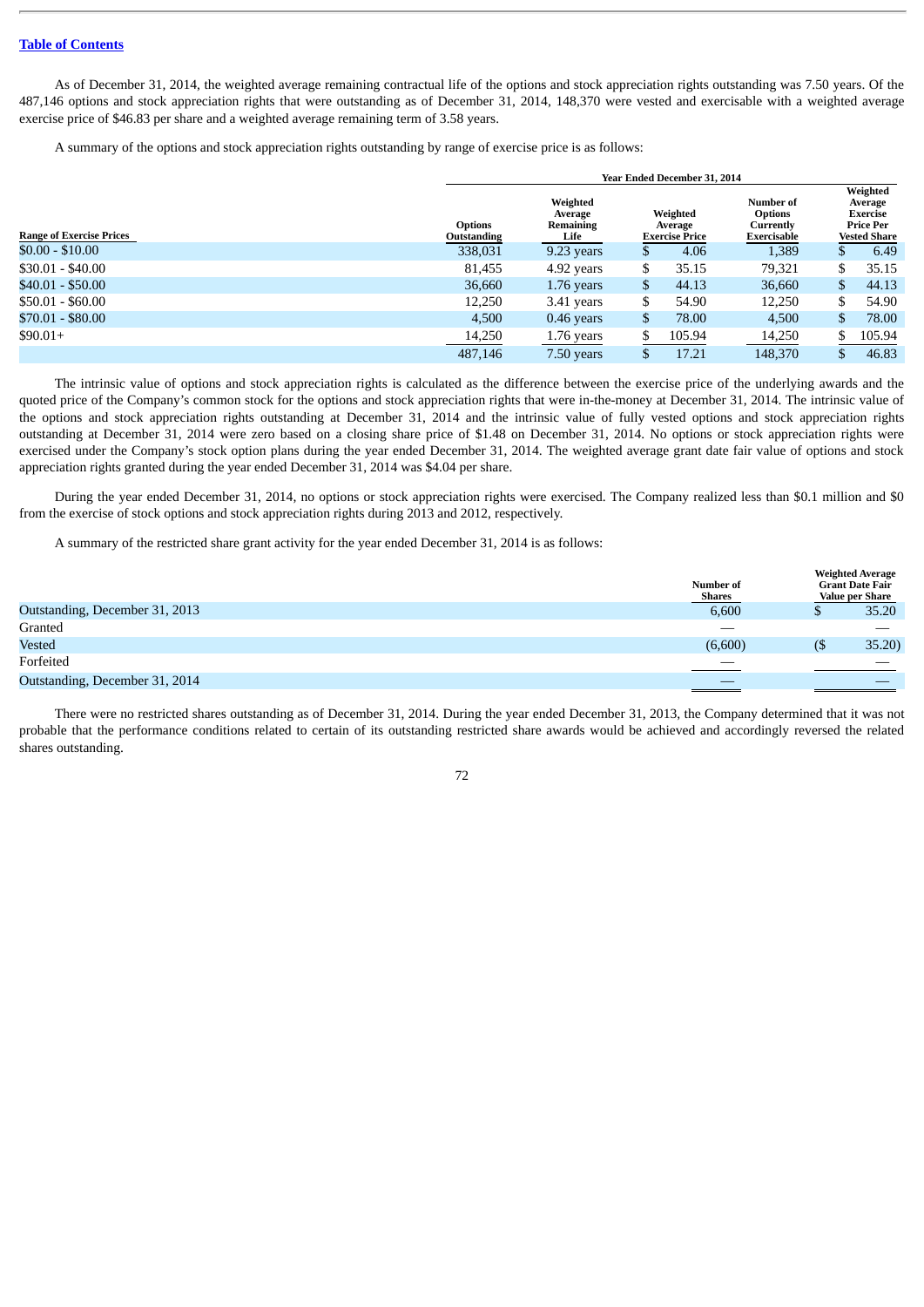As of December 31, 2014, the weighted average remaining contractual life of the options and stock appreciation rights outstanding was 7.50 years. Of the 487,146 options and stock appreciation rights that were outstanding as of December 31, 2014, 148,370 were vested and exercisable with a weighted average exercise price of $46.83 per share and a weighted average remaining term of 3.58 years.

A summary of the options and stock appreciation rights outstanding by range of exercise price is as follows:

| | Year Ended December 31, 2014 | | | | |
|---|---|---|---|---|---|
| Range of Exercise Prices | Options Outstanding | Weighted Average Remaining Life | Weighted Average Exercise Price | Number of Options Currently Exercisable | Weighted Average Exercise Price Per Vested Share |
| $0.00 - $10.00 | 338,031 | 9.23 years | $ 4.06 | 1,389 | $ 6.49 |
| $30.01 - $40.00 | 81,455 | 4.92 years | $ 35.15 | 79,321 | $ 35.15 |
| $40.01 - $50.00 | 36,660 | 1.76 years | $ 44.13 | 36,660 | $ 44.13 |
| $50.01 - $60.00 | 12,250 | 3.41 years | $ 54.90 | 12,250 | $ 54.90 |
| $70.01 - $80.00 | 4,500 | 0.46 years | $ 78.00 | 4,500 | $ 78.00 |
| $90.01+ | 14,250 | 1.76 years | $ 105.94 | 14,250 | $ 105.94 |
| | 487,146 | 7.50 years | $ 17.21 | 148,370 | $ 46.83 |

The intrinsic value of options and stock appreciation rights is calculated as the difference between the exercise price of the underlying awards and the quoted price of the Company's common stock for the options and stock appreciation rights that were in-the-money at December 31, 2014. The intrinsic value of the options and stock appreciation rights outstanding at December 31, 2014 and the intrinsic value of fully vested options and stock appreciation rights outstanding at December 31, 2014 were zero based on a closing share price of $1.48 on December 31, 2014. No options or stock appreciation rights were exercised under the Company's stock option plans during the year ended December 31, 2014. The weighted average grant date fair value of options and stock appreciation rights granted during the year ended December 31, 2014 was $4.04 per share.

During the year ended December 31, 2014, no options or stock appreciation rights were exercised. The Company realized less than $0.1 million and $0 from the exercise of stock options and stock appreciation rights during 2013 and 2012, respectively.

A summary of the restricted share grant activity for the year ended December 31, 2014 is as follows:

| | Number of Shares | Weighted Average Grant Date Fair Value per Share |
|---|---|---|
| Outstanding, December 31, 2013 | 6,600 | $ 35.20 |
| Granted | — | — |
| Vested | (6,600) | ($ 35.20) |
| Forfeited | — | — |
| Outstanding, December 31, 2014 | — | — |

There were no restricted shares outstanding as of December 31, 2014. During the year ended December 31, 2013, the Company determined that it was not probable that the performance conditions related to certain of its outstanding restricted share awards would be achieved and accordingly reversed the related shares outstanding.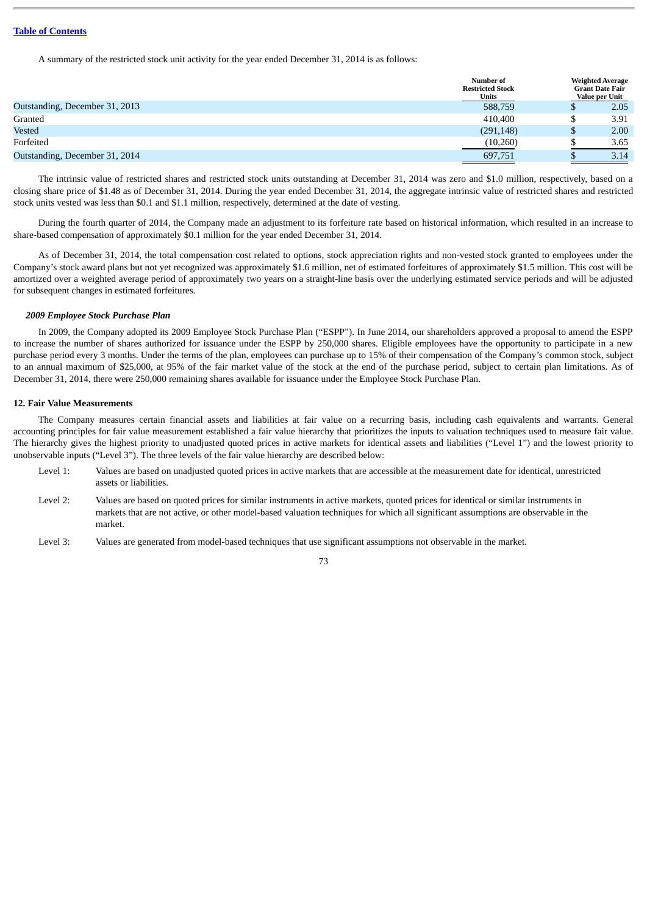A summary of the restricted stock unit activity for the year ended December 31, 2014 is as follows:

| | Number of Restricted Stock Units | Weighted Average Grant Date Fair Value per Unit |
|---|---|---|
| Outstanding, December 31, 2013 | 588,759 | $ 2.05 |
| Granted | 410,400 | $ 3.91 |
| Vested | (291,148) | $ 2.00 |
| Forfeited | (10,260) | $ 3.65 |
| Outstanding, December 31, 2014 | 697,751 | $ 3.14 |

The intrinsic value of restricted shares and restricted stock units outstanding at December 31, 2014 was zero and $1.0 million, respectively, based on a closing share price of $1.48 as of December 31, 2014. During the year ended December 31, 2014, the aggregate intrinsic value of restricted shares and restricted stock units vested was less than $0.1 and $1.1 million, respectively, determined at the date of vesting.

During the fourth quarter of 2014, the Company made an adjustment to its forfeiture rate based on historical information, which resulted in an increase to share-based compensation of approximately $0.1 million for the year ended December 31, 2014.

As of December 31, 2014, the total compensation cost related to options, stock appreciation rights and non-vested stock granted to employees under the Company's stock award plans but not yet recognized was approximately $1.6 million, net of estimated forfeitures of approximately $1.5 million. This cost will be amortized over a weighted average period of approximately two years on a straight-line basis over the underlying estimated service periods and will be adjusted for subsequent changes in estimated forfeitures.

***2009 Employee Stock Purchase Plan***

In 2009, the Company adopted its 2009 Employee Stock Purchase Plan ("ESPP"). In June 2014, our shareholders approved a proposal to amend the ESPP to increase the number of shares authorized for issuance under the ESPP by 250,000 shares. Eligible employees have the opportunity to participate in a new purchase period every 3 months. Under the terms of the plan, employees can purchase up to 15% of their compensation of the Company's common stock, subject to an annual maximum of $25,000, at 95% of the fair market value of the stock at the end of the purchase period, subject to certain plan limitations. As of December 31, 2014, there were 250,000 remaining shares available for issuance under the Employee Stock Purchase Plan.

**12. Fair Value Measurements**

The Company measures certain financial assets and liabilities at fair value on a recurring basis, including cash equivalents and warrants. General accounting principles for fair value measurement established a fair value hierarchy that prioritizes the inputs to valuation techniques used to measure fair value. The hierarchy gives the highest priority to unadjusted quoted prices in active markets for identical assets and liabilities ("Level 1") and the lowest priority to unobservable inputs ("Level 3"). The three levels of the fair value hierarchy are described below:

- Level 1: Values are based on unadjusted quoted prices in active markets that are accessible at the measurement date for identical, unrestricted assets or liabilities.
- Level 2: Values are based on quoted prices for similar instruments in active markets, quoted prices for identical or similar instruments in markets that are not active, or other model-based valuation techniques for which all significant assumptions are observable in the market.
- Level 3: Values are generated from model-based techniques that use significant assumptions not observable in the market.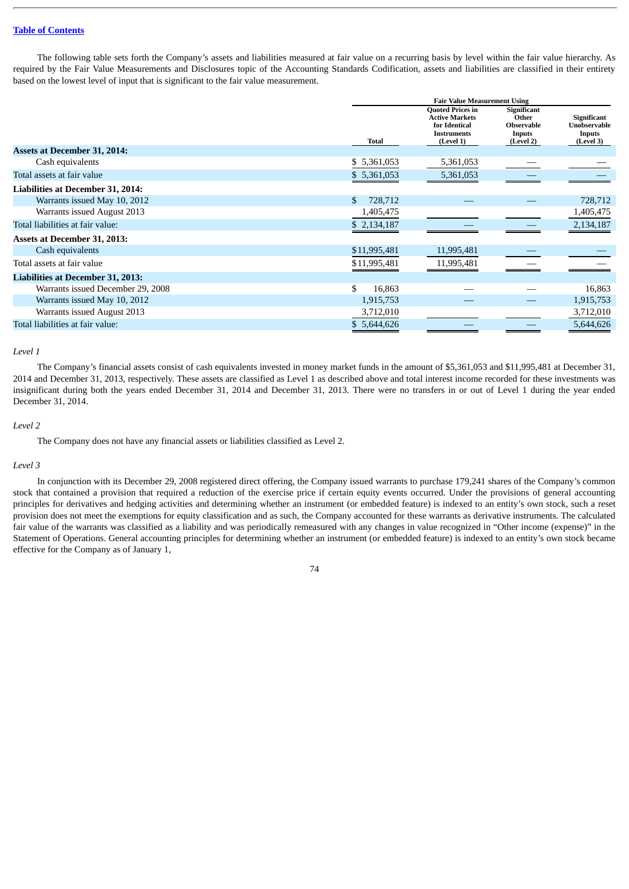The following table sets forth the Company's assets and liabilities measured at fair value on a recurring basis by level within the fair value hierarchy. As required by the Fair Value Measurements and Disclosures topic of the Accounting Standards Codification, assets and liabilities are classified in their entirety based on the lowest level of input that is significant to the fair value measurement.

| | | Fair Value Measurement Using | | |
|---|---|---|---|---|
| | Total | Quoted Prices in Active Markets for Identical Instruments (Level 1) | Significant Other Observable Inputs (Level 2) | Significant Unobservable Inputs (Level 3) |
| **Assets at December 31, 2014:** | | | | |
| Cash equivalents | $ 5,361,053 | 5,361,053 | — | — |
| Total assets at fair value | $ 5,361,053 | 5,361,053 | — | — |
| **Liabilities at December 31, 2014:** | | | | |
| Warrants issued May 10, 2012 | $ 728,712 | — | — | 728,712 |
| Warrants issued August 2013 | 1,405,475 | | | 1,405,475 |
| Total liabilities at fair value: | $ 2,134,187 | — | — | 2,134,187 |
| **Assets at December 31, 2013:** | | | | |
| Cash equivalents | $11,995,481 | 11,995,481 | — | — |
| Total assets at fair value | $11,995,481 | 11,995,481 | — | — |
| **Liabilities at December 31, 2013:** | | | | |
| Warrants issued December 29, 2008 | $ 16,863 | — | — | 16,863 |
| Warrants issued May 10, 2012 | 1,915,753 | — | — | 1,915,753 |
| Warrants issued August 2013 | 3,712,010 | | | 3,712,010 |
| Total liabilities at fair value: | $ 5,644,626 | — | — | 5,644,626 |

*Level 1*

The Company's financial assets consist of cash equivalents invested in money market funds in the amount of $5,361,053 and $11,995,481 at December 31, 2014 and December 31, 2013, respectively. These assets are classified as Level 1 as described above and total interest income recorded for these investments was insignificant during both the years ended December 31, 2014 and December 31, 2013. There were no transfers in or out of Level 1 during the year ended December 31, 2014.

*Level 2*

The Company does not have any financial assets or liabilities classified as Level 2.

*Level 3*

In conjunction with its December 29, 2008 registered direct offering, the Company issued warrants to purchase 179,241 shares of the Company's common stock that contained a provision that required a reduction of the exercise price if certain equity events occurred. Under the provisions of general accounting principles for derivatives and hedging activities and determining whether an instrument (or embedded feature) is indexed to an entity's own stock, such a reset provision does not meet the exemptions for equity classification and as such, the Company accounted for these warrants as derivative instruments. The calculated fair value of the warrants was classified as a liability and was periodically remeasured with any changes in value recognized in "Other income (expense)" in the Statement of Operations. General accounting principles for determining whether an instrument (or embedded feature) is indexed to an entity's own stock became effective for the Company as of January 1,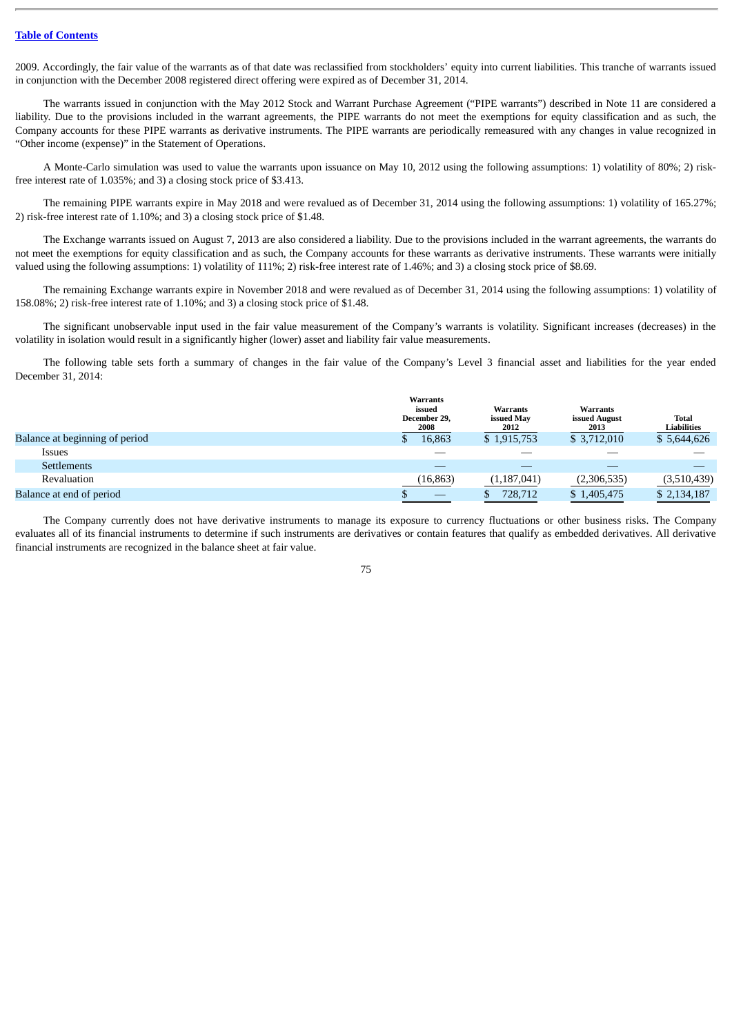2009. Accordingly, the fair value of the warrants as of that date was reclassified from stockholders' equity into current liabilities. This tranche of warrants issued in conjunction with the December 2008 registered direct offering were expired as of December 31, 2014.

The warrants issued in conjunction with the May 2012 Stock and Warrant Purchase Agreement ("PIPE warrants") described in Note 11 are considered a liability. Due to the provisions included in the warrant agreements, the PIPE warrants do not meet the exemptions for equity classification and as such, the Company accounts for these PIPE warrants as derivative instruments. The PIPE warrants are periodically remeasured with any changes in value recognized in "Other income (expense)" in the Statement of Operations.

A Monte-Carlo simulation was used to value the warrants upon issuance on May 10, 2012 using the following assumptions: 1) volatility of 80%; 2) risk-free interest rate of 1.035%; and 3) a closing stock price of $3.413.

The remaining PIPE warrants expire in May 2018 and were revalued as of December 31, 2014 using the following assumptions: 1) volatility of 165.27%; 2) risk-free interest rate of 1.10%; and 3) a closing stock price of $1.48.

The Exchange warrants issued on August 7, 2013 are also considered a liability. Due to the provisions included in the warrant agreements, the warrants do not meet the exemptions for equity classification and as such, the Company accounts for these warrants as derivative instruments. These warrants were initially valued using the following assumptions: 1) volatility of 111%; 2) risk-free interest rate of 1.46%; and 3) a closing stock price of $8.69.

The remaining Exchange warrants expire in November 2018 and were revalued as of December 31, 2014 using the following assumptions: 1) volatility of 158.08%; 2) risk-free interest rate of 1.10%; and 3) a closing stock price of $1.48.

The significant unobservable input used in the fair value measurement of the Company's warrants is volatility. Significant increases (decreases) in the volatility in isolation would result in a significantly higher (lower) asset and liability fair value measurements.

The following table sets forth a summary of changes in the fair value of the Company's Level 3 financial asset and liabilities for the year ended December 31, 2014:

| | Warrants issued December 29, 2008 | Warrants issued May 2012 | Warrants issued August 2013 | Total Liabilities |
|---|---|---|---|---|
| Balance at beginning of period | $ 16,863 | $ 1,915,753 | $ 3,712,010 | $ 5,644,626 |
| Issues | — | — | — | — |
| Settlements | — | — | — | — |
| Revaluation | (16,863) | (1,187,041) | (2,306,535) | (3,510,439) |
| Balance at end of period | $ — | $ 728,712 | $ 1,405,475 | $ 2,134,187 |

The Company currently does not have derivative instruments to manage its exposure to currency fluctuations or other business risks. The Company evaluates all of its financial instruments to determine if such instruments are derivatives or contain features that qualify as embedded derivatives. All derivative financial instruments are recognized in the balance sheet at fair value.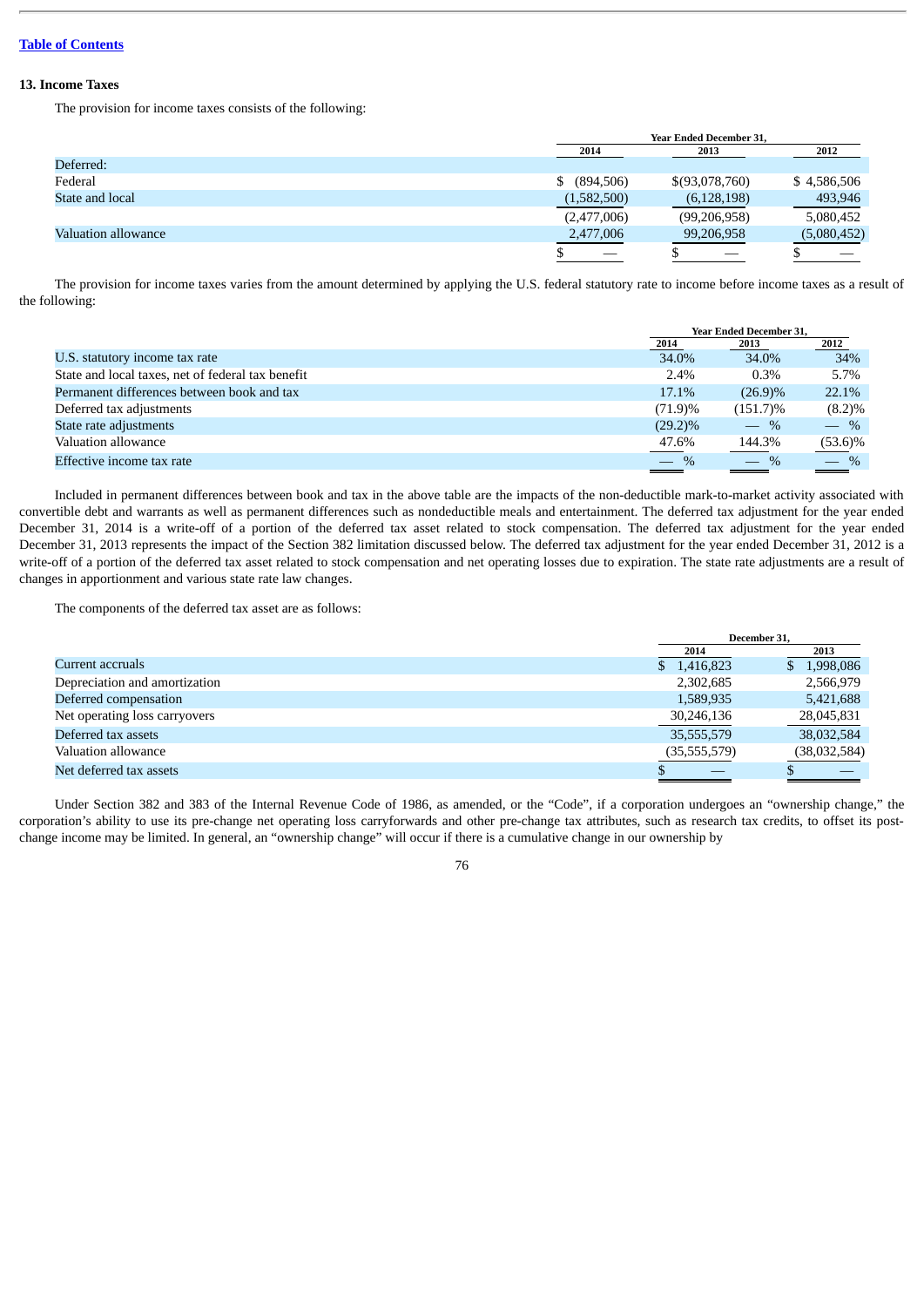[Table of Contents](#)

### 13. Income Taxes

The provision for income taxes consists of the following:

| | Year Ended December 31, | | |
|---|---|---|---|
| | 2014 | 2013 | 2012 |
| Deferred: | | | |
| Federal | $ (894,506) | $(93,078,760) | $ 4,586,506 |
| State and local | (1,582,500) | (6,128,198) | 493,946 |
| | (2,477,006) | (99,206,958) | 5,080,452 |
| Valuation allowance | 2,477,006 | 99,206,958 | (5,080,452) |
| | $ — | $ — | $ — |

The provision for income taxes varies from the amount determined by applying the U.S. federal statutory rate to income before income taxes as a result of the following:

| | Year Ended December 31, | | |
|---|---|---|---|
| | 2014 | 2013 | 2012 |
| U.S. statutory income tax rate | 34.0% | 34.0% | 34% |
| State and local taxes, net of federal tax benefit | 2.4% | 0.3% | 5.7% |
| Permanent differences between book and tax | 17.1% | (26.9)% | 22.1% |
| Deferred tax adjustments | (71.9)% | (151.7)% | (8.2)% |
| State rate adjustments | (29.2)% | — % | — % |
| Valuation allowance | 47.6% | 144.3% | (53.6)% |
| Effective income tax rate | — % | — % | — % |

Included in permanent differences between book and tax in the above table are the impacts of the non-deductible mark-to-market activity associated with convertible debt and warrants as well as permanent differences such as nondeductible meals and entertainment. The deferred tax adjustment for the year ended December 31, 2014 is a write-off of a portion of the deferred tax asset related to stock compensation. The deferred tax adjustment for the year ended December 31, 2013 represents the impact of the Section 382 limitation discussed below. The deferred tax adjustment for the year ended December 31, 2012 is a write-off of a portion of the deferred tax asset related to stock compensation and net operating losses due to expiration. The state rate adjustments are a result of changes in apportionment and various state rate law changes.

The components of the deferred tax asset are as follows:

| | December 31, | |
|---|---|---|
| | 2014 | 2013 |
| Current accruals | $ 1,416,823 | $ 1,998,086 |
| Depreciation and amortization | 2,302,685 | 2,566,979 |
| Deferred compensation | 1,589,935 | 5,421,688 |
| Net operating loss carryovers | 30,246,136 | 28,045,831 |
| Deferred tax assets | 35,555,579 | 38,032,584 |
| Valuation allowance | (35,555,579) | (38,032,584) |
| Net deferred tax assets | $ — | $ — |

Under Section 382 and 383 of the Internal Revenue Code of 1986, as amended, or the "Code", if a corporation undergoes an "ownership change," the corporation's ability to use its pre-change net operating loss carryforwards and other pre-change tax attributes, such as research tax credits, to offset its post-change income may be limited. In general, an "ownership change" will occur if there is a cumulative change in our ownership by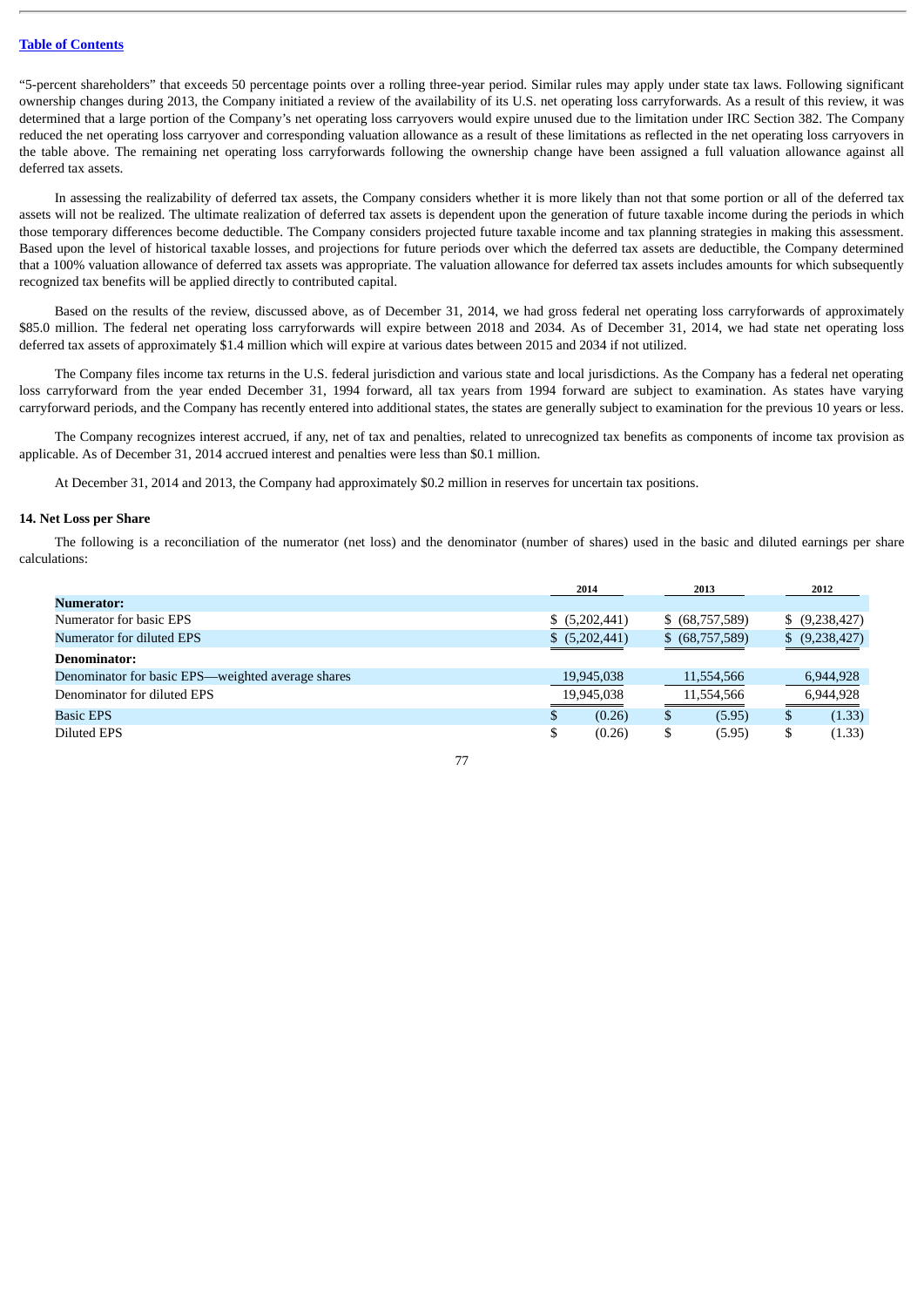“5-percent shareholders” that exceeds 50 percentage points over a rolling three-year period. Similar rules may apply under state tax laws. Following significant ownership changes during 2013, the Company initiated a review of the availability of its U.S. net operating loss carryforwards. As a result of this review, it was determined that a large portion of the Company’s net operating loss carryovers would expire unused due to the limitation under IRC Section 382. The Company reduced the net operating loss carryover and corresponding valuation allowance as a result of these limitations as reflected in the net operating loss carryovers in the table above. The remaining net operating loss carryforwards following the ownership change have been assigned a full valuation allowance against all deferred tax assets.

In assessing the realizability of deferred tax assets, the Company considers whether it is more likely than not that some portion or all of the deferred tax assets will not be realized. The ultimate realization of deferred tax assets is dependent upon the generation of future taxable income during the periods in which those temporary differences become deductible. The Company considers projected future taxable income and tax planning strategies in making this assessment. Based upon the level of historical taxable losses, and projections for future periods over which the deferred tax assets are deductible, the Company determined that a 100% valuation allowance of deferred tax assets was appropriate. The valuation allowance for deferred tax assets includes amounts for which subsequently recognized tax benefits will be applied directly to contributed capital.

Based on the results of the review, discussed above, as of December 31, 2014, we had gross federal net operating loss carryforwards of approximately $85.0 million. The federal net operating loss carryforwards will expire between 2018 and 2034. As of December 31, 2014, we had state net operating loss deferred tax assets of approximately $1.4 million which will expire at various dates between 2015 and 2034 if not utilized.

The Company files income tax returns in the U.S. federal jurisdiction and various state and local jurisdictions. As the Company has a federal net operating loss carryforward from the year ended December 31, 1994 forward, all tax years from 1994 forward are subject to examination. As states have varying carryforward periods, and the Company has recently entered into additional states, the states are generally subject to examination for the previous 10 years or less.

The Company recognizes interest accrued, if any, net of tax and penalties, related to unrecognized tax benefits as components of income tax provision as applicable. As of December 31, 2014 accrued interest and penalties were less than $0.1 million.

At December 31, 2014 and 2013, the Company had approximately $0.2 million in reserves for uncertain tax positions.

## 14. Net Loss per Share

The following is a reconciliation of the numerator (net loss) and the denominator (number of shares) used in the basic and diluted earnings per share calculations:

| | 2014 | 2013 | 2012 |
|---|---|---|---|
| **Numerator:** | | | |
| Numerator for basic EPS | $ (5,202,441) | $ (68,757,589) | $ (9,238,427) |
| Numerator for diluted EPS | $ (5,202,441) | $ (68,757,589) | $ (9,238,427) |
| **Denominator:** | | | |
| Denominator for basic EPS—weighted average shares | 19,945,038 | 11,554,566 | 6,944,928 |
| Denominator for diluted EPS | 19,945,038 | 11,554,566 | 6,944,928 |
| Basic EPS | $ (0.26) | $ (5.95) | $ (1.33) |
| Diluted EPS | $ (0.26) | $ (5.95) | $ (1.33) |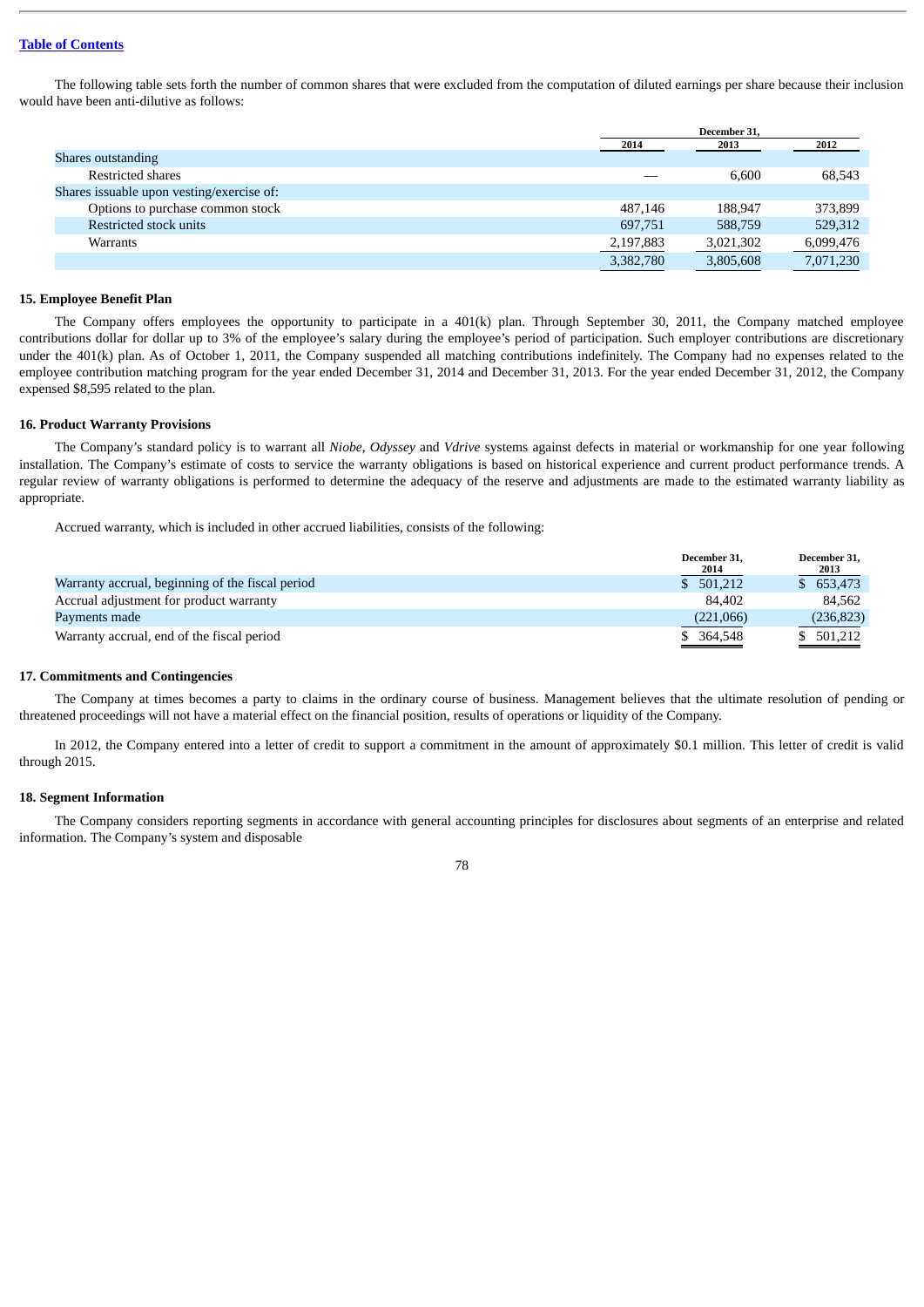The following table sets forth the number of common shares that were excluded from the computation of diluted earnings per share because their inclusion would have been anti-dilutive as follows:

| | December 31, | | |
|---|---|---|---|
| | 2014 | 2013 | 2012 |
| Shares outstanding | | | |
| Restricted shares | — | 6,600 | 68,543 |
| Shares issuable upon vesting/exercise of: | | | |
| Options to purchase common stock | 487,146 | 188,947 | 373,899 |
| Restricted stock units | 697,751 | 588,759 | 529,312 |
| Warrants | 2,197,883 | 3,021,302 | 6,099,476 |
| | 3,382,780 | 3,805,608 | 7,071,230 |

### 15. Employee Benefit Plan

The Company offers employees the opportunity to participate in a 401(k) plan. Through September 30, 2011, the Company matched employee contributions dollar for dollar up to 3% of the employee's salary during the employee's period of participation. Such employer contributions are discretionary under the 401(k) plan. As of October 1, 2011, the Company suspended all matching contributions indefinitely. The Company had no expenses related to the employee contribution matching program for the year ended December 31, 2014 and December 31, 2013. For the year ended December 31, 2012, the Company expensed $8,595 related to the plan.

### 16. Product Warranty Provisions

The Company's standard policy is to warrant all *Niobe*, *Odyssey* and *Vdrive* systems against defects in material or workmanship for one year following installation. The Company's estimate of costs to service the warranty obligations is based on historical experience and current product performance trends. A regular review of warranty obligations is performed to determine the adequacy of the reserve and adjustments are made to the estimated warranty liability as appropriate.

Accrued warranty, which is included in other accrued liabilities, consists of the following:

| | December 31, 2014 | December 31, 2013 |
|---|---|---|
| Warranty accrual, beginning of the fiscal period | $ 501,212 | $ 653,473 |
| Accrual adjustment for product warranty | 84,402 | 84,562 |
| Payments made | (221,066) | (236,823) |
| Warranty accrual, end of the fiscal period | $ 364,548 | $ 501,212 |

### 17. Commitments and Contingencies

The Company at times becomes a party to claims in the ordinary course of business. Management believes that the ultimate resolution of pending or threatened proceedings will not have a material effect on the financial position, results of operations or liquidity of the Company.

In 2012, the Company entered into a letter of credit to support a commitment in the amount of approximately $0.1 million. This letter of credit is valid through 2015.

### 18. Segment Information

The Company considers reporting segments in accordance with general accounting principles for disclosures about segments of an enterprise and related information. The Company's system and disposable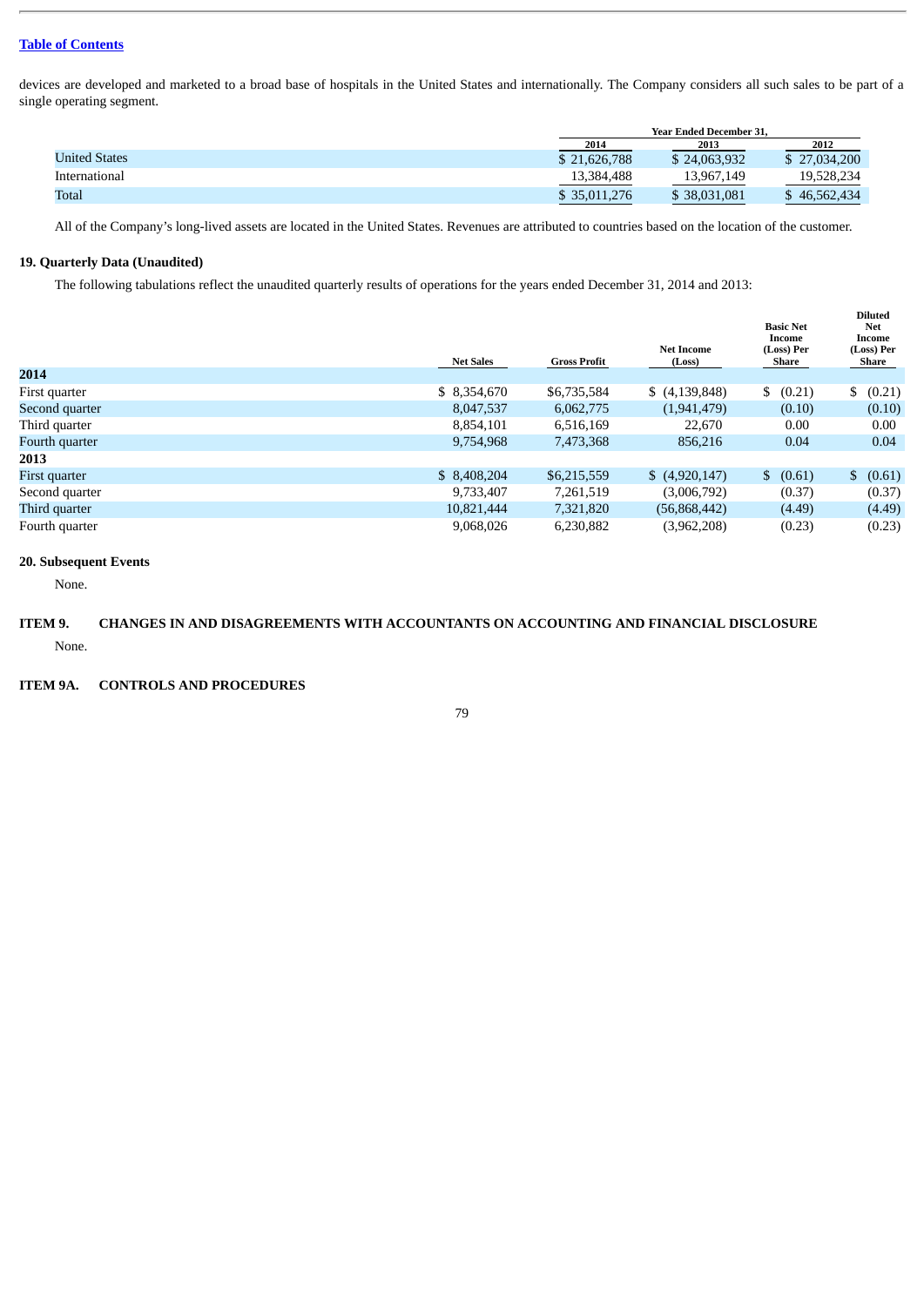devices are developed and marketed to a broad base of hospitals in the United States and internationally. The Company considers all such sales to be part of a single operating segment.

| | Year Ended December 31, | | |
|---|---|---|---|
| | 2014 | 2013 | 2012 |
| United States | $ 21,626,788 | $ 24,063,932 | $ 27,034,200 |
| International | 13,384,488 | 13,967,149 | 19,528,234 |
| Total | $ 35,011,276 | $ 38,031,081 | $ 46,562,434 |

All of the Company's long-lived assets are located in the United States. Revenues are attributed to countries based on the location of the customer.

### 19. Quarterly Data (Unaudited)

The following tabulations reflect the unaudited quarterly results of operations for the years ended December 31, 2014 and 2013:

| | Net Sales | Gross Profit | Net Income (Loss) | Basic Net Income (Loss) Per Share | Diluted Net Income (Loss) Per Share |
|---|---|---|---|---|---|
| **2014** | | | | | |
| First quarter | $ 8,354,670 | $6,735,584 | $ (4,139,848) | $ (0.21) | $ (0.21) |
| Second quarter | 8,047,537 | 6,062,775 | (1,941,479) | (0.10) | (0.10) |
| Third quarter | 8,854,101 | 6,516,169 | 22,670 | 0.00 | 0.00 |
| Fourth quarter | 9,754,968 | 7,473,368 | 856,216 | 0.04 | 0.04 |
| **2013** | | | | | |
| First quarter | $ 8,408,204 | $6,215,559 | $ (4,920,147) | $ (0.61) | $ (0.61) |
| Second quarter | 9,733,407 | 7,261,519 | (3,006,792) | (0.37) | (0.37) |
| Third quarter | 10,821,444 | 7,321,820 | (56,868,442) | (4.49) | (4.49) |
| Fourth quarter | 9,068,026 | 6,230,882 | (3,962,208) | (0.23) | (0.23) |

### 20. Subsequent Events

None.

## ITEM 9. CHANGES IN AND DISAGREEMENTS WITH ACCOUNTANTS ON ACCOUNTING AND FINANCIAL DISCLOSURE

None.

## ITEM 9A. CONTROLS AND PROCEDURES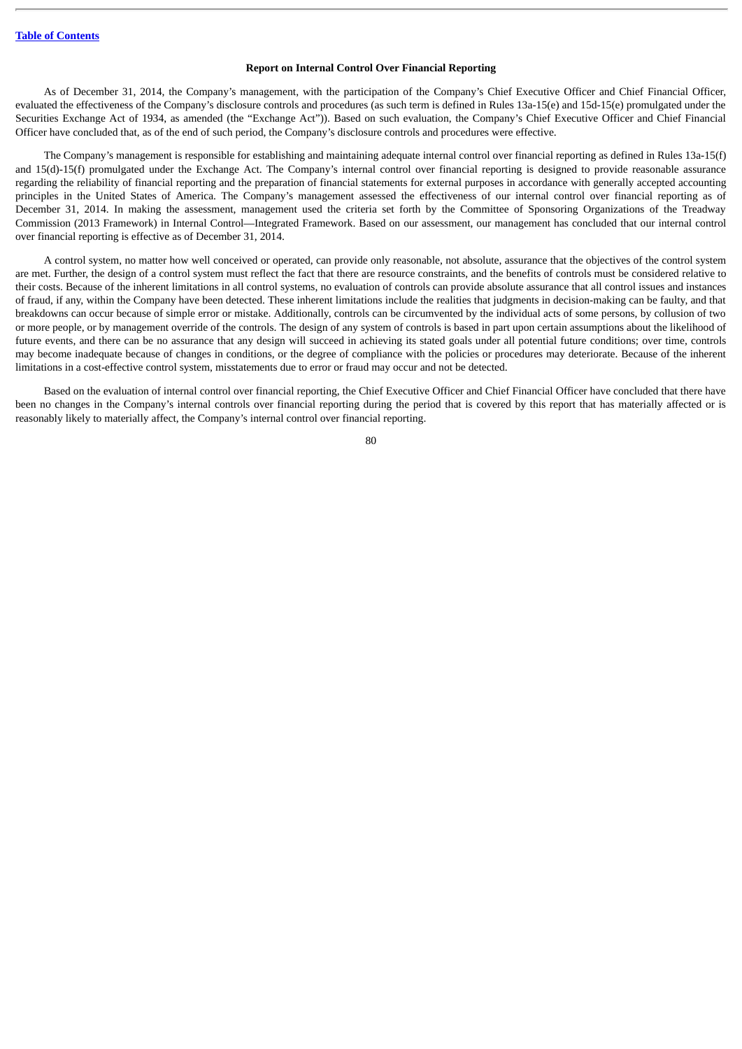### Report on Internal Control Over Financial Reporting

As of December 31, 2014, the Company's management, with the participation of the Company's Chief Executive Officer and Chief Financial Officer, evaluated the effectiveness of the Company's disclosure controls and procedures (as such term is defined in Rules 13a-15(e) and 15d-15(e) promulgated under the Securities Exchange Act of 1934, as amended (the "Exchange Act")). Based on such evaluation, the Company's Chief Executive Officer and Chief Financial Officer have concluded that, as of the end of such period, the Company's disclosure controls and procedures were effective.

The Company's management is responsible for establishing and maintaining adequate internal control over financial reporting as defined in Rules 13a-15(f) and 15(d)-15(f) promulgated under the Exchange Act. The Company's internal control over financial reporting is designed to provide reasonable assurance regarding the reliability of financial reporting and the preparation of financial statements for external purposes in accordance with generally accepted accounting principles in the United States of America. The Company's management assessed the effectiveness of our internal control over financial reporting as of December 31, 2014. In making the assessment, management used the criteria set forth by the Committee of Sponsoring Organizations of the Treadway Commission (2013 Framework) in Internal Control—Integrated Framework. Based on our assessment, our management has concluded that our internal control over financial reporting is effective as of December 31, 2014.

A control system, no matter how well conceived or operated, can provide only reasonable, not absolute, assurance that the objectives of the control system are met. Further, the design of a control system must reflect the fact that there are resource constraints, and the benefits of controls must be considered relative to their costs. Because of the inherent limitations in all control systems, no evaluation of controls can provide absolute assurance that all control issues and instances of fraud, if any, within the Company have been detected. These inherent limitations include the realities that judgments in decision-making can be faulty, and that breakdowns can occur because of simple error or mistake. Additionally, controls can be circumvented by the individual acts of some persons, by collusion of two or more people, or by management override of the controls. The design of any system of controls is based in part upon certain assumptions about the likelihood of future events, and there can be no assurance that any design will succeed in achieving its stated goals under all potential future conditions; over time, controls may become inadequate because of changes in conditions, or the degree of compliance with the policies or procedures may deteriorate. Because of the inherent limitations in a cost-effective control system, misstatements due to error or fraud may occur and not be detected.

Based on the evaluation of internal control over financial reporting, the Chief Executive Officer and Chief Financial Officer have concluded that there have been no changes in the Company's internal controls over financial reporting during the period that is covered by this report that has materially affected or is reasonably likely to materially affect, the Company's internal control over financial reporting.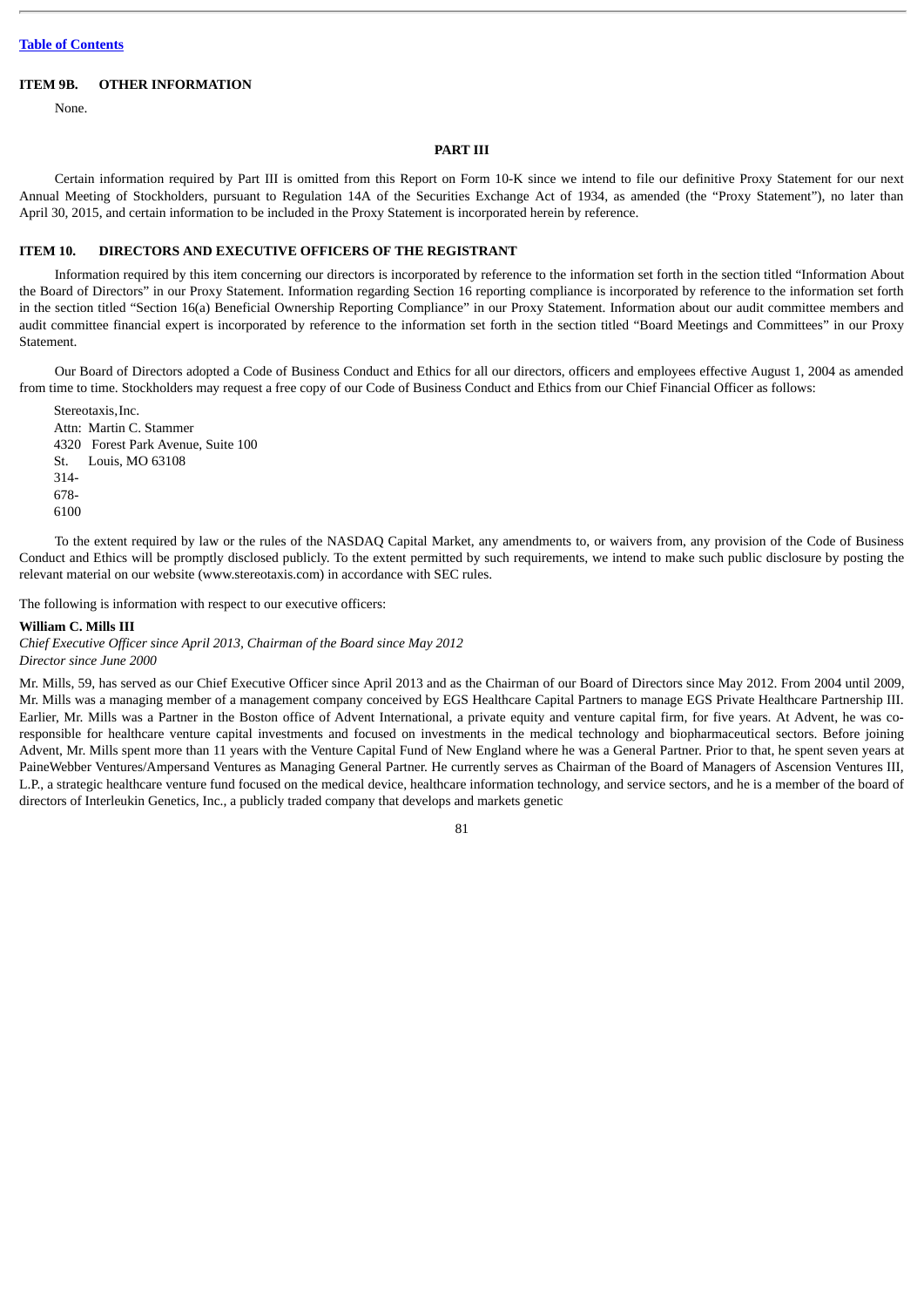[Table of Contents](#)

### ITEM 9B. OTHER INFORMATION

None.

## PART III

Certain information required by Part III is omitted from this Report on Form 10-K since we intend to file our definitive Proxy Statement for our next Annual Meeting of Stockholders, pursuant to Regulation 14A of the Securities Exchange Act of 1934, as amended (the "Proxy Statement"), no later than April 30, 2015, and certain information to be included in the Proxy Statement is incorporated herein by reference.

### ITEM 10. DIRECTORS AND EXECUTIVE OFFICERS OF THE REGISTRANT

Information required by this item concerning our directors is incorporated by reference to the information set forth in the section titled "Information About the Board of Directors" in our Proxy Statement. Information regarding Section 16 reporting compliance is incorporated by reference to the information set forth in the section titled "Section 16(a) Beneficial Ownership Reporting Compliance" in our Proxy Statement. Information about our audit committee members and audit committee financial expert is incorporated by reference to the information set forth in the section titled "Board Meetings and Committees" in our Proxy Statement.

Our Board of Directors adopted a Code of Business Conduct and Ethics for all our directors, officers and employees effective August 1, 2004 as amended from time to time. Stockholders may request a free copy of our Code of Business Conduct and Ethics from our Chief Financial Officer as follows:

Stereotaxis, Inc.
Attn: Martin C. Stammer
4320 Forest Park Avenue, Suite 100
St. Louis, MO 63108
314-678-6100

To the extent required by law or the rules of the NASDAQ Capital Market, any amendments to, or waivers from, any provision of the Code of Business Conduct and Ethics will be promptly disclosed publicly. To the extent permitted by such requirements, we intend to make such public disclosure by posting the relevant material on our website (www.stereotaxis.com) in accordance with SEC rules.

The following is information with respect to our executive officers:

**William C. Mills III**
*Chief Executive Officer since April 2013, Chairman of the Board since May 2012*
*Director since June 2000*

Mr. Mills, 59, has served as our Chief Executive Officer since April 2013 and as the Chairman of our Board of Directors since May 2012. From 2004 until 2009, Mr. Mills was a managing member of a management company conceived by EGS Healthcare Capital Partners to manage EGS Private Healthcare Partnership III. Earlier, Mr. Mills was a Partner in the Boston office of Advent International, a private equity and venture capital firm, for five years. At Advent, he was co-responsible for healthcare venture capital investments and focused on investments in the medical technology and biopharmaceutical sectors. Before joining Advent, Mr. Mills spent more than 11 years with the Venture Capital Fund of New England where he was a General Partner. Prior to that, he spent seven years at PaineWebber Ventures/Ampersand Ventures as Managing General Partner. He currently serves as Chairman of the Board of Managers of Ascension Ventures III, L.P., a strategic healthcare venture fund focused on the medical device, healthcare information technology, and service sectors, and he is a member of the board of directors of Interleukin Genetics, Inc., a publicly traded company that develops and markets genetic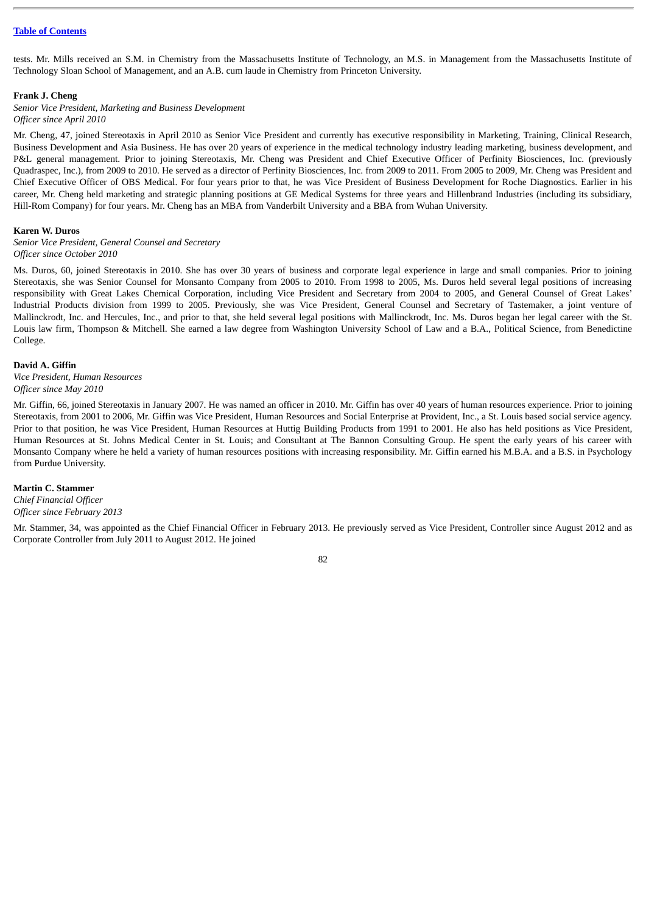tests. Mr. Mills received an S.M. in Chemistry from the Massachusetts Institute of Technology, an M.S. in Management from the Massachusetts Institute of Technology Sloan School of Management, and an A.B. cum laude in Chemistry from Princeton University.

**Frank J. Cheng**
*Senior Vice President, Marketing and Business Development*
*Officer since April 2010*

Mr. Cheng, 47, joined Stereotaxis in April 2010 as Senior Vice President and currently has executive responsibility in Marketing, Training, Clinical Research, Business Development and Asia Business. He has over 20 years of experience in the medical technology industry leading marketing, business development, and P&L general management. Prior to joining Stereotaxis, Mr. Cheng was President and Chief Executive Officer of Perfinity Biosciences, Inc. (previously Quadraspec, Inc.), from 2009 to 2010. He served as a director of Perfinity Biosciences, Inc. from 2009 to 2011. From 2005 to 2009, Mr. Cheng was President and Chief Executive Officer of OBS Medical. For four years prior to that, he was Vice President of Business Development for Roche Diagnostics. Earlier in his career, Mr. Cheng held marketing and strategic planning positions at GE Medical Systems for three years and Hillenbrand Industries (including its subsidiary, Hill-Rom Company) for four years. Mr. Cheng has an MBA from Vanderbilt University and a BBA from Wuhan University.

**Karen W. Duros**
*Senior Vice President, General Counsel and Secretary*
*Officer since October 2010*

Ms. Duros, 60, joined Stereotaxis in 2010. She has over 30 years of business and corporate legal experience in large and small companies. Prior to joining Stereotaxis, she was Senior Counsel for Monsanto Company from 2005 to 2010. From 1998 to 2005, Ms. Duros held several legal positions of increasing responsibility with Great Lakes Chemical Corporation, including Vice President and Secretary from 2004 to 2005, and General Counsel of Great Lakes' Industrial Products division from 1999 to 2005. Previously, she was Vice President, General Counsel and Secretary of Tastemaker, a joint venture of Mallinckrodt, Inc. and Hercules, Inc., and prior to that, she held several legal positions with Mallinckrodt, Inc. Ms. Duros began her legal career with the St. Louis law firm, Thompson & Mitchell. She earned a law degree from Washington University School of Law and a B.A., Political Science, from Benedictine College.

**David A. Giffin**
*Vice President, Human Resources*
*Officer since May 2010*

Mr. Giffin, 66, joined Stereotaxis in January 2007. He was named an officer in 2010. Mr. Giffin has over 40 years of human resources experience. Prior to joining Stereotaxis, from 2001 to 2006, Mr. Giffin was Vice President, Human Resources and Social Enterprise at Provident, Inc., a St. Louis based social service agency. Prior to that position, he was Vice President, Human Resources at Huttig Building Products from 1991 to 2001. He also has held positions as Vice President, Human Resources at St. Johns Medical Center in St. Louis; and Consultant at The Bannon Consulting Group. He spent the early years of his career with Monsanto Company where he held a variety of human resources positions with increasing responsibility. Mr. Giffin earned his M.B.A. and a B.S. in Psychology from Purdue University.

**Martin C. Stammer**
*Chief Financial Officer*
*Officer since February 2013*

Mr. Stammer, 34, was appointed as the Chief Financial Officer in February 2013. He previously served as Vice President, Controller since August 2012 and as Corporate Controller from July 2011 to August 2012. He joined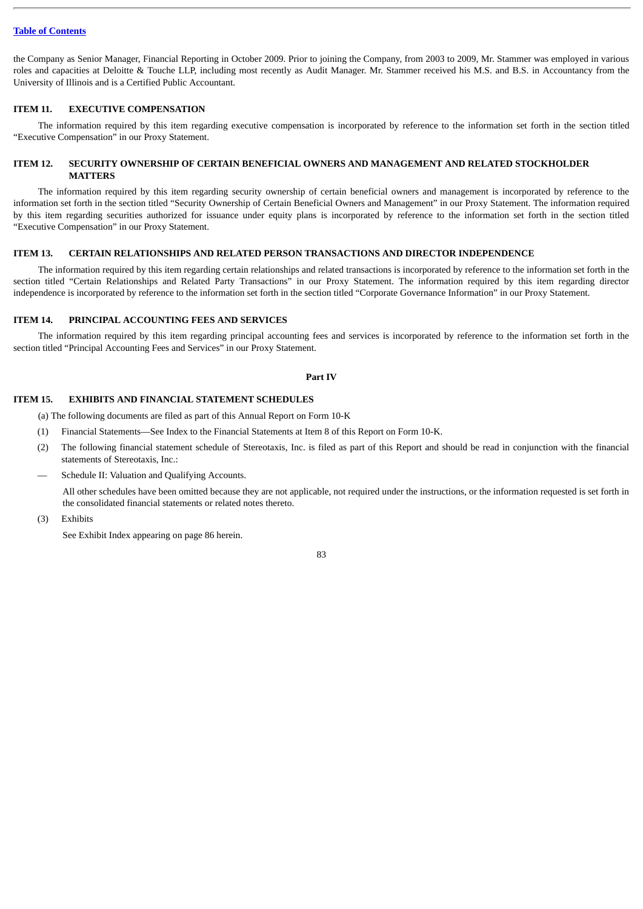the Company as Senior Manager, Financial Reporting in October 2009. Prior to joining the Company, from 2003 to 2009, Mr. Stammer was employed in various roles and capacities at Deloitte & Touche LLP, including most recently as Audit Manager. Mr. Stammer received his M.S. and B.S. in Accountancy from the University of Illinois and is a Certified Public Accountant.

## ITEM 11. EXECUTIVE COMPENSATION

The information required by this item regarding executive compensation is incorporated by reference to the information set forth in the section titled "Executive Compensation" in our Proxy Statement.

## ITEM 12. SECURITY OWNERSHIP OF CERTAIN BENEFICIAL OWNERS AND MANAGEMENT AND RELATED STOCKHOLDER MATTERS

The information required by this item regarding security ownership of certain beneficial owners and management is incorporated by reference to the information set forth in the section titled "Security Ownership of Certain Beneficial Owners and Management" in our Proxy Statement. The information required by this item regarding securities authorized for issuance under equity plans is incorporated by reference to the information set forth in the section titled "Executive Compensation" in our Proxy Statement.

## ITEM 13. CERTAIN RELATIONSHIPS AND RELATED PERSON TRANSACTIONS AND DIRECTOR INDEPENDENCE

The information required by this item regarding certain relationships and related transactions is incorporated by reference to the information set forth in the section titled "Certain Relationships and Related Party Transactions" in our Proxy Statement. The information required by this item regarding director independence is incorporated by reference to the information set forth in the section titled "Corporate Governance Information" in our Proxy Statement.

## ITEM 14. PRINCIPAL ACCOUNTING FEES AND SERVICES

The information required by this item regarding principal accounting fees and services is incorporated by reference to the information set forth in the section titled "Principal Accounting Fees and Services" in our Proxy Statement.

# Part IV

## ITEM 15. EXHIBITS AND FINANCIAL STATEMENT SCHEDULES

(a) The following documents are filed as part of this Annual Report on Form 10-K

(1) Financial Statements—See Index to the Financial Statements at Item 8 of this Report on Form 10-K.

(2) The following financial statement schedule of Stereotaxis, Inc. is filed as part of this Report and should be read in conjunction with the financial statements of Stereotaxis, Inc.:

— Schedule II: Valuation and Qualifying Accounts.

All other schedules have been omitted because they are not applicable, not required under the instructions, or the information requested is set forth in the consolidated financial statements or related notes thereto.

(3) Exhibits

See Exhibit Index appearing on page 86 herein.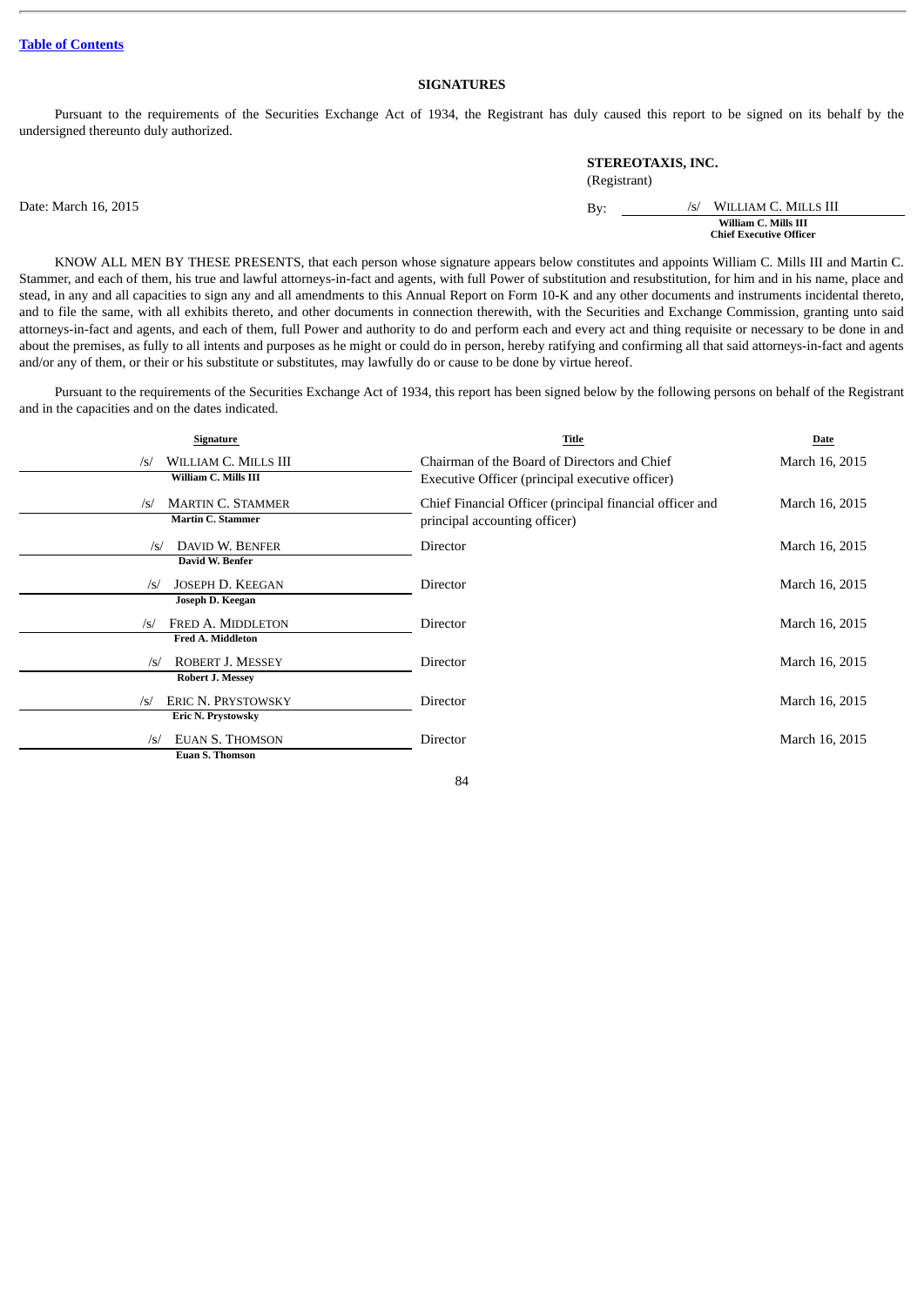Table of Contents

## SIGNATURES

Pursuant to the requirements of the Securities Exchange Act of 1934, the Registrant has duly caused this report to be signed on its behalf by the undersigned thereunto duly authorized.

**STEREOTAXIS, INC.**
(Registrant)

Date: March 16, 2015

By: /s/ WILLIAM C. MILLS III
**William C. Mills III**
**Chief Executive Officer**

KNOW ALL MEN BY THESE PRESENTS, that each person whose signature appears below constitutes and appoints William C. Mills III and Martin C. Stammer, and each of them, his true and lawful attorneys-in-fact and agents, with full Power of substitution and resubstitution, for him and in his name, place and stead, in any and all capacities to sign any and all amendments to this Annual Report on Form 10-K and any other documents and instruments incidental thereto, and to file the same, with all exhibits thereto, and other documents in connection therewith, with the Securities and Exchange Commission, granting unto said attorneys-in-fact and agents, and each of them, full Power and authority to do and perform each and every act and thing requisite or necessary to be done in and about the premises, as fully to all intents and purposes as he might or could do in person, hereby ratifying and confirming all that said attorneys-in-fact and agents and/or any of them, or their or his substitute or substitutes, may lawfully do or cause to be done by virtue hereof.

Pursuant to the requirements of the Securities Exchange Act of 1934, this report has been signed below by the following persons on behalf of the Registrant and in the capacities and on the dates indicated.

| Signature | Title | Date |
|---|---|---|
| /s/ WILLIAM C. MILLS III<br>**William C. Mills III** | Chairman of the Board of Directors and Chief Executive Officer (principal executive officer) | March 16, 2015 |
| /s/ MARTIN C. STAMMER<br>**Martin C. Stammer** | Chief Financial Officer (principal financial officer and principal accounting officer) | March 16, 2015 |
| /s/ DAVID W. BENFER<br>**David W. Benfer** | Director | March 16, 2015 |
| /s/ JOSEPH D. KEEGAN<br>**Joseph D. Keegan** | Director | March 16, 2015 |
| /s/ FRED A. MIDDLETON<br>**Fred A. Middleton** | Director | March 16, 2015 |
| /s/ ROBERT J. MESSEY<br>**Robert J. Messey** | Director | March 16, 2015 |
| /s/ ERIC N. PRYSTOWSKY<br>**Eric N. Prystowsky** | Director | March 16, 2015 |
| /s/ EUAN S. THOMSON<br>**Euan S. Thomson** | Director | March 16, 2015 |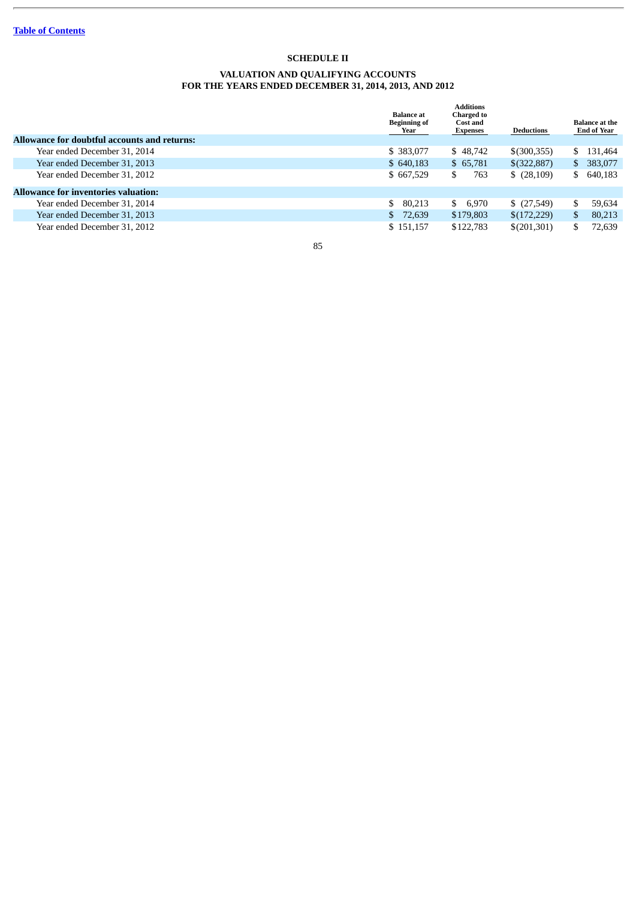[Table of Contents](#)

# SCHEDULE II

## VALUATION AND QUALIFYING ACCOUNTS
## FOR THE YEARS ENDED DECEMBER 31, 2014, 2013, AND 2012

| | Balance at Beginning of Year | Additions Charged to Cost and Expenses | Deductions | Balance at the End of Year |
|---|---|---|---|---|
| **Allowance for doubtful accounts and returns:** | | | | |
| Year ended December 31, 2014 | $ 383,077 | $ 48,742 | $(300,355) | $ 131,464 |
| Year ended December 31, 2013 | $ 640,183 | $ 65,781 | $(322,887) | $ 383,077 |
| Year ended December 31, 2012 | $ 667,529 | $ 763 | $ (28,109) | $ 640,183 |
| **Allowance for inventories valuation:** | | | | |
| Year ended December 31, 2014 | $ 80,213 | $ 6,970 | $ (27,549) | $ 59,634 |
| Year ended December 31, 2013 | $ 72,639 | $179,803 | $(172,229) | $ 80,213 |
| Year ended December 31, 2012 | $ 151,157 | $122,783 | $(201,301) | $ 72,639 |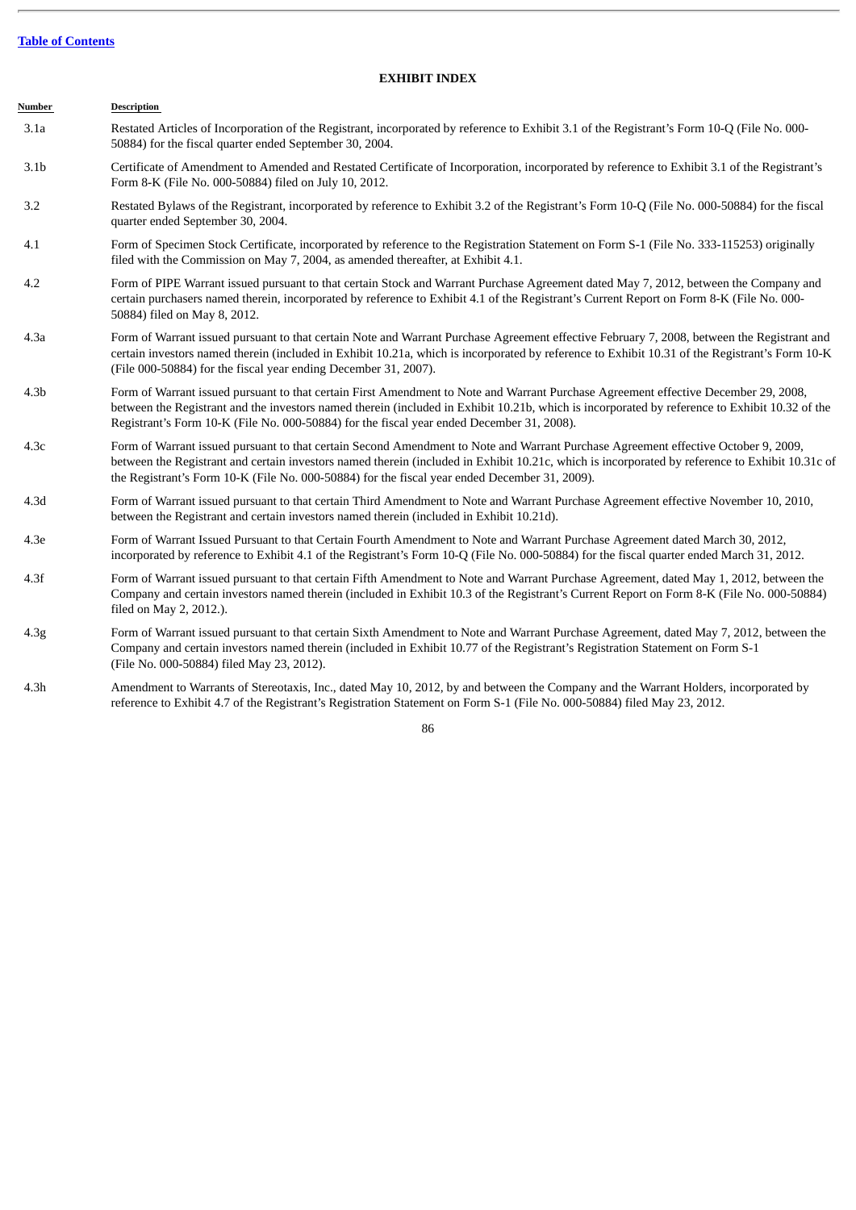[Table of Contents](#)

## EXHIBIT INDEX

| Number | Description |
|---|---|
| 3.1a | Restated Articles of Incorporation of the Registrant, incorporated by reference to Exhibit 3.1 of the Registrant's Form 10-Q (File No. 000-50884) for the fiscal quarter ended September 30, 2004. |
| 3.1b | Certificate of Amendment to Amended and Restated Certificate of Incorporation, incorporated by reference to Exhibit 3.1 of the Registrant's Form 8-K (File No. 000-50884) filed on July 10, 2012. |
| 3.2 | Restated Bylaws of the Registrant, incorporated by reference to Exhibit 3.2 of the Registrant's Form 10-Q (File No. 000-50884) for the fiscal quarter ended September 30, 2004. |
| 4.1 | Form of Specimen Stock Certificate, incorporated by reference to the Registration Statement on Form S-1 (File No. 333-115253) originally filed with the Commission on May 7, 2004, as amended thereafter, at Exhibit 4.1. |
| 4.2 | Form of PIPE Warrant issued pursuant to that certain Stock and Warrant Purchase Agreement dated May 7, 2012, between the Company and certain purchasers named therein, incorporated by reference to Exhibit 4.1 of the Registrant's Current Report on Form 8-K (File No. 000-50884) filed on May 8, 2012. |
| 4.3a | Form of Warrant issued pursuant to that certain Note and Warrant Purchase Agreement effective February 7, 2008, between the Registrant and certain investors named therein (included in Exhibit 10.21a, which is incorporated by reference to Exhibit 10.31 of the Registrant's Form 10-K (File 000-50884) for the fiscal year ending December 31, 2007). |
| 4.3b | Form of Warrant issued pursuant to that certain First Amendment to Note and Warrant Purchase Agreement effective December 29, 2008, between the Registrant and the investors named therein (included in Exhibit 10.21b, which is incorporated by reference to Exhibit 10.32 of the Registrant's Form 10-K (File No. 000-50884) for the fiscal year ended December 31, 2008). |
| 4.3c | Form of Warrant issued pursuant to that certain Second Amendment to Note and Warrant Purchase Agreement effective October 9, 2009, between the Registrant and certain investors named therein (included in Exhibit 10.21c, which is incorporated by reference to Exhibit 10.31c of the Registrant's Form 10-K (File No. 000-50884) for the fiscal year ended December 31, 2009). |
| 4.3d | Form of Warrant issued pursuant to that certain Third Amendment to Note and Warrant Purchase Agreement effective November 10, 2010, between the Registrant and certain investors named therein (included in Exhibit 10.21d). |
| 4.3e | Form of Warrant Issued Pursuant to that Certain Fourth Amendment to Note and Warrant Purchase Agreement dated March 30, 2012, incorporated by reference to Exhibit 4.1 of the Registrant's Form 10-Q (File No. 000-50884) for the fiscal quarter ended March 31, 2012. |
| 4.3f | Form of Warrant issued pursuant to that certain Fifth Amendment to Note and Warrant Purchase Agreement, dated May 1, 2012, between the Company and certain investors named therein (included in Exhibit 10.3 of the Registrant's Current Report on Form 8-K (File No. 000-50884) filed on May 2, 2012.). |
| 4.3g | Form of Warrant issued pursuant to that certain Sixth Amendment to Note and Warrant Purchase Agreement, dated May 7, 2012, between the Company and certain investors named therein (included in Exhibit 10.77 of the Registrant's Registration Statement on Form S-1 (File No. 000-50884) filed May 23, 2012). |
| 4.3h | Amendment to Warrants of Stereotaxis, Inc., dated May 10, 2012, by and between the Company and the Warrant Holders, incorporated by reference to Exhibit 4.7 of the Registrant's Registration Statement on Form S-1 (File No. 000-50884) filed May 23, 2012. |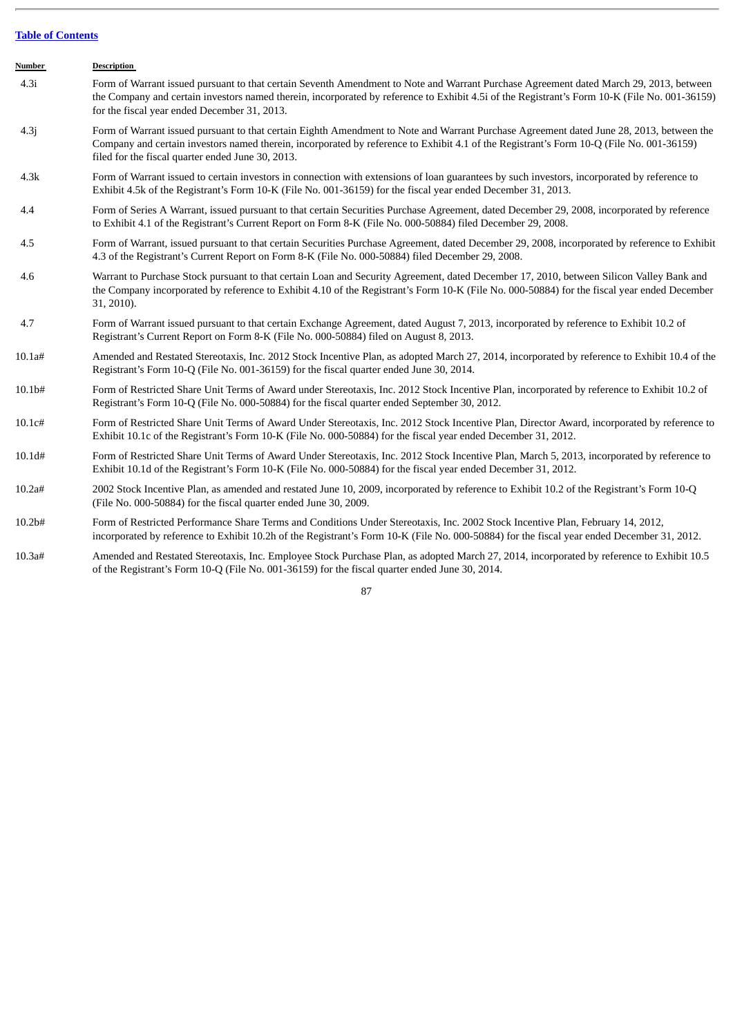| Number | Description |
|---|---|
| 4.3i | Form of Warrant issued pursuant to that certain Seventh Amendment to Note and Warrant Purchase Agreement dated March 29, 2013, between the Company and certain investors named therein, incorporated by reference to Exhibit 4.5i of the Registrant's Form 10-K (File No. 001-36159) for the fiscal year ended December 31, 2013. |
| 4.3j | Form of Warrant issued pursuant to that certain Eighth Amendment to Note and Warrant Purchase Agreement dated June 28, 2013, between the Company and certain investors named therein, incorporated by reference to Exhibit 4.1 of the Registrant's Form 10-Q (File No. 001-36159) filed for the fiscal quarter ended June 30, 2013. |
| 4.3k | Form of Warrant issued to certain investors in connection with extensions of loan guarantees by such investors, incorporated by reference to Exhibit 4.5k of the Registrant's Form 10-K (File No. 001-36159) for the fiscal year ended December 31, 2013. |
| 4.4 | Form of Series A Warrant, issued pursuant to that certain Securities Purchase Agreement, dated December 29, 2008, incorporated by reference to Exhibit 4.1 of the Registrant's Current Report on Form 8-K (File No. 000-50884) filed December 29, 2008. |
| 4.5 | Form of Warrant, issued pursuant to that certain Securities Purchase Agreement, dated December 29, 2008, incorporated by reference to Exhibit 4.3 of the Registrant's Current Report on Form 8-K (File No. 000-50884) filed December 29, 2008. |
| 4.6 | Warrant to Purchase Stock pursuant to that certain Loan and Security Agreement, dated December 17, 2010, between Silicon Valley Bank and the Company incorporated by reference to Exhibit 4.10 of the Registrant's Form 10-K (File No. 000-50884) for the fiscal year ended December 31, 2010). |
| 4.7 | Form of Warrant issued pursuant to that certain Exchange Agreement, dated August 7, 2013, incorporated by reference to Exhibit 10.2 of Registrant's Current Report on Form 8-K (File No. 000-50884) filed on August 8, 2013. |
| 10.1a# | Amended and Restated Stereotaxis, Inc. 2012 Stock Incentive Plan, as adopted March 27, 2014, incorporated by reference to Exhibit 10.4 of the Registrant's Form 10-Q (File No. 001-36159) for the fiscal quarter ended June 30, 2014. |
| 10.1b# | Form of Restricted Share Unit Terms of Award under Stereotaxis, Inc. 2012 Stock Incentive Plan, incorporated by reference to Exhibit 10.2 of Registrant's Form 10-Q (File No. 000-50884) for the fiscal quarter ended September 30, 2012. |
| 10.1c# | Form of Restricted Share Unit Terms of Award Under Stereotaxis, Inc. 2012 Stock Incentive Plan, Director Award, incorporated by reference to Exhibit 10.1c of the Registrant's Form 10-K (File No. 000-50884) for the fiscal year ended December 31, 2012. |
| 10.1d# | Form of Restricted Share Unit Terms of Award Under Stereotaxis, Inc. 2012 Stock Incentive Plan, March 5, 2013, incorporated by reference to Exhibit 10.1d of the Registrant's Form 10-K (File No. 000-50884) for the fiscal year ended December 31, 2012. |
| 10.2a# | 2002 Stock Incentive Plan, as amended and restated June 10, 2009, incorporated by reference to Exhibit 10.2 of the Registrant's Form 10-Q (File No. 000-50884) for the fiscal quarter ended June 30, 2009. |
| 10.2b# | Form of Restricted Performance Share Terms and Conditions Under Stereotaxis, Inc. 2002 Stock Incentive Plan, February 14, 2012, incorporated by reference to Exhibit 10.2h of the Registrant's Form 10-K (File No. 000-50884) for the fiscal year ended December 31, 2012. |
| 10.3a# | Amended and Restated Stereotaxis, Inc. Employee Stock Purchase Plan, as adopted March 27, 2014, incorporated by reference to Exhibit 10.5 of the Registrant's Form 10-Q (File No. 001-36159) for the fiscal quarter ended June 30, 2014. |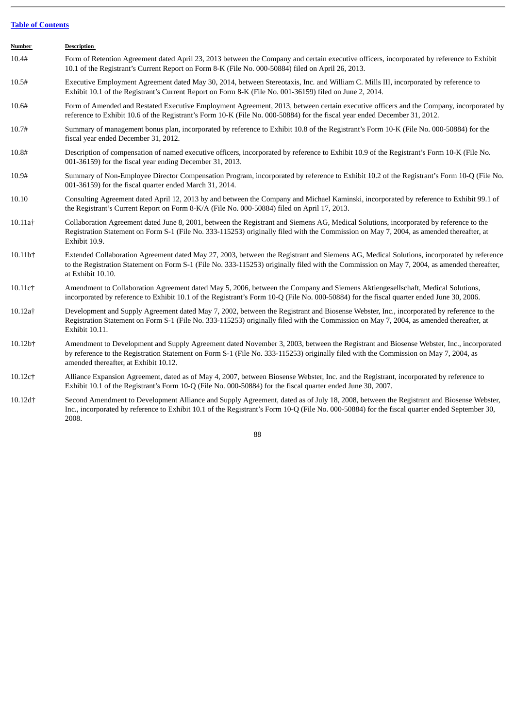[Table of Contents](#)

| Number | Description |
| --- | --- |
| 10.4# | Form of Retention Agreement dated April 23, 2013 between the Company and certain executive officers, incorporated by reference to Exhibit 10.1 of the Registrant's Current Report on Form 8-K (File No. 000-50884) filed on April 26, 2013. |
| 10.5# | Executive Employment Agreement dated May 30, 2014, between Stereotaxis, Inc. and William C. Mills III, incorporated by reference to Exhibit 10.1 of the Registrant's Current Report on Form 8-K (File No. 001-36159) filed on June 2, 2014. |
| 10.6# | Form of Amended and Restated Executive Employment Agreement, 2013, between certain executive officers and the Company, incorporated by reference to Exhibit 10.6 of the Registrant's Form 10-K (File No. 000-50884) for the fiscal year ended December 31, 2012. |
| 10.7# | Summary of management bonus plan, incorporated by reference to Exhibit 10.8 of the Registrant's Form 10-K (File No. 000-50884) for the fiscal year ended December 31, 2012. |
| 10.8# | Description of compensation of named executive officers, incorporated by reference to Exhibit 10.9 of the Registrant's Form 10-K (File No. 001-36159) for the fiscal year ending December 31, 2013. |
| 10.9# | Summary of Non-Employee Director Compensation Program, incorporated by reference to Exhibit 10.2 of the Registrant's Form 10-Q (File No. 001-36159) for the fiscal quarter ended March 31, 2014. |
| 10.10 | Consulting Agreement dated April 12, 2013 by and between the Company and Michael Kaminski, incorporated by reference to Exhibit 99.1 of the Registrant's Current Report on Form 8-K/A (File No. 000-50884) filed on April 17, 2013. |
| 10.11a† | Collaboration Agreement dated June 8, 2001, between the Registrant and Siemens AG, Medical Solutions, incorporated by reference to the Registration Statement on Form S-1 (File No. 333-115253) originally filed with the Commission on May 7, 2004, as amended thereafter, at Exhibit 10.9. |
| 10.11b† | Extended Collaboration Agreement dated May 27, 2003, between the Registrant and Siemens AG, Medical Solutions, incorporated by reference to the Registration Statement on Form S-1 (File No. 333-115253) originally filed with the Commission on May 7, 2004, as amended thereafter, at Exhibit 10.10. |
| 10.11c† | Amendment to Collaboration Agreement dated May 5, 2006, between the Company and Siemens Aktiengesellschaft, Medical Solutions, incorporated by reference to Exhibit 10.1 of the Registrant's Form 10-Q (File No. 000-50884) for the fiscal quarter ended June 30, 2006. |
| 10.12a† | Development and Supply Agreement dated May 7, 2002, between the Registrant and Biosense Webster, Inc., incorporated by reference to the Registration Statement on Form S-1 (File No. 333-115253) originally filed with the Commission on May 7, 2004, as amended thereafter, at Exhibit 10.11. |
| 10.12b† | Amendment to Development and Supply Agreement dated November 3, 2003, between the Registrant and Biosense Webster, Inc., incorporated by reference to the Registration Statement on Form S-1 (File No. 333-115253) originally filed with the Commission on May 7, 2004, as amended thereafter, at Exhibit 10.12. |
| 10.12c† | Alliance Expansion Agreement, dated as of May 4, 2007, between Biosense Webster, Inc. and the Registrant, incorporated by reference to Exhibit 10.1 of the Registrant's Form 10-Q (File No. 000-50884) for the fiscal quarter ended June 30, 2007. |
| 10.12d† | Second Amendment to Development Alliance and Supply Agreement, dated as of July 18, 2008, between the Registrant and Biosense Webster, Inc., incorporated by reference to Exhibit 10.1 of the Registrant's Form 10-Q (File No. 000-50884) for the fiscal quarter ended September 30, 2008. |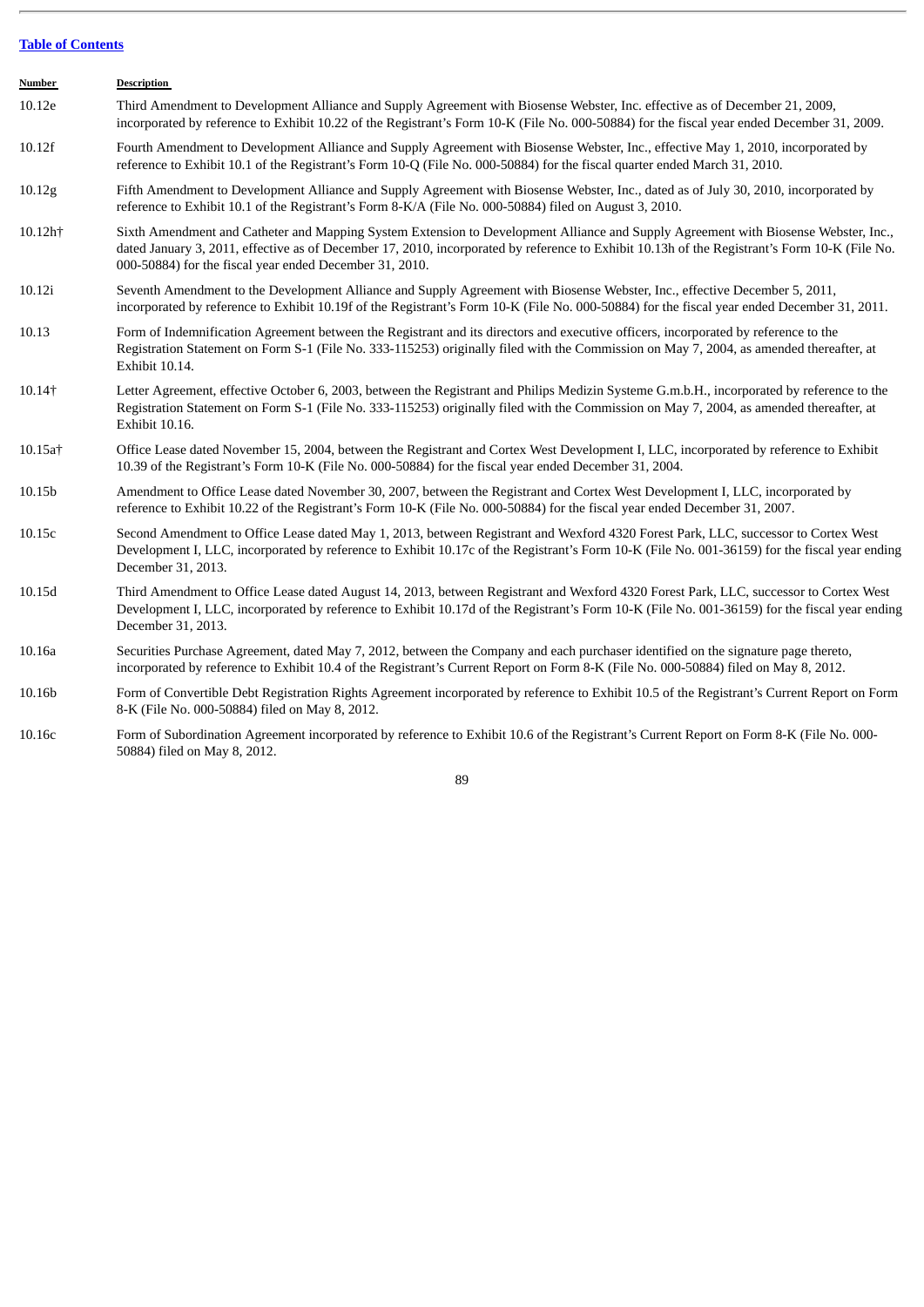[Table of Contents](#)

| Number | Description |
| --- | --- |
| 10.12e | Third Amendment to Development Alliance and Supply Agreement with Biosense Webster, Inc. effective as of December 21, 2009, incorporated by reference to Exhibit 10.22 of the Registrant's Form 10-K (File No. 000-50884) for the fiscal year ended December 31, 2009. |
| 10.12f | Fourth Amendment to Development Alliance and Supply Agreement with Biosense Webster, Inc., effective May 1, 2010, incorporated by reference to Exhibit 10.1 of the Registrant's Form 10-Q (File No. 000-50884) for the fiscal quarter ended March 31, 2010. |
| 10.12g | Fifth Amendment to Development Alliance and Supply Agreement with Biosense Webster, Inc., dated as of July 30, 2010, incorporated by reference to Exhibit 10.1 of the Registrant's Form 8-K/A (File No. 000-50884) filed on August 3, 2010. |
| 10.12h† | Sixth Amendment and Catheter and Mapping System Extension to Development Alliance and Supply Agreement with Biosense Webster, Inc., dated January 3, 2011, effective as of December 17, 2010, incorporated by reference to Exhibit 10.13h of the Registrant's Form 10-K (File No. 000-50884) for the fiscal year ended December 31, 2010. |
| 10.12i | Seventh Amendment to the Development Alliance and Supply Agreement with Biosense Webster, Inc., effective December 5, 2011, incorporated by reference to Exhibit 10.19f of the Registrant's Form 10-K (File No. 000-50884) for the fiscal year ended December 31, 2011. |
| 10.13 | Form of Indemnification Agreement between the Registrant and its directors and executive officers, incorporated by reference to the Registration Statement on Form S-1 (File No. 333-115253) originally filed with the Commission on May 7, 2004, as amended thereafter, at Exhibit 10.14. |
| 10.14† | Letter Agreement, effective October 6, 2003, between the Registrant and Philips Medizin Systeme G.m.b.H., incorporated by reference to the Registration Statement on Form S-1 (File No. 333-115253) originally filed with the Commission on May 7, 2004, as amended thereafter, at Exhibit 10.16. |
| 10.15a† | Office Lease dated November 15, 2004, between the Registrant and Cortex West Development I, LLC, incorporated by reference to Exhibit 10.39 of the Registrant's Form 10-K (File No. 000-50884) for the fiscal year ended December 31, 2004. |
| 10.15b | Amendment to Office Lease dated November 30, 2007, between the Registrant and Cortex West Development I, LLC, incorporated by reference to Exhibit 10.22 of the Registrant's Form 10-K (File No. 000-50884) for the fiscal year ended December 31, 2007. |
| 10.15c | Second Amendment to Office Lease dated May 1, 2013, between Registrant and Wexford 4320 Forest Park, LLC, successor to Cortex West Development I, LLC, incorporated by reference to Exhibit 10.17c of the Registrant's Form 10-K (File No. 001-36159) for the fiscal year ending December 31, 2013. |
| 10.15d | Third Amendment to Office Lease dated August 14, 2013, between Registrant and Wexford 4320 Forest Park, LLC, successor to Cortex West Development I, LLC, incorporated by reference to Exhibit 10.17d of the Registrant's Form 10-K (File No. 001-36159) for the fiscal year ending December 31, 2013. |
| 10.16a | Securities Purchase Agreement, dated May 7, 2012, between the Company and each purchaser identified on the signature page thereto, incorporated by reference to Exhibit 10.4 of the Registrant's Current Report on Form 8-K (File No. 000-50884) filed on May 8, 2012. |
| 10.16b | Form of Convertible Debt Registration Rights Agreement incorporated by reference to Exhibit 10.5 of the Registrant's Current Report on Form 8-K (File No. 000-50884) filed on May 8, 2012. |
| 10.16c | Form of Subordination Agreement incorporated by reference to Exhibit 10.6 of the Registrant's Current Report on Form 8-K (File No. 000-50884) filed on May 8, 2012. |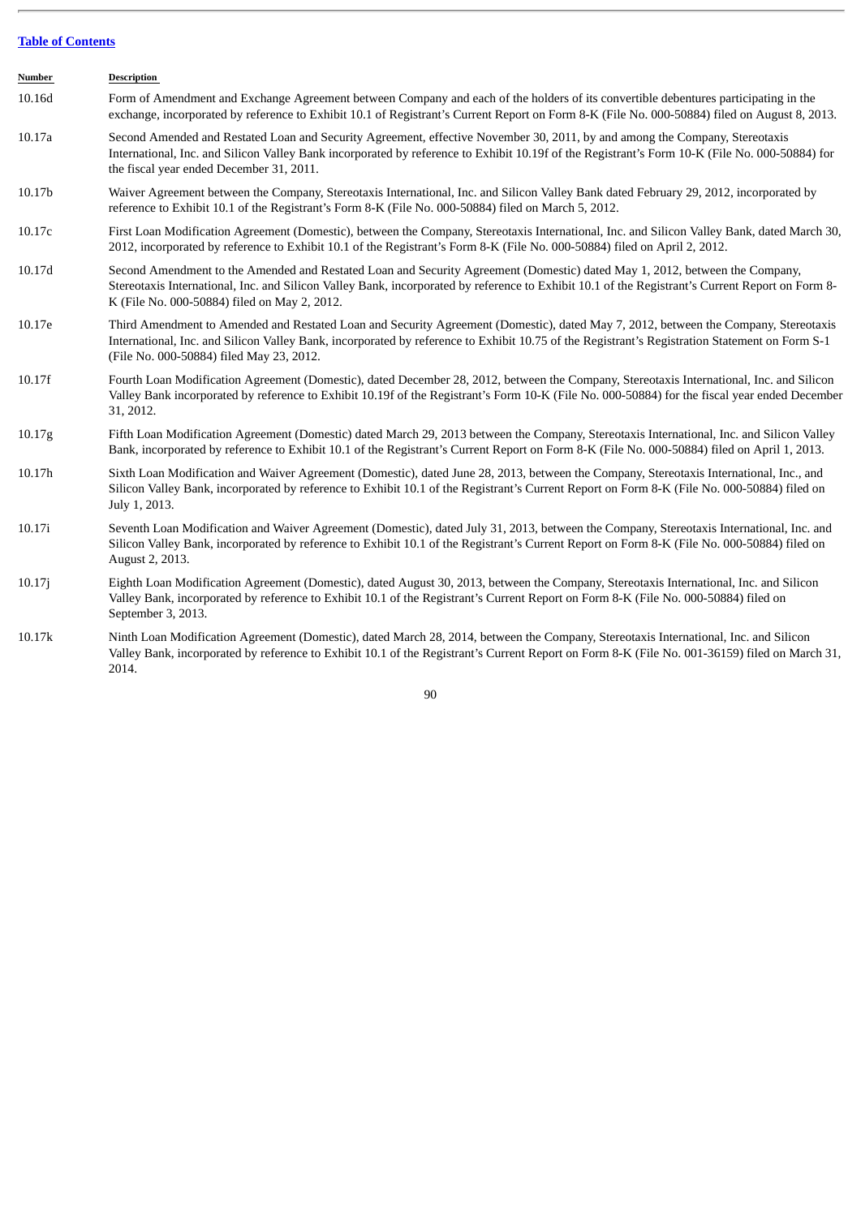[Table of Contents](#)

| Number | Description |
|---|---|
| 10.16d | Form of Amendment and Exchange Agreement between Company and each of the holders of its convertible debentures participating in the exchange, incorporated by reference to Exhibit 10.1 of Registrant's Current Report on Form 8-K (File No. 000-50884) filed on August 8, 2013. |
| 10.17a | Second Amended and Restated Loan and Security Agreement, effective November 30, 2011, by and among the Company, Stereotaxis International, Inc. and Silicon Valley Bank incorporated by reference to Exhibit 10.19f of the Registrant's Form 10-K (File No. 000-50884) for the fiscal year ended December 31, 2011. |
| 10.17b | Waiver Agreement between the Company, Stereotaxis International, Inc. and Silicon Valley Bank dated February 29, 2012, incorporated by reference to Exhibit 10.1 of the Registrant's Form 8-K (File No. 000-50884) filed on March 5, 2012. |
| 10.17c | First Loan Modification Agreement (Domestic), between the Company, Stereotaxis International, Inc. and Silicon Valley Bank, dated March 30, 2012, incorporated by reference to Exhibit 10.1 of the Registrant's Form 8-K (File No. 000-50884) filed on April 2, 2012. |
| 10.17d | Second Amendment to the Amended and Restated Loan and Security Agreement (Domestic) dated May 1, 2012, between the Company, Stereotaxis International, Inc. and Silicon Valley Bank, incorporated by reference to Exhibit 10.1 of the Registrant's Current Report on Form 8-K (File No. 000-50884) filed on May 2, 2012. |
| 10.17e | Third Amendment to Amended and Restated Loan and Security Agreement (Domestic), dated May 7, 2012, between the Company, Stereotaxis International, Inc. and Silicon Valley Bank, incorporated by reference to Exhibit 10.75 of the Registrant's Registration Statement on Form S-1 (File No. 000-50884) filed May 23, 2012. |
| 10.17f | Fourth Loan Modification Agreement (Domestic), dated December 28, 2012, between the Company, Stereotaxis International, Inc. and Silicon Valley Bank incorporated by reference to Exhibit 10.19f of the Registrant's Form 10-K (File No. 000-50884) for the fiscal year ended December 31, 2012. |
| 10.17g | Fifth Loan Modification Agreement (Domestic) dated March 29, 2013 between the Company, Stereotaxis International, Inc. and Silicon Valley Bank, incorporated by reference to Exhibit 10.1 of the Registrant's Current Report on Form 8-K (File No. 000-50884) filed on April 1, 2013. |
| 10.17h | Sixth Loan Modification and Waiver Agreement (Domestic), dated June 28, 2013, between the Company, Stereotaxis International, Inc., and Silicon Valley Bank, incorporated by reference to Exhibit 10.1 of the Registrant's Current Report on Form 8-K (File No. 000-50884) filed on July 1, 2013. |
| 10.17i | Seventh Loan Modification and Waiver Agreement (Domestic), dated July 31, 2013, between the Company, Stereotaxis International, Inc. and Silicon Valley Bank, incorporated by reference to Exhibit 10.1 of the Registrant's Current Report on Form 8-K (File No. 000-50884) filed on August 2, 2013. |
| 10.17j | Eighth Loan Modification Agreement (Domestic), dated August 30, 2013, between the Company, Stereotaxis International, Inc. and Silicon Valley Bank, incorporated by reference to Exhibit 10.1 of the Registrant's Current Report on Form 8-K (File No. 000-50884) filed on September 3, 2013. |
| 10.17k | Ninth Loan Modification Agreement (Domestic), dated March 28, 2014, between the Company, Stereotaxis International, Inc. and Silicon Valley Bank, incorporated by reference to Exhibit 10.1 of the Registrant's Current Report on Form 8-K (File No. 001-36159) filed on March 31, 2014. |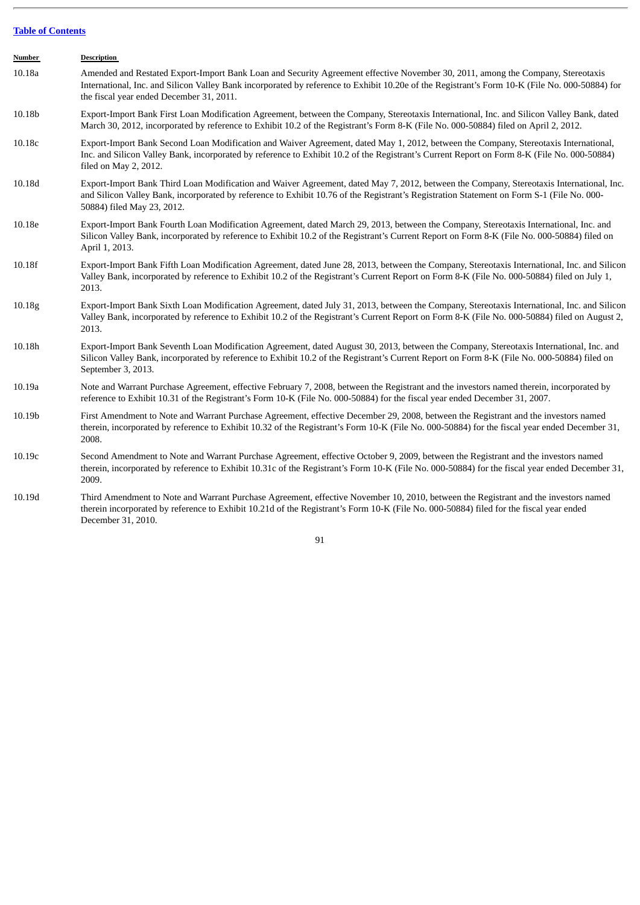[Table of Contents](#)

| Number | Description |
| --- | --- |
| 10.18a | Amended and Restated Export-Import Bank Loan and Security Agreement effective November 30, 2011, among the Company, Stereotaxis International, Inc. and Silicon Valley Bank incorporated by reference to Exhibit 10.20e of the Registrant's Form 10-K (File No. 000-50884) for the fiscal year ended December 31, 2011. |
| 10.18b | Export-Import Bank First Loan Modification Agreement, between the Company, Stereotaxis International, Inc. and Silicon Valley Bank, dated March 30, 2012, incorporated by reference to Exhibit 10.2 of the Registrant's Form 8-K (File No. 000-50884) filed on April 2, 2012. |
| 10.18c | Export-Import Bank Second Loan Modification and Waiver Agreement, dated May 1, 2012, between the Company, Stereotaxis International, Inc. and Silicon Valley Bank, incorporated by reference to Exhibit 10.2 of the Registrant's Current Report on Form 8-K (File No. 000-50884) filed on May 2, 2012. |
| 10.18d | Export-Import Bank Third Loan Modification and Waiver Agreement, dated May 7, 2012, between the Company, Stereotaxis International, Inc. and Silicon Valley Bank, incorporated by reference to Exhibit 10.76 of the Registrant's Registration Statement on Form S-1 (File No. 000-50884) filed May 23, 2012. |
| 10.18e | Export-Import Bank Fourth Loan Modification Agreement, dated March 29, 2013, between the Company, Stereotaxis International, Inc. and Silicon Valley Bank, incorporated by reference to Exhibit 10.2 of the Registrant's Current Report on Form 8-K (File No. 000-50884) filed on April 1, 2013. |
| 10.18f | Export-Import Bank Fifth Loan Modification Agreement, dated June 28, 2013, between the Company, Stereotaxis International, Inc. and Silicon Valley Bank, incorporated by reference to Exhibit 10.2 of the Registrant's Current Report on Form 8-K (File No. 000-50884) filed on July 1, 2013. |
| 10.18g | Export-Import Bank Sixth Loan Modification Agreement, dated July 31, 2013, between the Company, Stereotaxis International, Inc. and Silicon Valley Bank, incorporated by reference to Exhibit 10.2 of the Registrant's Current Report on Form 8-K (File No. 000-50884) filed on August 2, 2013. |
| 10.18h | Export-Import Bank Seventh Loan Modification Agreement, dated August 30, 2013, between the Company, Stereotaxis International, Inc. and Silicon Valley Bank, incorporated by reference to Exhibit 10.2 of the Registrant's Current Report on Form 8-K (File No. 000-50884) filed on September 3, 2013. |
| 10.19a | Note and Warrant Purchase Agreement, effective February 7, 2008, between the Registrant and the investors named therein, incorporated by reference to Exhibit 10.31 of the Registrant's Form 10-K (File No. 000-50884) for the fiscal year ended December 31, 2007. |
| 10.19b | First Amendment to Note and Warrant Purchase Agreement, effective December 29, 2008, between the Registrant and the investors named therein, incorporated by reference to Exhibit 10.32 of the Registrant's Form 10-K (File No. 000-50884) for the fiscal year ended December 31, 2008. |
| 10.19c | Second Amendment to Note and Warrant Purchase Agreement, effective October 9, 2009, between the Registrant and the investors named therein, incorporated by reference to Exhibit 10.31c of the Registrant's Form 10-K (File No. 000-50884) for the fiscal year ended December 31, 2009. |
| 10.19d | Third Amendment to Note and Warrant Purchase Agreement, effective November 10, 2010, between the Registrant and the investors named therein incorporated by reference to Exhibit 10.21d of the Registrant's Form 10-K (File No. 000-50884) filed for the fiscal year ended December 31, 2010. |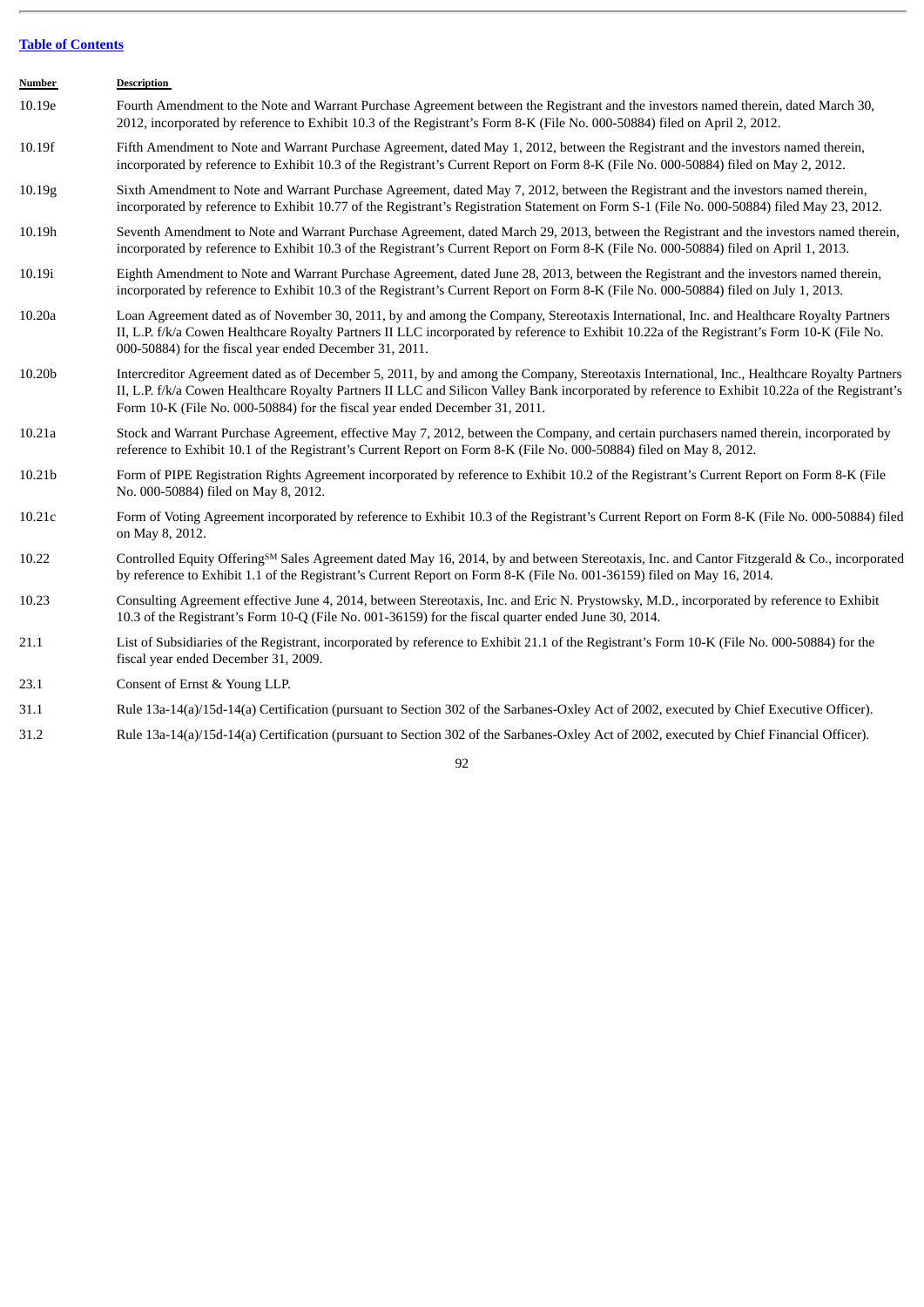| Number | Description |
|---|---|
| 10.19e | Fourth Amendment to the Note and Warrant Purchase Agreement between the Registrant and the investors named therein, dated March 30, 2012, incorporated by reference to Exhibit 10.3 of the Registrant's Form 8-K (File No. 000-50884) filed on April 2, 2012. |
| 10.19f | Fifth Amendment to Note and Warrant Purchase Agreement, dated May 1, 2012, between the Registrant and the investors named therein, incorporated by reference to Exhibit 10.3 of the Registrant's Current Report on Form 8-K (File No. 000-50884) filed on May 2, 2012. |
| 10.19g | Sixth Amendment to Note and Warrant Purchase Agreement, dated May 7, 2012, between the Registrant and the investors named therein, incorporated by reference to Exhibit 10.77 of the Registrant's Registration Statement on Form S-1 (File No. 000-50884) filed May 23, 2012. |
| 10.19h | Seventh Amendment to Note and Warrant Purchase Agreement, dated March 29, 2013, between the Registrant and the investors named therein, incorporated by reference to Exhibit 10.3 of the Registrant's Current Report on Form 8-K (File No. 000-50884) filed on April 1, 2013. |
| 10.19i | Eighth Amendment to Note and Warrant Purchase Agreement, dated June 28, 2013, between the Registrant and the investors named therein, incorporated by reference to Exhibit 10.3 of the Registrant's Current Report on Form 8-K (File No. 000-50884) filed on July 1, 2013. |
| 10.20a | Loan Agreement dated as of November 30, 2011, by and among the Company, Stereotaxis International, Inc. and Healthcare Royalty Partners II, L.P. f/k/a Cowen Healthcare Royalty Partners II LLC incorporated by reference to Exhibit 10.22a of the Registrant's Form 10-K (File No. 000-50884) for the fiscal year ended December 31, 2011. |
| 10.20b | Intercreditor Agreement dated as of December 5, 2011, by and among the Company, Stereotaxis International, Inc., Healthcare Royalty Partners II, L.P. f/k/a Cowen Healthcare Royalty Partners II LLC and Silicon Valley Bank incorporated by reference to Exhibit 10.22a of the Registrant's Form 10-K (File No. 000-50884) for the fiscal year ended December 31, 2011. |
| 10.21a | Stock and Warrant Purchase Agreement, effective May 7, 2012, between the Company, and certain purchasers named therein, incorporated by reference to Exhibit 10.1 of the Registrant's Current Report on Form 8-K (File No. 000-50884) filed on May 8, 2012. |
| 10.21b | Form of PIPE Registration Rights Agreement incorporated by reference to Exhibit 10.2 of the Registrant's Current Report on Form 8-K (File No. 000-50884) filed on May 8, 2012. |
| 10.21c | Form of Voting Agreement incorporated by reference to Exhibit 10.3 of the Registrant's Current Report on Form 8-K (File No. 000-50884) filed on May 8, 2012. |
| 10.22 | Controlled Equity Offering[SM] Sales Agreement dated May 16, 2014, by and between Stereotaxis, Inc. and Cantor Fitzgerald & Co., incorporated by reference to Exhibit 1.1 of the Registrant's Current Report on Form 8-K (File No. 001-36159) filed on May 16, 2014. |
| 10.23 | Consulting Agreement effective June 4, 2014, between Stereotaxis, Inc. and Eric N. Prystowsky, M.D., incorporated by reference to Exhibit 10.3 of the Registrant's Form 10-Q (File No. 001-36159) for the fiscal quarter ended June 30, 2014. |
| 21.1 | List of Subsidiaries of the Registrant, incorporated by reference to Exhibit 21.1 of the Registrant's Form 10-K (File No. 000-50884) for the fiscal year ended December 31, 2009. |
| 23.1 | Consent of Ernst & Young LLP. |
| 31.1 | Rule 13a-14(a)/15d-14(a) Certification (pursuant to Section 302 of the Sarbanes-Oxley Act of 2002, executed by Chief Executive Officer). |
| 31.2 | Rule 13a-14(a)/15d-14(a) Certification (pursuant to Section 302 of the Sarbanes-Oxley Act of 2002, executed by Chief Financial Officer). |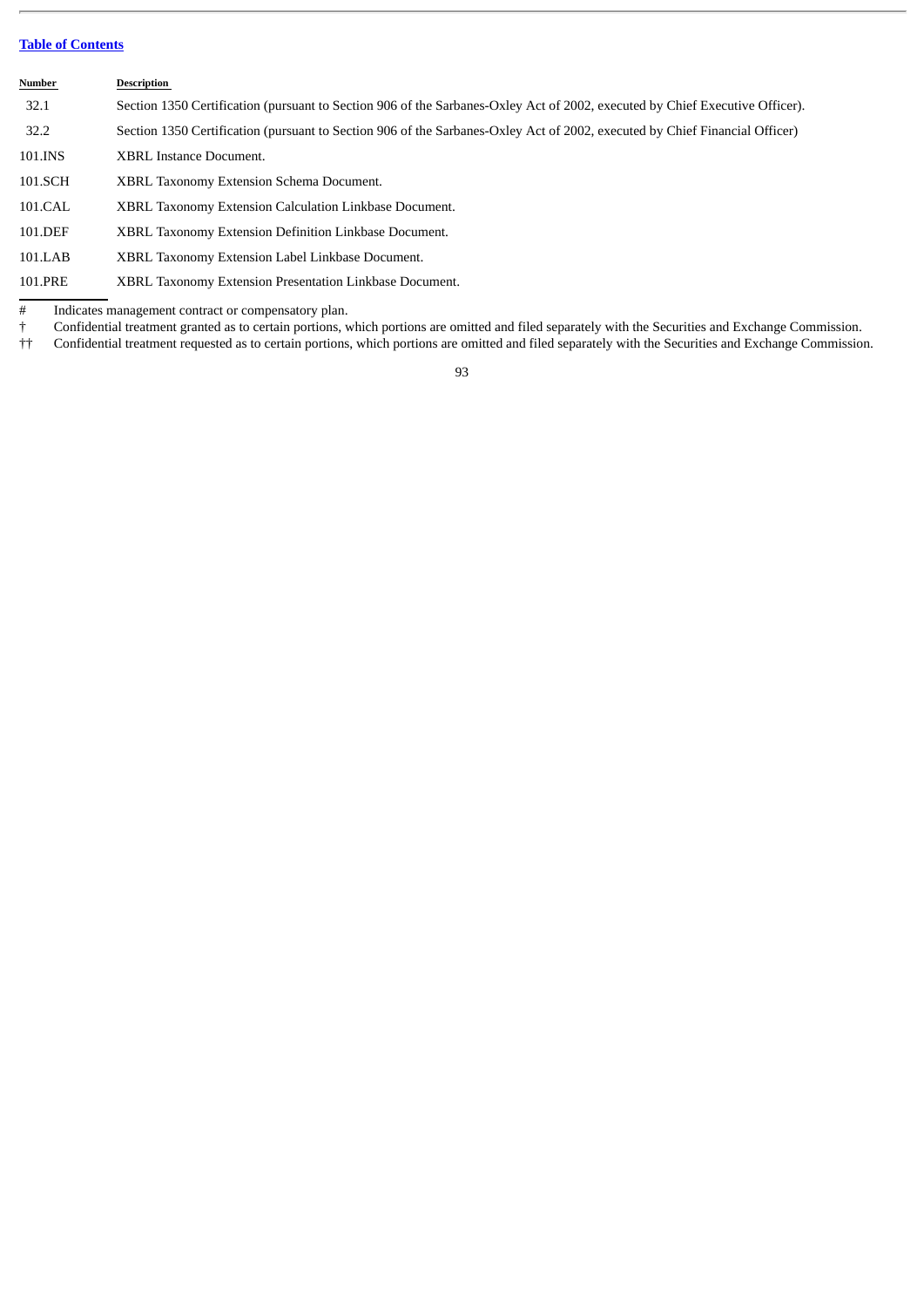[Table of Contents](#)

| Number | Description |
| --- | --- |
| 32.1 | Section 1350 Certification (pursuant to Section 906 of the Sarbanes-Oxley Act of 2002, executed by Chief Executive Officer). |
| 32.2 | Section 1350 Certification (pursuant to Section 906 of the Sarbanes-Oxley Act of 2002, executed by Chief Financial Officer) |
| 101.INS | XBRL Instance Document. |
| 101.SCH | XBRL Taxonomy Extension Schema Document. |
| 101.CAL | XBRL Taxonomy Extension Calculation Linkbase Document. |
| 101.DEF | XBRL Taxonomy Extension Definition Linkbase Document. |
| 101.LAB | XBRL Taxonomy Extension Label Linkbase Document. |
| 101.PRE | XBRL Taxonomy Extension Presentation Linkbase Document. |

# Indicates management contract or compensatory plan.

† Confidential treatment granted as to certain portions, which portions are omitted and filed separately with the Securities and Exchange Commission.

†† Confidential treatment requested as to certain portions, which portions are omitted and filed separately with the Securities and Exchange Commission.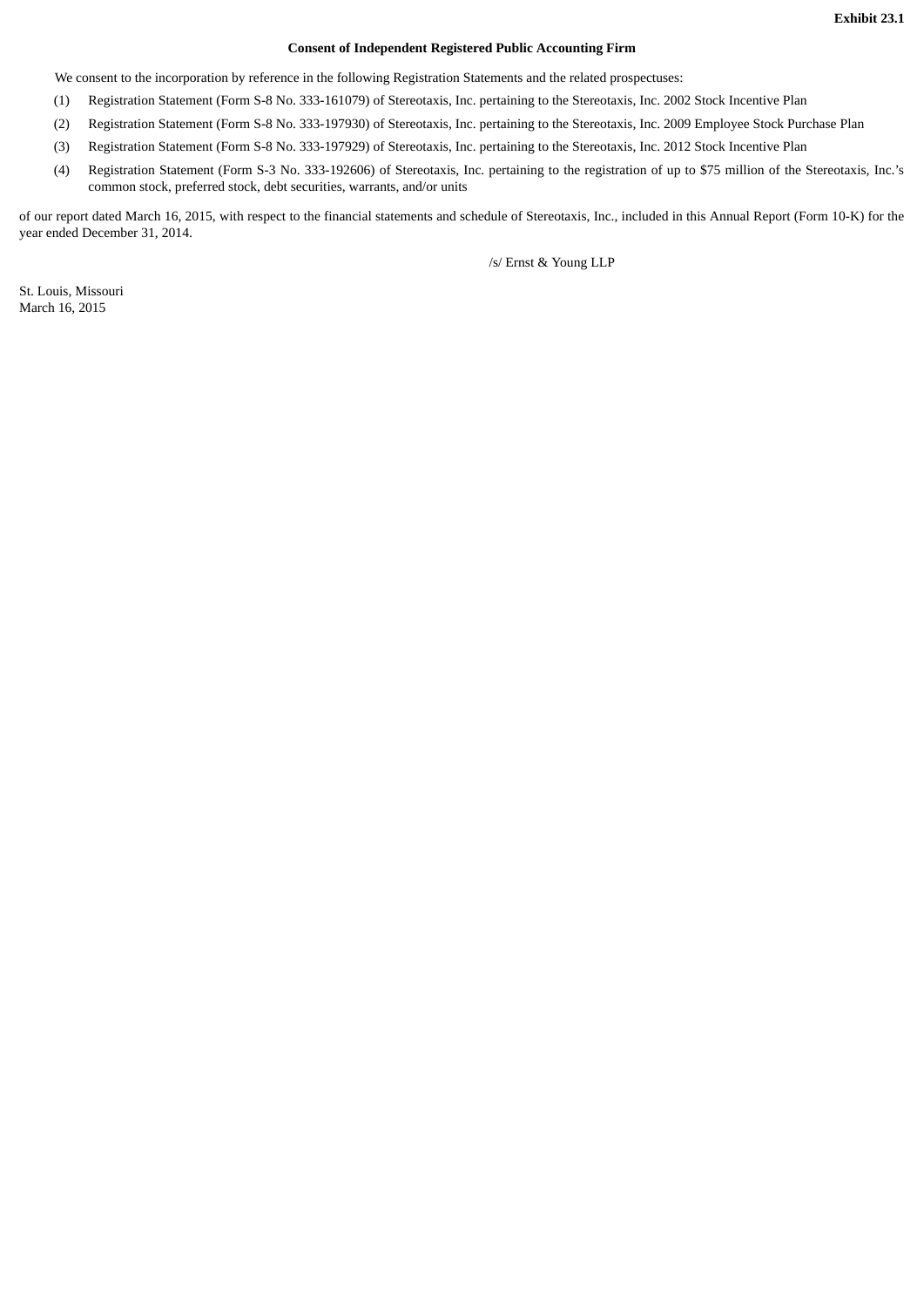**Exhibit 23.1**

**Consent of Independent Registered Public Accounting Firm**

We consent to the incorporation by reference in the following Registration Statements and the related prospectuses:

(1) Registration Statement (Form S-8 No. 333-161079) of Stereotaxis, Inc. pertaining to the Stereotaxis, Inc. 2002 Stock Incentive Plan

(2) Registration Statement (Form S-8 No. 333-197930) of Stereotaxis, Inc. pertaining to the Stereotaxis, Inc. 2009 Employee Stock Purchase Plan

(3) Registration Statement (Form S-8 No. 333-197929) of Stereotaxis, Inc. pertaining to the Stereotaxis, Inc. 2012 Stock Incentive Plan

(4) Registration Statement (Form S-3 No. 333-192606) of Stereotaxis, Inc. pertaining to the registration of up to $75 million of the Stereotaxis, Inc.'s common stock, preferred stock, debt securities, warrants, and/or units

of our report dated March 16, 2015, with respect to the financial statements and schedule of Stereotaxis, Inc., included in this Annual Report (Form 10-K) for the year ended December 31, 2014.

/s/ Ernst & Young LLP

St. Louis, Missouri
March 16, 2015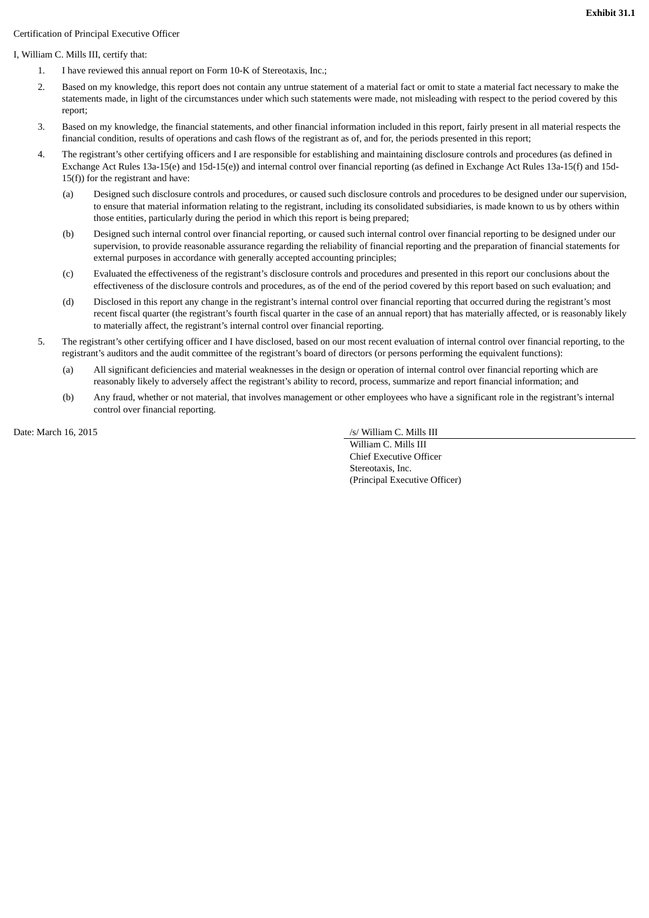**Exhibit 31.1**

Certification of Principal Executive Officer

I, William C. Mills III, certify that:

1. I have reviewed this annual report on Form 10-K of Stereotaxis, Inc.;
2. Based on my knowledge, this report does not contain any untrue statement of a material fact or omit to state a material fact necessary to make the statements made, in light of the circumstances under which such statements were made, not misleading with respect to the period covered by this report;
3. Based on my knowledge, the financial statements, and other financial information included in this report, fairly present in all material respects the financial condition, results of operations and cash flows of the registrant as of, and for, the periods presented in this report;
4. The registrant's other certifying officers and I are responsible for establishing and maintaining disclosure controls and procedures (as defined in Exchange Act Rules 13a-15(e) and 15d-15(e)) and internal control over financial reporting (as defined in Exchange Act Rules 13a-15(f) and 15d-15(f)) for the registrant and have:
   - (a) Designed such disclosure controls and procedures, or caused such disclosure controls and procedures to be designed under our supervision, to ensure that material information relating to the registrant, including its consolidated subsidiaries, is made known to us by others within those entities, particularly during the period in which this report is being prepared;
   - (b) Designed such internal control over financial reporting, or caused such internal control over financial reporting to be designed under our supervision, to provide reasonable assurance regarding the reliability of financial reporting and the preparation of financial statements for external purposes in accordance with generally accepted accounting principles;
   - (c) Evaluated the effectiveness of the registrant's disclosure controls and procedures and presented in this report our conclusions about the effectiveness of the disclosure controls and procedures, as of the end of the period covered by this report based on such evaluation; and
   - (d) Disclosed in this report any change in the registrant's internal control over financial reporting that occurred during the registrant's most recent fiscal quarter (the registrant's fourth fiscal quarter in the case of an annual report) that has materially affected, or is reasonably likely to materially affect, the registrant's internal control over financial reporting.
5. The registrant's other certifying officer and I have disclosed, based on our most recent evaluation of internal control over financial reporting, to the registrant's auditors and the audit committee of the registrant's board of directors (or persons performing the equivalent functions):
   - (a) All significant deficiencies and material weaknesses in the design or operation of internal control over financial reporting which are reasonably likely to adversely affect the registrant's ability to record, process, summarize and report financial information; and
   - (b) Any fraud, whether or not material, that involves management or other employees who have a significant role in the registrant's internal control over financial reporting.

Date: March 16, 2015

/s/ William C. Mills III
William C. Mills III
Chief Executive Officer
Stereotaxis, Inc.
(Principal Executive Officer)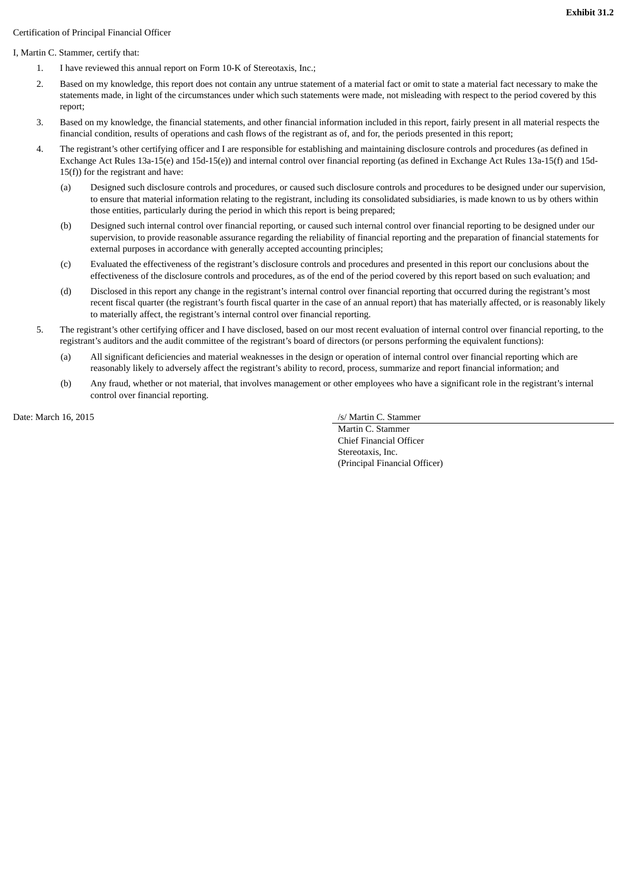**Exhibit 31.2**

Certification of Principal Financial Officer

I, Martin C. Stammer, certify that:

1. I have reviewed this annual report on Form 10-K of Stereotaxis, Inc.;
2. Based on my knowledge, this report does not contain any untrue statement of a material fact or omit to state a material fact necessary to make the statements made, in light of the circumstances under which such statements were made, not misleading with respect to the period covered by this report;
3. Based on my knowledge, the financial statements, and other financial information included in this report, fairly present in all material respects the financial condition, results of operations and cash flows of the registrant as of, and for, the periods presented in this report;
4. The registrant's other certifying officer and I are responsible for establishing and maintaining disclosure controls and procedures (as defined in Exchange Act Rules 13a-15(e) and 15d-15(e)) and internal control over financial reporting (as defined in Exchange Act Rules 13a-15(f) and 15d-15(f)) for the registrant and have:
   (a) Designed such disclosure controls and procedures, or caused such disclosure controls and procedures to be designed under our supervision, to ensure that material information relating to the registrant, including its consolidated subsidiaries, is made known to us by others within those entities, particularly during the period in which this report is being prepared;
   (b) Designed such internal control over financial reporting, or caused such internal control over financial reporting to be designed under our supervision, to provide reasonable assurance regarding the reliability of financial reporting and the preparation of financial statements for external purposes in accordance with generally accepted accounting principles;
   (c) Evaluated the effectiveness of the registrant's disclosure controls and procedures and presented in this report our conclusions about the effectiveness of the disclosure controls and procedures, as of the end of the period covered by this report based on such evaluation; and
   (d) Disclosed in this report any change in the registrant's internal control over financial reporting that occurred during the registrant's most recent fiscal quarter (the registrant's fourth fiscal quarter in the case of an annual report) that has materially affected, or is reasonably likely to materially affect, the registrant's internal control over financial reporting.
5. The registrant's other certifying officer and I have disclosed, based on our most recent evaluation of internal control over financial reporting, to the registrant's auditors and the audit committee of the registrant's board of directors (or persons performing the equivalent functions):
   (a) All significant deficiencies and material weaknesses in the design or operation of internal control over financial reporting which are reasonably likely to adversely affect the registrant's ability to record, process, summarize and report financial information; and
   (b) Any fraud, whether or not material, that involves management or other employees who have a significant role in the registrant's internal control over financial reporting.

Date: March 16, 2015

/s/ Martin C. Stammer
Martin C. Stammer
Chief Financial Officer
Stereotaxis, Inc.
(Principal Financial Officer)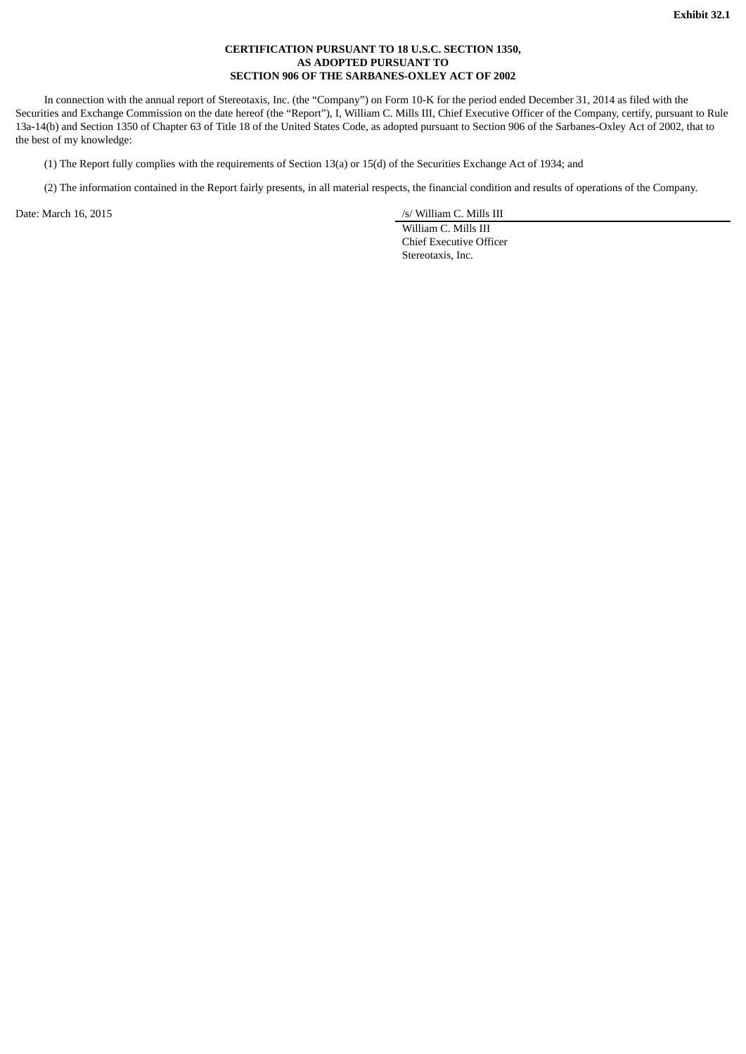**Exhibit 32.1**

**CERTIFICATION PURSUANT TO 18 U.S.C. SECTION 1350,
AS ADOPTED PURSUANT TO
SECTION 906 OF THE SARBANES-OXLEY ACT OF 2002**

In connection with the annual report of Stereotaxis, Inc. (the "Company") on Form 10-K for the period ended December 31, 2014 as filed with the Securities and Exchange Commission on the date hereof (the "Report"), I, William C. Mills III, Chief Executive Officer of the Company, certify, pursuant to Rule 13a-14(b) and Section 1350 of Chapter 63 of Title 18 of the United States Code, as adopted pursuant to Section 906 of the Sarbanes-Oxley Act of 2002, that to the best of my knowledge:

(1) The Report fully complies with the requirements of Section 13(a) or 15(d) of the Securities Exchange Act of 1934; and

(2) The information contained in the Report fairly presents, in all material respects, the financial condition and results of operations of the Company.

Date: March 16, 2015

/s/ William C. Mills III

William C. Mills III
Chief Executive Officer
Stereotaxis, Inc.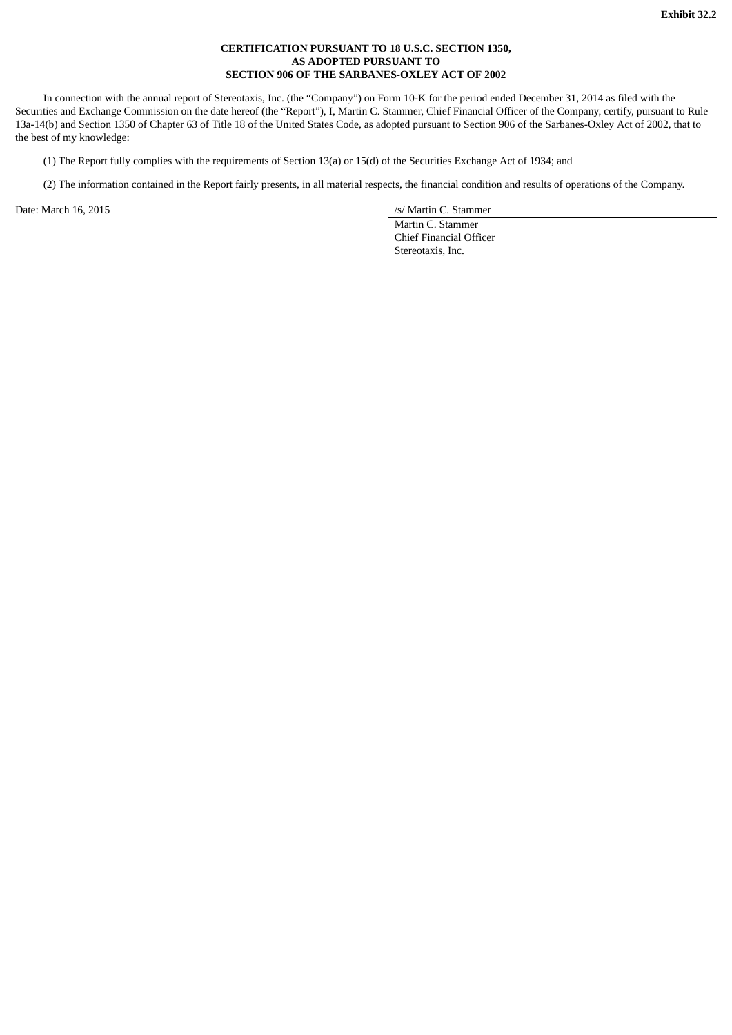**Exhibit 32.2**

**CERTIFICATION PURSUANT TO 18 U.S.C. SECTION 1350,
AS ADOPTED PURSUANT TO
SECTION 906 OF THE SARBANES-OXLEY ACT OF 2002**

In connection with the annual report of Stereotaxis, Inc. (the "Company") on Form 10-K for the period ended December 31, 2014 as filed with the Securities and Exchange Commission on the date hereof (the "Report"), I, Martin C. Stammer, Chief Financial Officer of the Company, certify, pursuant to Rule 13a-14(b) and Section 1350 of Chapter 63 of Title 18 of the United States Code, as adopted pursuant to Section 906 of the Sarbanes-Oxley Act of 2002, that to the best of my knowledge:

(1) The Report fully complies with the requirements of Section 13(a) or 15(d) of the Securities Exchange Act of 1934; and

(2) The information contained in the Report fairly presents, in all material respects, the financial condition and results of operations of the Company.

Date: March 16, 2015

/s/ Martin C. Stammer
Martin C. Stammer
Chief Financial Officer
Stereotaxis, Inc.